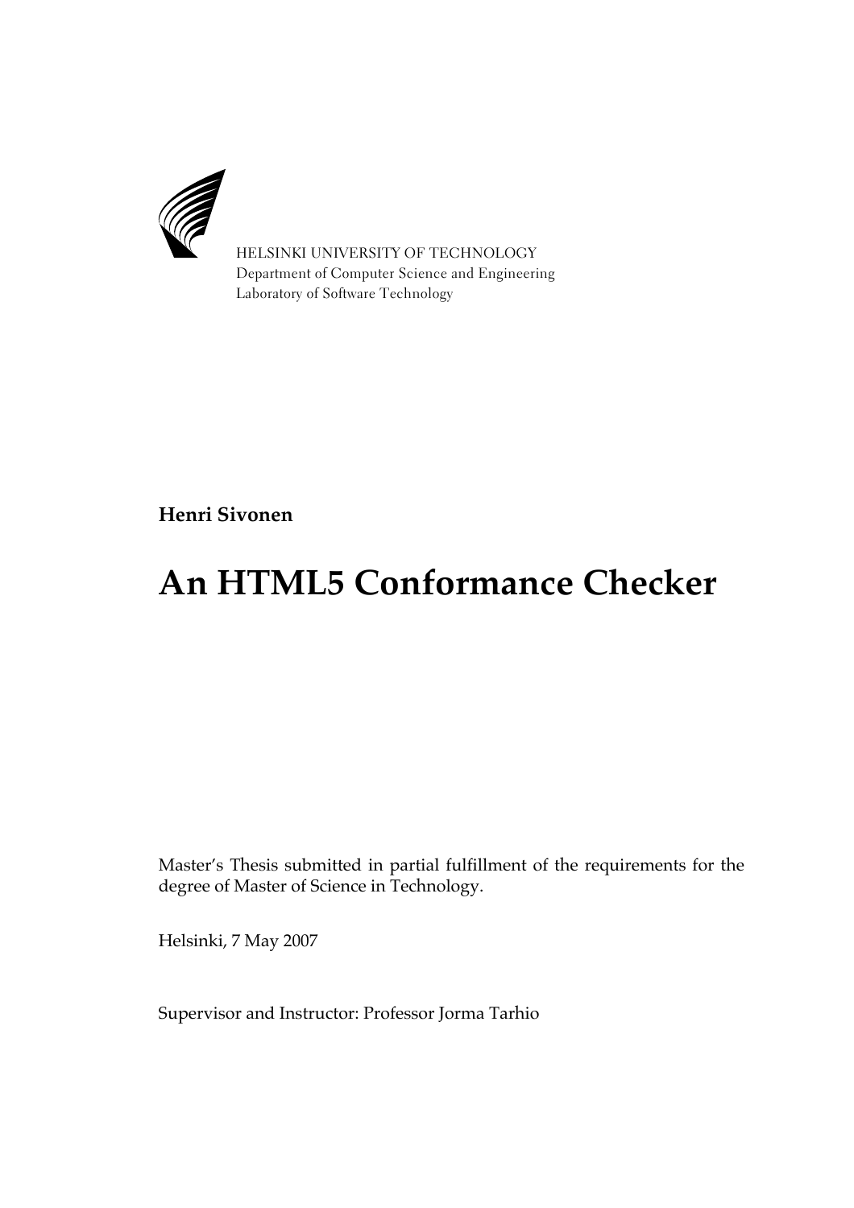HELSINKI UNIVERSITY OF TECHNOLOGY
Department of Computer Science and Engineering
Laboratory of Software Technology

**Henri Sivonen**

# An HTML5 Conformance Checker

Master's Thesis submitted in partial fulfillment of the requirements for the degree of Master of Science in Technology.

Helsinki, 7 May 2007

Supervisor and Instructor: Professor Jorma Tarhio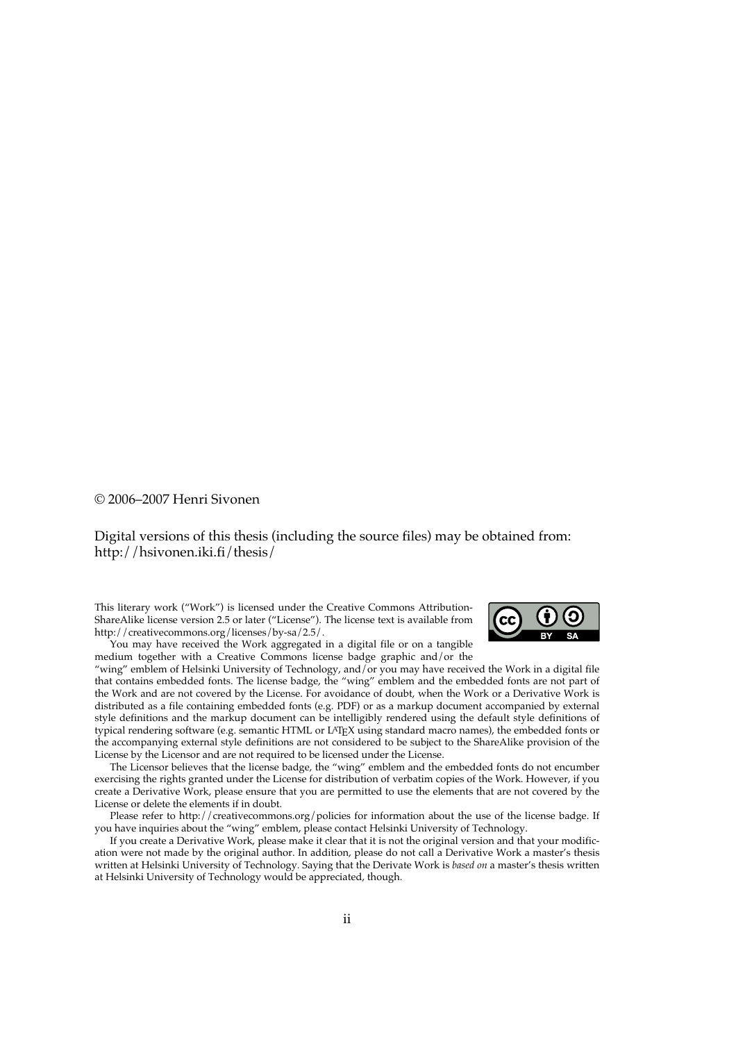© 2006–2007 Henri Sivonen

Digital versions of this thesis (including the source files) may be obtained from: http://hsivonen.iki.fi/thesis/

This literary work ("Work") is licensed under the Creative Commons Attribution-ShareAlike license version 2.5 or later ("License"). The license text is available from http://creativecommons.org/licenses/by-sa/2.5/.

You may have received the Work aggregated in a digital file or on a tangible medium together with a Creative Commons license badge graphic and/or the "wing" emblem of Helsinki University of Technology, and/or you may have received the Work in a digital file that contains embedded fonts. The license badge, the "wing" emblem and the embedded fonts are not part of the Work and are not covered by the License. For avoidance of doubt, when the Work or a Derivative Work is distributed as a file containing embedded fonts (e.g. PDF) or as a markup document accompanied by external style definitions and the markup document can be intelligibly rendered using the default style definitions of typical rendering software (e.g. semantic HTML or LaTeX using standard macro names), the embedded fonts or the accompanying external style definitions are not considered to be subject to the ShareAlike provision of the License by the Licensor and are not required to be licensed under the License.

The Licensor believes that the license badge, the "wing" emblem and the embedded fonts do not encumber exercising the rights granted under the License for distribution of verbatim copies of the Work. However, if you create a Derivative Work, please ensure that you are permitted to use the elements that are not covered by the License or delete the elements if in doubt.

Please refer to http://creativecommons.org/policies for information about the use of the license badge. If you have inquiries about the "wing" emblem, please contact Helsinki University of Technology.

If you create a Derivative Work, please make it clear that it is not the original version and that your modification were not made by the original author. In addition, please do not call a Derivative Work a master's thesis written at Helsinki University of Technology. Saying that the Derivate Work is *based on* a master's thesis written at Helsinki University of Technology would be appreciated, though.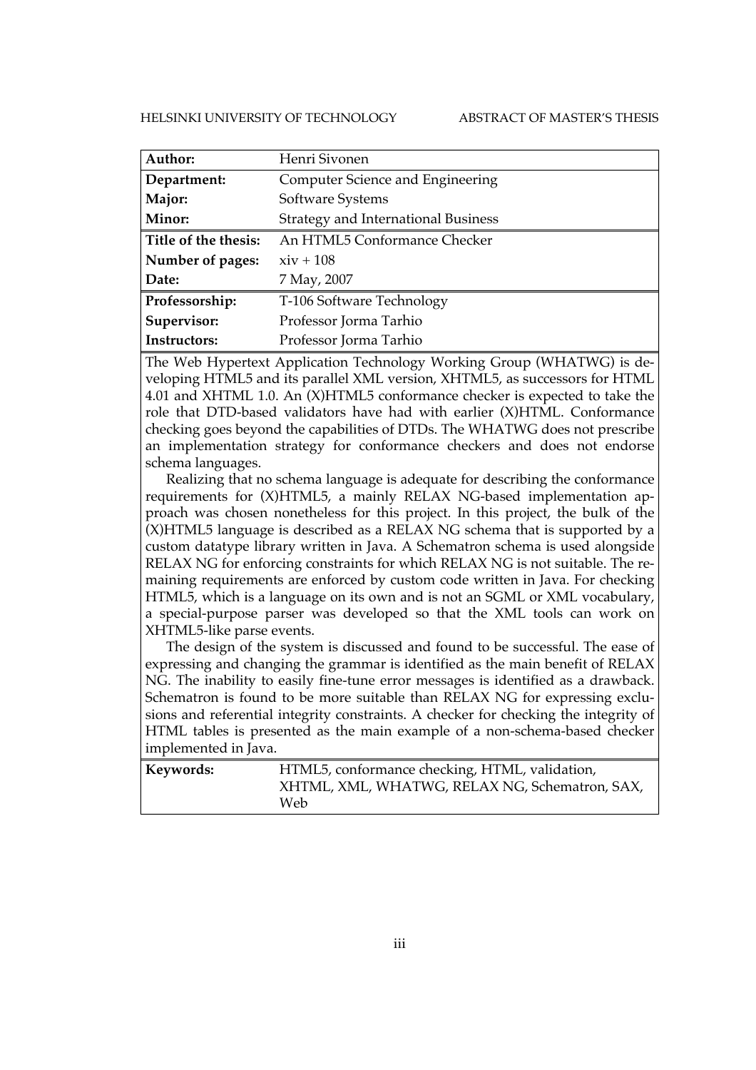HELSINKI UNIVERSITY OF TECHNOLOGY — ABSTRACT OF MASTER'S THESIS

| | |
|---|---|
| **Author:** | Henri Sivonen |
| **Department:** | Computer Science and Engineering |
| **Major:** | Software Systems |
| **Minor:** | Strategy and International Business |
| **Title of the thesis:** | An HTML5 Conformance Checker |
| **Number of pages:** | xiv + 108 |
| **Date:** | 7 May, 2007 |
| **Professorship:** | T-106 Software Technology |
| **Supervisor:** | Professor Jorma Tarhio |
| **Instructors:** | Professor Jorma Tarhio |

The Web Hypertext Application Technology Working Group (WHATWG) is developing HTML5 and its parallel XML version, XHTML5, as successors for HTML 4.01 and XHTML 1.0. An (X)HTML5 conformance checker is expected to take the role that DTD-based validators have had with earlier (X)HTML. Conformance checking goes beyond the capabilities of DTDs. The WHATWG does not prescribe an implementation strategy for conformance checkers and does not endorse schema languages.

Realizing that no schema language is adequate for describing the conformance requirements for (X)HTML5, a mainly RELAX NG-based implementation approach was chosen nonetheless for this project. In this project, the bulk of the (X)HTML5 language is described as a RELAX NG schema that is supported by a custom datatype library written in Java. A Schematron schema is used alongside RELAX NG for enforcing constraints for which RELAX NG is not suitable. The remaining requirements are enforced by custom code written in Java. For checking HTML5, which is a language on its own and is not an SGML or XML vocabulary, a special-purpose parser was developed so that the XML tools can work on XHTML5-like parse events.

The design of the system is discussed and found to be successful. The ease of expressing and changing the grammar is identified as the main benefit of RELAX NG. The inability to easily fine-tune error messages is identified as a drawback. Schematron is found to be more suitable than RELAX NG for expressing exclusions and referential integrity constraints. A checker for checking the integrity of HTML tables is presented as the main example of a non-schema-based checker implemented in Java.

| | |
|---|---|
| **Keywords:** | HTML5, conformance checking, HTML, validation, XHTML, XML, WHATWG, RELAX NG, Schematron, SAX, Web |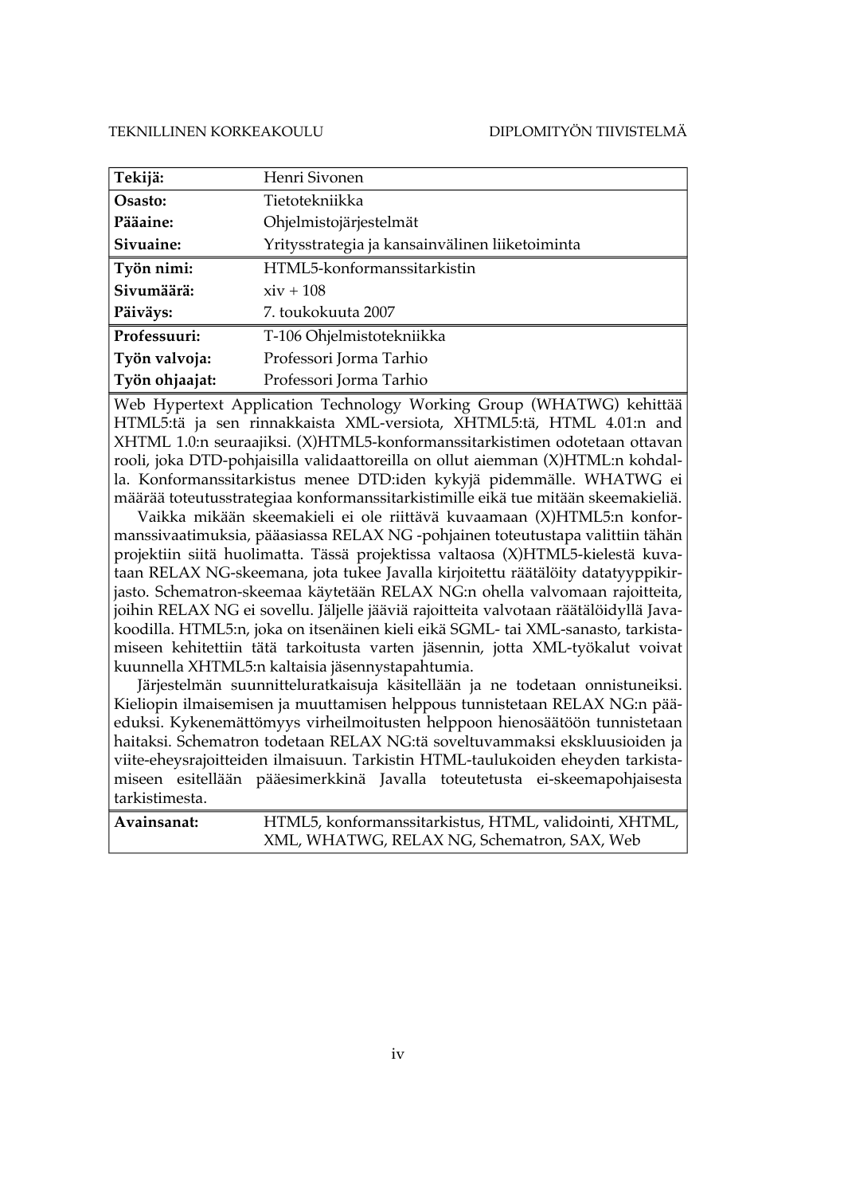TEKNILLINEN KORKEAKOULU DIPLOMITYÖN TIIVISTELMÄ

| **Tekijä:** | Henri Sivonen |
|---|---|
| **Osasto:** | Tietotekniikka |
| **Pääaine:** | Ohjelmistojärjestelmät |
| **Sivuaine:** | Yritysstrategia ja kansainvälinen liiketoiminta |
| **Työn nimi:** | HTML5-konformanssitarkistin |
| **Sivumäärä:** | xiv + 108 |
| **Päiväys:** | 7. toukokuuta 2007 |
| **Professuuri:** | T-106 Ohjelmistotekniikka |
| **Työn valvoja:** | Professori Jorma Tarhio |
| **Työn ohjaajat:** | Professori Jorma Tarhio |

Web Hypertext Application Technology Working Group (WHATWG) kehittää HTML5:tä ja sen rinnakkaista XML-versiota, XHTML5:tä, HTML 4.01:n and XHTML 1.0:n seuraajiksi. (X)HTML5-konformanssitarkistimen odotetaan ottavan roolin, joka DTD-pohjaisilla validaattoreilla on ollut aiemman (X)HTML:n kohdalla. Konformanssitarkistus menee DTD:iden kykyjä pidemmälle. WHATWG ei määrää toteutusstrategiaa konformanssitarkistimille eikä tue mitään skeemakieliä.

Vaikka mikään skeemakieli ei ole riittävä kuvaamaan (X)HTML5:n konformanssivaatimuksia, pääasiassa RELAX NG -pohjainen toteutustapa valittiin tähän projektiin siitä huolimatta. Tässä projektissa valtaosa (X)HTML5-kielestä kuvataan RELAX NG-skeemana, jota tukee Javalla kirjoitettu räätälöity datatyyppikirjasto. Schematron-skeemaa käytetään RELAX NG:n ohella valvomaan rajoitteita, joihin RELAX NG ei sovellu. Jäljelle jääviä rajoitteita valvotaan räätälöidyllä Javakoodilla. HTML5:n, joka on itsenäinen kieli eikä SGML- tai XML-sanasto, tarkistamiseen kehitettiin tätä tarkoitusta varten jäsennin, jotta XML-työkalut voivat kuunnella XHTML5:n kaltaisia jäsennystapahtumia.

Järjestelmän suunnitteluratkaisuja käsitellään ja ne todetaan onnistuneiksi. Kieliopin ilmaisemisen ja muuttamisen helppous tunnistetaan RELAX NG:n pääeduksi. Kykenemättömyys virheilmoitusten helppoon hienosäätöön tunnistetaan haitaksi. Schematron todetaan RELAX NG:tä soveltuvammaksi ekskluusioiden ja viite-eheysrajoitteiden ilmaisuun. Tarkistin HTML-taulukoiden eheyden tarkistamiseen esitellään pääesimerkkinä Javalla toteutetusta ei-skeemapohjaisesta tarkistimesta.

| **Avainsanat:** | HTML5, konformanssitarkistus, HTML, validointi, XHTML, XML, WHATWG, RELAX NG, Schematron, SAX, Web |
|---|---|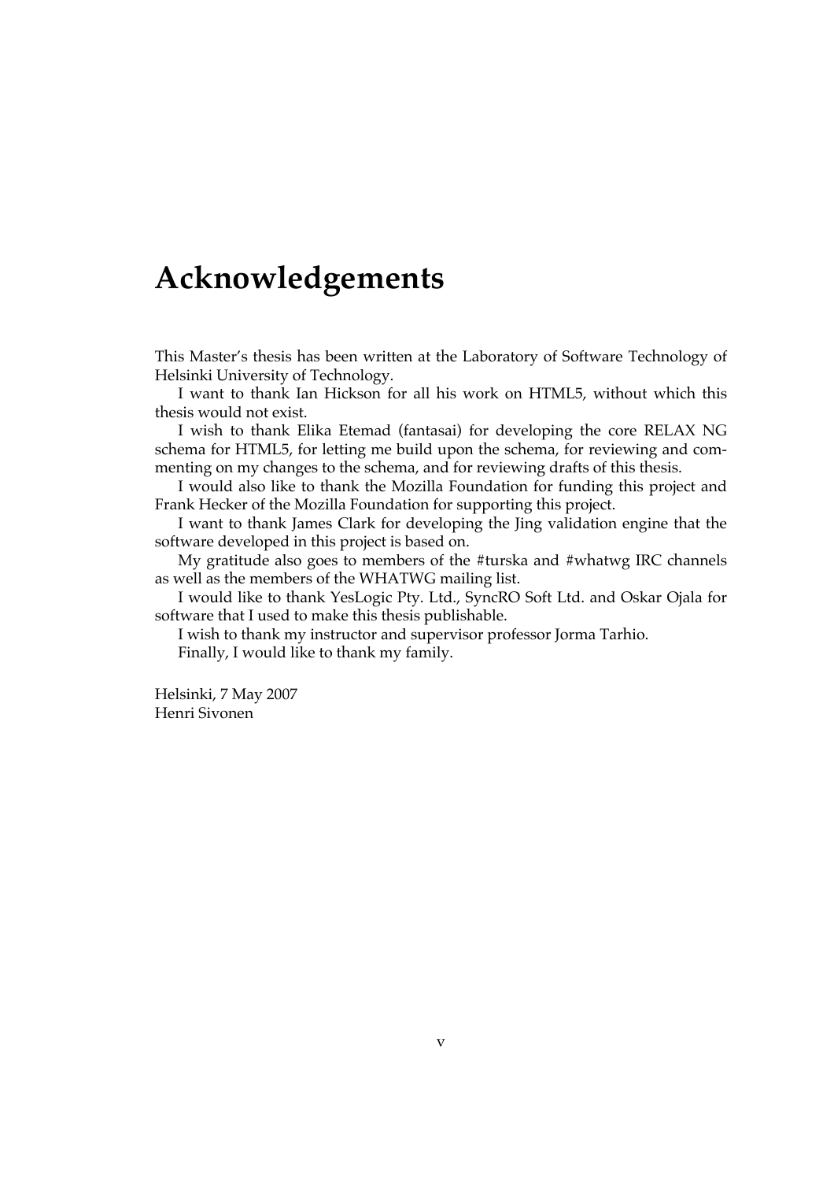# Acknowledgements

This Master's thesis has been written at the Laboratory of Software Technology of Helsinki University of Technology.

I want to thank Ian Hickson for all his work on HTML5, without which this thesis would not exist.

I wish to thank Elika Etemad (fantasai) for developing the core RELAX NG schema for HTML5, for letting me build upon the schema, for reviewing and commenting on my changes to the schema, and for reviewing drafts of this thesis.

I would also like to thank the Mozilla Foundation for funding this project and Frank Hecker of the Mozilla Foundation for supporting this project.

I want to thank James Clark for developing the Jing validation engine that the software developed in this project is based on.

My gratitude also goes to members of the #turska and #whatwg IRC channels as well as the members of the WHATWG mailing list.

I would like to thank YesLogic Pty. Ltd., SyncRO Soft Ltd. and Oskar Ojala for software that I used to make this thesis publishable.

I wish to thank my instructor and supervisor professor Jorma Tarhio.

Finally, I would like to thank my family.

Helsinki, 7 May 2007
Henri Sivonen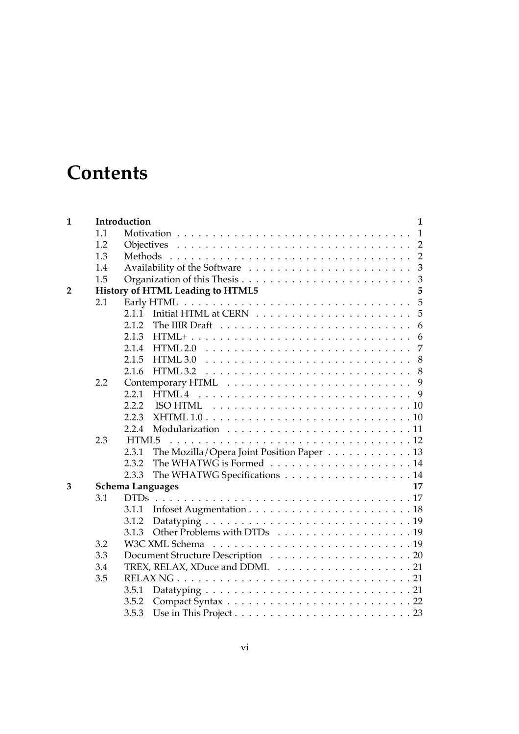# Contents

| | | | |
|---|---|---|---|
| **1** | **Introduction** | | **1** |
| | 1.1 | Motivation | 1 |
| | 1.2 | Objectives | 2 |
| | 1.3 | Methods | 2 |
| | 1.4 | Availability of the Software | 3 |
| | 1.5 | Organization of this Thesis | 3 |
| **2** | **History of HTML Leading to HTML5** | | **5** |
| | 2.1 | Early HTML | 5 |
| | | 2.1.1 Initial HTML at CERN | 5 |
| | | 2.1.2 The IIIR Draft | 6 |
| | | 2.1.3 HTML+ | 6 |
| | | 2.1.4 HTML 2.0 | 7 |
| | | 2.1.5 HTML 3.0 | 8 |
| | | 2.1.6 HTML 3.2 | 8 |
| | 2.2 | Contemporary HTML | 9 |
| | | 2.2.1 HTML 4 | 9 |
| | | 2.2.2 ISO HTML | 10 |
| | | 2.2.3 XHTML 1.0 | 10 |
| | | 2.2.4 Modularization | 11 |
| | 2.3 | HTML5 | 12 |
| | | 2.3.1 The Mozilla/Opera Joint Position Paper | 13 |
| | | 2.3.2 The WHATWG is Formed | 14 |
| | | 2.3.3 The WHATWG Specifications | 14 |
| **3** | **Schema Languages** | | **17** |
| | 3.1 | DTDs | 17 |
| | | 3.1.1 Infoset Augmentation | 18 |
| | | 3.1.2 Datatyping | 19 |
| | | 3.1.3 Other Problems with DTDs | 19 |
| | 3.2 | W3C XML Schema | 19 |
| | 3.3 | Document Structure Description | 20 |
| | 3.4 | TREX, RELAX, XDuce and DDML | 21 |
| | 3.5 | RELAX NG | 21 |
| | | 3.5.1 Datatyping | 21 |
| | | 3.5.2 Compact Syntax | 22 |
| | | 3.5.3 Use in This Project | 23 |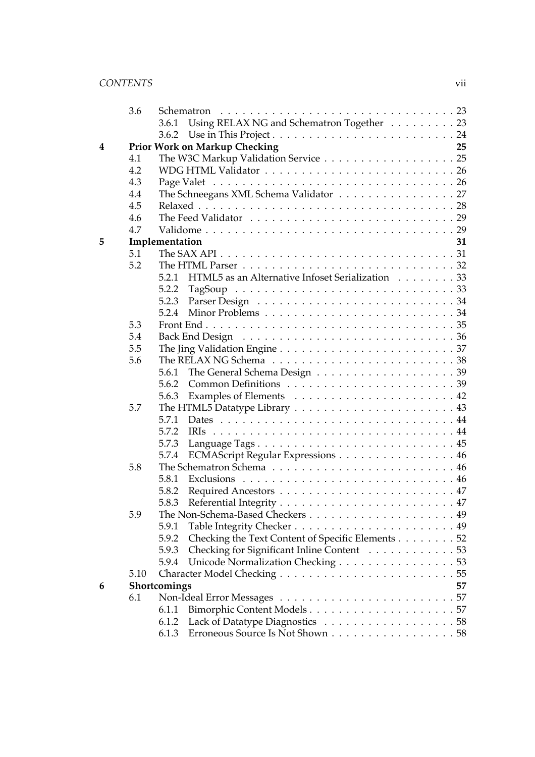| | | | |
|---|---|---|---|
| | 3.6 | Schematron | 23 |
| | | 3.6.1 Using RELAX NG and Schematron Together | 23 |
| | | 3.6.2 Use in This Project | 24 |
| **4** | | **Prior Work on Markup Checking** | **25** |
| | 4.1 | The W3C Markup Validation Service | 25 |
| | 4.2 | WDG HTML Validator | 26 |
| | 4.3 | Page Valet | 26 |
| | 4.4 | The Schneegans XML Schema Validator | 27 |
| | 4.5 | Relaxed | 28 |
| | 4.6 | The Feed Validator | 29 |
| | 4.7 | Validome | 29 |
| **5** | | **Implementation** | **31** |
| | 5.1 | The SAX API | 31 |
| | 5.2 | The HTML Parser | 32 |
| | | 5.2.1 HTML5 as an Alternative Infoset Serialization | 33 |
| | | 5.2.2 TagSoup | 33 |
| | | 5.2.3 Parser Design | 34 |
| | | 5.2.4 Minor Problems | 34 |
| | 5.3 | Front End | 35 |
| | 5.4 | Back End Design | 36 |
| | 5.5 | The Jing Validation Engine | 37 |
| | 5.6 | The RELAX NG Schema | 38 |
| | | 5.6.1 The General Schema Design | 39 |
| | | 5.6.2 Common Definitions | 39 |
| | | 5.6.3 Examples of Elements | 42 |
| | 5.7 | The HTML5 Datatype Library | 43 |
| | | 5.7.1 Dates | 44 |
| | | 5.7.2 IRIs | 44 |
| | | 5.7.3 Language Tags | 45 |
| | | 5.7.4 ECMAScript Regular Expressions | 46 |
| | 5.8 | The Schematron Schema | 46 |
| | | 5.8.1 Exclusions | 46 |
| | | 5.8.2 Required Ancestors | 47 |
| | | 5.8.3 Referential Integrity | 47 |
| | 5.9 | The Non-Schema-Based Checkers | 49 |
| | | 5.9.1 Table Integrity Checker | 49 |
| | | 5.9.2 Checking the Text Content of Specific Elements | 52 |
| | | 5.9.3 Checking for Significant Inline Content | 53 |
| | | 5.9.4 Unicode Normalization Checking | 53 |
| | 5.10 | Character Model Checking | 55 |
| **6** | | **Shortcomings** | **57** |
| | 6.1 | Non-Ideal Error Messages | 57 |
| | | 6.1.1 Bimorphic Content Models | 57 |
| | | 6.1.2 Lack of Datatype Diagnostics | 58 |
| | | 6.1.3 Erroneous Source Is Not Shown | 58 |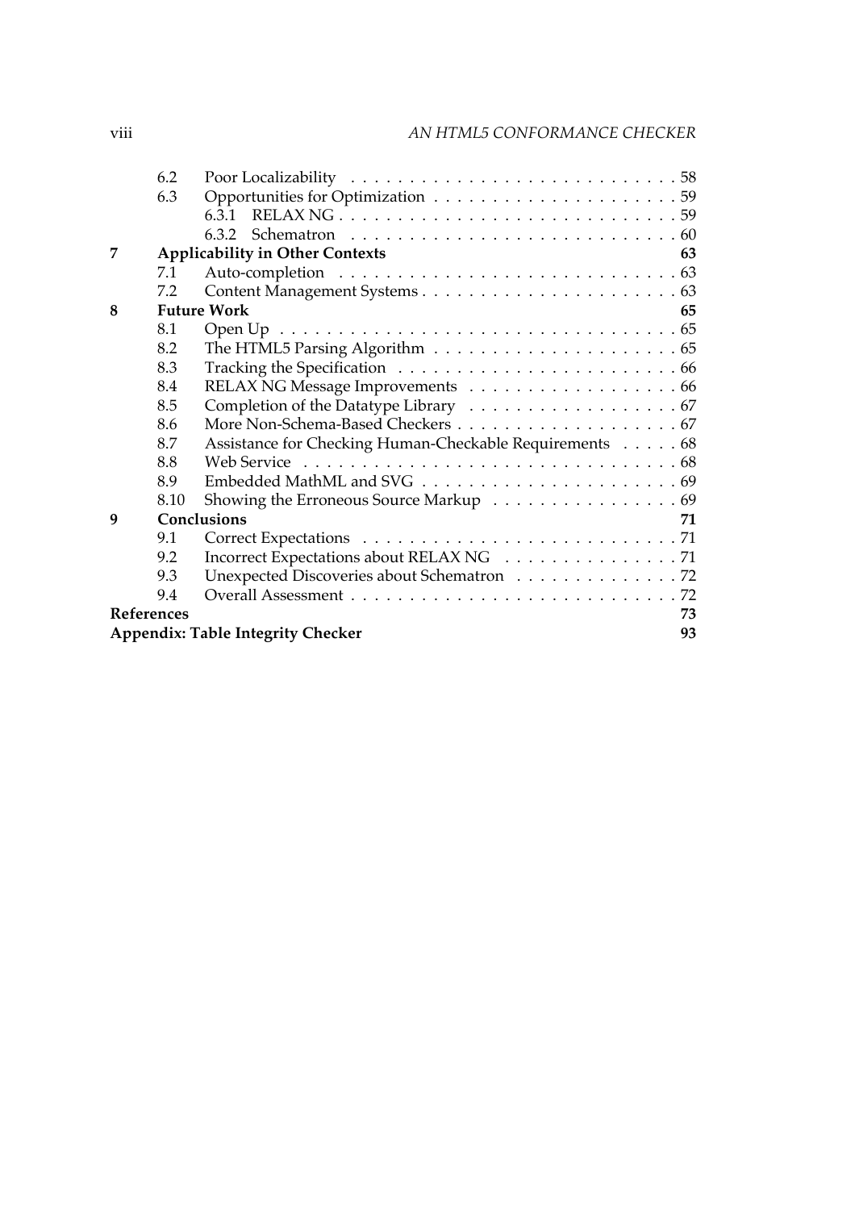| | | | |
|---|---|---|---|
| | 6.2 | Poor Localizability | 58 |
| | 6.3 | Opportunities for Optimization | 59 |
| | | 6.3.1 RELAX NG | 59 |
| | | 6.3.2 Schematron | 60 |
| **7** | **Applicability in Other Contexts** | | **63** |
| | 7.1 | Auto-completion | 63 |
| | 7.2 | Content Management Systems | 63 |
| **8** | **Future Work** | | **65** |
| | 8.1 | Open Up | 65 |
| | 8.2 | The HTML5 Parsing Algorithm | 65 |
| | 8.3 | Tracking the Specification | 66 |
| | 8.4 | RELAX NG Message Improvements | 66 |
| | 8.5 | Completion of the Datatype Library | 67 |
| | 8.6 | More Non-Schema-Based Checkers | 67 |
| | 8.7 | Assistance for Checking Human-Checkable Requirements | 68 |
| | 8.8 | Web Service | 68 |
| | 8.9 | Embedded MathML and SVG | 69 |
| | 8.10 | Showing the Erroneous Source Markup | 69 |
| **9** | **Conclusions** | | **71** |
| | 9.1 | Correct Expectations | 71 |
| | 9.2 | Incorrect Expectations about RELAX NG | 71 |
| | 9.3 | Unexpected Discoveries about Schematron | 72 |
| | 9.4 | Overall Assessment | 72 |
| **References** | | | **73** |
| **Appendix: Table Integrity Checker** | | | **93** |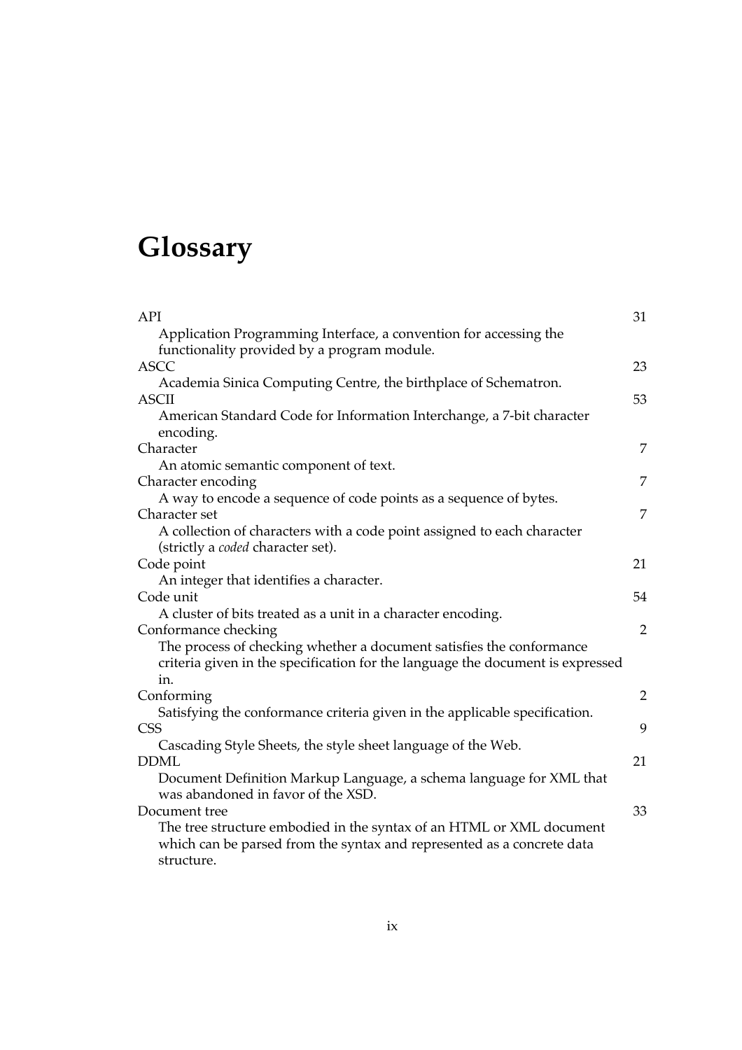# Glossary

| Term | Page |
|---|---|
| API<br>Application Programming Interface, a convention for accessing the functionality provided by a program module. | 31 |
| ASCC<br>Academia Sinica Computing Centre, the birthplace of Schematron. | 23 |
| ASCII<br>American Standard Code for Information Interchange, a 7-bit character encoding. | 53 |
| Character<br>An atomic semantic component of text. | 7 |
| Character encoding<br>A way to encode a sequence of code points as a sequence of bytes. | 7 |
| Character set<br>A collection of characters with a code point assigned to each character (strictly a *coded* character set). | 7 |
| Code point<br>An integer that identifies a character. | 21 |
| Code unit<br>A cluster of bits treated as a unit in a character encoding. | 54 |
| Conformance checking<br>The process of checking whether a document satisfies the conformance criteria given in the specification for the language the document is expressed in. | 2 |
| Conforming<br>Satisfying the conformance criteria given in the applicable specification. | 2 |
| CSS<br>Cascading Style Sheets, the style sheet language of the Web. | 9 |
| DDML<br>Document Definition Markup Language, a schema language for XML that was abandoned in favor of the XSD. | 21 |
| Document tree<br>The tree structure embodied in the syntax of an HTML or XML document which can be parsed from the syntax and represented as a concrete data structure. | 33 |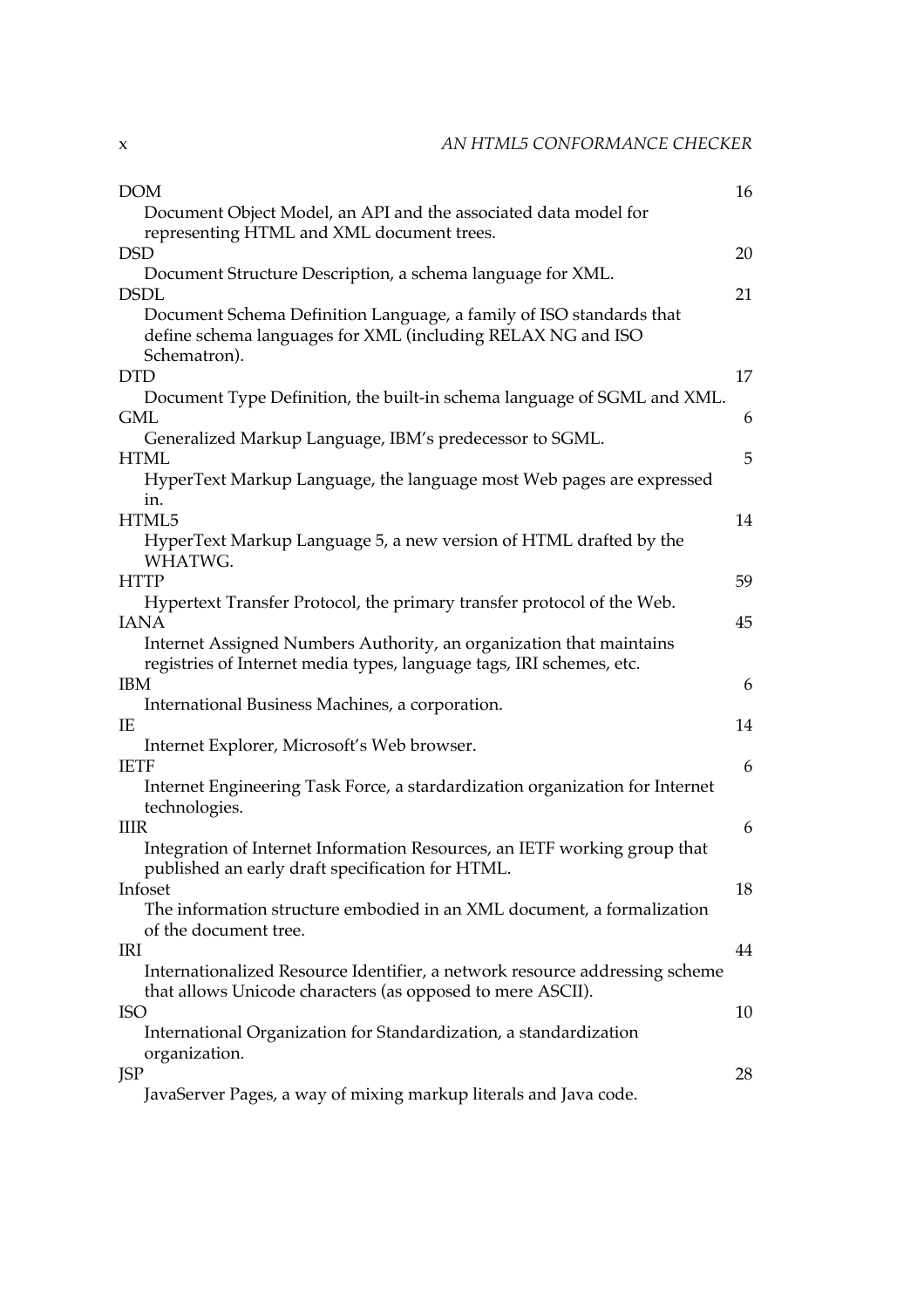DOM 16
: Document Object Model, an API and the associated data model for representing HTML and XML document trees.

DSD 20
: Document Structure Description, a schema language for XML.

DSDL 21
: Document Schema Definition Language, a family of ISO standards that define schema languages for XML (including RELAX NG and ISO Schematron).

DTD 17
: Document Type Definition, the built-in schema language of SGML and XML.

GML 6
: Generalized Markup Language, IBM's predecessor to SGML.

HTML 5
: HyperText Markup Language, the language most Web pages are expressed in.

HTML5 14
: HyperText Markup Language 5, a new version of HTML drafted by the WHATWG.

HTTP 59
: Hypertext Transfer Protocol, the primary transfer protocol of the Web.

IANA 45
: Internet Assigned Numbers Authority, an organization that maintains registries of Internet media types, language tags, IRI schemes, etc.

IBM 6
: International Business Machines, a corporation.

IE 14
: Internet Explorer, Microsoft's Web browser.

IETF 6
: Internet Engineering Task Force, a stardardization organization for Internet technologies.

IIIR 6
: Integration of Internet Information Resources, an IETF working group that published an early draft specification for HTML.

Infoset 18
: The information structure embodied in an XML document, a formalization of the document tree.

IRI 44
: Internationalized Resource Identifier, a network resource addressing scheme that allows Unicode characters (as opposed to mere ASCII).

ISO 10
: International Organization for Standardization, a standardization organization.

JSP 28
: JavaServer Pages, a way of mixing markup literals and Java code.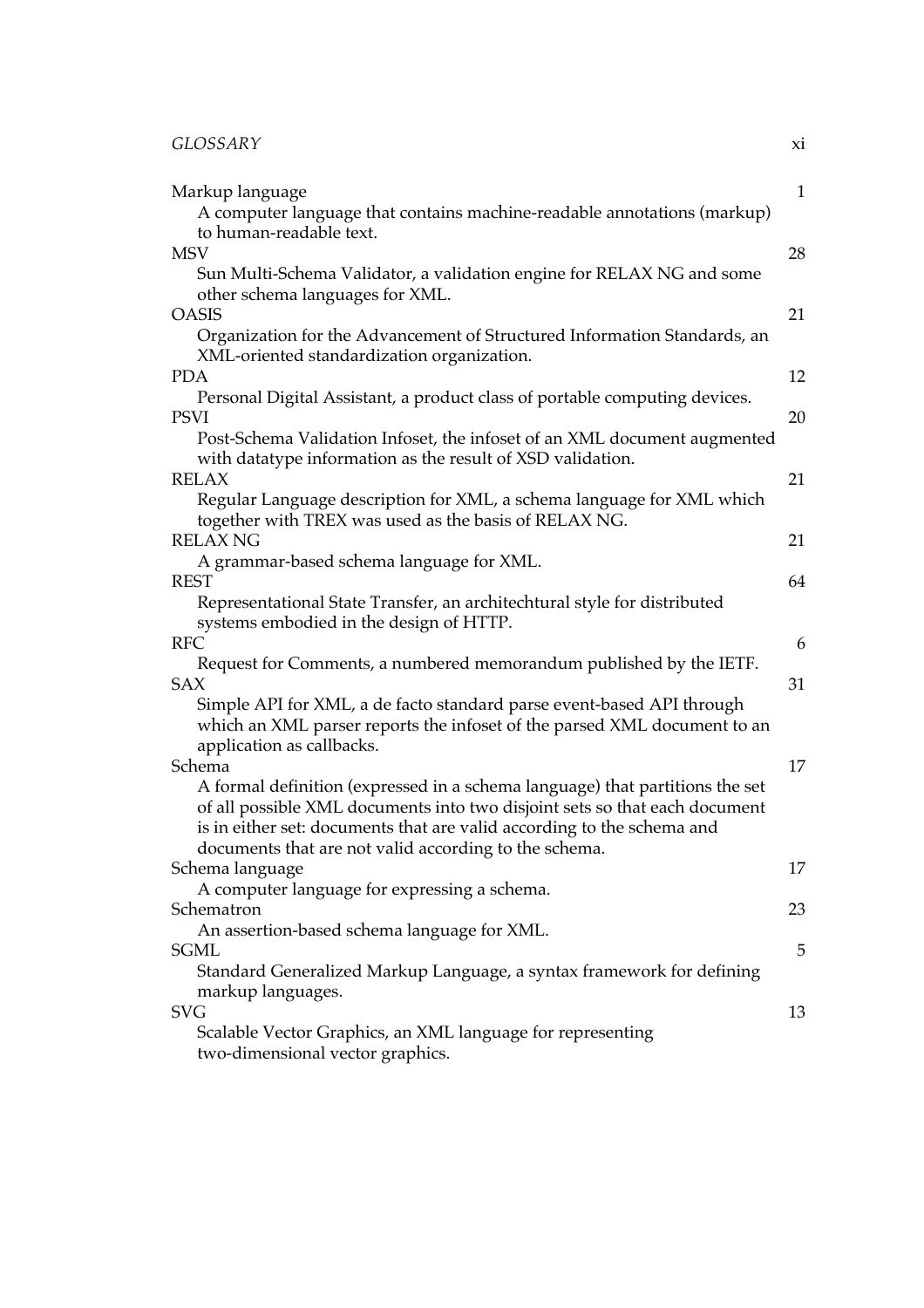Markup language 1
: A computer language that contains machine-readable annotations (markup) to human-readable text.

MSV 28
: Sun Multi-Schema Validator, a validation engine for RELAX NG and some other schema languages for XML.

OASIS 21
: Organization for the Advancement of Structured Information Standards, an XML-oriented standardization organization.

PDA 12
: Personal Digital Assistant, a product class of portable computing devices.

PSVI 20
: Post-Schema Validation Infoset, the infoset of an XML document augmented with datatype information as the result of XSD validation.

RELAX 21
: Regular Language description for XML, a schema language for XML which together with TREX was used as the basis of RELAX NG.

RELAX NG 21
: A grammar-based schema language for XML.

REST 64
: Representational State Transfer, an architechtural style for distributed systems embodied in the design of HTTP.

RFC 6
: Request for Comments, a numbered memorandum published by the IETF.

SAX 31
: Simple API for XML, a de facto standard parse event-based API through which an XML parser reports the infoset of the parsed XML document to an application as callbacks.

Schema 17
: A formal definition (expressed in a schema language) that partitions the set of all possible XML documents into two disjoint sets so that each document is in either set: documents that are valid according to the schema and documents that are not valid according to the schema.

Schema language 17
: A computer language for expressing a schema.

Schematron 23
: An assertion-based schema language for XML.

SGML 5
: Standard Generalized Markup Language, a syntax framework for defining markup languages.

SVG 13
: Scalable Vector Graphics, an XML language for representing two-dimensional vector graphics.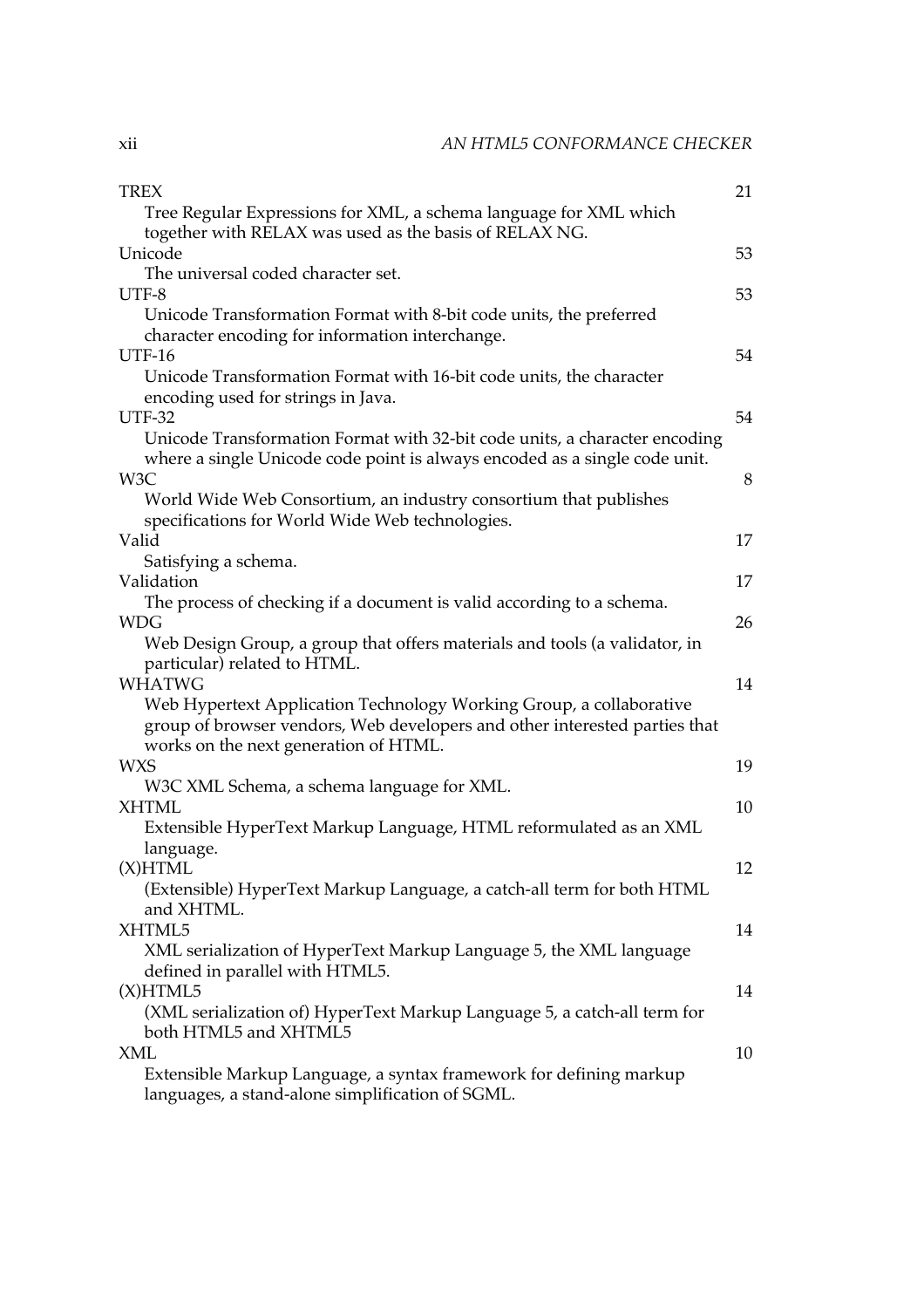TREX — 21
: Tree Regular Expressions for XML, a schema language for XML which together with RELAX was used as the basis of RELAX NG.

Unicode — 53
: The universal coded character set.

UTF-8 — 53
: Unicode Transformation Format with 8-bit code units, the preferred character encoding for information interchange.

UTF-16 — 54
: Unicode Transformation Format with 16-bit code units, the character encoding used for strings in Java.

UTF-32 — 54
: Unicode Transformation Format with 32-bit code units, a character encoding where a single Unicode code point is always encoded as a single code unit.

W3C — 8
: World Wide Web Consortium, an industry consortium that publishes specifications for World Wide Web technologies.

Valid — 17
: Satisfying a schema.

Validation — 17
: The process of checking if a document is valid according to a schema.

WDG — 26
: Web Design Group, a group that offers materials and tools (a validator, in particular) related to HTML.

WHATWG — 14
: Web Hypertext Application Technology Working Group, a collaborative group of browser vendors, Web developers and other interested parties that works on the next generation of HTML.

WXS — 19
: W3C XML Schema, a schema language for XML.

XHTML — 10
: Extensible HyperText Markup Language, HTML reformulated as an XML language.

(X)HTML — 12
: (Extensible) HyperText Markup Language, a catch-all term for both HTML and XHTML.

XHTML5 — 14
: XML serialization of HyperText Markup Language 5, the XML language defined in parallel with HTML5.

(X)HTML5 — 14
: (XML serialization of) HyperText Markup Language 5, a catch-all term for both HTML5 and XHTML5

XML — 10
: Extensible Markup Language, a syntax framework for defining markup languages, a stand-alone simplification of SGML.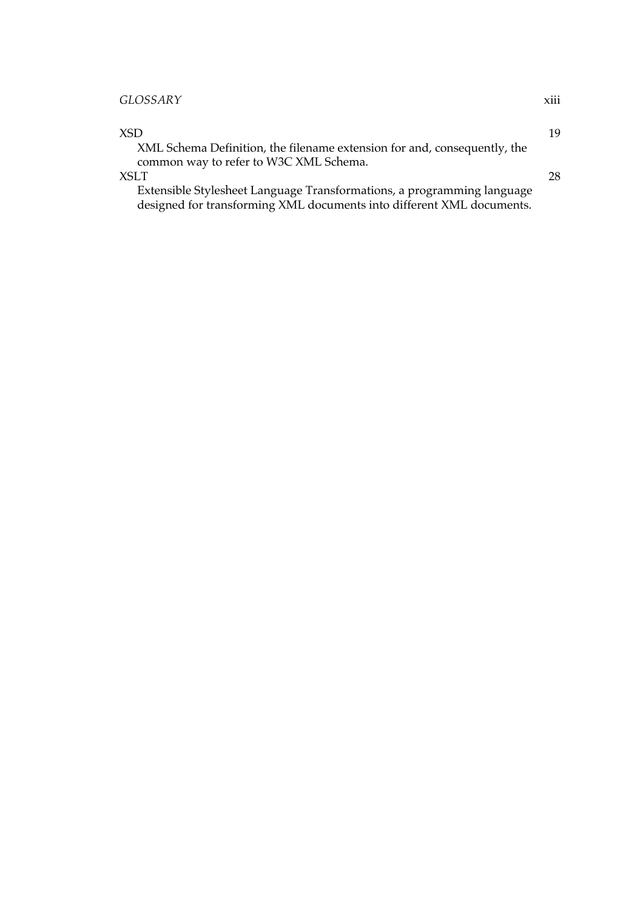XSD 19

XML Schema Definition, the filename extension for and, consequently, the common way to refer to W3C XML Schema.

XSLT 28

Extensible Stylesheet Language Transformations, a programming language designed for transforming XML documents into different XML documents.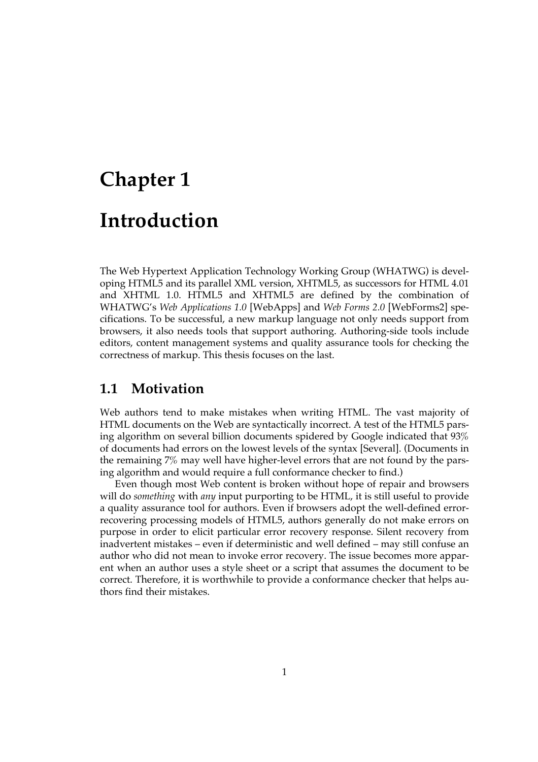# Chapter 1

# Introduction

The Web Hypertext Application Technology Working Group (WHATWG) is developing HTML5 and its parallel XML version, XHTML5, as successors for HTML 4.01 and XHTML 1.0. HTML5 and XHTML5 are defined by the combination of WHATWG's *Web Applications 1.0* [WebApps] and *Web Forms 2.0* [WebForms2] specifications. To be successful, a new markup language not only needs support from browsers, it also needs tools that support authoring. Authoring-side tools include editors, content management systems and quality assurance tools for checking the correctness of markup. This thesis focuses on the last.

## 1.1 Motivation

Web authors tend to make mistakes when writing HTML. The vast majority of HTML documents on the Web are syntactically incorrect. A test of the HTML5 parsing algorithm on several billion documents spidered by Google indicated that 93% of documents had errors on the lowest levels of the syntax [Several]. (Documents in the remaining 7% may well have higher-level errors that are not found by the parsing algorithm and would require a full conformance checker to find.)

Even though most Web content is broken without hope of repair and browsers will do *something* with *any* input purporting to be HTML, it is still useful to provide a quality assurance tool for authors. Even if browsers adopt the well-defined error-recovering processing models of HTML5, authors generally do not make errors on purpose in order to elicit particular error recovery response. Silent recovery from inadvertent mistakes – even if deterministic and well defined – may still confuse an author who did not mean to invoke error recovery. The issue becomes more apparent when an author uses a style sheet or a script that assumes the document to be correct. Therefore, it is worthwhile to provide a conformance checker that helps authors find their mistakes.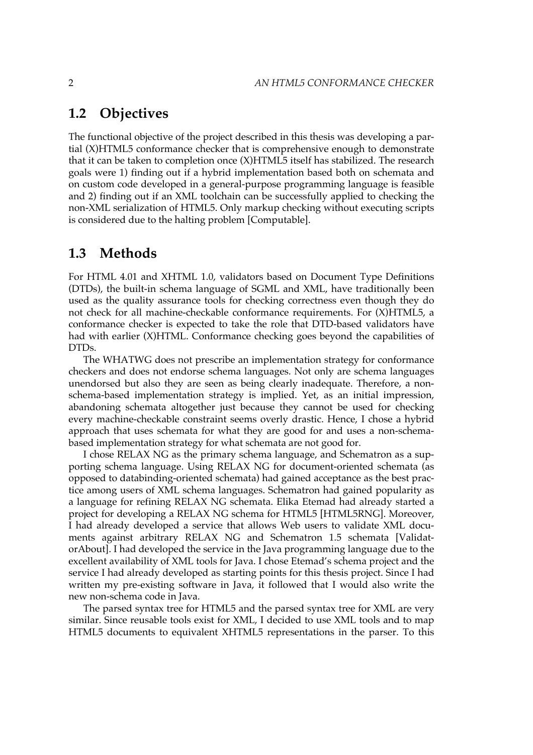## 1.2 Objectives

The functional objective of the project described in this thesis was developing a partial (X)HTML5 conformance checker that is comprehensive enough to demonstrate that it can be taken to completion once (X)HTML5 itself has stabilized. The research goals were 1) finding out if a hybrid implementation based both on schemata and on custom code developed in a general-purpose programming language is feasible and 2) finding out if an XML toolchain can be successfully applied to checking the non-XML serialization of HTML5. Only markup checking without executing scripts is considered due to the halting problem [Computable].

## 1.3 Methods

For HTML 4.01 and XHTML 1.0, validators based on Document Type Definitions (DTDs), the built-in schema language of SGML and XML, have traditionally been used as the quality assurance tools for checking correctness even though they do not check for all machine-checkable conformance requirements. For (X)HTML5, a conformance checker is expected to take the role that DTD-based validators have had with earlier (X)HTML. Conformance checking goes beyond the capabilities of DTDs.

The WHATWG does not prescribe an implementation strategy for conformance checkers and does not endorse schema languages. Not only are schema languages unendorsed but also they are seen as being clearly inadequate. Therefore, a non-schema-based implementation strategy is implied. Yet, as an initial impression, abandoning schemata altogether just because they cannot be used for checking every machine-checkable constraint seems overly drastic. Hence, I chose a hybrid approach that uses schemata for what they are good for and uses a non-schema-based implementation strategy for what schemata are not good for.

I chose RELAX NG as the primary schema language, and Schematron as a supporting schema language. Using RELAX NG for document-oriented schemata (as opposed to databinding-oriented schemata) had gained acceptance as the best practice among users of XML schema languages. Schematron had gained popularity as a language for refining RELAX NG schemata. Elika Etemad had already started a project for developing a RELAX NG schema for HTML5 [HTML5RNG]. Moreover, I had already developed a service that allows Web users to validate XML documents against arbitrary RELAX NG and Schematron 1.5 schemata [ValidatorAbout]. I had developed the service in the Java programming language due to the excellent availability of XML tools for Java. I chose Etemad's schema project and the service I had already developed as starting points for this thesis project. Since I had written my pre-existing software in Java, it followed that I would also write the new non-schema code in Java.

The parsed syntax tree for HTML5 and the parsed syntax tree for XML are very similar. Since reusable tools exist for XML, I decided to use XML tools and to map HTML5 documents to equivalent XHTML5 representations in the parser. To this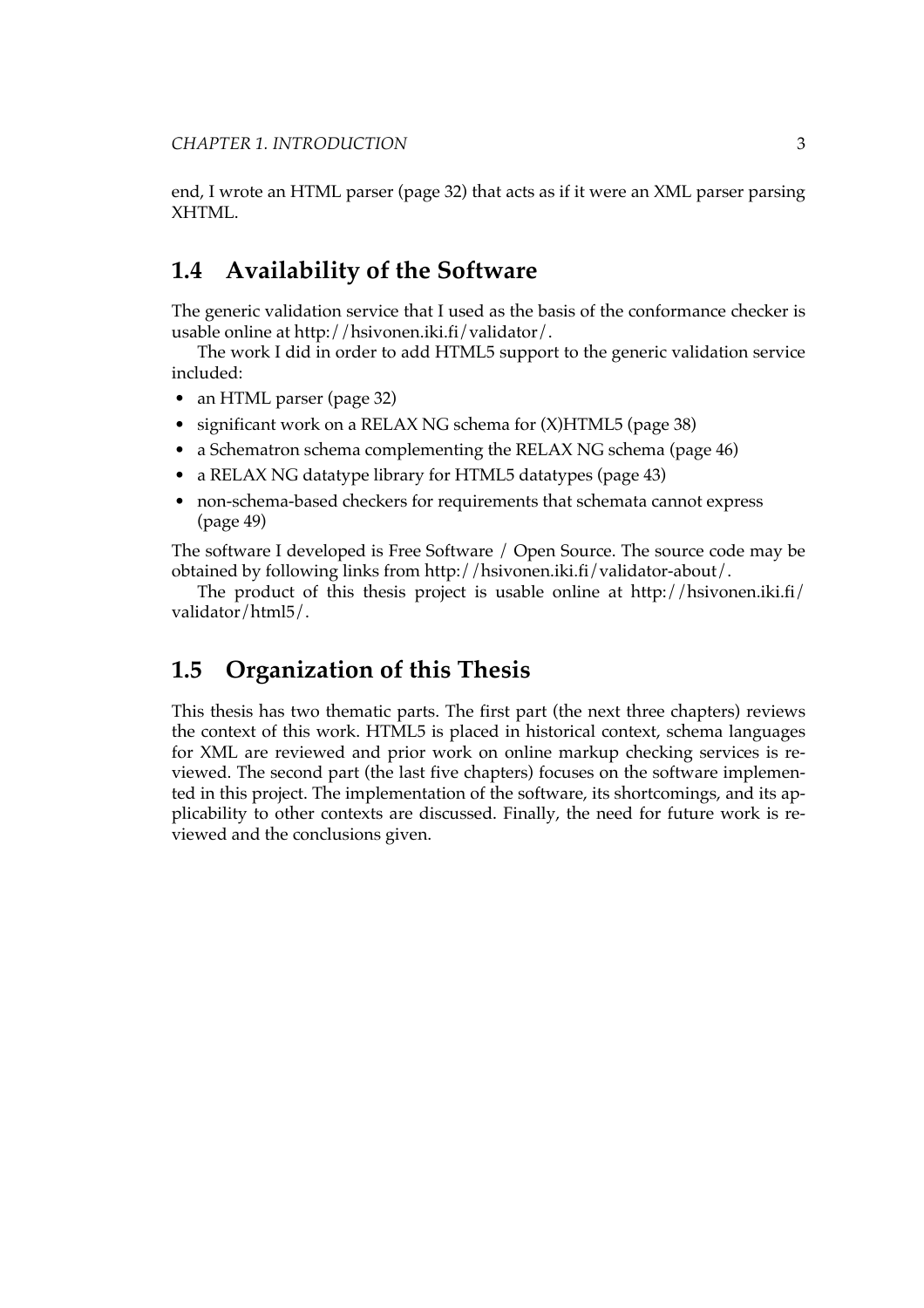end, I wrote an HTML parser (page 32) that acts as if it were an XML parser parsing XHTML.

## 1.4 Availability of the Software

The generic validation service that I used as the basis of the conformance checker is usable online at http://hsivonen.iki.fi/validator/.

The work I did in order to add HTML5 support to the generic validation service included:

- an HTML parser (page 32)
- significant work on a RELAX NG schema for (X)HTML5 (page 38)
- a Schematron schema complementing the RELAX NG schema (page 46)
- a RELAX NG datatype library for HTML5 datatypes (page 43)
- non-schema-based checkers for requirements that schemata cannot express (page 49)

The software I developed is Free Software / Open Source. The source code may be obtained by following links from http://hsivonen.iki.fi/validator-about/.

The product of this thesis project is usable online at http://hsivonen.iki.fi/validator/html5/.

## 1.5 Organization of this Thesis

This thesis has two thematic parts. The first part (the next three chapters) reviews the context of this work. HTML5 is placed in historical context, schema languages for XML are reviewed and prior work on online markup checking services is reviewed. The second part (the last five chapters) focuses on the software implemented in this project. The implementation of the software, its shortcomings, and its applicability to other contexts are discussed. Finally, the need for future work is reviewed and the conclusions given.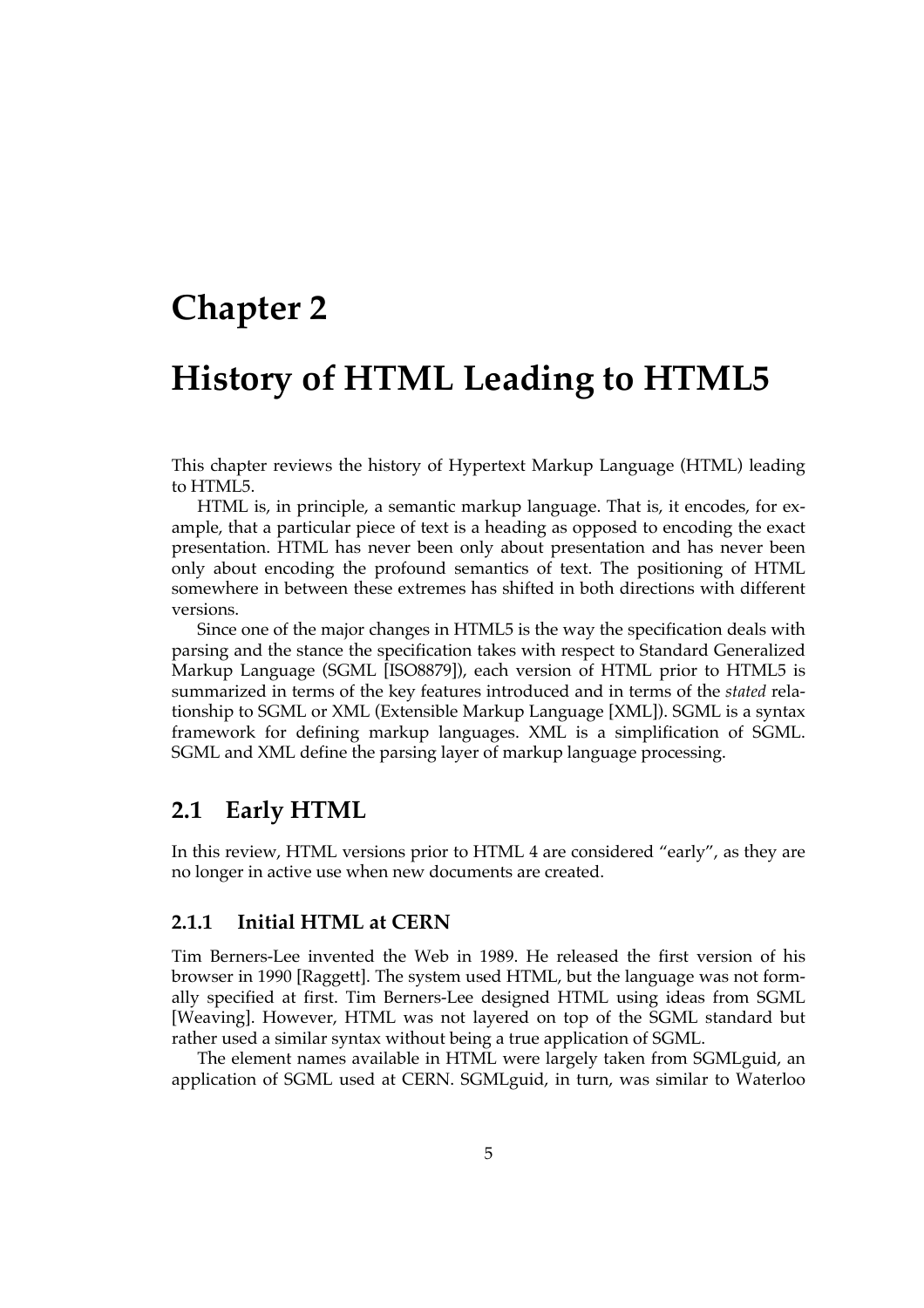# Chapter 2

# History of HTML Leading to HTML5

This chapter reviews the history of Hypertext Markup Language (HTML) leading to HTML5.

HTML is, in principle, a semantic markup language. That is, it encodes, for example, that a particular piece of text is a heading as opposed to encoding the exact presentation. HTML has never been only about presentation and has never been only about encoding the profound semantics of text. The positioning of HTML somewhere in between these extremes has shifted in both directions with different versions.

Since one of the major changes in HTML5 is the way the specification deals with parsing and the stance the specification takes with respect to Standard Generalized Markup Language (SGML [ISO8879]), each version of HTML prior to HTML5 is summarized in terms of the key features introduced and in terms of the *stated* relationship to SGML or XML (Extensible Markup Language [XML]). SGML is a syntax framework for defining markup languages. XML is a simplification of SGML. SGML and XML define the parsing layer of markup language processing.

## 2.1 Early HTML

In this review, HTML versions prior to HTML 4 are considered "early", as they are no longer in active use when new documents are created.

### 2.1.1 Initial HTML at CERN

Tim Berners-Lee invented the Web in 1989. He released the first version of his browser in 1990 [Raggett]. The system used HTML, but the language was not formally specified at first. Tim Berners-Lee designed HTML using ideas from SGML [Weaving]. However, HTML was not layered on top of the SGML standard but rather used a similar syntax without being a true application of SGML.

The element names available in HTML were largely taken from SGMLguid, an application of SGML used at CERN. SGMLguid, in turn, was similar to Waterloo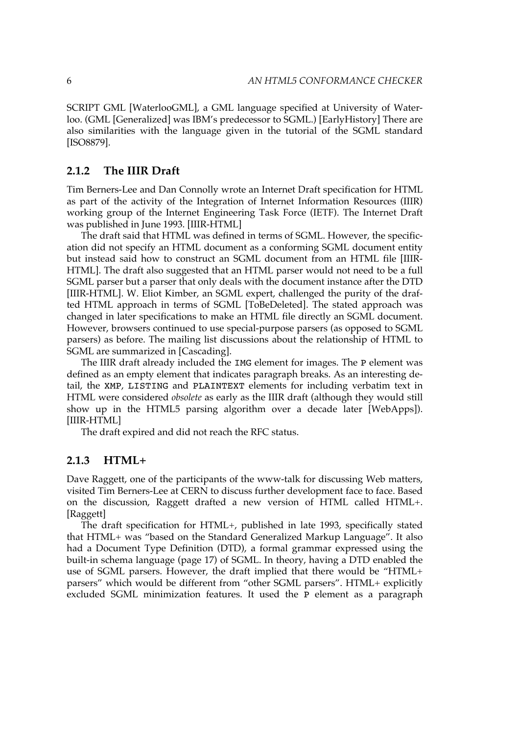SCRIPT GML [WaterlooGML], a GML language specified at University of Waterloo. (GML [Generalized] was IBM's predecessor to SGML.) [EarlyHistory] There are also similarities with the language given in the tutorial of the SGML standard [ISO8879].

### 2.1.2 The IIIR Draft

Tim Berners-Lee and Dan Connolly wrote an Internet Draft specification for HTML as part of the activity of the Integration of Internet Information Resources (IIIR) working group of the Internet Engineering Task Force (IETF). The Internet Draft was published in June 1993. [IIIR-HTML]

The draft said that HTML was defined in terms of SGML. However, the specification did not specify an HTML document as a conforming SGML document entity but instead said how to construct an SGML document from an HTML file [IIIR-HTML]. The draft also suggested that an HTML parser would not need to be a full SGML parser but a parser that only deals with the document instance after the DTD [IIIR-HTML]. W. Eliot Kimber, an SGML expert, challenged the purity of the drafted HTML approach in terms of SGML [ToBeDeleted]. The stated approach was changed in later specifications to make an HTML file directly an SGML document. However, browsers continued to use special-purpose parsers (as opposed to SGML parsers) as before. The mailing list discussions about the relationship of HTML to SGML are summarized in [Cascading].

The IIIR draft already included the `IMG` element for images. The `P` element was defined as an empty element that indicates paragraph breaks. As an interesting detail, the `XMP`, `LISTING` and `PLAINTEXT` elements for including verbatim text in HTML were considered *obsolete* as early as the IIIR draft (although they would still show up in the HTML5 parsing algorithm over a decade later [WebApps]). [IIIR-HTML]

The draft expired and did not reach the RFC status.

### 2.1.3 HTML+

Dave Raggett, one of the participants of the www-talk for discussing Web matters, visited Tim Berners-Lee at CERN to discuss further development face to face. Based on the discussion, Raggett drafted a new version of HTML called HTML+. [Raggett]

The draft specification for HTML+, published in late 1993, specifically stated that HTML+ was "based on the Standard Generalized Markup Language". It also had a Document Type Definition (DTD), a formal grammar expressed using the built-in schema language (page 17) of SGML. In theory, having a DTD enabled the use of SGML parsers. However, the draft implied that there would be "HTML+ parsers" which would be different from "other SGML parsers". HTML+ explicitly excluded SGML minimization features. It used the `P` element as a paragraph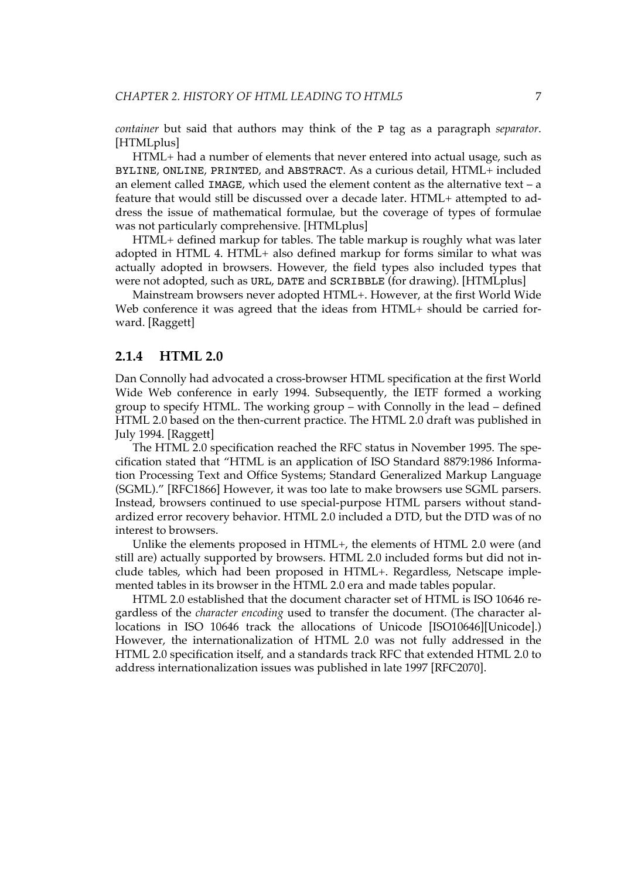*container* but said that authors may think of the `P` tag as a paragraph *separator*. [HTMLplus]

HTML+ had a number of elements that never entered into actual usage, such as `BYLINE`, `ONLINE`, `PRINTED`, and `ABSTRACT`. As a curious detail, HTML+ included an element called `IMAGE`, which used the element content as the alternative text – a feature that would still be discussed over a decade later. HTML+ attempted to address the issue of mathematical formulae, but the coverage of types of formulae was not particularly comprehensive. [HTMLplus]

HTML+ defined markup for tables. The table markup is roughly what was later adopted in HTML 4. HTML+ also defined markup for forms similar to what was actually adopted in browsers. However, the field types also included types that were not adopted, such as `URL`, `DATE` and `SCRIBBLE` (for drawing). [HTMLplus]

Mainstream browsers never adopted HTML+. However, at the first World Wide Web conference it was agreed that the ideas from HTML+ should be carried forward. [Raggett]

### 2.1.4 HTML 2.0

Dan Connolly had advocated a cross-browser HTML specification at the first World Wide Web conference in early 1994. Subsequently, the IETF formed a working group to specify HTML. The working group – with Connolly in the lead – defined HTML 2.0 based on the then-current practice. The HTML 2.0 draft was published in July 1994. [Raggett]

The HTML 2.0 specification reached the RFC status in November 1995. The specification stated that "HTML is an application of ISO Standard 8879:1986 Information Processing Text and Office Systems; Standard Generalized Markup Language (SGML)." [RFC1866] However, it was too late to make browsers use SGML parsers. Instead, browsers continued to use special-purpose HTML parsers without standardized error recovery behavior. HTML 2.0 included a DTD, but the DTD was of no interest to browsers.

Unlike the elements proposed in HTML+, the elements of HTML 2.0 were (and still are) actually supported by browsers. HTML 2.0 included forms but did not include tables, which had been proposed in HTML+. Regardless, Netscape implemented tables in its browser in the HTML 2.0 era and made tables popular.

HTML 2.0 established that the document character set of HTML is ISO 10646 regardless of the *character encoding* used to transfer the document. (The character allocations in ISO 10646 track the allocations of Unicode [ISO10646][Unicode].) However, the internationalization of HTML 2.0 was not fully addressed in the HTML 2.0 specification itself, and a standards track RFC that extended HTML 2.0 to address internationalization issues was published in late 1997 [RFC2070].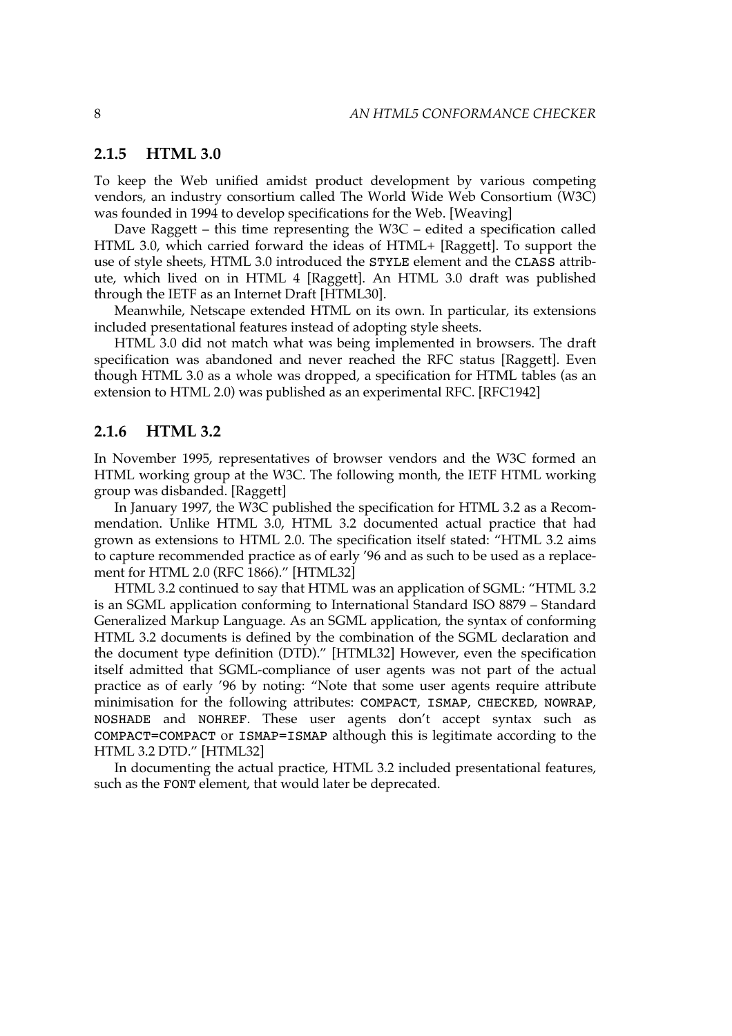### 2.1.5 HTML 3.0

To keep the Web unified amidst product development by various competing vendors, an industry consortium called The World Wide Web Consortium (W3C) was founded in 1994 to develop specifications for the Web. [Weaving]

Dave Raggett – this time representing the W3C – edited a specification called HTML 3.0, which carried forward the ideas of HTML+ [Raggett]. To support the use of style sheets, HTML 3.0 introduced the `STYLE` element and the `CLASS` attribute, which lived on in HTML 4 [Raggett]. An HTML 3.0 draft was published through the IETF as an Internet Draft [HTML30].

Meanwhile, Netscape extended HTML on its own. In particular, its extensions included presentational features instead of adopting style sheets.

HTML 3.0 did not match what was being implemented in browsers. The draft specification was abandoned and never reached the RFC status [Raggett]. Even though HTML 3.0 as a whole was dropped, a specification for HTML tables (as an extension to HTML 2.0) was published as an experimental RFC. [RFC1942]

### 2.1.6 HTML 3.2

In November 1995, representatives of browser vendors and the W3C formed an HTML working group at the W3C. The following month, the IETF HTML working group was disbanded. [Raggett]

In January 1997, the W3C published the specification for HTML 3.2 as a Recommendation. Unlike HTML 3.0, HTML 3.2 documented actual practice that had grown as extensions to HTML 2.0. The specification itself stated: "HTML 3.2 aims to capture recommended practice as of early '96 and as such to be used as a replacement for HTML 2.0 (RFC 1866)." [HTML32]

HTML 3.2 continued to say that HTML was an application of SGML: "HTML 3.2 is an SGML application conforming to International Standard ISO 8879 – Standard Generalized Markup Language. As an SGML application, the syntax of conforming HTML 3.2 documents is defined by the combination of the SGML declaration and the document type definition (DTD)." [HTML32] However, even the specification itself admitted that SGML-compliance of user agents was not part of the actual practice as of early '96 by noting: "Note that some user agents require attribute minimisation for the following attributes: `COMPACT`, `ISMAP`, `CHECKED`, `NOWRAP`, `NOSHADE` and `NOHREF`. These user agents don't accept syntax such as `COMPACT=COMPACT` or `ISMAP=ISMAP` although this is legitimate according to the HTML 3.2 DTD." [HTML32]

In documenting the actual practice, HTML 3.2 included presentational features, such as the `FONT` element, that would later be deprecated.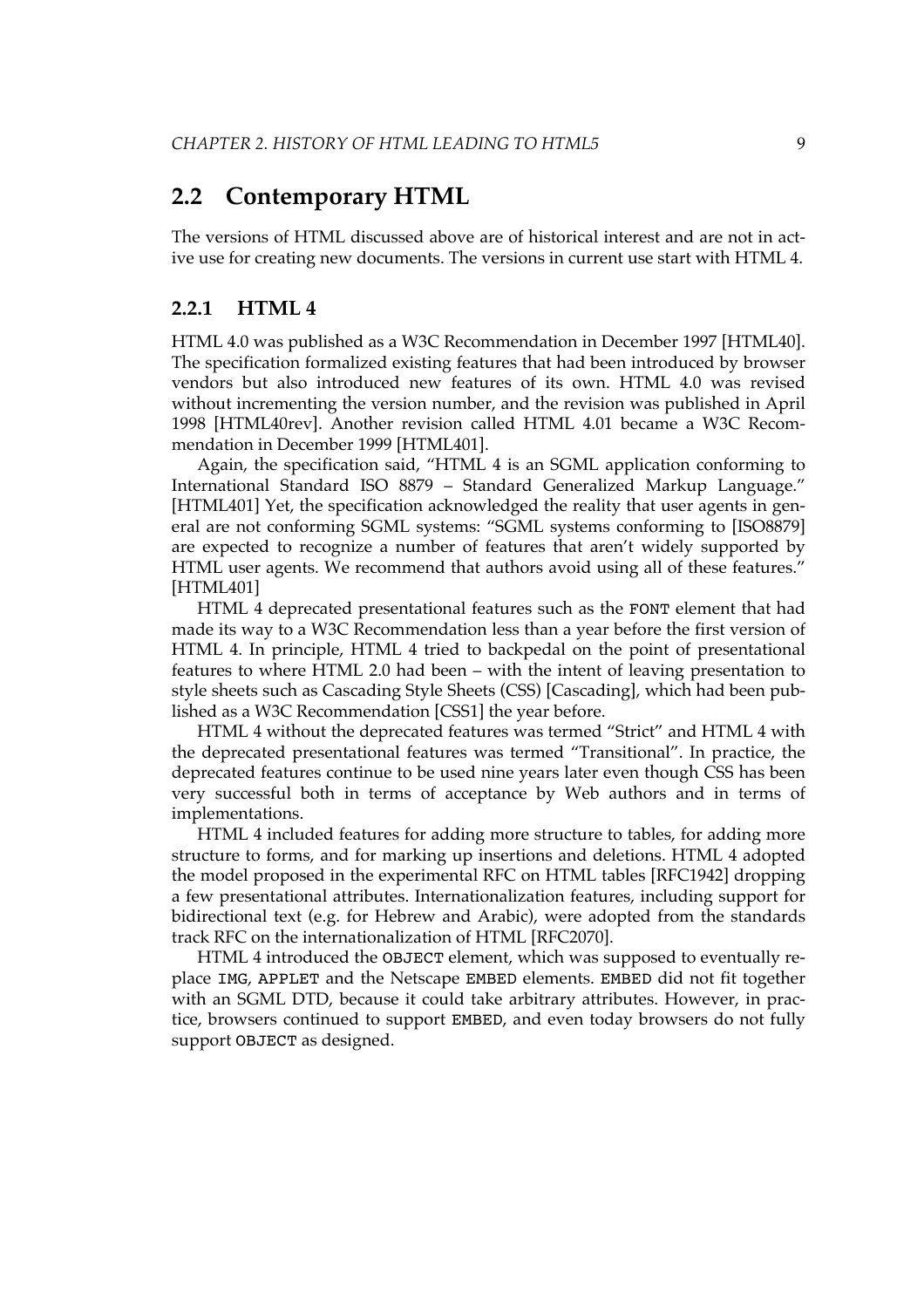## 2.2 Contemporary HTML

The versions of HTML discussed above are of historical interest and are not in active use for creating new documents. The versions in current use start with HTML 4.

### 2.2.1 HTML 4

HTML 4.0 was published as a W3C Recommendation in December 1997 [HTML40]. The specification formalized existing features that had been introduced by browser vendors but also introduced new features of its own. HTML 4.0 was revised without incrementing the version number, and the revision was published in April 1998 [HTML40rev]. Another revision called HTML 4.01 became a W3C Recommendation in December 1999 [HTML401].

Again, the specification said, "HTML 4 is an SGML application conforming to International Standard ISO 8879 – Standard Generalized Markup Language." [HTML401] Yet, the specification acknowledged the reality that user agents in general are not conforming SGML systems: "SGML systems conforming to [ISO8879] are expected to recognize a number of features that aren't widely supported by HTML user agents. We recommend that authors avoid using all of these features." [HTML401]

HTML 4 deprecated presentational features such as the `FONT` element that had made its way to a W3C Recommendation less than a year before the first version of HTML 4. In principle, HTML 4 tried to backpedal on the point of presentational features to where HTML 2.0 had been – with the intent of leaving presentation to style sheets such as Cascading Style Sheets (CSS) [Cascading], which had been published as a W3C Recommendation [CSS1] the year before.

HTML 4 without the deprecated features was termed "Strict" and HTML 4 with the deprecated presentational features was termed "Transitional". In practice, the deprecated features continue to be used nine years later even though CSS has been very successful both in terms of acceptance by Web authors and in terms of implementations.

HTML 4 included features for adding more structure to tables, for adding more structure to forms, and for marking up insertions and deletions. HTML 4 adopted the model proposed in the experimental RFC on HTML tables [RFC1942] dropping a few presentational attributes. Internationalization features, including support for bidirectional text (e.g. for Hebrew and Arabic), were adopted from the standards track RFC on the internationalization of HTML [RFC2070].

HTML 4 introduced the `OBJECT` element, which was supposed to eventually replace `IMG`, `APPLET` and the Netscape `EMBED` elements. `EMBED` did not fit together with an SGML DTD, because it could take arbitrary attributes. However, in practice, browsers continued to support `EMBED`, and even today browsers do not fully support `OBJECT` as designed.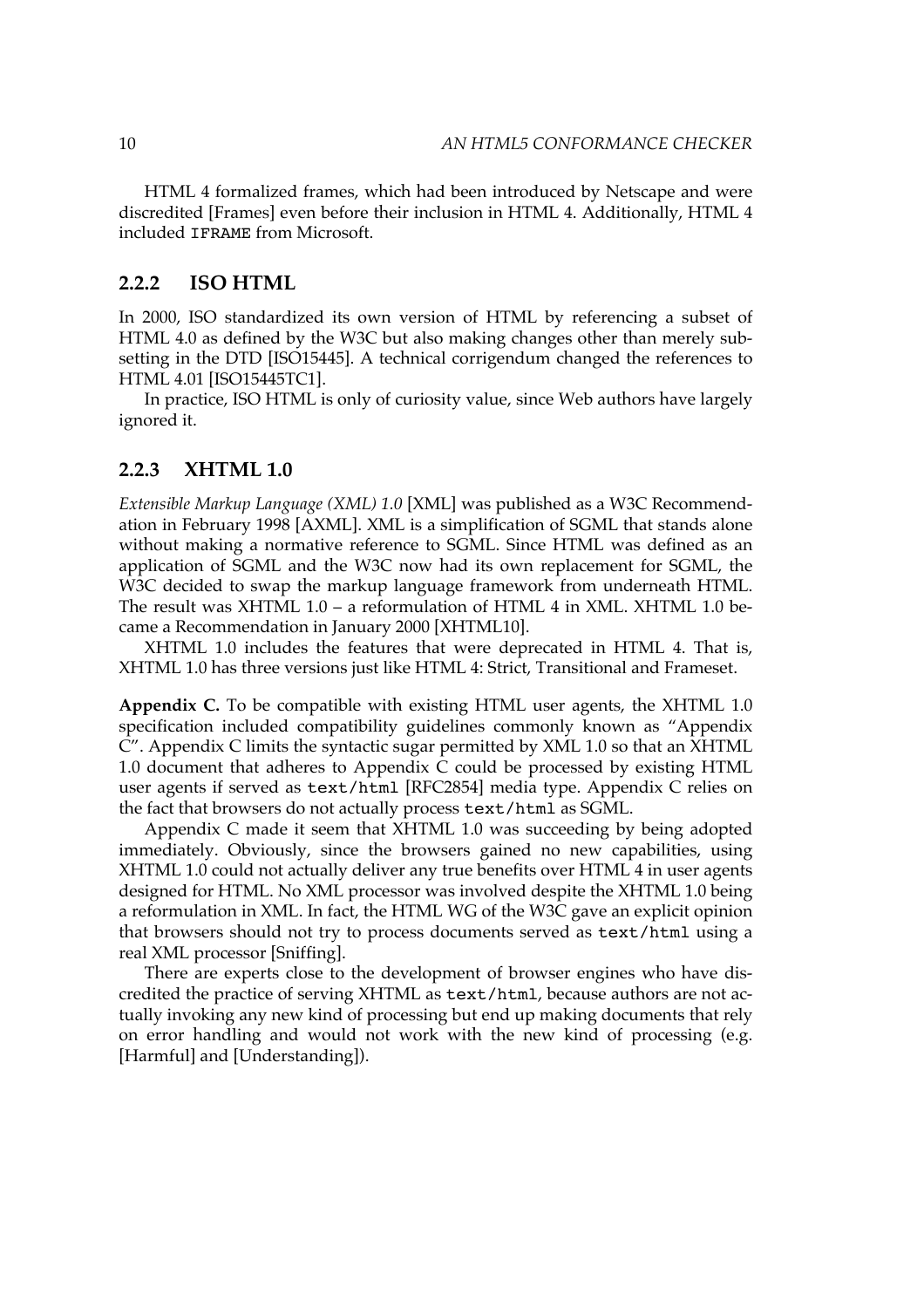HTML 4 formalized frames, which had been introduced by Netscape and were discredited [Frames] even before their inclusion in HTML 4. Additionally, HTML 4 included `IFRAME` from Microsoft.

### 2.2.2 ISO HTML

In 2000, ISO standardized its own version of HTML by referencing a subset of HTML 4.0 as defined by the W3C but also making changes other than merely subsetting in the DTD [ISO15445]. A technical corrigendum changed the references to HTML 4.01 [ISO15445TC1].

In practice, ISO HTML is only of curiosity value, since Web authors have largely ignored it.

### 2.2.3 XHTML 1.0

*Extensible Markup Language (XML) 1.0* [XML] was published as a W3C Recommendation in February 1998 [AXML]. XML is a simplification of SGML that stands alone without making a normative reference to SGML. Since HTML was defined as an application of SGML and the W3C now had its own replacement for SGML, the W3C decided to swap the markup language framework from underneath HTML. The result was XHTML 1.0 – a reformulation of HTML 4 in XML. XHTML 1.0 became a Recommendation in January 2000 [XHTML10].

XHTML 1.0 includes the features that were deprecated in HTML 4. That is, XHTML 1.0 has three versions just like HTML 4: Strict, Transitional and Frameset.

**Appendix C.** To be compatible with existing HTML user agents, the XHTML 1.0 specification included compatibility guidelines commonly known as “Appendix C”. Appendix C limits the syntactic sugar permitted by XML 1.0 so that an XHTML 1.0 document that adheres to Appendix C could be processed by existing HTML user agents if served as `text/html` [RFC2854] media type. Appendix C relies on the fact that browsers do not actually process `text/html` as SGML.

Appendix C made it seem that XHTML 1.0 was succeeding by being adopted immediately. Obviously, since the browsers gained no new capabilities, using XHTML 1.0 could not actually deliver any true benefits over HTML 4 in user agents designed for HTML. No XML processor was involved despite the XHTML 1.0 being a reformulation in XML. In fact, the HTML WG of the W3C gave an explicit opinion that browsers should not try to process documents served as `text/html` using a real XML processor [Sniffing].

There are experts close to the development of browser engines who have discredited the practice of serving XHTML as `text/html`, because authors are not actually invoking any new kind of processing but end up making documents that rely on error handling and would not work with the new kind of processing (e.g. [Harmful] and [Understanding]).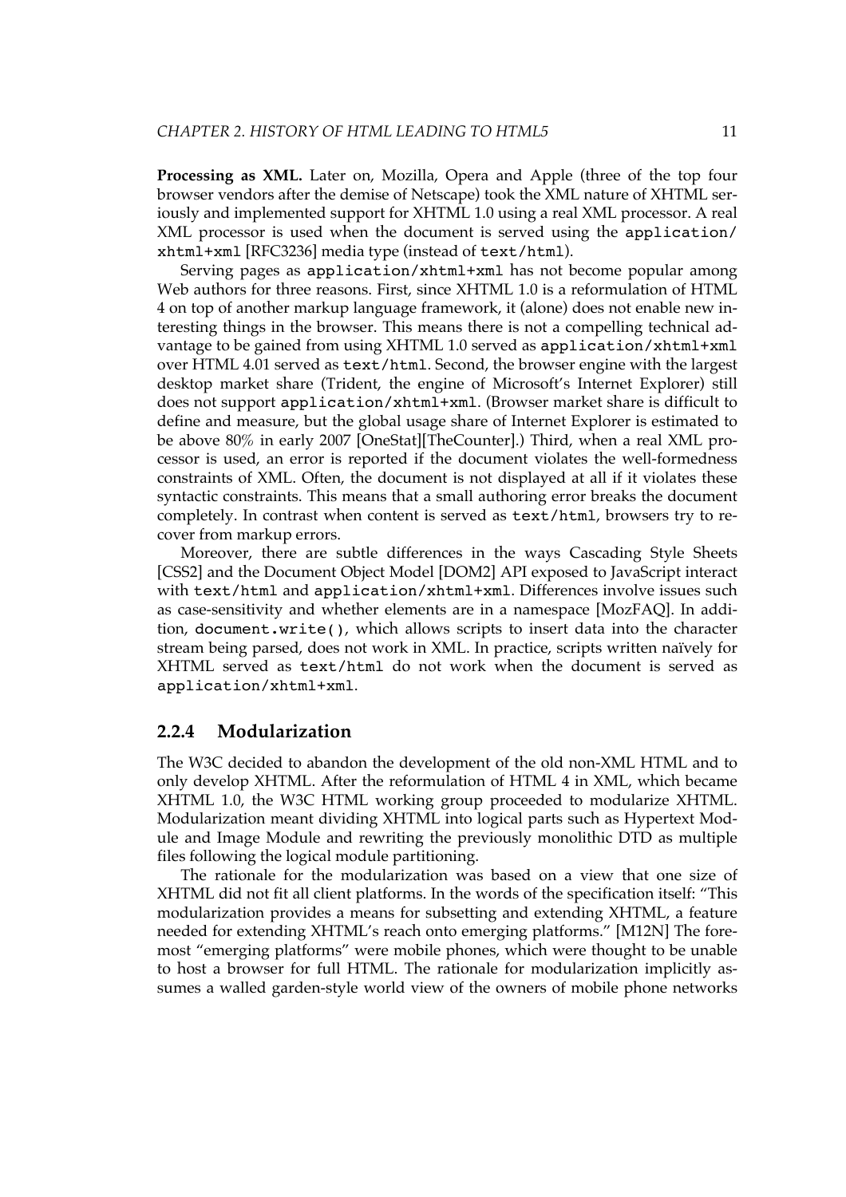**Processing as XML.** Later on, Mozilla, Opera and Apple (three of the top four browser vendors after the demise of Netscape) took the XML nature of XHTML seriously and implemented support for XHTML 1.0 using a real XML processor. A real XML processor is used when the document is served using the `application/xhtml+xml` [RFC3236] media type (instead of `text/html`).

Serving pages as `application/xhtml+xml` has not become popular among Web authors for three reasons. First, since XHTML 1.0 is a reformulation of HTML 4 on top of another markup language framework, it (alone) does not enable new interesting things in the browser. This means there is not a compelling technical advantage to be gained from using XHTML 1.0 served as `application/xhtml+xml` over HTML 4.01 served as `text/html`. Second, the browser engine with the largest desktop market share (Trident, the engine of Microsoft's Internet Explorer) still does not support `application/xhtml+xml`. (Browser market share is difficult to define and measure, but the global usage share of Internet Explorer is estimated to be above 80% in early 2007 [OneStat][TheCounter].) Third, when a real XML processor is used, an error is reported if the document violates the well-formedness constraints of XML. Often, the document is not displayed at all if it violates these syntactic constraints. This means that a small authoring error breaks the document completely. In contrast when content is served as `text/html`, browsers try to recover from markup errors.

Moreover, there are subtle differences in the ways Cascading Style Sheets [CSS2] and the Document Object Model [DOM2] API exposed to JavaScript interact with `text/html` and `application/xhtml+xml`. Differences involve issues such as case-sensitivity and whether elements are in a namespace [MozFAQ]. In addition, `document.write()`, which allows scripts to insert data into the character stream being parsed, does not work in XML. In practice, scripts written naïvely for XHTML served as `text/html` do not work when the document is served as `application/xhtml+xml`.

### 2.2.4 Modularization

The W3C decided to abandon the development of the old non-XML HTML and to only develop XHTML. After the reformulation of HTML 4 in XML, which became XHTML 1.0, the W3C HTML working group proceeded to modularize XHTML. Modularization meant dividing XHTML into logical parts such as Hypertext Module and Image Module and rewriting the previously monolithic DTD as multiple files following the logical module partitioning.

The rationale for the modularization was based on a view that one size of XHTML did not fit all client platforms. In the words of the specification itself: "This modularization provides a means for subsetting and extending XHTML, a feature needed for extending XHTML's reach onto emerging platforms." [M12N] The foremost "emerging platforms" were mobile phones, which were thought to be unable to host a browser for full HTML. The rationale for modularization implicitly assumes a walled garden-style world view of the owners of mobile phone networks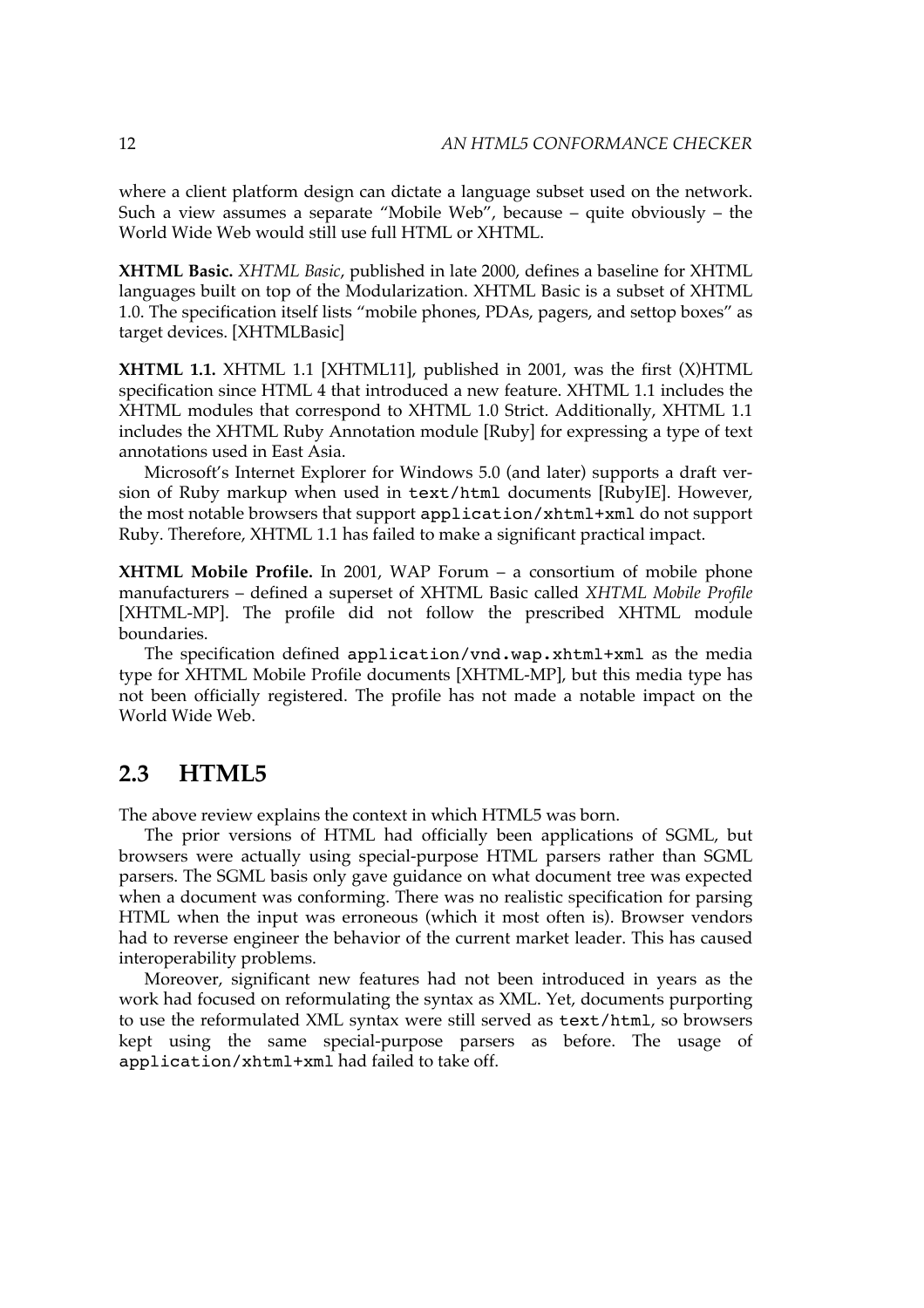where a client platform design can dictate a language subset used on the network. Such a view assumes a separate "Mobile Web", because – quite obviously – the World Wide Web would still use full HTML or XHTML.

**XHTML Basic.** *XHTML Basic*, published in late 2000, defines a baseline for XHTML languages built on top of the Modularization. XHTML Basic is a subset of XHTML 1.0. The specification itself lists "mobile phones, PDAs, pagers, and settop boxes" as target devices. [XHTMLBasic]

**XHTML 1.1.** XHTML 1.1 [XHTML11], published in 2001, was the first (X)HTML specification since HTML 4 that introduced a new feature. XHTML 1.1 includes the XHTML modules that correspond to XHTML 1.0 Strict. Additionally, XHTML 1.1 includes the XHTML Ruby Annotation module [Ruby] for expressing a type of text annotations used in East Asia.

Microsoft's Internet Explorer for Windows 5.0 (and later) supports a draft version of Ruby markup when used in `text/html` documents [RubyIE]. However, the most notable browsers that support `application/xhtml+xml` do not support Ruby. Therefore, XHTML 1.1 has failed to make a significant practical impact.

**XHTML Mobile Profile.** In 2001, WAP Forum – a consortium of mobile phone manufacturers – defined a superset of XHTML Basic called *XHTML Mobile Profile* [XHTML-MP]. The profile did not follow the prescribed XHTML module boundaries.

The specification defined `application/vnd.wap.xhtml+xml` as the media type for XHTML Mobile Profile documents [XHTML-MP], but this media type has not been officially registered. The profile has not made a notable impact on the World Wide Web.

## 2.3 HTML5

The above review explains the context in which HTML5 was born.

The prior versions of HTML had officially been applications of SGML, but browsers were actually using special-purpose HTML parsers rather than SGML parsers. The SGML basis only gave guidance on what document tree was expected when a document was conforming. There was no realistic specification for parsing HTML when the input was erroneous (which it most often is). Browser vendors had to reverse engineer the behavior of the current market leader. This has caused interoperability problems.

Moreover, significant new features had not been introduced in years as the work had focused on reformulating the syntax as XML. Yet, documents purporting to use the reformulated XML syntax were still served as `text/html`, so browsers kept using the same special-purpose parsers as before. The usage of `application/xhtml+xml` had failed to take off.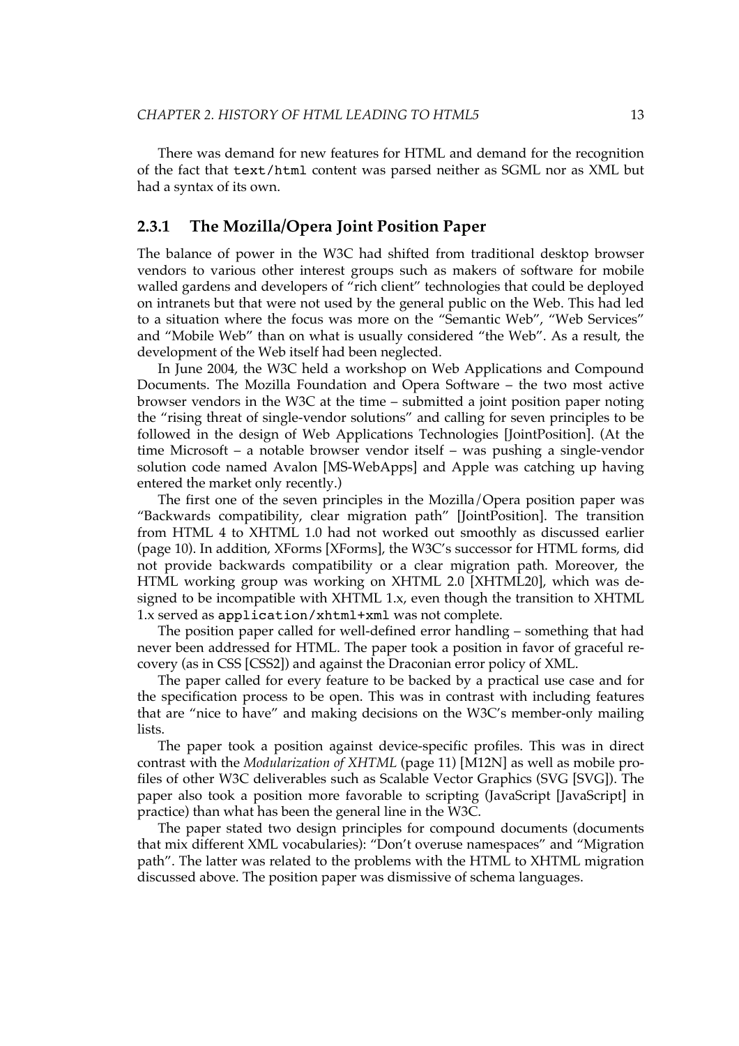There was demand for new features for HTML and demand for the recognition of the fact that `text/html` content was parsed neither as SGML nor as XML but had a syntax of its own.

### 2.3.1 The Mozilla/Opera Joint Position Paper

The balance of power in the W3C had shifted from traditional desktop browser vendors to various other interest groups such as makers of software for mobile walled gardens and developers of "rich client" technologies that could be deployed on intranets but that were not used by the general public on the Web. This had led to a situation where the focus was more on the "Semantic Web", "Web Services" and "Mobile Web" than on what is usually considered "the Web". As a result, the development of the Web itself had been neglected.

In June 2004, the W3C held a workshop on Web Applications and Compound Documents. The Mozilla Foundation and Opera Software – the two most active browser vendors in the W3C at the time – submitted a joint position paper noting the "rising threat of single-vendor solutions" and calling for seven principles to be followed in the design of Web Applications Technologies [JointPosition]. (At the time Microsoft – a notable browser vendor itself – was pushing a single-vendor solution code named Avalon [MS-WebApps] and Apple was catching up having entered the market only recently.)

The first one of the seven principles in the Mozilla/Opera position paper was "Backwards compatibility, clear migration path" [JointPosition]. The transition from HTML 4 to XHTML 1.0 had not worked out smoothly as discussed earlier (page 10). In addition, XForms [XForms], the W3C's successor for HTML forms, did not provide backwards compatibility or a clear migration path. Moreover, the HTML working group was working on XHTML 2.0 [XHTML20], which was designed to be incompatible with XHTML 1.x, even though the transition to XHTML 1.x served as `application/xhtml+xml` was not complete.

The position paper called for well-defined error handling – something that had never been addressed for HTML. The paper took a position in favor of graceful recovery (as in CSS [CSS2]) and against the Draconian error policy of XML.

The paper called for every feature to be backed by a practical use case and for the specification process to be open. This was in contrast with including features that are "nice to have" and making decisions on the W3C's member-only mailing lists.

The paper took a position against device-specific profiles. This was in direct contrast with the *Modularization of XHTML* (page 11) [M12N] as well as mobile profiles of other W3C deliverables such as Scalable Vector Graphics (SVG [SVG]). The paper also took a position more favorable to scripting (JavaScript [JavaScript] in practice) than what has been the general line in the W3C.

The paper stated two design principles for compound documents (documents that mix different XML vocabularies): "Don't overuse namespaces" and "Migration path". The latter was related to the problems with the HTML to XHTML migration discussed above. The position paper was dismissive of schema languages.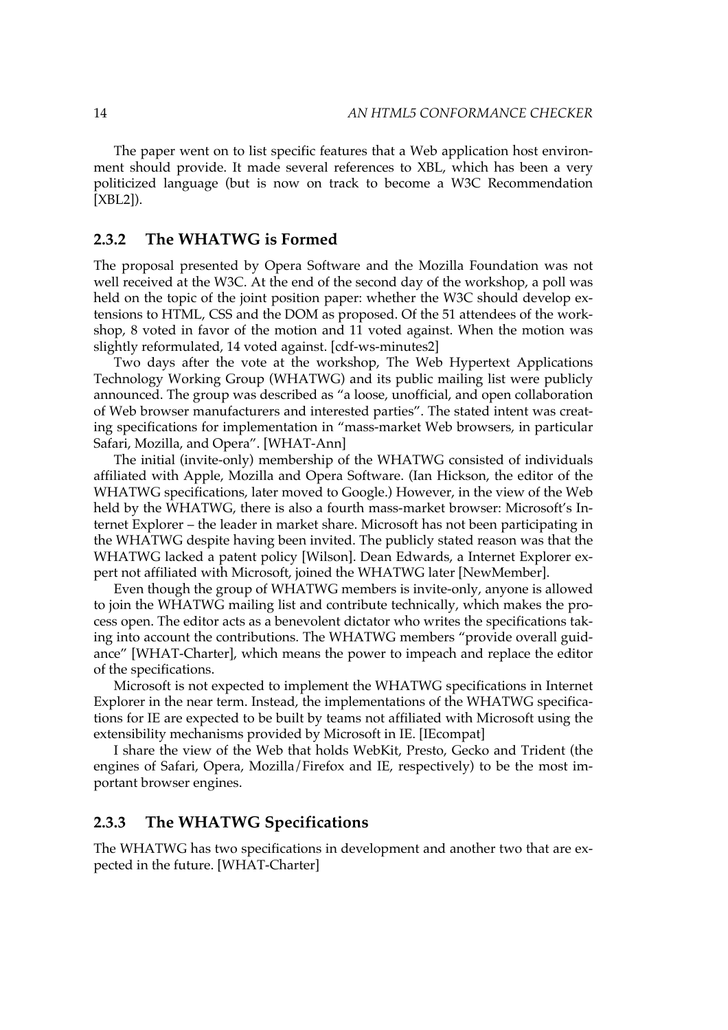The paper went on to list specific features that a Web application host environment should provide. It made several references to XBL, which has been a very politicized language (but is now on track to become a W3C Recommendation [XBL2]).

### 2.3.2 The WHATWG is Formed

The proposal presented by Opera Software and the Mozilla Foundation was not well received at the W3C. At the end of the second day of the workshop, a poll was held on the topic of the joint position paper: whether the W3C should develop extensions to HTML, CSS and the DOM as proposed. Of the 51 attendees of the workshop, 8 voted in favor of the motion and 11 voted against. When the motion was slightly reformulated, 14 voted against. [cdf-ws-minutes2]

Two days after the vote at the workshop, The Web Hypertext Applications Technology Working Group (WHATWG) and its public mailing list were publicly announced. The group was described as "a loose, unofficial, and open collaboration of Web browser manufacturers and interested parties". The stated intent was creating specifications for implementation in "mass-market Web browsers, in particular Safari, Mozilla, and Opera". [WHAT-Ann]

The initial (invite-only) membership of the WHATWG consisted of individuals affiliated with Apple, Mozilla and Opera Software. (Ian Hickson, the editor of the WHATWG specifications, later moved to Google.) However, in the view of the Web held by the WHATWG, there is also a fourth mass-market browser: Microsoft's Internet Explorer – the leader in market share. Microsoft has not been participating in the WHATWG despite having been invited. The publicly stated reason was that the WHATWG lacked a patent policy [Wilson]. Dean Edwards, a Internet Explorer expert not affiliated with Microsoft, joined the WHATWG later [NewMember].

Even though the group of WHATWG members is invite-only, anyone is allowed to join the WHATWG mailing list and contribute technically, which makes the process open. The editor acts as a benevolent dictator who writes the specifications taking into account the contributions. The WHATWG members "provide overall guidance" [WHAT-Charter], which means the power to impeach and replace the editor of the specifications.

Microsoft is not expected to implement the WHATWG specifications in Internet Explorer in the near term. Instead, the implementations of the WHATWG specifications for IE are expected to be built by teams not affiliated with Microsoft using the extensibility mechanisms provided by Microsoft in IE. [IEcompat]

I share the view of the Web that holds WebKit, Presto, Gecko and Trident (the engines of Safari, Opera, Mozilla/Firefox and IE, respectively) to be the most important browser engines.

### 2.3.3 The WHATWG Specifications

The WHATWG has two specifications in development and another two that are expected in the future. [WHAT-Charter]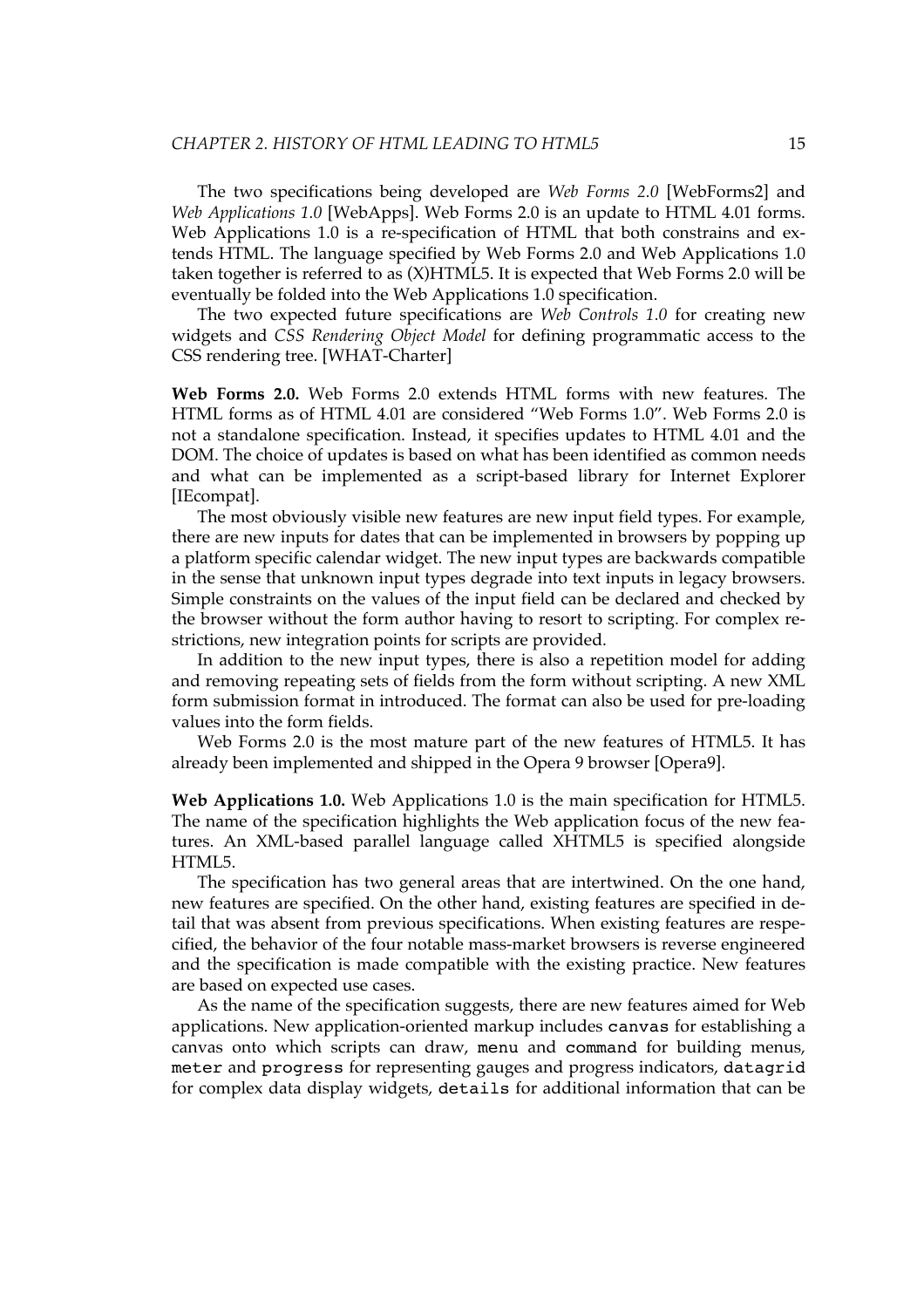The two specifications being developed are *Web Forms 2.0* [WebForms2] and *Web Applications 1.0* [WebApps]. Web Forms 2.0 is an update to HTML 4.01 forms. Web Applications 1.0 is a re-specification of HTML that both constrains and extends HTML. The language specified by Web Forms 2.0 and Web Applications 1.0 taken together is referred to as (X)HTML5. It is expected that Web Forms 2.0 will be eventually be folded into the Web Applications 1.0 specification.

The two expected future specifications are *Web Controls 1.0* for creating new widgets and *CSS Rendering Object Model* for defining programmatic access to the CSS rendering tree. [WHAT-Charter]

**Web Forms 2.0.** Web Forms 2.0 extends HTML forms with new features. The HTML forms as of HTML 4.01 are considered "Web Forms 1.0". Web Forms 2.0 is not a standalone specification. Instead, it specifies updates to HTML 4.01 and the DOM. The choice of updates is based on what has been identified as common needs and what can be implemented as a script-based library for Internet Explorer [IEcompat].

The most obviously visible new features are new input field types. For example, there are new inputs for dates that can be implemented in browsers by popping up a platform specific calendar widget. The new input types are backwards compatible in the sense that unknown input types degrade into text inputs in legacy browsers. Simple constraints on the values of the input field can be declared and checked by the browser without the form author having to resort to scripting. For complex restrictions, new integration points for scripts are provided.

In addition to the new input types, there is also a repetition model for adding and removing repeating sets of fields from the form without scripting. A new XML form submission format in introduced. The format can also be used for pre-loading values into the form fields.

Web Forms 2.0 is the most mature part of the new features of HTML5. It has already been implemented and shipped in the Opera 9 browser [Opera9].

**Web Applications 1.0.** Web Applications 1.0 is the main specification for HTML5. The name of the specification highlights the Web application focus of the new features. An XML-based parallel language called XHTML5 is specified alongside HTML5.

The specification has two general areas that are intertwined. On the one hand, new features are specified. On the other hand, existing features are specified in detail that was absent from previous specifications. When existing features are respecified, the behavior of the four notable mass-market browsers is reverse engineered and the specification is made compatible with the existing practice. New features are based on expected use cases.

As the name of the specification suggests, there are new features aimed for Web applications. New application-oriented markup includes `canvas` for establishing a canvas onto which scripts can draw, `menu` and `command` for building menus, `meter` and `progress` for representing gauges and progress indicators, `datagrid` for complex data display widgets, `details` for additional information that can be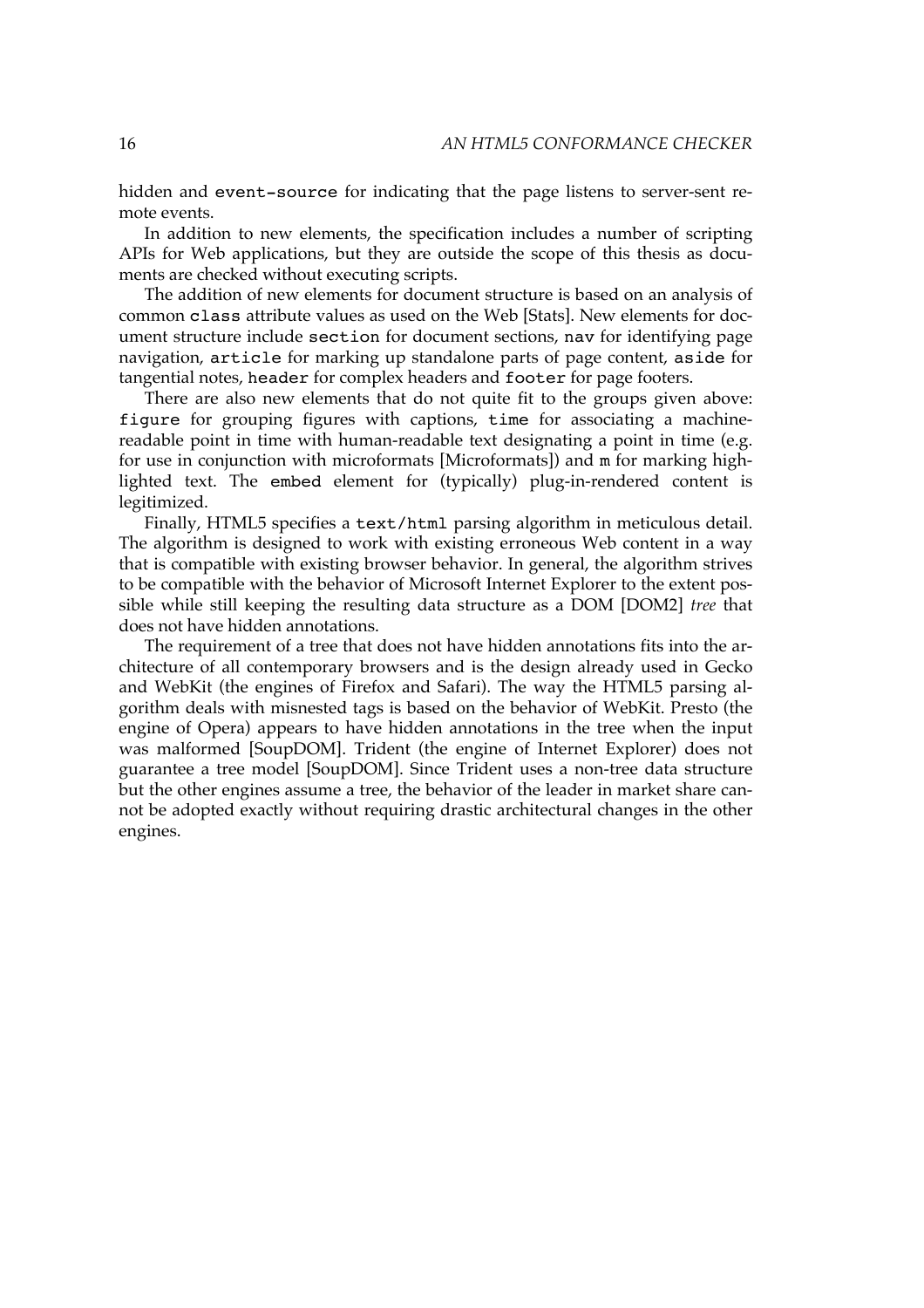hidden and `event-source` for indicating that the page listens to server-sent remote events.

In addition to new elements, the specification includes a number of scripting APIs for Web applications, but they are outside the scope of this thesis as documents are checked without executing scripts.

The addition of new elements for document structure is based on an analysis of common `class` attribute values as used on the Web [Stats]. New elements for document structure include `section` for document sections, `nav` for identifying page navigation, `article` for marking up standalone parts of page content, `aside` for tangential notes, `header` for complex headers and `footer` for page footers.

There are also new elements that do not quite fit to the groups given above: `figure` for grouping figures with captions, `time` for associating a machine-readable point in time with human-readable text designating a point in time (e.g. for use in conjunction with microformats [Microformats]) and `m` for marking highlighted text. The `embed` element for (typically) plug-in-rendered content is legitimized.

Finally, HTML5 specifies a `text/html` parsing algorithm in meticulous detail. The algorithm is designed to work with existing erroneous Web content in a way that is compatible with existing browser behavior. In general, the algorithm strives to be compatible with the behavior of Microsoft Internet Explorer to the extent possible while still keeping the resulting data structure as a DOM [DOM2] *tree* that does not have hidden annotations.

The requirement of a tree that does not have hidden annotations fits into the architecture of all contemporary browsers and is the design already used in Gecko and WebKit (the engines of Firefox and Safari). The way the HTML5 parsing algorithm deals with misnested tags is based on the behavior of WebKit. Presto (the engine of Opera) appears to have hidden annotations in the tree when the input was malformed [SoupDOM]. Trident (the engine of Internet Explorer) does not guarantee a tree model [SoupDOM]. Since Trident uses a non-tree data structure but the other engines assume a tree, the behavior of the leader in market share cannot be adopted exactly without requiring drastic architectural changes in the other engines.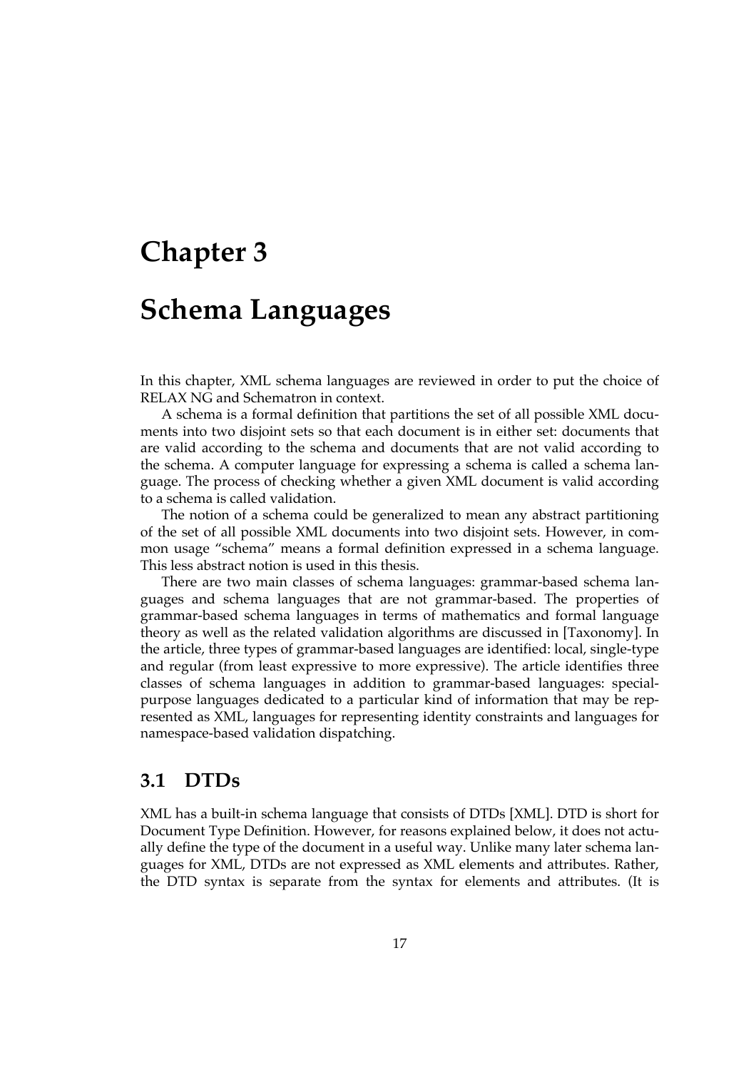# Chapter 3

# Schema Languages

In this chapter, XML schema languages are reviewed in order to put the choice of RELAX NG and Schematron in context.

A schema is a formal definition that partitions the set of all possible XML documents into two disjoint sets so that each document is in either set: documents that are valid according to the schema and documents that are not valid according to the schema. A computer language for expressing a schema is called a schema language. The process of checking whether a given XML document is valid according to a schema is called validation.

The notion of a schema could be generalized to mean any abstract partitioning of the set of all possible XML documents into two disjoint sets. However, in common usage "schema" means a formal definition expressed in a schema language. This less abstract notion is used in this thesis.

There are two main classes of schema languages: grammar-based schema languages and schema languages that are not grammar-based. The properties of grammar-based schema languages in terms of mathematics and formal language theory as well as the related validation algorithms are discussed in [Taxonomy]. In the article, three types of grammar-based languages are identified: local, single-type and regular (from least expressive to more expressive). The article identifies three classes of schema languages in addition to grammar-based languages: special-purpose languages dedicated to a particular kind of information that may be represented as XML, languages for representing identity constraints and languages for namespace-based validation dispatching.

## 3.1 DTDs

XML has a built-in schema language that consists of DTDs [XML]. DTD is short for Document Type Definition. However, for reasons explained below, it does not actually define the type of the document in a useful way. Unlike many later schema languages for XML, DTDs are not expressed as XML elements and attributes. Rather, the DTD syntax is separate from the syntax for elements and attributes. (It is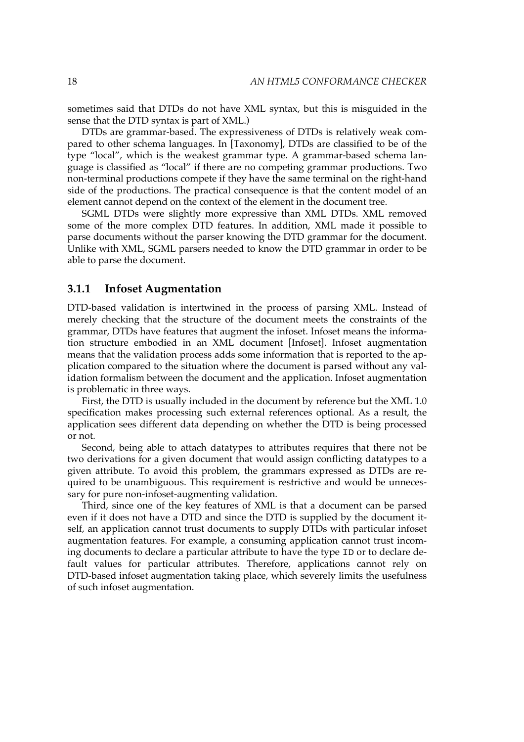sometimes said that DTDs do not have XML syntax, but this is misguided in the sense that the DTD syntax is part of XML.)

DTDs are grammar-based. The expressiveness of DTDs is relatively weak compared to other schema languages. In [Taxonomy], DTDs are classified to be of the type "local", which is the weakest grammar type. A grammar-based schema language is classified as "local" if there are no competing grammar productions. Two non-terminal productions compete if they have the same terminal on the right-hand side of the productions. The practical consequence is that the content model of an element cannot depend on the context of the element in the document tree.

SGML DTDs were slightly more expressive than XML DTDs. XML removed some of the more complex DTD features. In addition, XML made it possible to parse documents without the parser knowing the DTD grammar for the document. Unlike with XML, SGML parsers needed to know the DTD grammar in order to be able to parse the document.

### 3.1.1 Infoset Augmentation

DTD-based validation is intertwined in the process of parsing XML. Instead of merely checking that the structure of the document meets the constraints of the grammar, DTDs have features that augment the infoset. Infoset means the information structure embodied in an XML document [Infoset]. Infoset augmentation means that the validation process adds some information that is reported to the application compared to the situation where the document is parsed without any validation formalism between the document and the application. Infoset augmentation is problematic in three ways.

First, the DTD is usually included in the document by reference but the XML 1.0 specification makes processing such external references optional. As a result, the application sees different data depending on whether the DTD is being processed or not.

Second, being able to attach datatypes to attributes requires that there not be two derivations for a given document that would assign conflicting datatypes to a given attribute. To avoid this problem, the grammars expressed as DTDs are required to be unambiguous. This requirement is restrictive and would be unnecessary for pure non-infoset-augmenting validation.

Third, since one of the key features of XML is that a document can be parsed even if it does not have a DTD and since the DTD is supplied by the document itself, an application cannot trust documents to supply DTDs with particular infoset augmentation features. For example, a consuming application cannot trust incoming documents to declare a particular attribute to have the type `ID` or to declare default values for particular attributes. Therefore, applications cannot rely on DTD-based infoset augmentation taking place, which severely limits the usefulness of such infoset augmentation.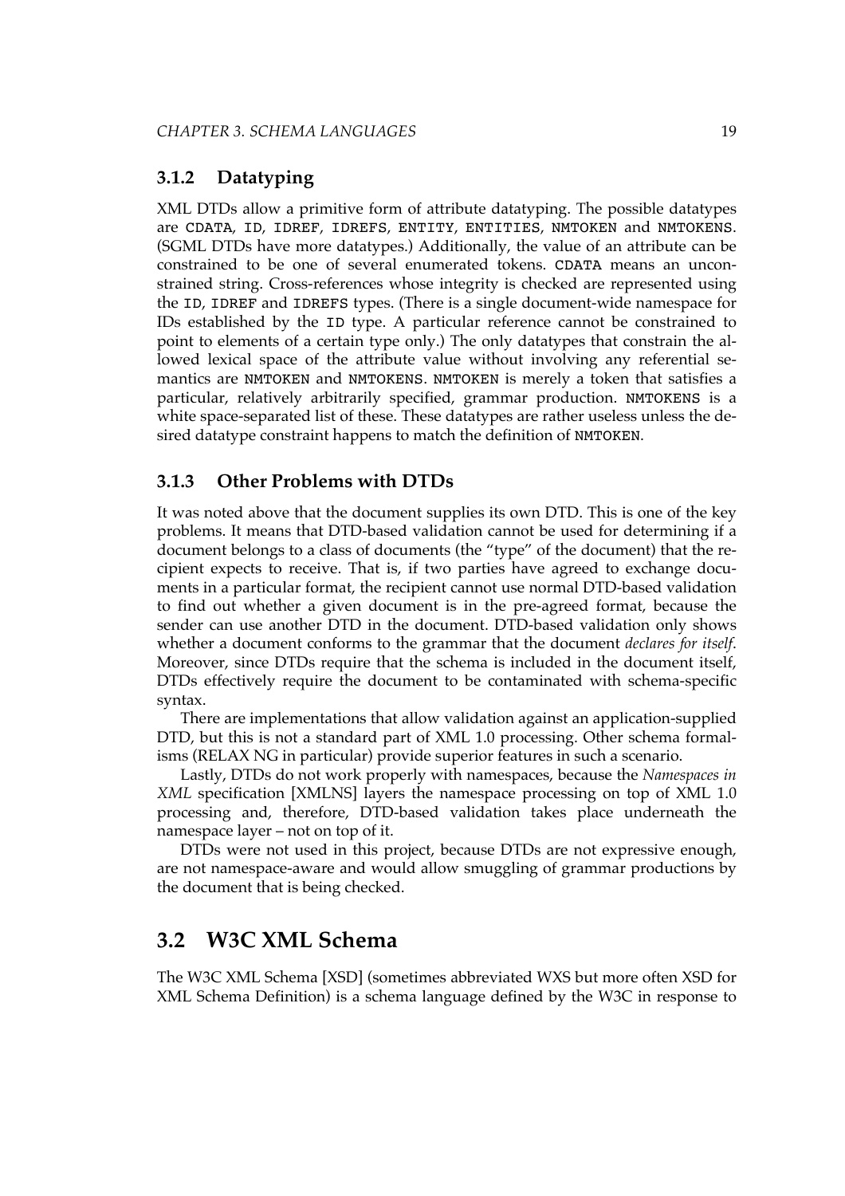### 3.1.2 Datatyping

XML DTDs allow a primitive form of attribute datatyping. The possible datatypes are `CDATA`, `ID`, `IDREF`, `IDREFS`, `ENTITY`, `ENTITIES`, `NMTOKEN` and `NMTOKENS`. (SGML DTDs have more datatypes.) Additionally, the value of an attribute can be constrained to be one of several enumerated tokens. `CDATA` means an unconstrained string. Cross-references whose integrity is checked are represented using the `ID`, `IDREF` and `IDREFS` types. (There is a single document-wide namespace for IDs established by the `ID` type. A particular reference cannot be constrained to point to elements of a certain type only.) The only datatypes that constrain the allowed lexical space of the attribute value without involving any referential semantics are `NMTOKEN` and `NMTOKENS`. `NMTOKEN` is merely a token that satisfies a particular, relatively arbitrarily specified, grammar production. `NMTOKENS` is a white space-separated list of these. These datatypes are rather useless unless the desired datatype constraint happens to match the definition of `NMTOKEN`.

### 3.1.3 Other Problems with DTDs

It was noted above that the document supplies its own DTD. This is one of the key problems. It means that DTD-based validation cannot be used for determining if a document belongs to a class of documents (the "type" of the document) that the recipient expects to receive. That is, if two parties have agreed to exchange documents in a particular format, the recipient cannot use normal DTD-based validation to find out whether a given document is in the pre-agreed format, because the sender can use another DTD in the document. DTD-based validation only shows whether a document conforms to the grammar that the document *declares for itself*. Moreover, since DTDs require that the schema is included in the document itself, DTDs effectively require the document to be contaminated with schema-specific syntax.

There are implementations that allow validation against an application-supplied DTD, but this is not a standard part of XML 1.0 processing. Other schema formalisms (RELAX NG in particular) provide superior features in such a scenario.

Lastly, DTDs do not work properly with namespaces, because the *Namespaces in XML* specification [XMLNS] layers the namespace processing on top of XML 1.0 processing and, therefore, DTD-based validation takes place underneath the namespace layer – not on top of it.

DTDs were not used in this project, because DTDs are not expressive enough, are not namespace-aware and would allow smuggling of grammar productions by the document that is being checked.

## 3.2 W3C XML Schema

The W3C XML Schema [XSD] (sometimes abbreviated WXS but more often XSD for XML Schema Definition) is a schema language defined by the W3C in response to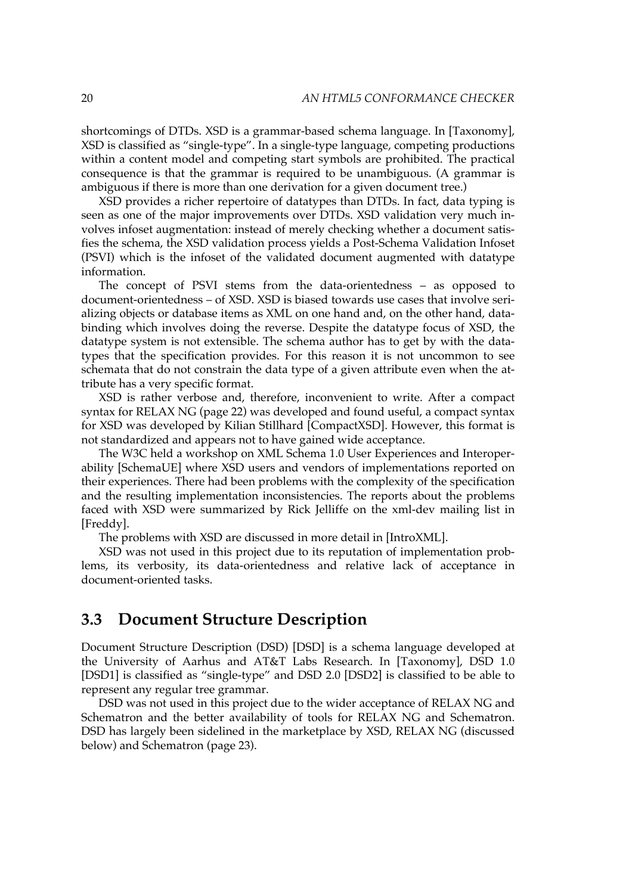shortcomings of DTDs. XSD is a grammar-based schema language. In [Taxonomy], XSD is classified as "single-type". In a single-type language, competing productions within a content model and competing start symbols are prohibited. The practical consequence is that the grammar is required to be unambiguous. (A grammar is ambiguous if there is more than one derivation for a given document tree.)

XSD provides a richer repertoire of datatypes than DTDs. In fact, data typing is seen as one of the major improvements over DTDs. XSD validation very much involves infoset augmentation: instead of merely checking whether a document satisfies the schema, the XSD validation process yields a Post-Schema Validation Infoset (PSVI) which is the infoset of the validated document augmented with datatype information.

The concept of PSVI stems from the data-orientedness – as opposed to document-orientedness – of XSD. XSD is biased towards use cases that involve serializing objects or database items as XML on one hand and, on the other hand, databinding which involves doing the reverse. Despite the datatype focus of XSD, the datatype system is not extensible. The schema author has to get by with the datatypes that the specification provides. For this reason it is not uncommon to see schemata that do not constrain the data type of a given attribute even when the attribute has a very specific format.

XSD is rather verbose and, therefore, inconvenient to write. After a compact syntax for RELAX NG (page 22) was developed and found useful, a compact syntax for XSD was developed by Kilian Stillhard [CompactXSD]. However, this format is not standardized and appears not to have gained wide acceptance.

The W3C held a workshop on XML Schema 1.0 User Experiences and Interoperability [SchemaUE] where XSD users and vendors of implementations reported on their experiences. There had been problems with the complexity of the specification and the resulting implementation inconsistencies. The reports about the problems faced with XSD were summarized by Rick Jelliffe on the xml-dev mailing list in [Freddy].

The problems with XSD are discussed in more detail in [IntroXML].

XSD was not used in this project due to its reputation of implementation problems, its verbosity, its data-orientedness and relative lack of acceptance in document-oriented tasks.

## 3.3 Document Structure Description

Document Structure Description (DSD) [DSD] is a schema language developed at the University of Aarhus and AT&T Labs Research. In [Taxonomy], DSD 1.0 [DSD1] is classified as "single-type" and DSD 2.0 [DSD2] is classified to be able to represent any regular tree grammar.

DSD was not used in this project due to the wider acceptance of RELAX NG and Schematron and the better availability of tools for RELAX NG and Schematron. DSD has largely been sidelined in the marketplace by XSD, RELAX NG (discussed below) and Schematron (page 23).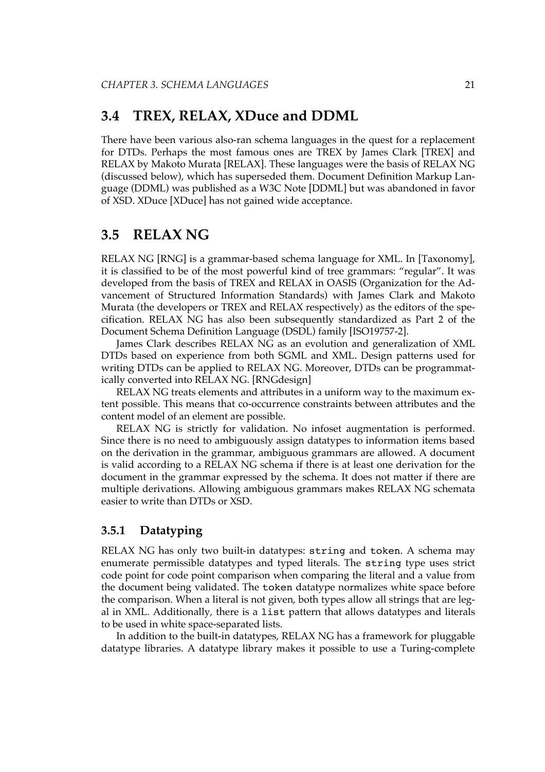## 3.4 TREX, RELAX, XDuce and DDML

There have been various also-ran schema languages in the quest for a replacement for DTDs. Perhaps the most famous ones are TREX by James Clark [TREX] and RELAX by Makoto Murata [RELAX]. These languages were the basis of RELAX NG (discussed below), which has superseded them. Document Definition Markup Language (DDML) was published as a W3C Note [DDML] but was abandoned in favor of XSD. XDuce [XDuce] has not gained wide acceptance.

## 3.5 RELAX NG

RELAX NG [RNG] is a grammar-based schema language for XML. In [Taxonomy], it is classified to be of the most powerful kind of tree grammars: "regular". It was developed from the basis of TREX and RELAX in OASIS (Organization for the Advancement of Structured Information Standards) with James Clark and Makoto Murata (the developers or TREX and RELAX respectively) as the editors of the specification. RELAX NG has also been subsequently standardized as Part 2 of the Document Schema Definition Language (DSDL) family [ISO19757-2].

James Clark describes RELAX NG as an evolution and generalization of XML DTDs based on experience from both SGML and XML. Design patterns used for writing DTDs can be applied to RELAX NG. Moreover, DTDs can be programmatically converted into RELAX NG. [RNGdesign]

RELAX NG treats elements and attributes in a uniform way to the maximum extent possible. This means that co-occurrence constraints between attributes and the content model of an element are possible.

RELAX NG is strictly for validation. No infoset augmentation is performed. Since there is no need to ambiguously assign datatypes to information items based on the derivation in the grammar, ambiguous grammars are allowed. A document is valid according to a RELAX NG schema if there is at least one derivation for the document in the grammar expressed by the schema. It does not matter if there are multiple derivations. Allowing ambiguous grammars makes RELAX NG schemata easier to write than DTDs or XSD.

### 3.5.1 Datatyping

RELAX NG has only two built-in datatypes: `string` and `token`. A schema may enumerate permissible datatypes and typed literals. The `string` type uses strict code point for code point comparison when comparing the literal and a value from the document being validated. The `token` datatype normalizes white space before the comparison. When a literal is not given, both types allow all strings that are legal in XML. Additionally, there is a `list` pattern that allows datatypes and literals to be used in white space-separated lists.

In addition to the built-in datatypes, RELAX NG has a framework for pluggable datatype libraries. A datatype library makes it possible to use a Turing-complete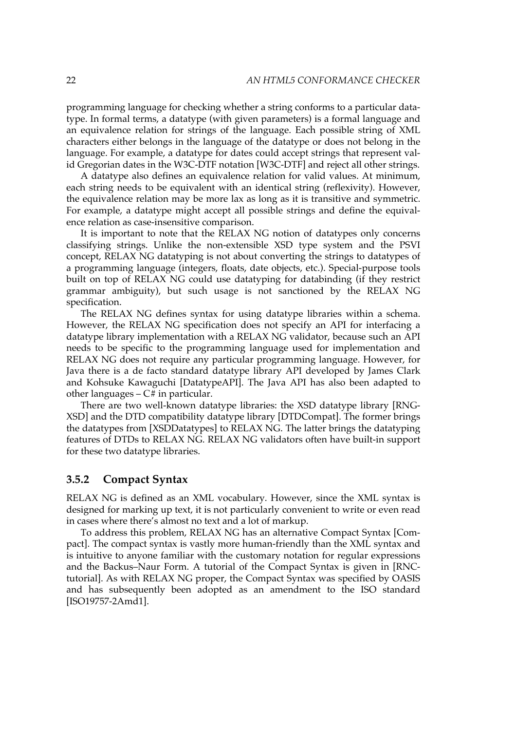programming language for checking whether a string conforms to a particular datatype. In formal terms, a datatype (with given parameters) is a formal language and an equivalence relation for strings of the language. Each possible string of XML characters either belongs in the language of the datatype or does not belong in the language. For example, a datatype for dates could accept strings that represent valid Gregorian dates in the W3C-DTF notation [W3C-DTF] and reject all other strings.

A datatype also defines an equivalence relation for valid values. At minimum, each string needs to be equivalent with an identical string (reflexivity). However, the equivalence relation may be more lax as long as it is transitive and symmetric. For example, a datatype might accept all possible strings and define the equivalence relation as case-insensitive comparison.

It is important to note that the RELAX NG notion of datatypes only concerns classifying strings. Unlike the non-extensible XSD type system and the PSVI concept, RELAX NG datatyping is not about converting the strings to datatypes of a programming language (integers, floats, date objects, etc.). Special-purpose tools built on top of RELAX NG could use datatyping for databinding (if they restrict grammar ambiguity), but such usage is not sanctioned by the RELAX NG specification.

The RELAX NG defines syntax for using datatype libraries within a schema. However, the RELAX NG specification does not specify an API for interfacing a datatype library implementation with a RELAX NG validator, because such an API needs to be specific to the programming language used for implementation and RELAX NG does not require any particular programming language. However, for Java there is a de facto standard datatype library API developed by James Clark and Kohsuke Kawaguchi [DatatypeAPI]. The Java API has also been adapted to other languages – C# in particular.

There are two well-known datatype libraries: the XSD datatype library [RNG-XSD] and the DTD compatibility datatype library [DTDCompat]. The former brings the datatypes from [XSDDatatypes] to RELAX NG. The latter brings the datatyping features of DTDs to RELAX NG. RELAX NG validators often have built-in support for these two datatype libraries.

### 3.5.2 Compact Syntax

RELAX NG is defined as an XML vocabulary. However, since the XML syntax is designed for marking up text, it is not particularly convenient to write or even read in cases where there's almost no text and a lot of markup.

To address this problem, RELAX NG has an alternative Compact Syntax [Compact]. The compact syntax is vastly more human-friendly than the XML syntax and is intuitive to anyone familiar with the customary notation for regular expressions and the Backus–Naur Form. A tutorial of the Compact Syntax is given in [RNC-tutorial]. As with RELAX NG proper, the Compact Syntax was specified by OASIS and has subsequently been adopted as an amendment to the ISO standard [ISO19757-2Amd1].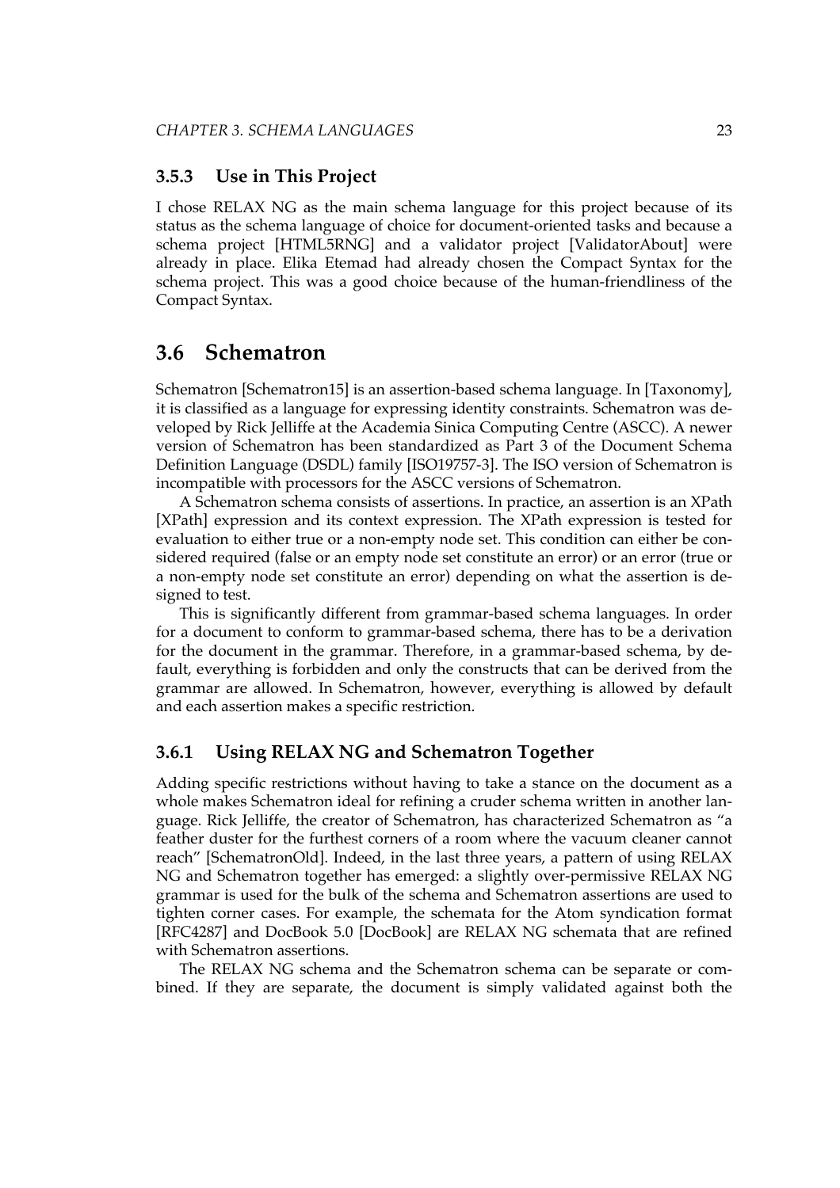### 3.5.3 Use in This Project

I chose RELAX NG as the main schema language for this project because of its status as the schema language of choice for document-oriented tasks and because a schema project [HTML5RNG] and a validator project [ValidatorAbout] were already in place. Elika Etemad had already chosen the Compact Syntax for the schema project. This was a good choice because of the human-friendliness of the Compact Syntax.

## 3.6 Schematron

Schematron [Schematron15] is an assertion-based schema language. In [Taxonomy], it is classified as a language for expressing identity constraints. Schematron was developed by Rick Jelliffe at the Academia Sinica Computing Centre (ASCC). A newer version of Schematron has been standardized as Part 3 of the Document Schema Definition Language (DSDL) family [ISO19757-3]. The ISO version of Schematron is incompatible with processors for the ASCC versions of Schematron.

A Schematron schema consists of assertions. In practice, an assertion is an XPath [XPath] expression and its context expression. The XPath expression is tested for evaluation to either true or a non-empty node set. This condition can either be considered required (false or an empty node set constitute an error) or an error (true or a non-empty node set constitute an error) depending on what the assertion is designed to test.

This is significantly different from grammar-based schema languages. In order for a document to conform to grammar-based schema, there has to be a derivation for the document in the grammar. Therefore, in a grammar-based schema, by default, everything is forbidden and only the constructs that can be derived from the grammar are allowed. In Schematron, however, everything is allowed by default and each assertion makes a specific restriction.

### 3.6.1 Using RELAX NG and Schematron Together

Adding specific restrictions without having to take a stance on the document as a whole makes Schematron ideal for refining a cruder schema written in another language. Rick Jelliffe, the creator of Schematron, has characterized Schematron as "a feather duster for the furthest corners of a room where the vacuum cleaner cannot reach" [SchematronOld]. Indeed, in the last three years, a pattern of using RELAX NG and Schematron together has emerged: a slightly over-permissive RELAX NG grammar is used for the bulk of the schema and Schematron assertions are used to tighten corner cases. For example, the schemata for the Atom syndication format [RFC4287] and DocBook 5.0 [DocBook] are RELAX NG schemata that are refined with Schematron assertions.

The RELAX NG schema and the Schematron schema can be separate or combined. If they are separate, the document is simply validated against both the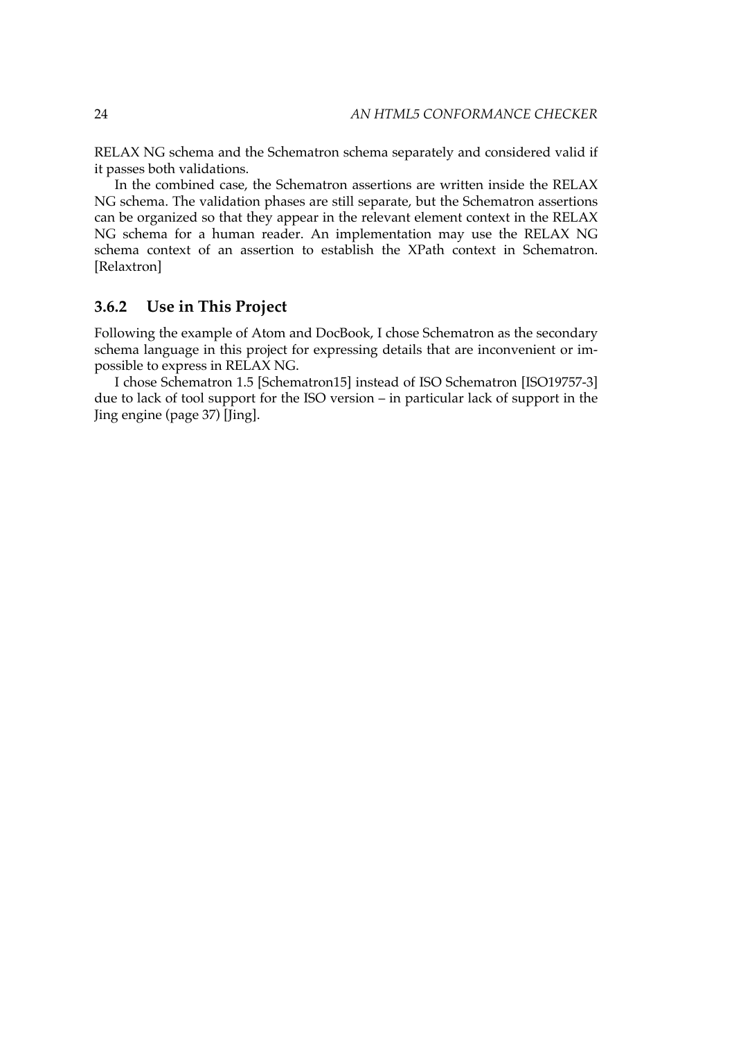RELAX NG schema and the Schematron schema separately and considered valid if it passes both validations.

In the combined case, the Schematron assertions are written inside the RELAX NG schema. The validation phases are still separate, but the Schematron assertions can be organized so that they appear in the relevant element context in the RELAX NG schema for a human reader. An implementation may use the RELAX NG schema context of an assertion to establish the XPath context in Schematron. [Relaxtron]

### 3.6.2 Use in This Project

Following the example of Atom and DocBook, I chose Schematron as the secondary schema language in this project for expressing details that are inconvenient or impossible to express in RELAX NG.

I chose Schematron 1.5 [Schematron15] instead of ISO Schematron [ISO19757-3] due to lack of tool support for the ISO version – in particular lack of support in the Jing engine (page 37) [Jing].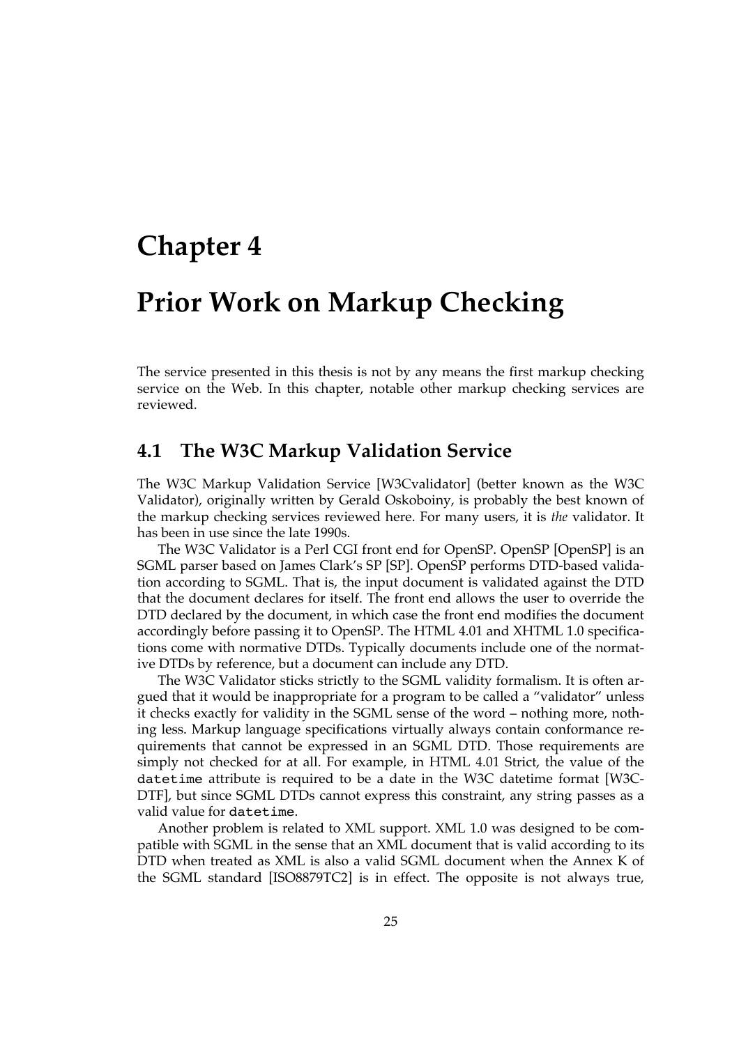# Chapter 4

# Prior Work on Markup Checking

The service presented in this thesis is not by any means the first markup checking service on the Web. In this chapter, notable other markup checking services are reviewed.

## 4.1 The W3C Markup Validation Service

The W3C Markup Validation Service [W3Cvalidator] (better known as the W3C Validator), originally written by Gerald Oskoboiny, is probably the best known of the markup checking services reviewed here. For many users, it is *the* validator. It has been in use since the late 1990s.

The W3C Validator is a Perl CGI front end for OpenSP. OpenSP [OpenSP] is an SGML parser based on James Clark's SP [SP]. OpenSP performs DTD-based validation according to SGML. That is, the input document is validated against the DTD that the document declares for itself. The front end allows the user to override the DTD declared by the document, in which case the front end modifies the document accordingly before passing it to OpenSP. The HTML 4.01 and XHTML 1.0 specifications come with normative DTDs. Typically documents include one of the normative DTDs by reference, but a document can include any DTD.

The W3C Validator sticks strictly to the SGML validity formalism. It is often argued that it would be inappropriate for a program to be called a "validator" unless it checks exactly for validity in the SGML sense of the word – nothing more, nothing less. Markup language specifications virtually always contain conformance requirements that cannot be expressed in an SGML DTD. Those requirements are simply not checked for at all. For example, in HTML 4.01 Strict, the value of the `datetime` attribute is required to be a date in the W3C datetime format [W3C-DTF], but since SGML DTDs cannot express this constraint, any string passes as a valid value for `datetime`.

Another problem is related to XML support. XML 1.0 was designed to be compatible with SGML in the sense that an XML document that is valid according to its DTD when treated as XML is also a valid SGML document when the Annex K of the SGML standard [ISO8879TC2] is in effect. The opposite is not always true,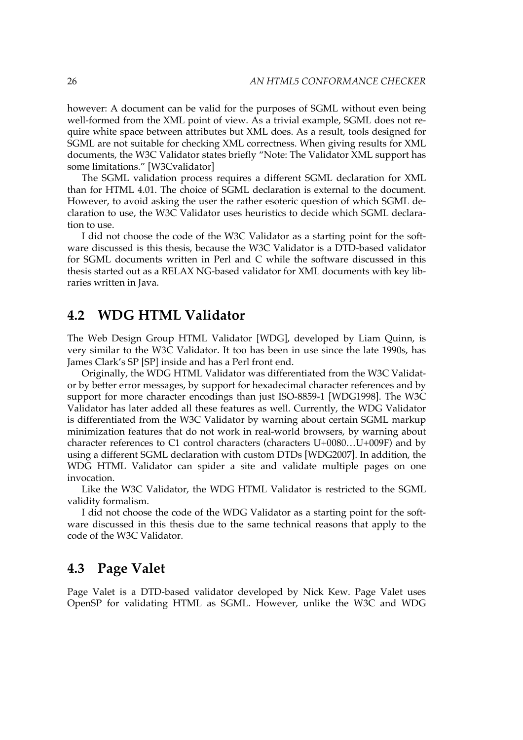however: A document can be valid for the purposes of SGML without even being well-formed from the XML point of view. As a trivial example, SGML does not require white space between attributes but XML does. As a result, tools designed for SGML are not suitable for checking XML correctness. When giving results for XML documents, the W3C Validator states briefly "Note: The Validator XML support has some limitations." [W3Cvalidator]

The SGML validation process requires a different SGML declaration for XML than for HTML 4.01. The choice of SGML declaration is external to the document. However, to avoid asking the user the rather esoteric question of which SGML declaration to use, the W3C Validator uses heuristics to decide which SGML declaration to use.

I did not choose the code of the W3C Validator as a starting point for the software discussed is this thesis, because the W3C Validator is a DTD-based validator for SGML documents written in Perl and C while the software discussed in this thesis started out as a RELAX NG-based validator for XML documents with key libraries written in Java.

## 4.2 WDG HTML Validator

The Web Design Group HTML Validator [WDG], developed by Liam Quinn, is very similar to the W3C Validator. It too has been in use since the late 1990s, has James Clark's SP [SP] inside and has a Perl front end.

Originally, the WDG HTML Validator was differentiated from the W3C Validator by better error messages, by support for hexadecimal character references and by support for more character encodings than just ISO-8859-1 [WDG1998]. The W3C Validator has later added all these features as well. Currently, the WDG Validator is differentiated from the W3C Validator by warning about certain SGML markup minimization features that do not work in real-world browsers, by warning about character references to C1 control characters (characters U+0080…U+009F) and by using a different SGML declaration with custom DTDs [WDG2007]. In addition, the WDG HTML Validator can spider a site and validate multiple pages on one invocation.

Like the W3C Validator, the WDG HTML Validator is restricted to the SGML validity formalism.

I did not choose the code of the WDG Validator as a starting point for the software discussed in this thesis due to the same technical reasons that apply to the code of the W3C Validator.

## 4.3 Page Valet

Page Valet is a DTD-based validator developed by Nick Kew. Page Valet uses OpenSP for validating HTML as SGML. However, unlike the W3C and WDG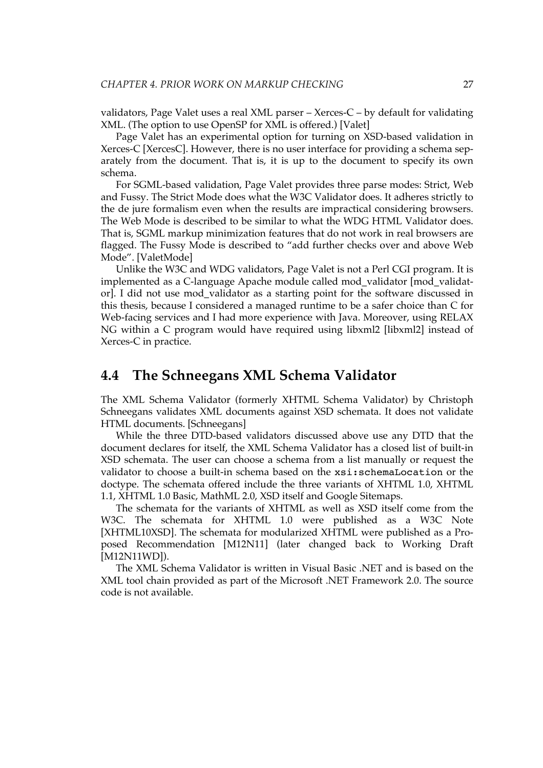validators, Page Valet uses a real XML parser – Xerces-C – by default for validating XML. (The option to use OpenSP for XML is offered.) [Valet]

Page Valet has an experimental option for turning on XSD-based validation in Xerces-C [XercesC]. However, there is no user interface for providing a schema separately from the document. That is, it is up to the document to specify its own schema.

For SGML-based validation, Page Valet provides three parse modes: Strict, Web and Fussy. The Strict Mode does what the W3C Validator does. It adheres strictly to the de jure formalism even when the results are impractical considering browsers. The Web Mode is described to be similar to what the WDG HTML Validator does. That is, SGML markup minimization features that do not work in real browsers are flagged. The Fussy Mode is described to "add further checks over and above Web Mode". [ValetMode]

Unlike the W3C and WDG validators, Page Valet is not a Perl CGI program. It is implemented as a C-language Apache module called mod_validator [mod_validator]. I did not use mod_validator as a starting point for the software discussed in this thesis, because I considered a managed runtime to be a safer choice than C for Web-facing services and I had more experience with Java. Moreover, using RELAX NG within a C program would have required using libxml2 [libxml2] instead of Xerces-C in practice.

## 4.4 The Schneegans XML Schema Validator

The XML Schema Validator (formerly XHTML Schema Validator) by Christoph Schneegans validates XML documents against XSD schemata. It does not validate HTML documents. [Schneegans]

While the three DTD-based validators discussed above use any DTD that the document declares for itself, the XML Schema Validator has a closed list of built-in XSD schemata. The user can choose a schema from a list manually or request the validator to choose a built-in schema based on the `xsi:schemaLocation` or the doctype. The schemata offered include the three variants of XHTML 1.0, XHTML 1.1, XHTML 1.0 Basic, MathML 2.0, XSD itself and Google Sitemaps.

The schemata for the variants of XHTML as well as XSD itself come from the W3C. The schemata for XHTML 1.0 were published as a W3C Note [XHTML10XSD]. The schemata for modularized XHTML were published as a Proposed Recommendation [M12N11] (later changed back to Working Draft [M12N11WD]).

The XML Schema Validator is written in Visual Basic .NET and is based on the XML tool chain provided as part of the Microsoft .NET Framework 2.0. The source code is not available.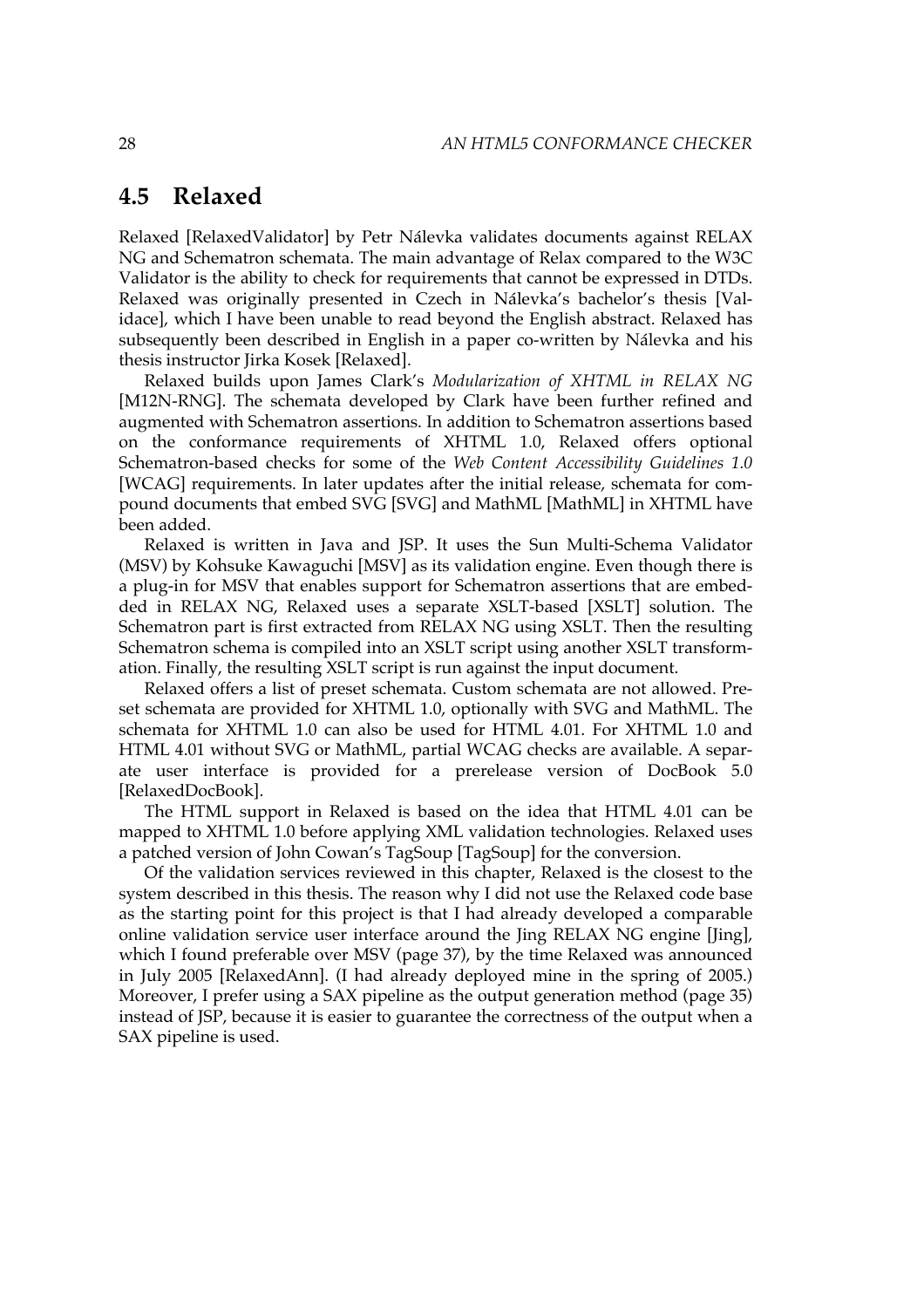## 4.5 Relaxed

Relaxed [RelaxedValidator] by Petr Nálevka validates documents against RELAX NG and Schematron schemata. The main advantage of Relax compared to the W3C Validator is the ability to check for requirements that cannot be expressed in DTDs. Relaxed was originally presented in Czech in Nálevka's bachelor's thesis [Validace], which I have been unable to read beyond the English abstract. Relaxed has subsequently been described in English in a paper co-written by Nálevka and his thesis instructor Jirka Kosek [Relaxed].

Relaxed builds upon James Clark's *Modularization of XHTML in RELAX NG* [M12N-RNG]. The schemata developed by Clark have been further refined and augmented with Schematron assertions. In addition to Schematron assertions based on the conformance requirements of XHTML 1.0, Relaxed offers optional Schematron-based checks for some of the *Web Content Accessibility Guidelines 1.0* [WCAG] requirements. In later updates after the initial release, schemata for compound documents that embed SVG [SVG] and MathML [MathML] in XHTML have been added.

Relaxed is written in Java and JSP. It uses the Sun Multi-Schema Validator (MSV) by Kohsuke Kawaguchi [MSV] as its validation engine. Even though there is a plug-in for MSV that enables support for Schematron assertions that are embedded in RELAX NG, Relaxed uses a separate XSLT-based [XSLT] solution. The Schematron part is first extracted from RELAX NG using XSLT. Then the resulting Schematron schema is compiled into an XSLT script using another XSLT transformation. Finally, the resulting XSLT script is run against the input document.

Relaxed offers a list of preset schemata. Custom schemata are not allowed. Preset schemata are provided for XHTML 1.0, optionally with SVG and MathML. The schemata for XHTML 1.0 can also be used for HTML 4.01. For XHTML 1.0 and HTML 4.01 without SVG or MathML, partial WCAG checks are available. A separate user interface is provided for a prerelease version of DocBook 5.0 [RelaxedDocBook].

The HTML support in Relaxed is based on the idea that HTML 4.01 can be mapped to XHTML 1.0 before applying XML validation technologies. Relaxed uses a patched version of John Cowan's TagSoup [TagSoup] for the conversion.

Of the validation services reviewed in this chapter, Relaxed is the closest to the system described in this thesis. The reason why I did not use the Relaxed code base as the starting point for this project is that I had already developed a comparable online validation service user interface around the Jing RELAX NG engine [Jing], which I found preferable over MSV (page 37), by the time Relaxed was announced in July 2005 [RelaxedAnn]. (I had already deployed mine in the spring of 2005.) Moreover, I prefer using a SAX pipeline as the output generation method (page 35) instead of JSP, because it is easier to guarantee the correctness of the output when a SAX pipeline is used.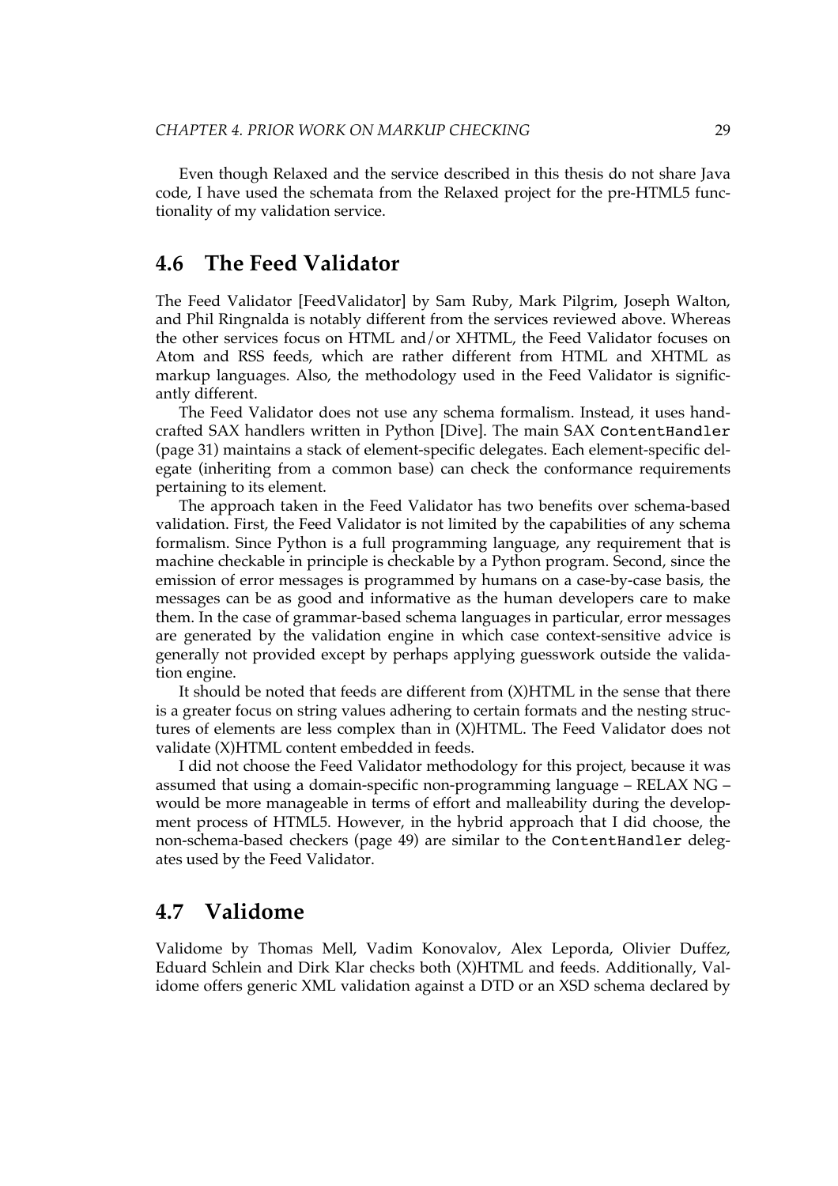Even though Relaxed and the service described in this thesis do not share Java code, I have used the schemata from the Relaxed project for the pre-HTML5 functionality of my validation service.

## 4.6 The Feed Validator

The Feed Validator [FeedValidator] by Sam Ruby, Mark Pilgrim, Joseph Walton, and Phil Ringnalda is notably different from the services reviewed above. Whereas the other services focus on HTML and/or XHTML, the Feed Validator focuses on Atom and RSS feeds, which are rather different from HTML and XHTML as markup languages. Also, the methodology used in the Feed Validator is significantly different.

The Feed Validator does not use any schema formalism. Instead, it uses handcrafted SAX handlers written in Python [Dive]. The main SAX `ContentHandler` (page 31) maintains a stack of element-specific delegates. Each element-specific delegate (inheriting from a common base) can check the conformance requirements pertaining to its element.

The approach taken in the Feed Validator has two benefits over schema-based validation. First, the Feed Validator is not limited by the capabilities of any schema formalism. Since Python is a full programming language, any requirement that is machine checkable in principle is checkable by a Python program. Second, since the emission of error messages is programmed by humans on a case-by-case basis, the messages can be as good and informative as the human developers care to make them. In the case of grammar-based schema languages in particular, error messages are generated by the validation engine in which case context-sensitive advice is generally not provided except by perhaps applying guesswork outside the validation engine.

It should be noted that feeds are different from (X)HTML in the sense that there is a greater focus on string values adhering to certain formats and the nesting structures of elements are less complex than in (X)HTML. The Feed Validator does not validate (X)HTML content embedded in feeds.

I did not choose the Feed Validator methodology for this project, because it was assumed that using a domain-specific non-programming language – RELAX NG – would be more manageable in terms of effort and malleability during the development process of HTML5. However, in the hybrid approach that I did choose, the non-schema-based checkers (page 49) are similar to the `ContentHandler` delegates used by the Feed Validator.

## 4.7 Validome

Validome by Thomas Mell, Vadim Konovalov, Alex Leporda, Olivier Duffez, Eduard Schlein and Dirk Klar checks both (X)HTML and feeds. Additionally, Validome offers generic XML validation against a DTD or an XSD schema declared by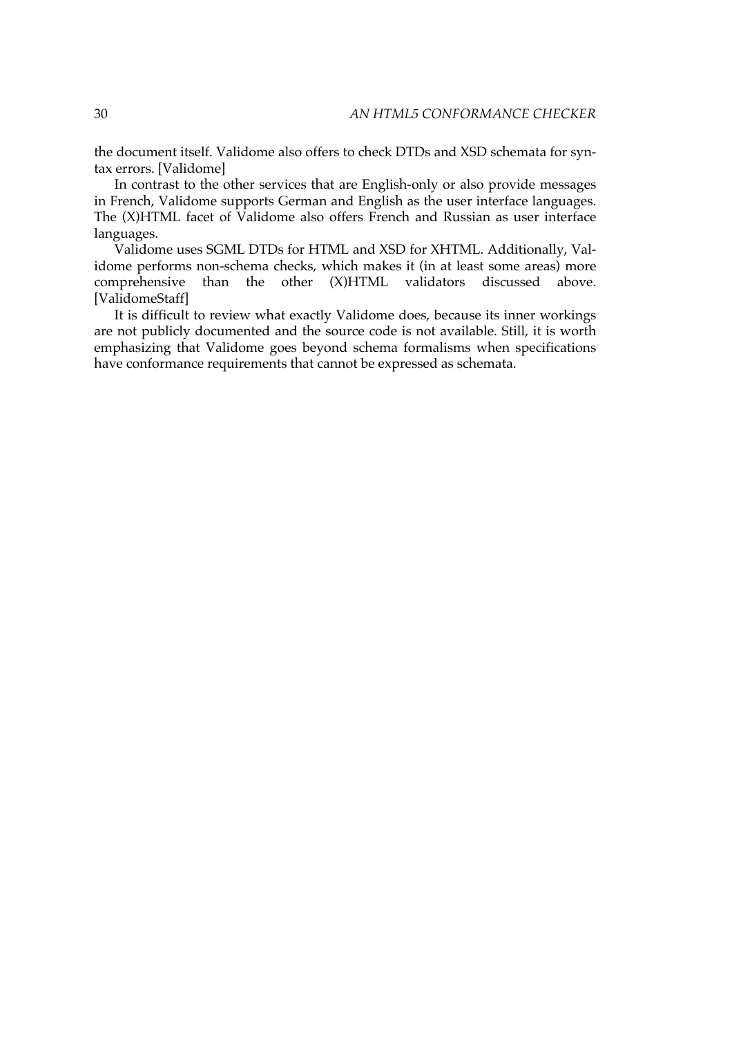the document itself. Validome also offers to check DTDs and XSD schemata for syntax errors. [Validome]

In contrast to the other services that are English-only or also provide messages in French, Validome supports German and English as the user interface languages. The (X)HTML facet of Validome also offers French and Russian as user interface languages.

Validome uses SGML DTDs for HTML and XSD for XHTML. Additionally, Validome performs non-schema checks, which makes it (in at least some areas) more comprehensive than the other (X)HTML validators discussed above. [ValidomeStaff]

It is difficult to review what exactly Validome does, because its inner workings are not publicly documented and the source code is not available. Still, it is worth emphasizing that Validome goes beyond schema formalisms when specifications have conformance requirements that cannot be expressed as schemata.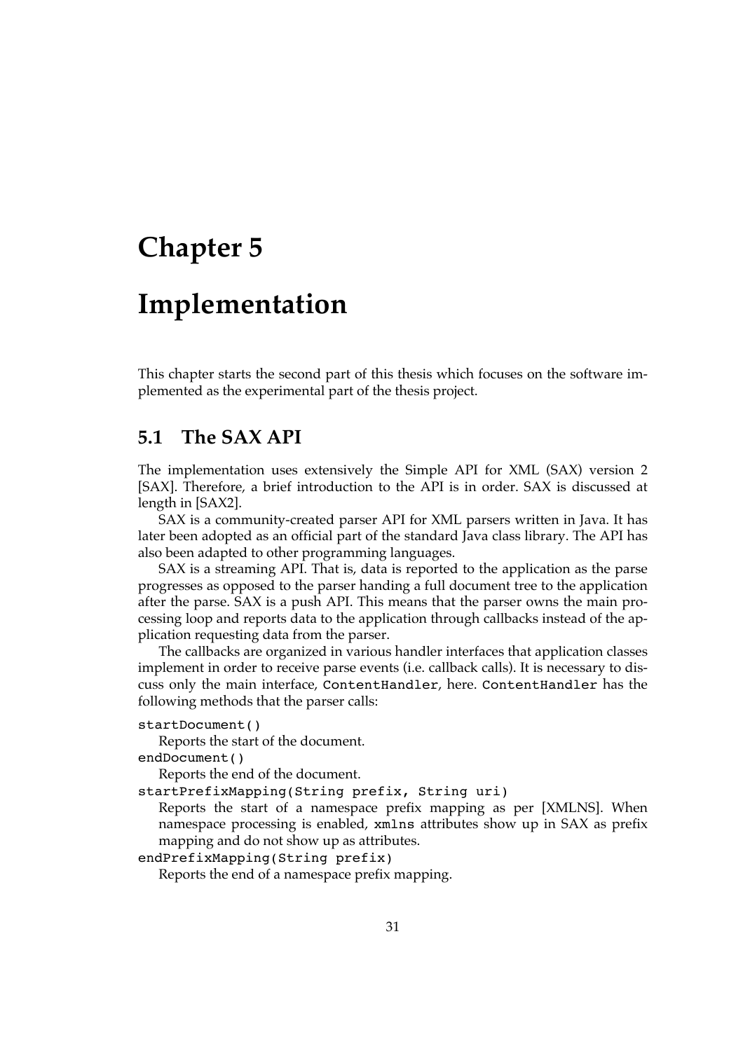# Chapter 5

# Implementation

This chapter starts the second part of this thesis which focuses on the software implemented as the experimental part of the thesis project.

## 5.1 The SAX API

The implementation uses extensively the Simple API for XML (SAX) version 2 [SAX]. Therefore, a brief introduction to the API is in order. SAX is discussed at length in [SAX2].

SAX is a community-created parser API for XML parsers written in Java. It has later been adopted as an official part of the standard Java class library. The API has also been adapted to other programming languages.

SAX is a streaming API. That is, data is reported to the application as the parse progresses as opposed to the parser handing a full document tree to the application after the parse. SAX is a push API. This means that the parser owns the main processing loop and reports data to the application through callbacks instead of the application requesting data from the parser.

The callbacks are organized in various handler interfaces that application classes implement in order to receive parse events (i.e. callback calls). It is necessary to discuss only the main interface, `ContentHandler`, here. `ContentHandler` has the following methods that the parser calls:

`startDocument()`
: Reports the start of the document.

`endDocument()`
: Reports the end of the document.

`startPrefixMapping(String prefix, String uri)`
: Reports the start of a namespace prefix mapping as per [XMLNS]. When namespace processing is enabled, `xmlns` attributes show up in SAX as prefix mapping and do not show up as attributes.

`endPrefixMapping(String prefix)`
: Reports the end of a namespace prefix mapping.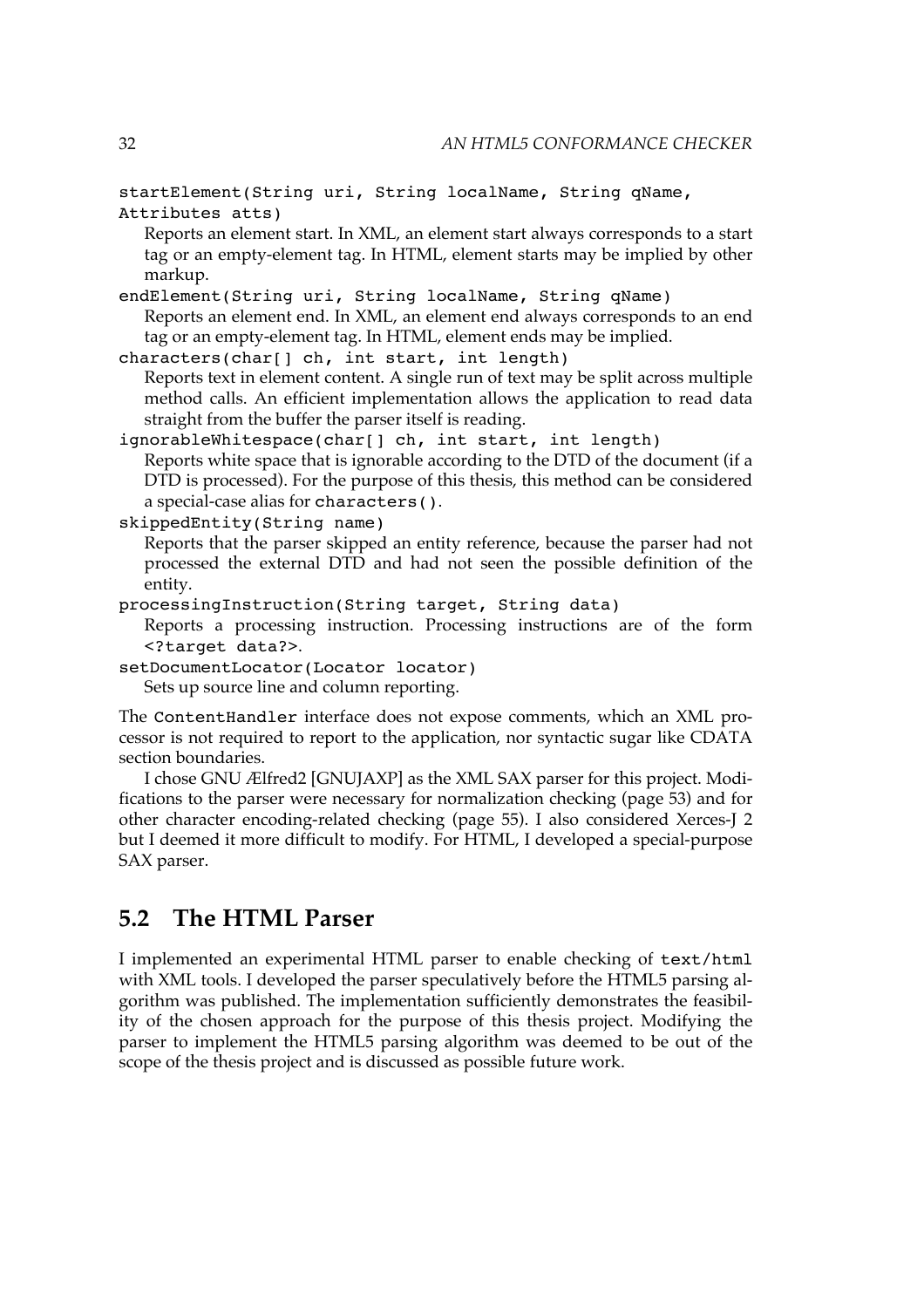`startElement(String uri, String localName, String qName, Attributes atts)`
: Reports an element start. In XML, an element start always corresponds to a start tag or an empty-element tag. In HTML, element starts may be implied by other markup.

`endElement(String uri, String localName, String qName)`
: Reports an element end. In XML, an element end always corresponds to an end tag or an empty-element tag. In HTML, element ends may be implied.

`characters(char[] ch, int start, int length)`
: Reports text in element content. A single run of text may be split across multiple method calls. An efficient implementation allows the application to read data straight from the buffer the parser itself is reading.

`ignorableWhitespace(char[] ch, int start, int length)`
: Reports white space that is ignorable according to the DTD of the document (if a DTD is processed). For the purpose of this thesis, this method can be considered a special-case alias for `characters()`.

`skippedEntity(String name)`
: Reports that the parser skipped an entity reference, because the parser had not processed the external DTD and had not seen the possible definition of the entity.

`processingInstruction(String target, String data)`
: Reports a processing instruction. Processing instructions are of the form `<?target data?>`.

`setDocumentLocator(Locator locator)`
: Sets up source line and column reporting.

The `ContentHandler` interface does not expose comments, which an XML processor is not required to report to the application, nor syntactic sugar like CDATA section boundaries.

I chose GNU Ælfred2 [GNUJAXP] as the XML SAX parser for this project. Modifications to the parser were necessary for normalization checking (page 53) and for other character encoding-related checking (page 55). I also considered Xerces-J 2 but I deemed it more difficult to modify. For HTML, I developed a special-purpose SAX parser.

## 5.2 The HTML Parser

I implemented an experimental HTML parser to enable checking of `text/html` with XML tools. I developed the parser speculatively before the HTML5 parsing algorithm was published. The implementation sufficiently demonstrates the feasibility of the chosen approach for the purpose of this thesis project. Modifying the parser to implement the HTML5 parsing algorithm was deemed to be out of the scope of the thesis project and is discussed as possible future work.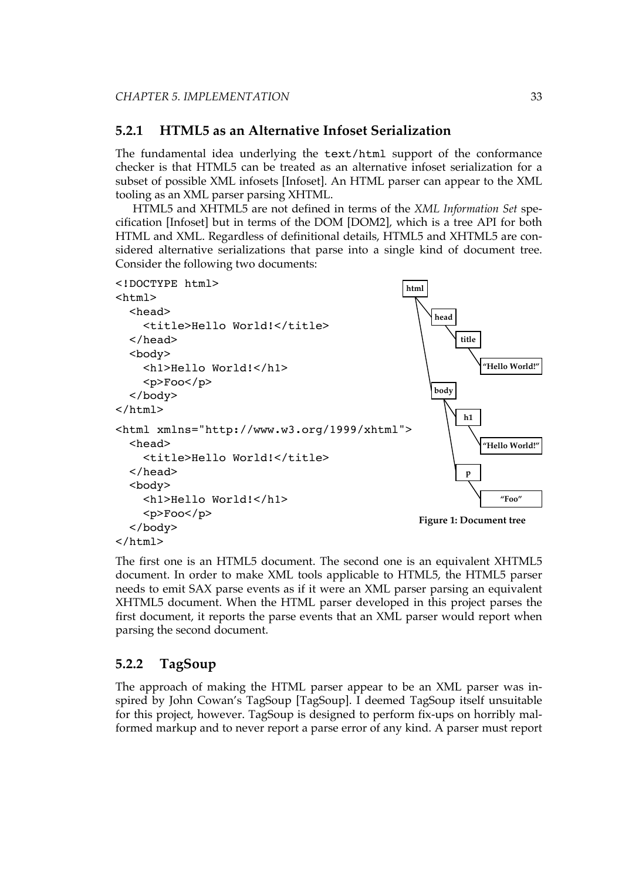### 5.2.1 HTML5 as an Alternative Infoset Serialization

The fundamental idea underlying the `text/html` support of the conformance checker is that HTML5 can be treated as an alternative infoset serialization for a subset of possible XML infosets [Infoset]. An HTML parser can appear to the XML tooling as an XML parser parsing XHTML.

HTML5 and XHTML5 are not defined in terms of the *XML Information Set* specification [Infoset] but in terms of the DOM [DOM2], which is a tree API for both HTML and XML. Regardless of definitional details, HTML5 and XHTML5 are considered alternative serializations that parse into a single kind of document tree. Consider the following two documents:

```
<!DOCTYPE html>
<html>
  <head>
    <title>Hello World!</title>
  </head>
  <body>
    <h1>Hello World!</h1>
    <p>Foo</p>
  </body>
</html>
```

```
<html xmlns="http://www.w3.org/1999/xhtml">
  <head>
    <title>Hello World!</title>
  </head>
  <body>
    <h1>Hello World!</h1>
    <p>Foo</p>
  </body>
</html>
```

```
html
├── head
│   └── title
│       └── "Hello World!"
└── body
    ├── h1
    │   └── "Hello World!"
    └── p
        └── "Foo"
```

**Figure 1: Document tree**

The first one is an HTML5 document. The second one is an equivalent XHTML5 document. In order to make XML tools applicable to HTML5, the HTML5 parser needs to emit SAX parse events as if it were an XML parser parsing an equivalent XHTML5 document. When the HTML parser developed in this project parses the first document, it reports the parse events that an XML parser would report when parsing the second document.

### 5.2.2 TagSoup

The approach of making the HTML parser appear to be an XML parser was inspired by John Cowan's TagSoup [TagSoup]. I deemed TagSoup itself unsuitable for this project, however. TagSoup is designed to perform fix-ups on horribly malformed markup and to never report a parse error of any kind. A parser must report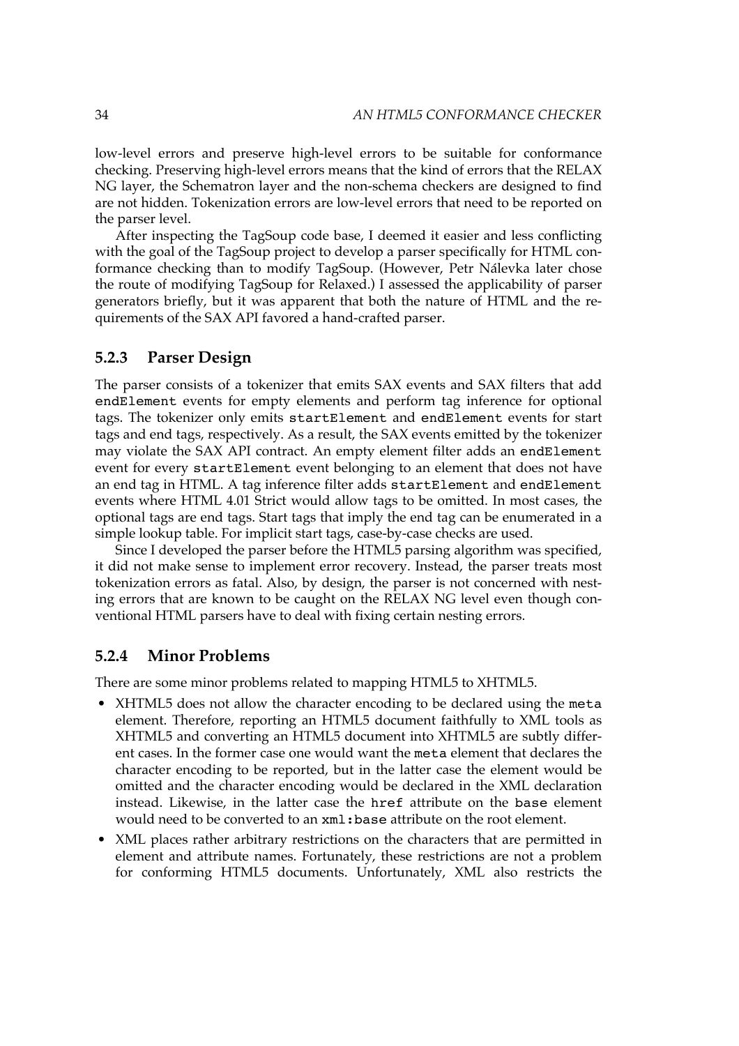low-level errors and preserve high-level errors to be suitable for conformance checking. Preserving high-level errors means that the kind of errors that the RELAX NG layer, the Schematron layer and the non-schema checkers are designed to find are not hidden. Tokenization errors are low-level errors that need to be reported on the parser level.

After inspecting the TagSoup code base, I deemed it easier and less conflicting with the goal of the TagSoup project to develop a parser specifically for HTML conformance checking than to modify TagSoup. (However, Petr Nálevka later chose the route of modifying TagSoup for Relaxed.) I assessed the applicability of parser generators briefly, but it was apparent that both the nature of HTML and the requirements of the SAX API favored a hand-crafted parser.

### 5.2.3 Parser Design

The parser consists of a tokenizer that emits SAX events and SAX filters that add `endElement` events for empty elements and perform tag inference for optional tags. The tokenizer only emits `startElement` and `endElement` events for start tags and end tags, respectively. As a result, the SAX events emitted by the tokenizer may violate the SAX API contract. An empty element filter adds an `endElement` event for every `startElement` event belonging to an element that does not have an end tag in HTML. A tag inference filter adds `startElement` and `endElement` events where HTML 4.01 Strict would allow tags to be omitted. In most cases, the optional tags are end tags. Start tags that imply the end tag can be enumerated in a simple lookup table. For implicit start tags, case-by-case checks are used.

Since I developed the parser before the HTML5 parsing algorithm was specified, it did not make sense to implement error recovery. Instead, the parser treats most tokenization errors as fatal. Also, by design, the parser is not concerned with nesting errors that are known to be caught on the RELAX NG level even though conventional HTML parsers have to deal with fixing certain nesting errors.

### 5.2.4 Minor Problems

There are some minor problems related to mapping HTML5 to XHTML5.

- XHTML5 does not allow the character encoding to be declared using the `meta` element. Therefore, reporting an HTML5 document faithfully to XML tools as XHTML5 and converting an HTML5 document into XHTML5 are subtly different cases. In the former case one would want the `meta` element that declares the character encoding to be reported, but in the latter case the element would be omitted and the character encoding would be declared in the XML declaration instead. Likewise, in the latter case the `href` attribute on the `base` element would need to be converted to an `xml:base` attribute on the root element.
- XML places rather arbitrary restrictions on the characters that are permitted in element and attribute names. Fortunately, these restrictions are not a problem for conforming HTML5 documents. Unfortunately, XML also restricts the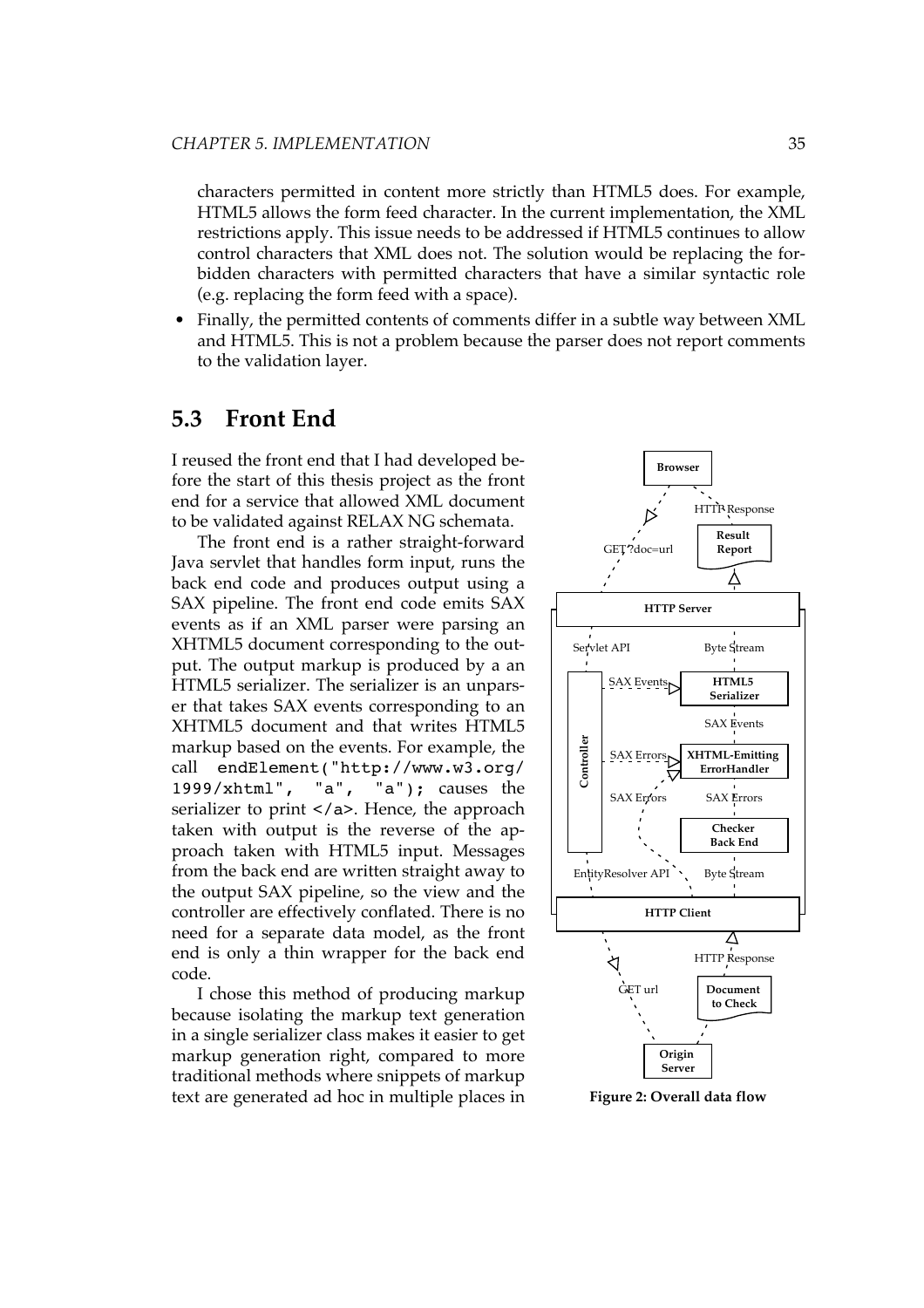characters permitted in content more strictly than HTML5 does. For example, HTML5 allows the form feed character. In the current implementation, the XML restrictions apply. This issue needs to be addressed if HTML5 continues to allow control characters that XML does not. The solution would be replacing the forbidden characters with permitted characters that have a similar syntactic role (e.g. replacing the form feed with a space).

- Finally, the permitted contents of comments differ in a subtle way between XML and HTML5. This is not a problem because the parser does not report comments to the validation layer.

## 5.3 Front End

I reused the front end that I had developed before the start of this thesis project as the front end for a service that allowed XML document to be validated against RELAX NG schemata.

The front end is a rather straight-forward Java servlet that handles form input, runs the back end code and produces output using a SAX pipeline. The front end code emits SAX events as if an XML parser were parsing an XHTML5 document corresponding to the output. The output markup is produced by a an HTML5 serializer. The serializer is an unparser that takes SAX events corresponding to an XHTML5 document and that writes HTML5 markup based on the events. For example, the call `endElement("http://www.w3.org/1999/xhtml", "a", "a");` causes the serializer to print `</a>`. Hence, the approach taken with output is the reverse of the approach taken with HTML5 input. Messages from the back end are written straight away to the output SAX pipeline, so the view and the controller are effectively conflated. There is no need for a separate data model, as the front end is only a thin wrapper for the back end code.

I chose this method of producing markup because isolating the markup text generation in a single serializer class makes it easier to get markup generation right, compared to more traditional methods where snippets of markup text are generated ad hoc in multiple places in

Figure 2: Overall data flow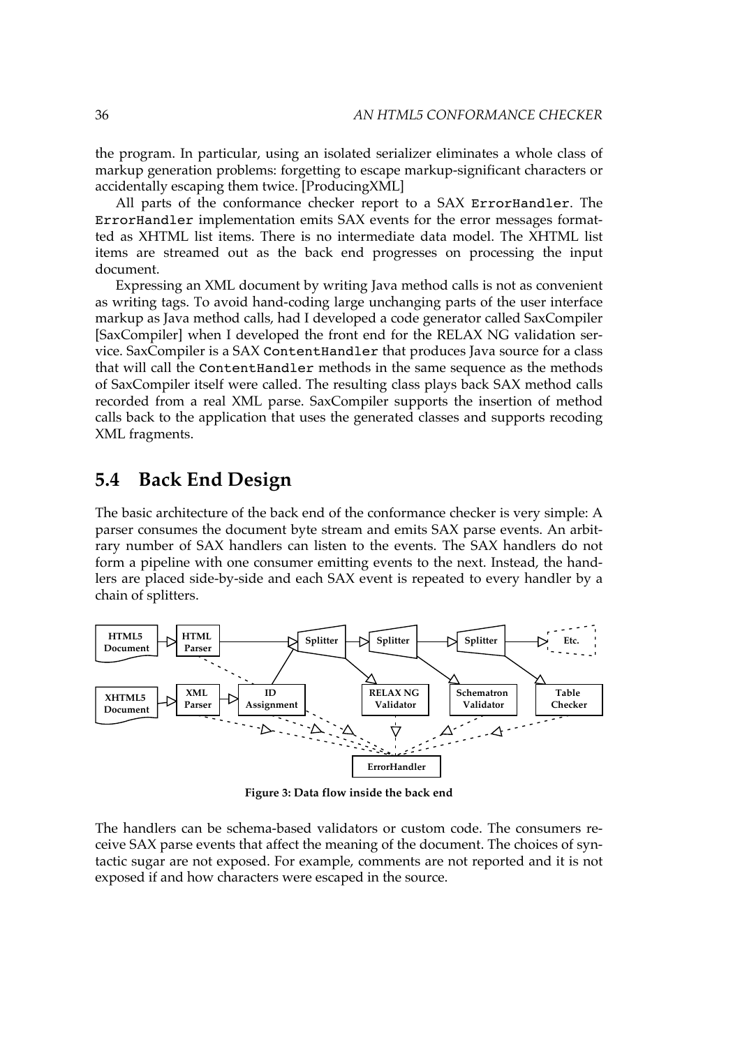the program. In particular, using an isolated serializer eliminates a whole class of markup generation problems: forgetting to escape markup-significant characters or accidentally escaping them twice. [ProducingXML]

All parts of the conformance checker report to a SAX `ErrorHandler`. The `ErrorHandler` implementation emits SAX events for the error messages formatted as XHTML list items. There is no intermediate data model. The XHTML list items are streamed out as the back end progresses on processing the input document.

Expressing an XML document by writing Java method calls is not as convenient as writing tags. To avoid hand-coding large unchanging parts of the user interface markup as Java method calls, had I developed a code generator called SaxCompiler [SaxCompiler] when I developed the front end for the RELAX NG validation service. SaxCompiler is a SAX `ContentHandler` that produces Java source for a class that will call the `ContentHandler` methods in the same sequence as the methods of SaxCompiler itself were called. The resulting class plays back SAX method calls recorded from a real XML parse. SaxCompiler supports the insertion of method calls back to the application that uses the generated classes and supports recoding XML fragments.

## 5.4 Back End Design

The basic architecture of the back end of the conformance checker is very simple: A parser consumes the document byte stream and emits SAX parse events. An arbitrary number of SAX handlers can listen to the events. The SAX handlers do not form a pipeline with one consumer emitting events to the next. Instead, the handlers are placed side-by-side and each SAX event is repeated to every handler by a chain of splitters.

**Figure 3: Data flow inside the back end**

The handlers can be schema-based validators or custom code. The consumers receive SAX parse events that affect the meaning of the document. The choices of syntactic sugar are not exposed. For example, comments are not reported and it is not exposed if and how characters were escaped in the source.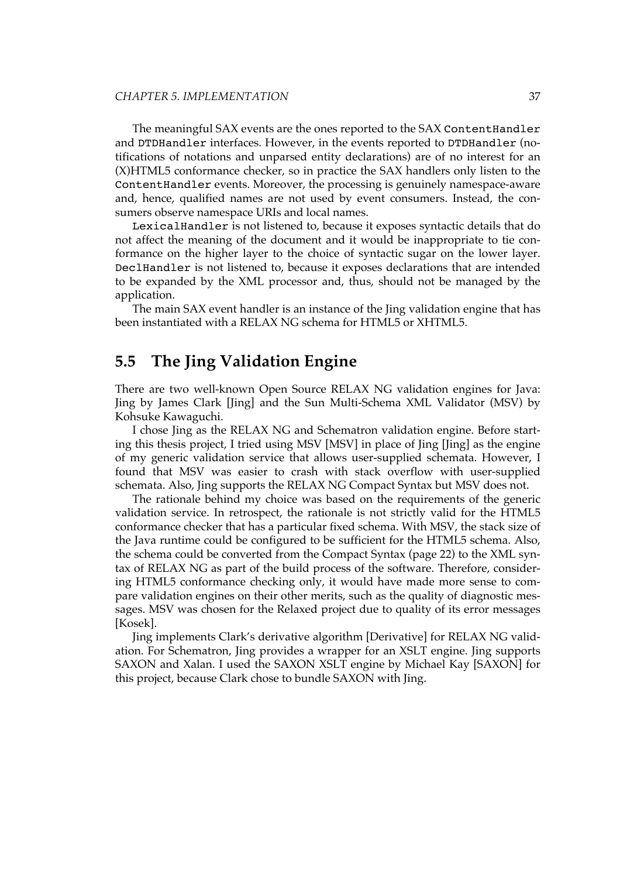The meaningful SAX events are the ones reported to the SAX `ContentHandler` and `DTDHandler` interfaces. However, in the events reported to `DTDHandler` (notifications of notations and unparsed entity declarations) are of no interest for an (X)HTML5 conformance checker, so in practice the SAX handlers only listen to the `ContentHandler` events. Moreover, the processing is genuinely namespace-aware and, hence, qualified names are not used by event consumers. Instead, the consumers observe namespace URIs and local names.

`LexicalHandler` is not listened to, because it exposes syntactic details that do not affect the meaning of the document and it would be inappropriate to tie conformance on the higher layer to the choice of syntactic sugar on the lower layer. `DeclHandler` is not listened to, because it exposes declarations that are intended to be expanded by the XML processor and, thus, should not be managed by the application.

The main SAX event handler is an instance of the Jing validation engine that has been instantiated with a RELAX NG schema for HTML5 or XHTML5.

## 5.5 The Jing Validation Engine

There are two well-known Open Source RELAX NG validation engines for Java: Jing by James Clark [Jing] and the Sun Multi-Schema XML Validator (MSV) by Kohsuke Kawaguchi.

I chose Jing as the RELAX NG and Schematron validation engine. Before starting this thesis project, I tried using MSV [MSV] in place of Jing [Jing] as the engine of my generic validation service that allows user-supplied schemata. However, I found that MSV was easier to crash with stack overflow with user-supplied schemata. Also, Jing supports the RELAX NG Compact Syntax but MSV does not.

The rationale behind my choice was based on the requirements of the generic validation service. In retrospect, the rationale is not strictly valid for the HTML5 conformance checker that has a particular fixed schema. With MSV, the stack size of the Java runtime could be configured to be sufficient for the HTML5 schema. Also, the schema could be converted from the Compact Syntax (page 22) to the XML syntax of RELAX NG as part of the build process of the software. Therefore, considering HTML5 conformance checking only, it would have made more sense to compare validation engines on their other merits, such as the quality of diagnostic messages. MSV was chosen for the Relaxed project due to quality of its error messages [Kosek].

Jing implements Clark's derivative algorithm [Derivative] for RELAX NG validation. For Schematron, Jing provides a wrapper for an XSLT engine. Jing supports SAXON and Xalan. I used the SAXON XSLT engine by Michael Kay [SAXON] for this project, because Clark chose to bundle SAXON with Jing.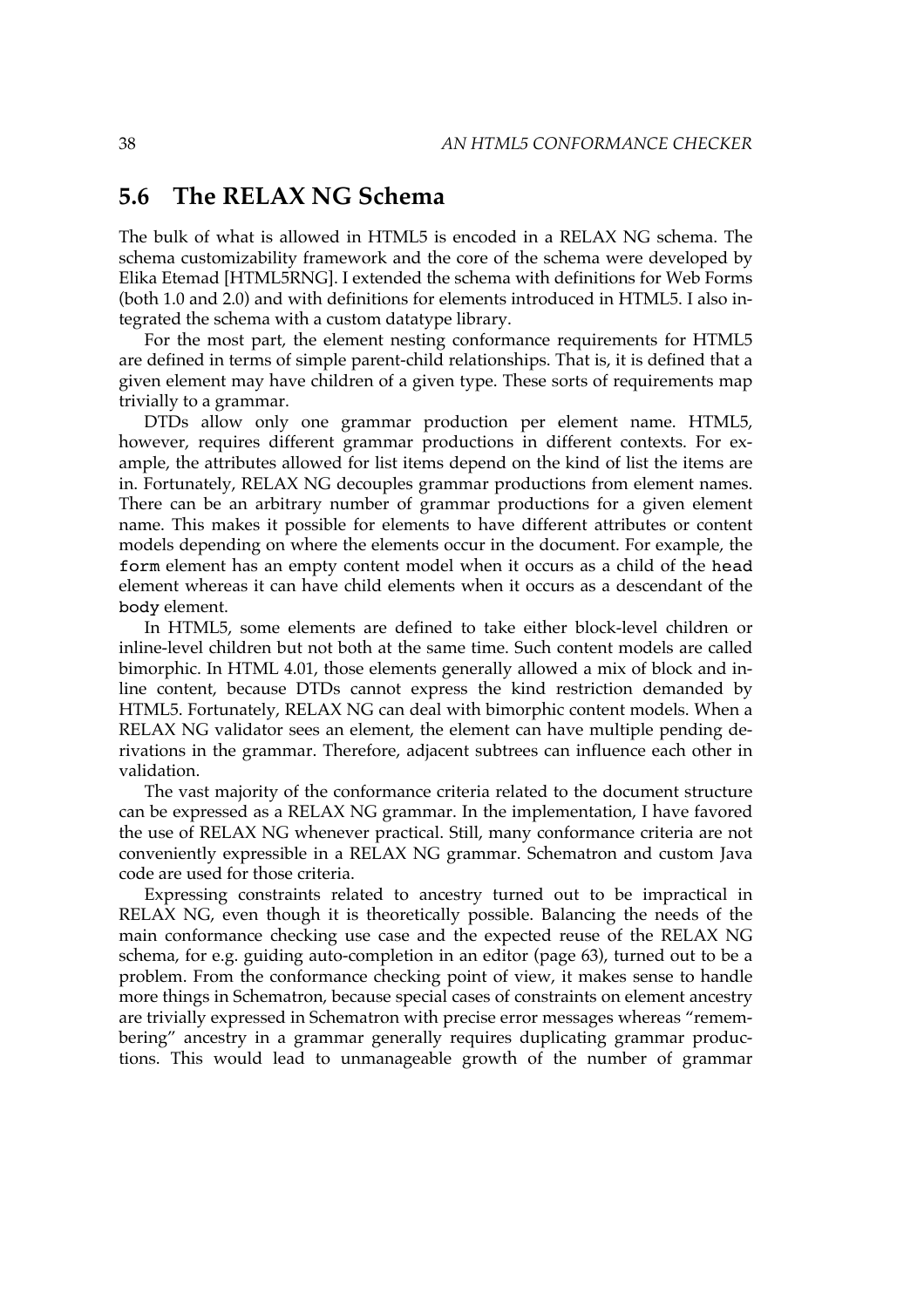## 5.6 The RELAX NG Schema

The bulk of what is allowed in HTML5 is encoded in a RELAX NG schema. The schema customizability framework and the core of the schema were developed by Elika Etemad [HTML5RNG]. I extended the schema with definitions for Web Forms (both 1.0 and 2.0) and with definitions for elements introduced in HTML5. I also integrated the schema with a custom datatype library.

For the most part, the element nesting conformance requirements for HTML5 are defined in terms of simple parent-child relationships. That is, it is defined that a given element may have children of a given type. These sorts of requirements map trivially to a grammar.

DTDs allow only one grammar production per element name. HTML5, however, requires different grammar productions in different contexts. For example, the attributes allowed for list items depend on the kind of list the items are in. Fortunately, RELAX NG decouples grammar productions from element names. There can be an arbitrary number of grammar productions for a given element name. This makes it possible for elements to have different attributes or content models depending on where the elements occur in the document. For example, the `form` element has an empty content model when it occurs as a child of the `head` element whereas it can have child elements when it occurs as a descendant of the `body` element.

In HTML5, some elements are defined to take either block-level children or inline-level children but not both at the same time. Such content models are called bimorphic. In HTML 4.01, those elements generally allowed a mix of block and inline content, because DTDs cannot express the kind restriction demanded by HTML5. Fortunately, RELAX NG can deal with bimorphic content models. When a RELAX NG validator sees an element, the element can have multiple pending derivations in the grammar. Therefore, adjacent subtrees can influence each other in validation.

The vast majority of the conformance criteria related to the document structure can be expressed as a RELAX NG grammar. In the implementation, I have favored the use of RELAX NG whenever practical. Still, many conformance criteria are not conveniently expressible in a RELAX NG grammar. Schematron and custom Java code are used for those criteria.

Expressing constraints related to ancestry turned out to be impractical in RELAX NG, even though it is theoretically possible. Balancing the needs of the main conformance checking use case and the expected reuse of the RELAX NG schema, for e.g. guiding auto-completion in an editor (page 63), turned out to be a problem. From the conformance checking point of view, it makes sense to handle more things in Schematron, because special cases of constraints on element ancestry are trivially expressed in Schematron with precise error messages whereas "remembering" ancestry in a grammar generally requires duplicating grammar productions. This would lead to unmanageable growth of the number of grammar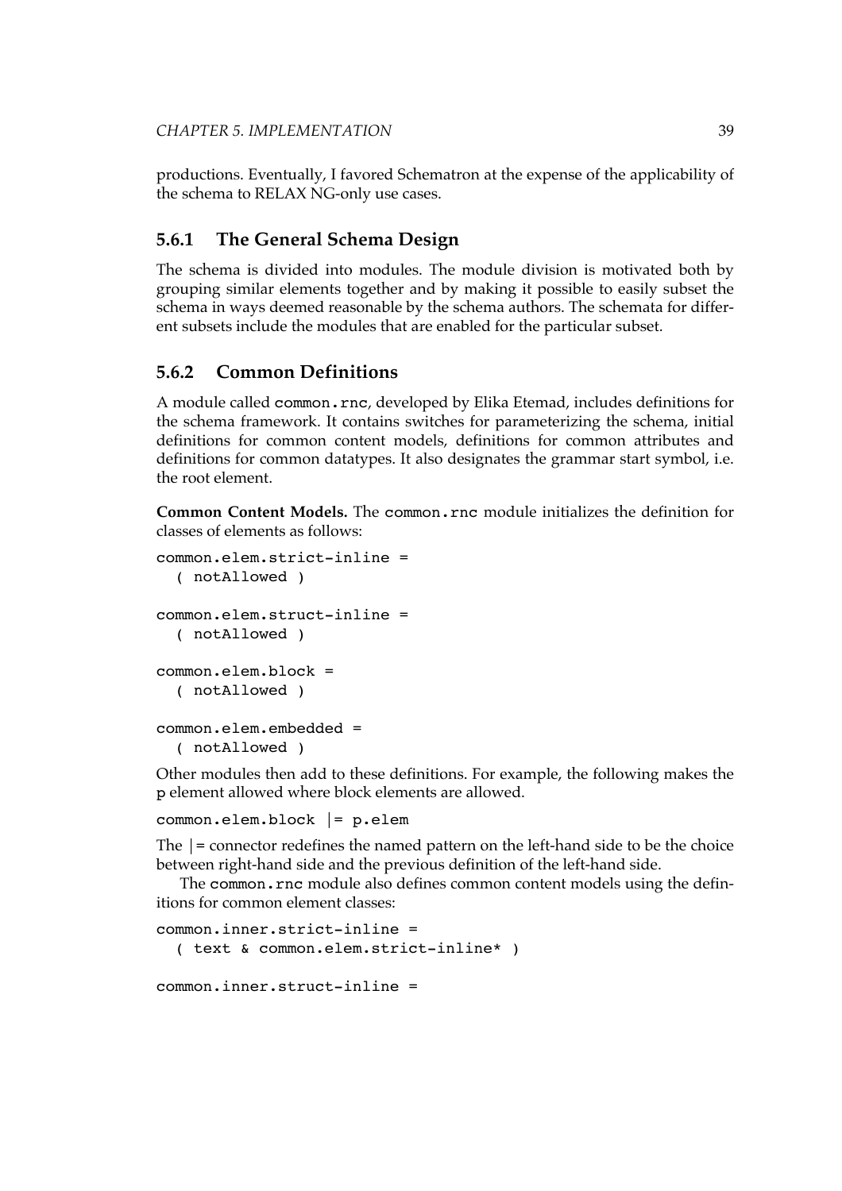productions. Eventually, I favored Schematron at the expense of the applicability of the schema to RELAX NG-only use cases.

### 5.6.1 The General Schema Design

The schema is divided into modules. The module division is motivated both by grouping similar elements together and by making it possible to easily subset the schema in ways deemed reasonable by the schema authors. The schemata for different subsets include the modules that are enabled for the particular subset.

### 5.6.2 Common Definitions

A module called `common.rnc`, developed by Elika Etemad, includes definitions for the schema framework. It contains switches for parameterizing the schema, initial definitions for common content models, definitions for common attributes and definitions for common datatypes. It also designates the grammar start symbol, i.e. the root element.

**Common Content Models.** The `common.rnc` module initializes the definition for classes of elements as follows:

```
common.elem.strict-inline =
  ( notAllowed )

common.elem.struct-inline =
  ( notAllowed )

common.elem.block =
  ( notAllowed )

common.elem.embedded =
  ( notAllowed )
```

Other modules then add to these definitions. For example, the following makes the `p` element allowed where block elements are allowed.

```
common.elem.block |= p.elem
```

The |= connector redefines the named pattern on the left-hand side to be the choice between right-hand side and the previous definition of the left-hand side.

The `common.rnc` module also defines common content models using the definitions for common element classes:

```
common.inner.strict-inline =
  ( text & common.elem.strict-inline* )

common.inner.struct-inline =
```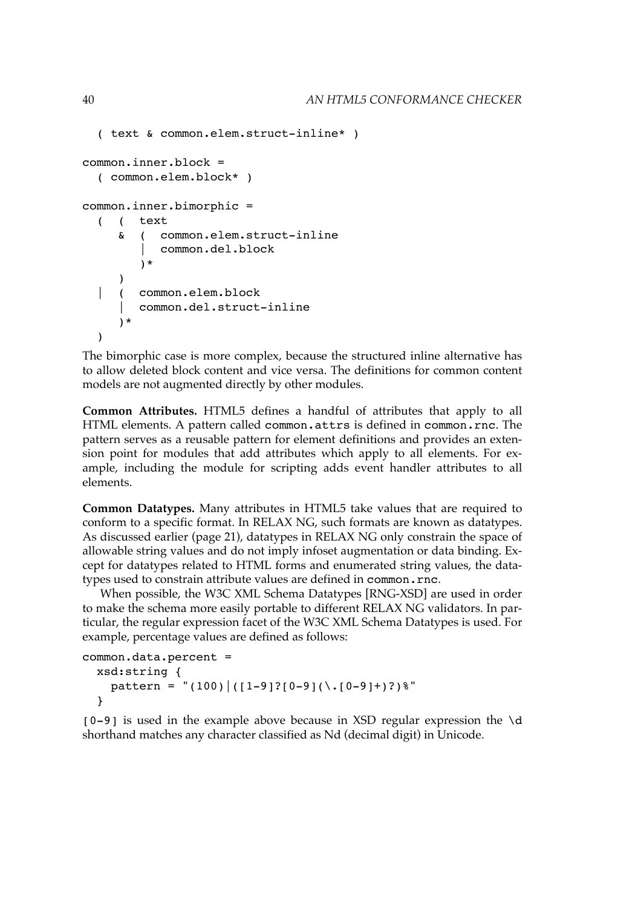```
  ( text & common.elem.struct-inline* )

common.inner.block =
  ( common.elem.block* )

common.inner.bimorphic =
  (  (  text
     &  (  common.elem.struct-inline
        |  common.del.block
        )*
     )
  |  (  common.elem.block
     |  common.del.struct-inline
     )*
  )
```

The bimorphic case is more complex, because the structured inline alternative has to allow deleted block content and vice versa. The definitions for common content models are not augmented directly by other modules.

**Common Attributes.** HTML5 defines a handful of attributes that apply to all HTML elements. A pattern called `common.attrs` is defined in `common.rnc`. The pattern serves as a reusable pattern for element definitions and provides an extension point for modules that add attributes which apply to all elements. For example, including the module for scripting adds event handler attributes to all elements.

**Common Datatypes.** Many attributes in HTML5 take values that are required to conform to a specific format. In RELAX NG, such formats are known as datatypes. As discussed earlier (page 21), datatypes in RELAX NG only constrain the space of allowable string values and do not imply infoset augmentation or data binding. Except for datatypes related to HTML forms and enumerated string values, the datatypes used to constrain attribute values are defined in `common.rnc`.

When possible, the W3C XML Schema Datatypes [RNG-XSD] are used in order to make the schema more easily portable to different RELAX NG validators. In particular, the regular expression facet of the W3C XML Schema Datatypes is used. For example, percentage values are defined as follows:

```
common.data.percent =
  xsd:string {
    pattern = "(100)|([1-9]?[0-9](\.[0-9]+)?)%"
  }
```

`[0-9]` is used in the example above because in XSD regular expression the `\d` shorthand matches any character classified as Nd (decimal digit) in Unicode.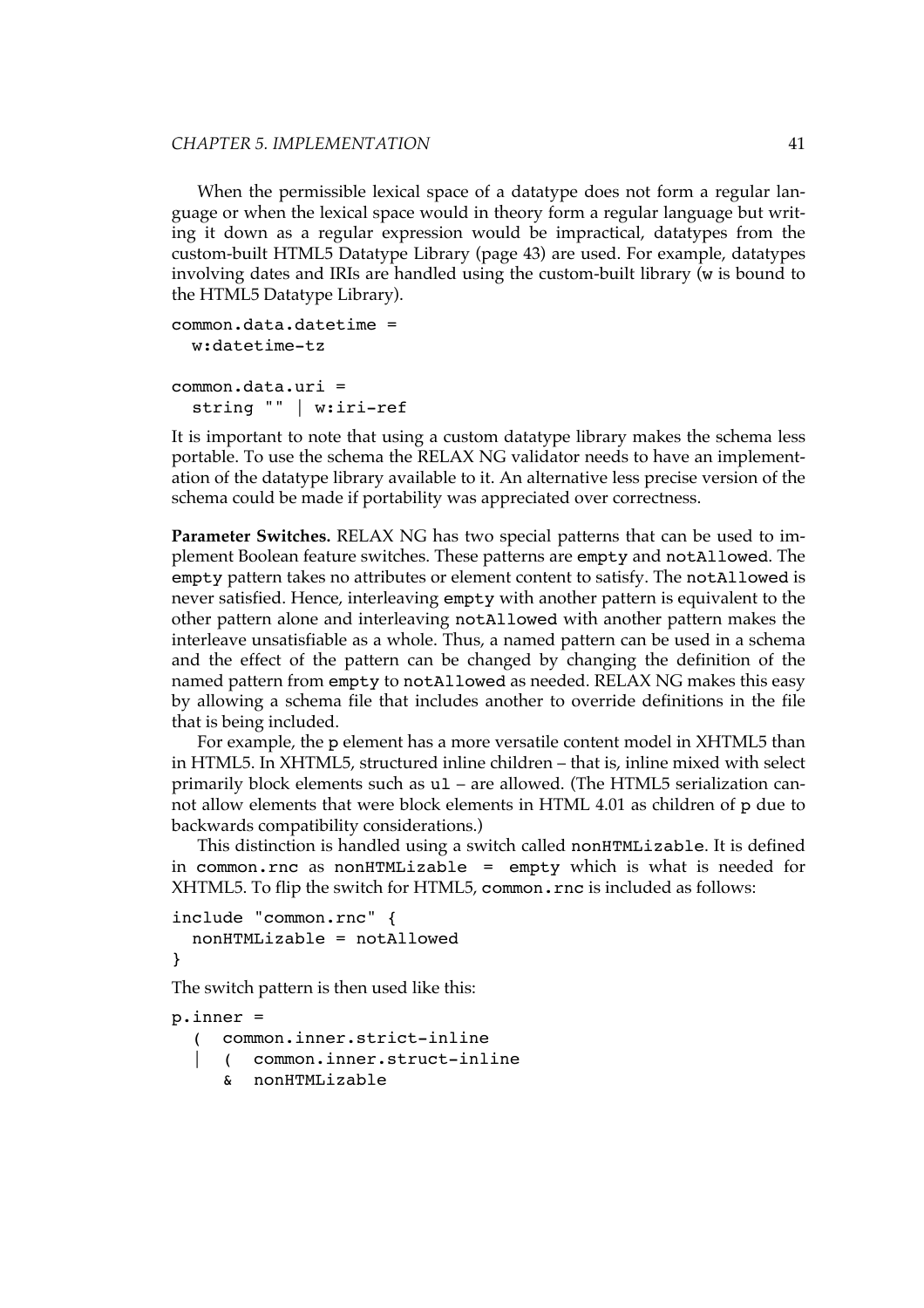When the permissible lexical space of a datatype does not form a regular language or when the lexical space would in theory form a regular language but writing it down as a regular expression would be impractical, datatypes from the custom-built HTML5 Datatype Library (page 43) are used. For example, datatypes involving dates and IRIs are handled using the custom-built library (`w` is bound to the HTML5 Datatype Library).

```
common.data.datetime =
  w:datetime-tz

common.data.uri =
  string "" | w:iri-ref
```

It is important to note that using a custom datatype library makes the schema less portable. To use the schema the RELAX NG validator needs to have an implementation of the datatype library available to it. An alternative less precise version of the schema could be made if portability was appreciated over correctness.

**Parameter Switches.** RELAX NG has two special patterns that can be used to implement Boolean feature switches. These patterns are `empty` and `notAllowed`. The `empty` pattern takes no attributes or element content to satisfy. The `notAllowed` is never satisfied. Hence, interleaving `empty` with another pattern is equivalent to the other pattern alone and interleaving `notAllowed` with another pattern makes the interleave unsatisfiable as a whole. Thus, a named pattern can be used in a schema and the effect of the pattern can be changed by changing the definition of the named pattern from `empty` to `notAllowed` as needed. RELAX NG makes this easy by allowing a schema file that includes another to override definitions in the file that is being included.

For example, the `p` element has a more versatile content model in XHTML5 than in HTML5. In XHTML5, structured inline children – that is, inline mixed with select primarily block elements such as `ul` – are allowed. (The HTML5 serialization cannot allow elements that were block elements in HTML 4.01 as children of `p` due to backwards compatibility considerations.)

This distinction is handled using a switch called `nonHTMLizable`. It is defined in `common.rnc` as `nonHTMLizable = empty` which is what is needed for XHTML5. To flip the switch for HTML5, `common.rnc` is included as follows:

```
include "common.rnc" {
  nonHTMLizable = notAllowed
}
```

The switch pattern is then used like this:

```
p.inner =
  (  common.inner.strict-inline
  |  (  common.inner.struct-inline
     &  nonHTMLizable
```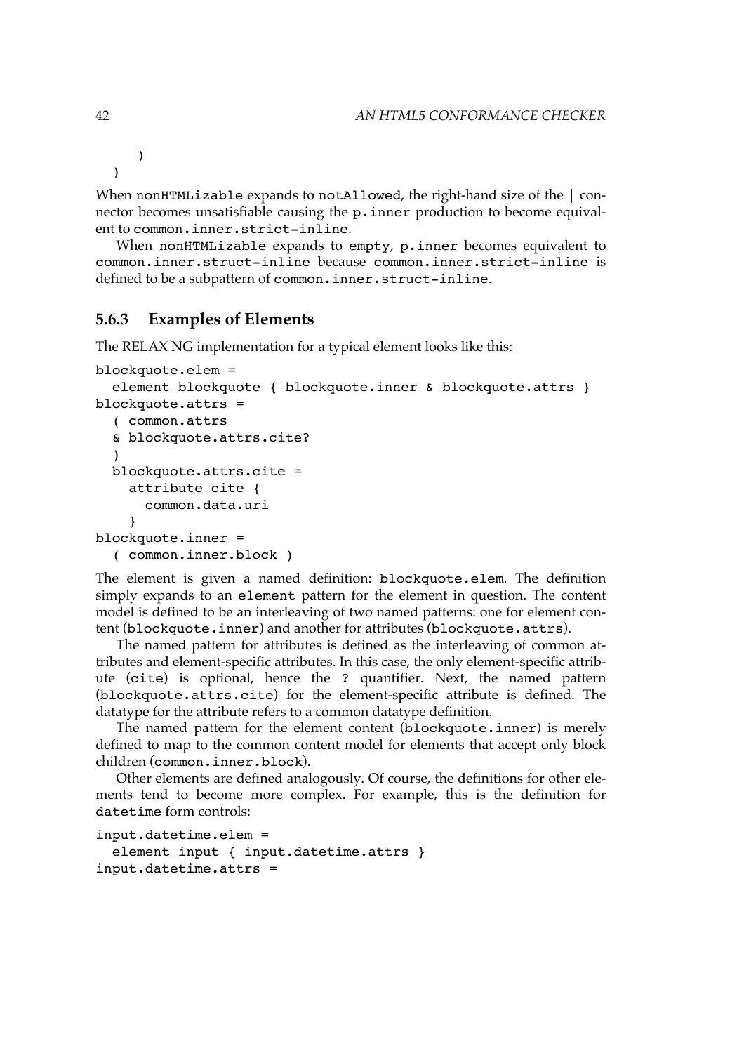```
    )
  )
```

When nonHTMLizable expands to notAllowed, the right-hand size of the | connector becomes unsatisfiable causing the p.inner production to become equivalent to common.inner.strict-inline.

When nonHTMLizable expands to empty, p.inner becomes equivalent to common.inner.struct-inline because common.inner.strict-inline is defined to be a subpattern of common.inner.struct-inline.

### 5.6.3 Examples of Elements

The RELAX NG implementation for a typical element looks like this:

```
blockquote.elem =
  element blockquote { blockquote.inner & blockquote.attrs }
blockquote.attrs =
  ( common.attrs
  & blockquote.attrs.cite?
  )
  blockquote.attrs.cite =
    attribute cite {
      common.data.uri
    }
blockquote.inner =
  ( common.inner.block )
```

The element is given a named definition: blockquote.elem. The definition simply expands to an element pattern for the element in question. The content model is defined to be an interleaving of two named patterns: one for element content (blockquote.inner) and another for attributes (blockquote.attrs).

The named pattern for attributes is defined as the interleaving of common attributes and element-specific attributes. In this case, the only element-specific attribute (cite) is optional, hence the ? quantifier. Next, the named pattern (blockquote.attrs.cite) for the element-specific attribute is defined. The datatype for the attribute refers to a common datatype definition.

The named pattern for the element content (blockquote.inner) is merely defined to map to the common content model for elements that accept only block children (common.inner.block).

Other elements are defined analogously. Of course, the definitions for other elements tend to become more complex. For example, this is the definition for datetime form controls:

```
input.datetime.elem =
  element input { input.datetime.attrs }
input.datetime.attrs =
```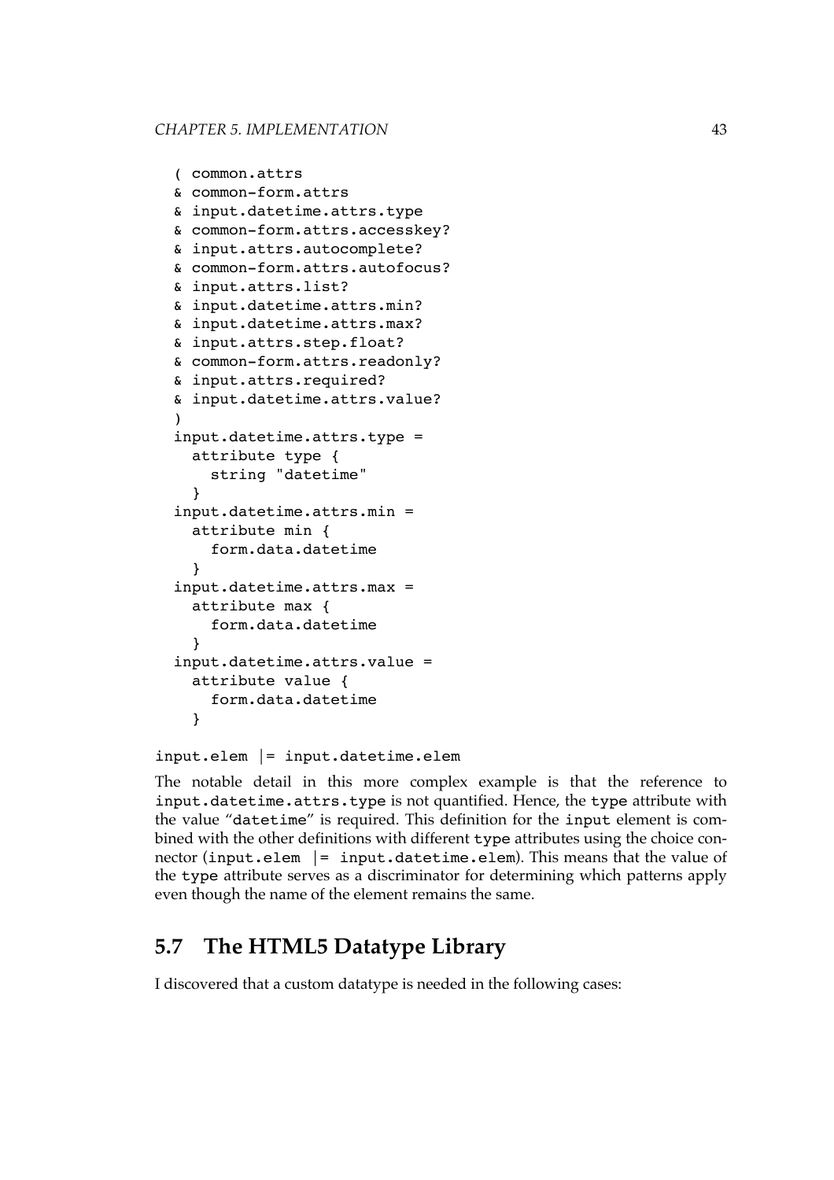```
( common.attrs
& common-form.attrs
& input.datetime.attrs.type
& common-form.attrs.accesskey?
& input.attrs.autocomplete?
& common-form.attrs.autofocus?
& input.attrs.list?
& input.datetime.attrs.min?
& input.datetime.attrs.max?
& input.attrs.step.float?
& common-form.attrs.readonly?
& input.attrs.required?
& input.datetime.attrs.value?
)
input.datetime.attrs.type =
  attribute type {
    string "datetime"
  }
input.datetime.attrs.min =
  attribute min {
    form.data.datetime
  }
input.datetime.attrs.max =
  attribute max {
    form.data.datetime
  }
input.datetime.attrs.value =
  attribute value {
    form.data.datetime
  }
```

```
input.elem |= input.datetime.elem
```

The notable detail in this more complex example is that the reference to `input.datetime.attrs.type` is not quantified. Hence, the `type` attribute with the value "`datetime`" is required. This definition for the `input` element is combined with the other definitions with different `type` attributes using the choice connector (`input.elem |= input.datetime.elem`). This means that the value of the `type` attribute serves as a discriminator for determining which patterns apply even though the name of the element remains the same.

## 5.7 The HTML5 Datatype Library

I discovered that a custom datatype is needed in the following cases: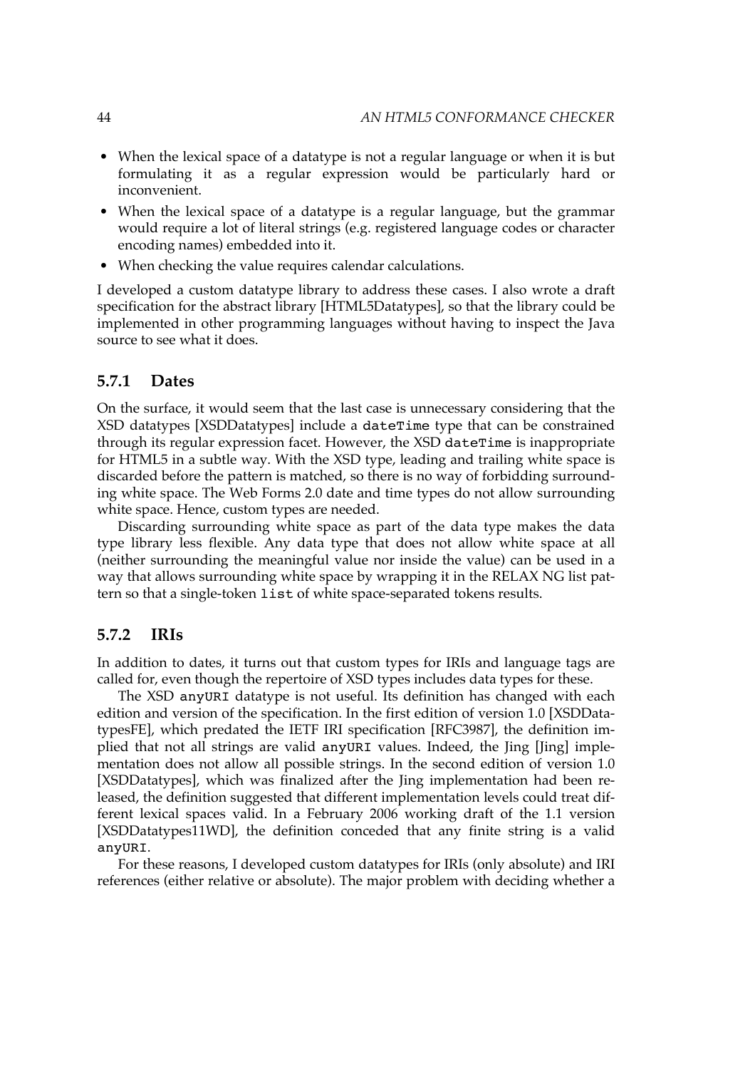- When the lexical space of a datatype is not a regular language or when it is but formulating it as a regular expression would be particularly hard or inconvenient.
- When the lexical space of a datatype is a regular language, but the grammar would require a lot of literal strings (e.g. registered language codes or character encoding names) embedded into it.
- When checking the value requires calendar calculations.

I developed a custom datatype library to address these cases. I also wrote a draft specification for the abstract library [HTML5Datatypes], so that the library could be implemented in other programming languages without having to inspect the Java source to see what it does.

### 5.7.1 Dates

On the surface, it would seem that the last case is unnecessary considering that the XSD datatypes [XSDDatatypes] include a `dateTime` type that can be constrained through its regular expression facet. However, the XSD `dateTime` is inappropriate for HTML5 in a subtle way. With the XSD type, leading and trailing white space is discarded before the pattern is matched, so there is no way of forbidding surrounding white space. The Web Forms 2.0 date and time types do not allow surrounding white space. Hence, custom types are needed.

Discarding surrounding white space as part of the data type makes the data type library less flexible. Any data type that does not allow white space at all (neither surrounding the meaningful value nor inside the value) can be used in a way that allows surrounding white space by wrapping it in the RELAX NG list pattern so that a single-token `list` of white space-separated tokens results.

### 5.7.2 IRIs

In addition to dates, it turns out that custom types for IRIs and language tags are called for, even though the repertoire of XSD types includes data types for these.

The XSD `anyURI` datatype is not useful. Its definition has changed with each edition and version of the specification. In the first edition of version 1.0 [XSDDatatypesFE], which predated the IETF IRI specification [RFC3987], the definition implied that not all strings are valid `anyURI` values. Indeed, the Jing [Jing] implementation does not allow all possible strings. In the second edition of version 1.0 [XSDDatatypes], which was finalized after the Jing implementation had been released, the definition suggested that different implementation levels could treat different lexical spaces valid. In a February 2006 working draft of the 1.1 version [XSDDatatypes11WD], the definition conceded that any finite string is a valid `anyURI`.

For these reasons, I developed custom datatypes for IRIs (only absolute) and IRI references (either relative or absolute). The major problem with deciding whether a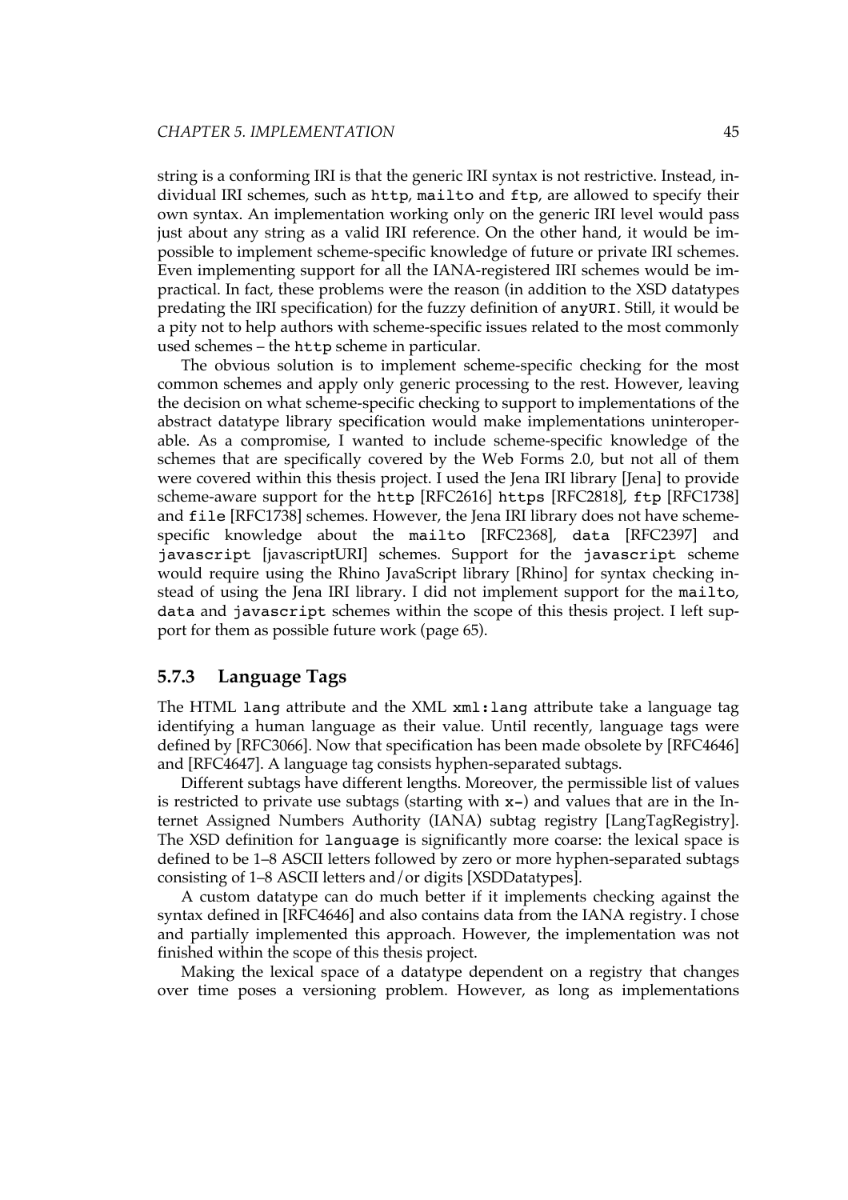string is a conforming IRI is that the generic IRI syntax is not restrictive. Instead, individual IRI schemes, such as `http`, `mailto` and `ftp`, are allowed to specify their own syntax. An implementation working only on the generic IRI level would pass just about any string as a valid IRI reference. On the other hand, it would be impossible to implement scheme-specific knowledge of future or private IRI schemes. Even implementing support for all the IANA-registered IRI schemes would be impractical. In fact, these problems were the reason (in addition to the XSD datatypes predating the IRI specification) for the fuzzy definition of `anyURI`. Still, it would be a pity not to help authors with scheme-specific issues related to the most commonly used schemes – the `http` scheme in particular.

The obvious solution is to implement scheme-specific checking for the most common schemes and apply only generic processing to the rest. However, leaving the decision on what scheme-specific checking to support to implementations of the abstract datatype library specification would make implementations uninteroperable. As a compromise, I wanted to include scheme-specific knowledge of the schemes that are specifically covered by the Web Forms 2.0, but not all of them were covered within this thesis project. I used the Jena IRI library [Jena] to provide scheme-aware support for the `http` [RFC2616] `https` [RFC2818], `ftp` [RFC1738] and `file` [RFC1738] schemes. However, the Jena IRI library does not have scheme-specific knowledge about the `mailto` [RFC2368], `data` [RFC2397] and `javascript` [javascriptURI] schemes. Support for the `javascript` scheme would require using the Rhino JavaScript library [Rhino] for syntax checking instead of using the Jena IRI library. I did not implement support for the `mailto`, `data` and `javascript` schemes within the scope of this thesis project. I left support for them as possible future work (page 65).

### 5.7.3 Language Tags

The HTML `lang` attribute and the XML `xml:lang` attribute take a language tag identifying a human language as their value. Until recently, language tags were defined by [RFC3066]. Now that specification has been made obsolete by [RFC4646] and [RFC4647]. A language tag consists hyphen-separated subtags.

Different subtags have different lengths. Moreover, the permissible list of values is restricted to private use subtags (starting with `x-`) and values that are in the Internet Assigned Numbers Authority (IANA) subtag registry [LangTagRegistry]. The XSD definition for `language` is significantly more coarse: the lexical space is defined to be 1–8 ASCII letters followed by zero or more hyphen-separated subtags consisting of 1–8 ASCII letters and/or digits [XSDDatatypes].

A custom datatype can do much better if it implements checking against the syntax defined in [RFC4646] and also contains data from the IANA registry. I chose and partially implemented this approach. However, the implementation was not finished within the scope of this thesis project.

Making the lexical space of a datatype dependent on a registry that changes over time poses a versioning problem. However, as long as implementations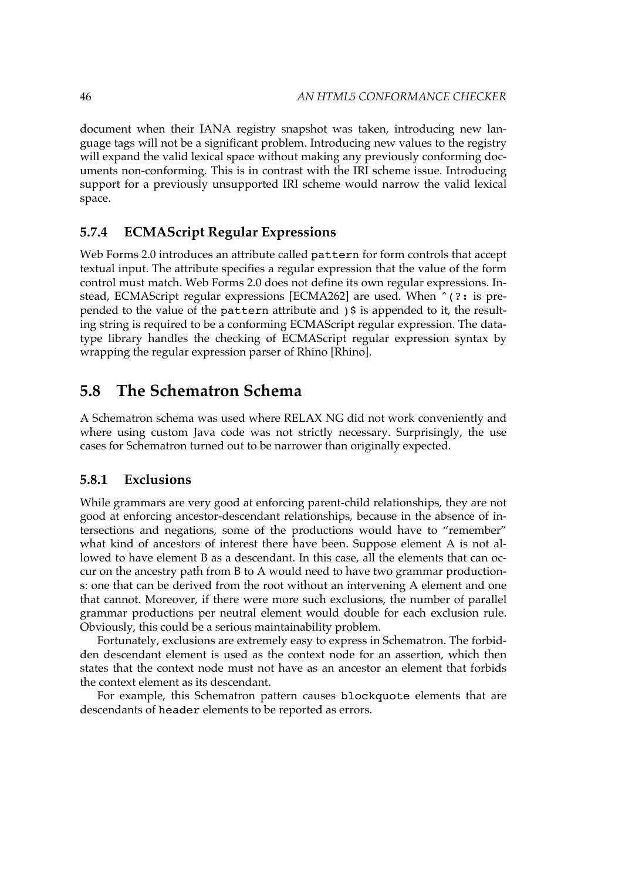document when their IANA registry snapshot was taken, introducing new language tags will not be a significant problem. Introducing new values to the registry will expand the valid lexical space without making any previously conforming documents non-conforming. This is in contrast with the IRI scheme issue. Introducing support for a previously unsupported IRI scheme would narrow the valid lexical space.

### 5.7.4 ECMAScript Regular Expressions

Web Forms 2.0 introduces an attribute called `pattern` for form controls that accept textual input. The attribute specifies a regular expression that the value of the form control must match. Web Forms 2.0 does not define its own regular expressions. Instead, ECMAScript regular expressions [ECMA262] are used. When `^(?:` is prepended to the value of the `pattern` attribute and `)$` is appended to it, the resulting string is required to be a conforming ECMAScript regular expression. The datatype library handles the checking of ECMAScript regular expression syntax by wrapping the regular expression parser of Rhino [Rhino].

## 5.8 The Schematron Schema

A Schematron schema was used where RELAX NG did not work conveniently and where using custom Java code was not strictly necessary. Surprisingly, the use cases for Schematron turned out to be narrower than originally expected.

### 5.8.1 Exclusions

While grammars are very good at enforcing parent-child relationships, they are not good at enforcing ancestor-descendant relationships, because in the absence of intersections and negations, some of the productions would have to "remember" what kind of ancestors of interest there have been. Suppose element A is not allowed to have element B as a descendant. In this case, all the elements that can occur on the ancestry path from B to A would need to have two grammar productions: one that can be derived from the root without an intervening A element and one that cannot. Moreover, if there were more such exclusions, the number of parallel grammar productions per neutral element would double for each exclusion rule. Obviously, this could be a serious maintainability problem.

Fortunately, exclusions are extremely easy to express in Schematron. The forbidden descendant element is used as the context node for an assertion, which then states that the context node must not have as an ancestor an element that forbids the context element as its descendant.

For example, this Schematron pattern causes `blockquote` elements that are descendants of `header` elements to be reported as errors.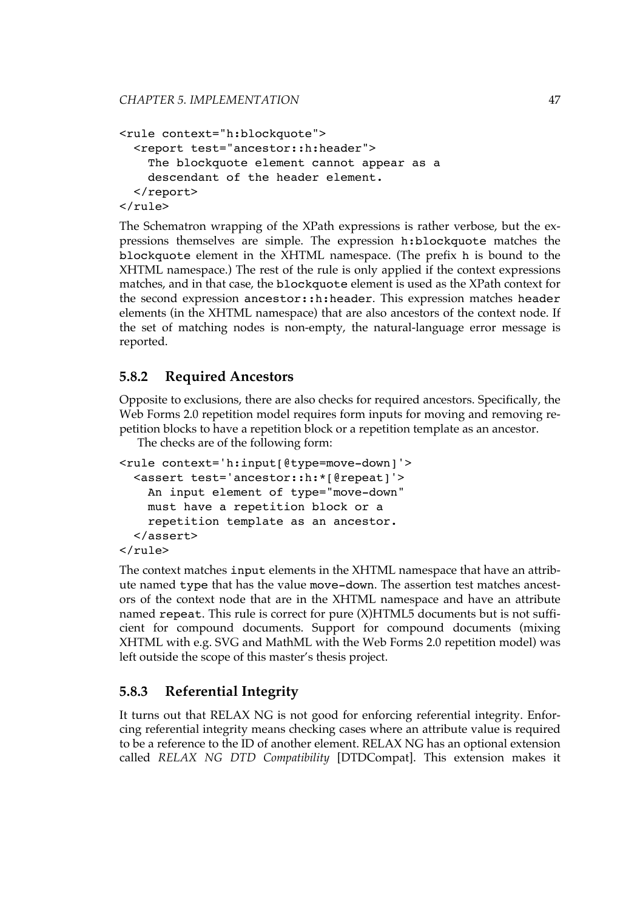```
<rule context="h:blockquote">
  <report test="ancestor::h:header">
    The blockquote element cannot appear as a
    descendant of the header element.
  </report>
</rule>
```

The Schematron wrapping of the XPath expressions is rather verbose, but the expressions themselves are simple. The expression `h:blockquote` matches the `blockquote` element in the XHTML namespace. (The prefix `h` is bound to the XHTML namespace.) The rest of the rule is only applied if the context expressions matches, and in that case, the `blockquote` element is used as the XPath context for the second expression `ancestor::h:header`. This expression matches `header` elements (in the XHTML namespace) that are also ancestors of the context node. If the set of matching nodes is non-empty, the natural-language error message is reported.

### 5.8.2 Required Ancestors

Opposite to exclusions, there are also checks for required ancestors. Specifically, the Web Forms 2.0 repetition model requires form inputs for moving and removing repetition blocks to have a repetition block or a repetition template as an ancestor.

The checks are of the following form:

```
<rule context='h:input[@type=move-down]'>
  <assert test='ancestor::h:*[@repeat]'>
    An input element of type="move-down"
    must have a repetition block or a
    repetition template as an ancestor.
  </assert>
</rule>
```

The context matches `input` elements in the XHTML namespace that have an attribute named `type` that has the value `move-down`. The assertion test matches ancestors of the context node that are in the XHTML namespace and have an attribute named `repeat`. This rule is correct for pure (X)HTML5 documents but is not sufficient for compound documents. Support for compound documents (mixing XHTML with e.g. SVG and MathML with the Web Forms 2.0 repetition model) was left outside the scope of this master's thesis project.

### 5.8.3 Referential Integrity

It turns out that RELAX NG is not good for enforcing referential integrity. Enforcing referential integrity means checking cases where an attribute value is required to be a reference to the ID of another element. RELAX NG has an optional extension called *RELAX NG DTD Compatibility* [DTDCompat]. This extension makes it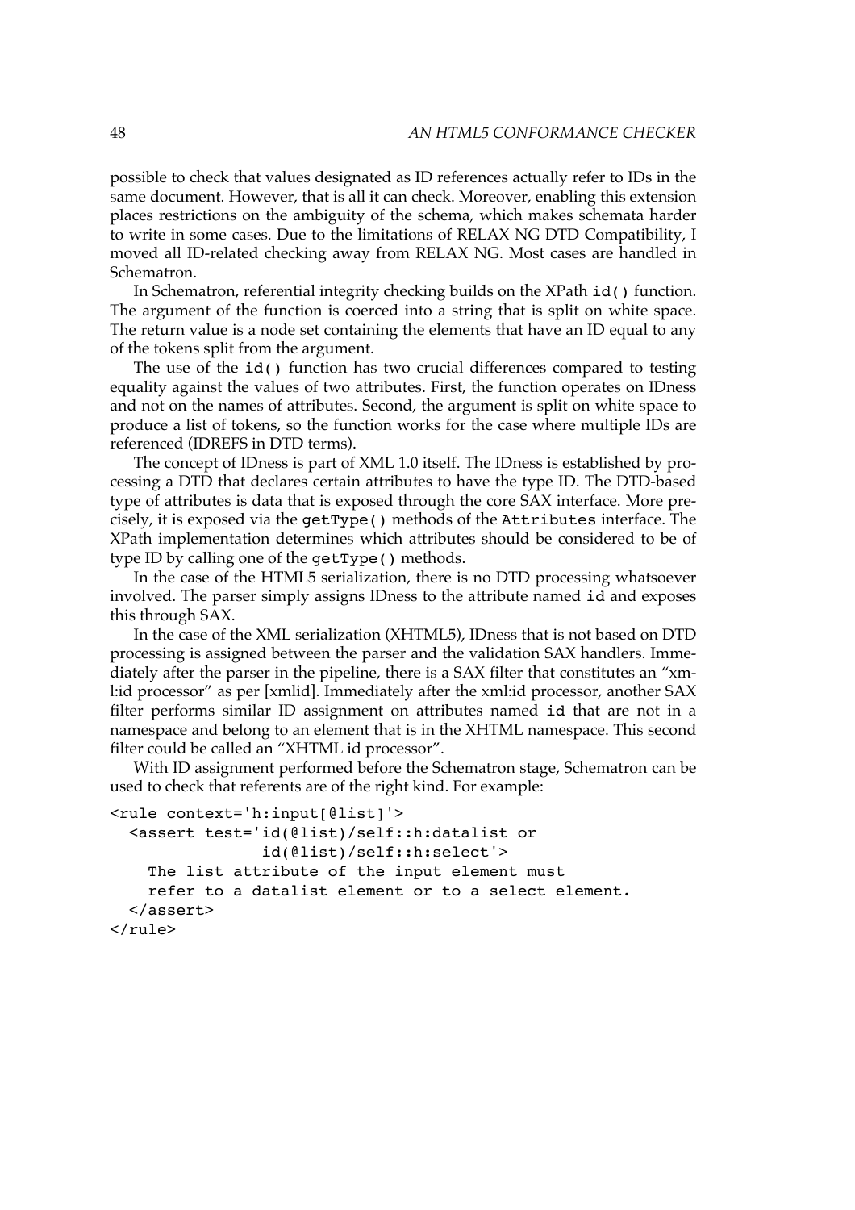possible to check that values designated as ID references actually refer to IDs in the same document. However, that is all it can check. Moreover, enabling this extension places restrictions on the ambiguity of the schema, which makes schemata harder to write in some cases. Due to the limitations of RELAX NG DTD Compatibility, I moved all ID-related checking away from RELAX NG. Most cases are handled in Schematron.

In Schematron, referential integrity checking builds on the XPath `id()` function. The argument of the function is coerced into a string that is split on white space. The return value is a node set containing the elements that have an ID equal to any of the tokens split from the argument.

The use of the `id()` function has two crucial differences compared to testing equality against the values of two attributes. First, the function operates on IDness and not on the names of attributes. Second, the argument is split on white space to produce a list of tokens, so the function works for the case where multiple IDs are referenced (IDREFS in DTD terms).

The concept of IDness is part of XML 1.0 itself. The IDness is established by processing a DTD that declares certain attributes to have the type ID. The DTD-based type of attributes is data that is exposed through the core SAX interface. More precisely, it is exposed via the `getType()` methods of the `Attributes` interface. The XPath implementation determines which attributes should be considered to be of type ID by calling one of the `getType()` methods.

In the case of the HTML5 serialization, there is no DTD processing whatsoever involved. The parser simply assigns IDness to the attribute named `id` and exposes this through SAX.

In the case of the XML serialization (XHTML5), IDness that is not based on DTD processing is assigned between the parser and the validation SAX handlers. Immediately after the parser in the pipeline, there is a SAX filter that constitutes an "xml:id processor" as per [xmlid]. Immediately after the xml:id processor, another SAX filter performs similar ID assignment on attributes named `id` that are not in a namespace and belong to an element that is in the XHTML namespace. This second filter could be called an "XHTML id processor".

With ID assignment performed before the Schematron stage, Schematron can be used to check that referents are of the right kind. For example:

```
<rule context='h:input[@list]'>
  <assert test='id(@list)/self::h:datalist or
                id(@list)/self::h:select'>
    The list attribute of the input element must
    refer to a datalist element or to a select element.
  </assert>
</rule>
```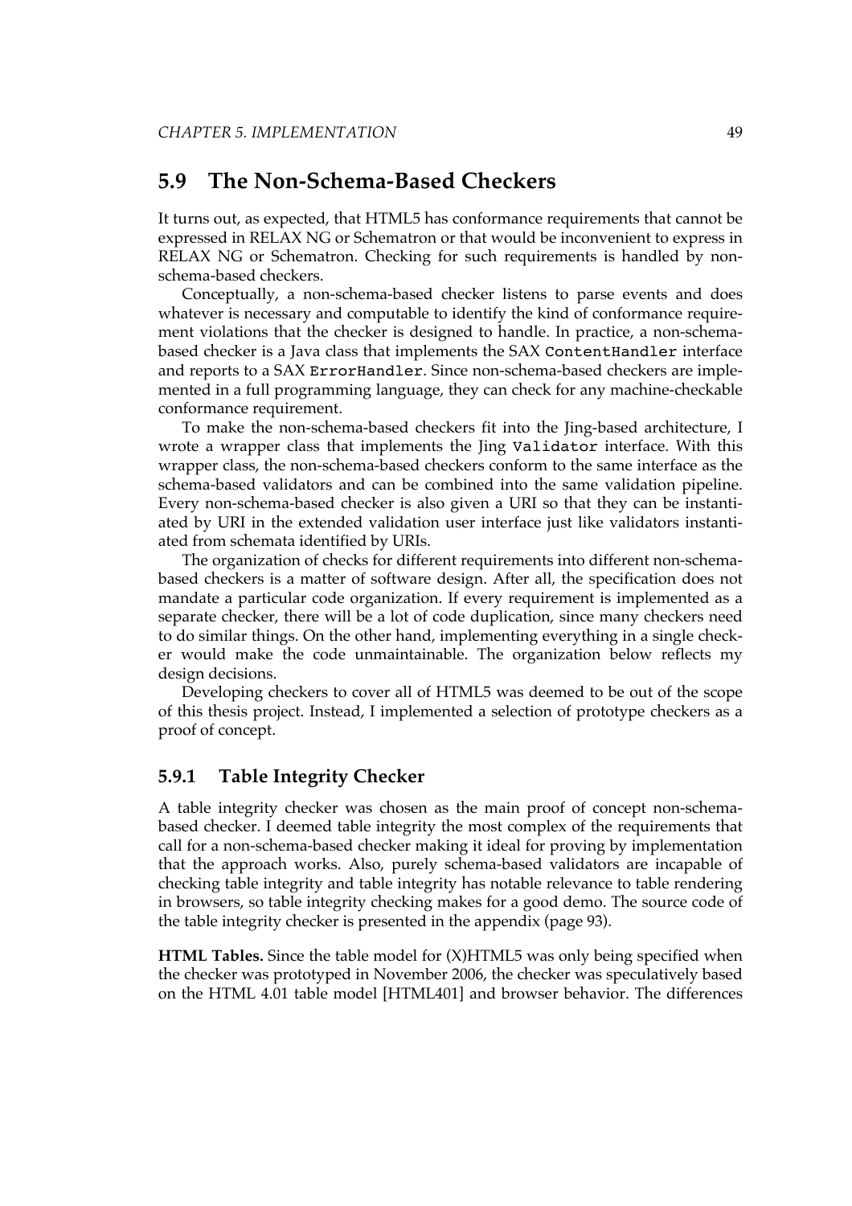## 5.9 The Non-Schema-Based Checkers

It turns out, as expected, that HTML5 has conformance requirements that cannot be expressed in RELAX NG or Schematron or that would be inconvenient to express in RELAX NG or Schematron. Checking for such requirements is handled by non-schema-based checkers.

Conceptually, a non-schema-based checker listens to parse events and does whatever is necessary and computable to identify the kind of conformance requirement violations that the checker is designed to handle. In practice, a non-schema-based checker is a Java class that implements the SAX `ContentHandler` interface and reports to a SAX `ErrorHandler`. Since non-schema-based checkers are implemented in a full programming language, they can check for any machine-checkable conformance requirement.

To make the non-schema-based checkers fit into the Jing-based architecture, I wrote a wrapper class that implements the Jing `Validator` interface. With this wrapper class, the non-schema-based checkers conform to the same interface as the schema-based validators and can be combined into the same validation pipeline. Every non-schema-based checker is also given a URI so that they can be instantiated by URI in the extended validation user interface just like validators instantiated from schemata identified by URIs.

The organization of checks for different requirements into different non-schema-based checkers is a matter of software design. After all, the specification does not mandate a particular code organization. If every requirement is implemented as a separate checker, there will be a lot of code duplication, since many checkers need to do similar things. On the other hand, implementing everything in a single checker would make the code unmaintainable. The organization below reflects my design decisions.

Developing checkers to cover all of HTML5 was deemed to be out of the scope of this thesis project. Instead, I implemented a selection of prototype checkers as a proof of concept.

### 5.9.1 Table Integrity Checker

A table integrity checker was chosen as the main proof of concept non-schema-based checker. I deemed table integrity the most complex of the requirements that call for a non-schema-based checker making it ideal for proving by implementation that the approach works. Also, purely schema-based validators are incapable of checking table integrity and table integrity has notable relevance to table rendering in browsers, so table integrity checking makes for a good demo. The source code of the table integrity checker is presented in the appendix (page 93).

**HTML Tables.** Since the table model for (X)HTML5 was only being specified when the checker was prototyped in November 2006, the checker was speculatively based on the HTML 4.01 table model [HTML401] and browser behavior. The differences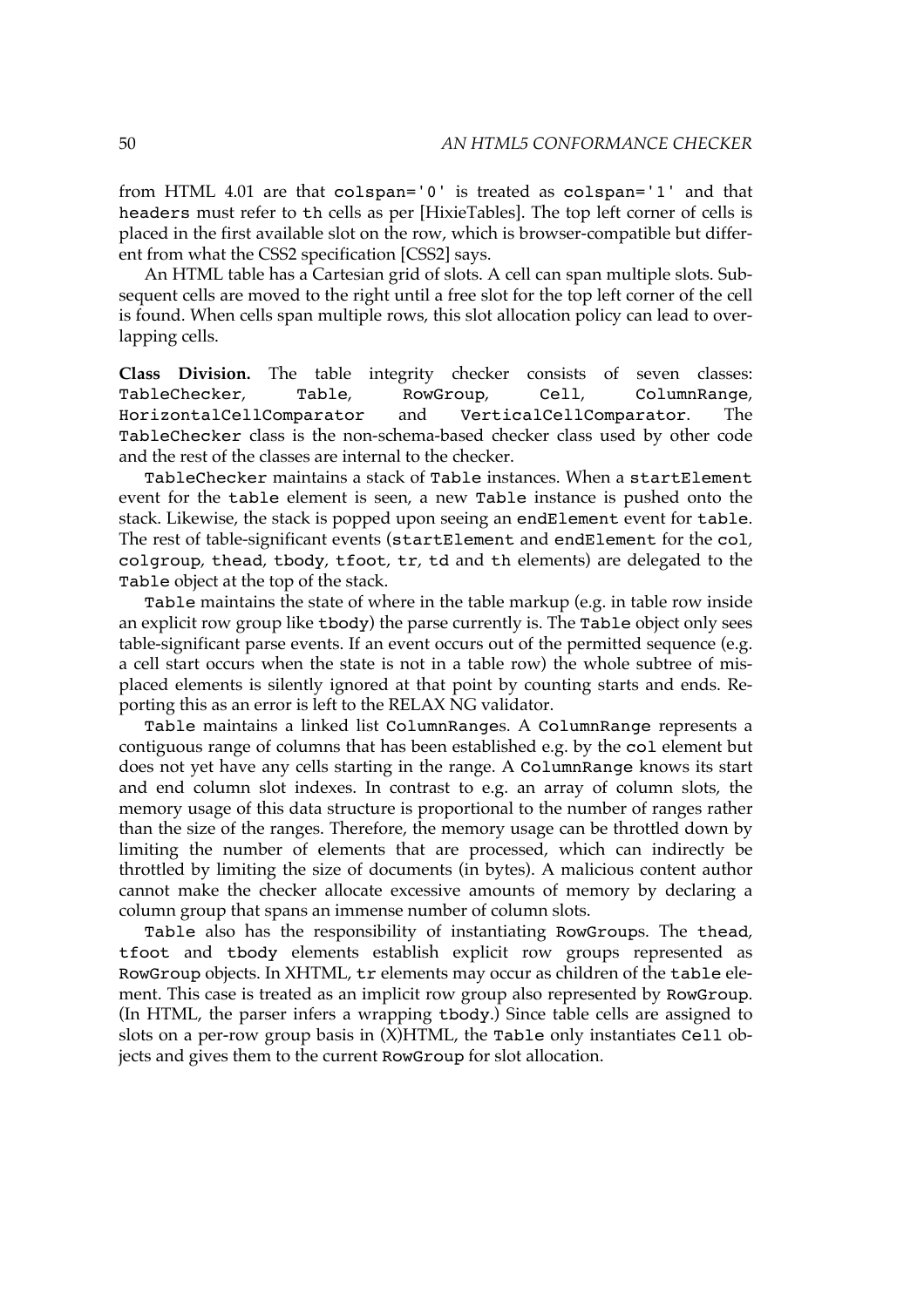from HTML 4.01 are that `colspan='0'` is treated as `colspan='1'` and that `headers` must refer to `th` cells as per [HixieTables]. The top left corner of cells is placed in the first available slot on the row, which is browser-compatible but different from what the CSS2 specification [CSS2] says.

An HTML table has a Cartesian grid of slots. A cell can span multiple slots. Subsequent cells are moved to the right until a free slot for the top left corner of the cell is found. When cells span multiple rows, this slot allocation policy can lead to overlapping cells.

**Class Division.** The table integrity checker consists of seven classes: `TableChecker`, `Table`, `RowGroup`, `Cell`, `ColumnRange`, `HorizontalCellComparator` and `VerticalCellComparator`. The `TableChecker` class is the non-schema-based checker class used by other code and the rest of the classes are internal to the checker.

`TableChecker` maintains a stack of `Table` instances. When a `startElement` event for the `table` element is seen, a new `Table` instance is pushed onto the stack. Likewise, the stack is popped upon seeing an `endElement` event for `table`. The rest of table-significant events (`startElement` and `endElement` for the `col`, `colgroup`, `thead`, `tbody`, `tfoot`, `tr`, `td` and `th` elements) are delegated to the `Table` object at the top of the stack.

`Table` maintains the state of where in the table markup (e.g. in table row inside an explicit row group like `tbody`) the parse currently is. The `Table` object only sees table-significant parse events. If an event occurs out of the permitted sequence (e.g. a cell start occurs when the state is not in a table row) the whole subtree of misplaced elements is silently ignored at that point by counting starts and ends. Reporting this as an error is left to the RELAX NG validator.

`Table` maintains a linked list `ColumnRange`s. A `ColumnRange` represents a contiguous range of columns that has been established e.g. by the `col` element but does not yet have any cells starting in the range. A `ColumnRange` knows its start and end column slot indexes. In contrast to e.g. an array of column slots, the memory usage of this data structure is proportional to the number of ranges rather than the size of the ranges. Therefore, the memory usage can be throttled down by limiting the number of elements that are processed, which can indirectly be throttled by limiting the size of documents (in bytes). A malicious content author cannot make the checker allocate excessive amounts of memory by declaring a column group that spans an immense number of column slots.

`Table` also has the responsibility of instantiating `RowGroup`s. The `thead`, `tfoot` and `tbody` elements establish explicit row groups represented as `RowGroup` objects. In XHTML, `tr` elements may occur as children of the `table` element. This case is treated as an implicit row group also represented by `RowGroup`. (In HTML, the parser infers a wrapping `tbody`.) Since table cells are assigned to slots on a per-row group basis in (X)HTML, the `Table` only instantiates `Cell` objects and gives them to the current `RowGroup` for slot allocation.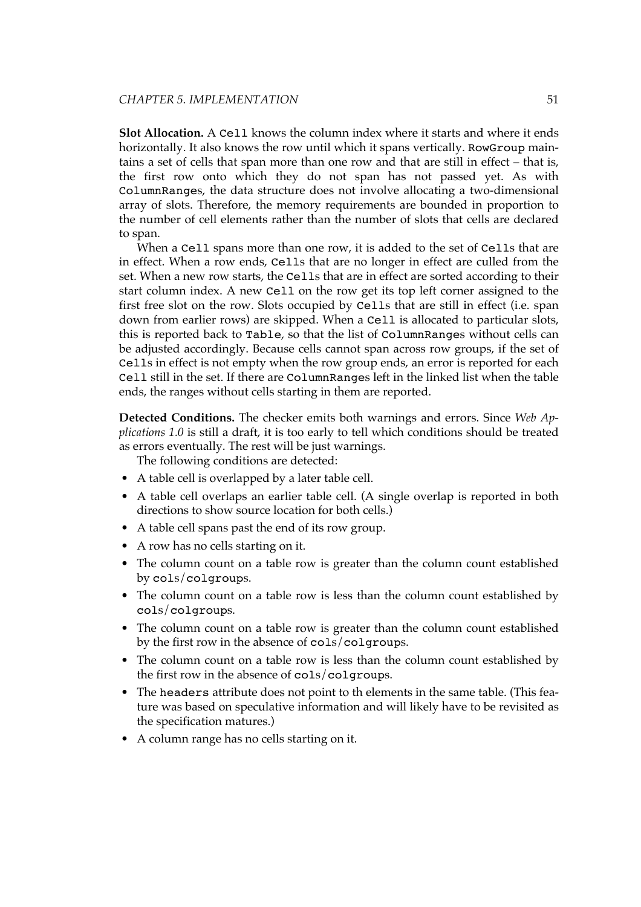**Slot Allocation.** A `Cell` knows the column index where it starts and where it ends horizontally. It also knows the row until which it spans vertically. `RowGroup` maintains a set of cells that span more than one row and that are still in effect – that is, the first row onto which they do not span has not passed yet. As with `ColumnRange`s, the data structure does not involve allocating a two-dimensional array of slots. Therefore, the memory requirements are bounded in proportion to the number of cell elements rather than the number of slots that cells are declared to span.

When a `Cell` spans more than one row, it is added to the set of `Cell`s that are in effect. When a row ends, `Cell`s that are no longer in effect are culled from the set. When a new row starts, the `Cell`s that are in effect are sorted according to their start column index. A new `Cell` on the row get its top left corner assigned to the first free slot on the row. Slots occupied by `Cell`s that are still in effect (i.e. span down from earlier rows) are skipped. When a `Cell` is allocated to particular slots, this is reported back to `Table`, so that the list of `ColumnRange`s without cells can be adjusted accordingly. Because cells cannot span across row groups, if the set of `Cell`s in effect is not empty when the row group ends, an error is reported for each `Cell` still in the set. If there are `ColumnRange`s left in the linked list when the table ends, the ranges without cells starting in them are reported.

**Detected Conditions.** The checker emits both warnings and errors. Since *Web Applications 1.0* is still a draft, it is too early to tell which conditions should be treated as errors eventually. The rest will be just warnings.

The following conditions are detected:

- A table cell is overlapped by a later table cell.
- A table cell overlaps an earlier table cell. (A single overlap is reported in both directions to show source location for both cells.)
- A table cell spans past the end of its row group.
- A row has no cells starting on it.
- The column count on a table row is greater than the column count established by `col`s/`colgroup`s.
- The column count on a table row is less than the column count established by `col`s/`colgroup`s.
- The column count on a table row is greater than the column count established by the first row in the absence of `col`s/`colgroup`s.
- The column count on a table row is less than the column count established by the first row in the absence of `col`s/`colgroup`s.
- The `headers` attribute does not point to th elements in the same table. (This feature was based on speculative information and will likely have to be revisited as the specification matures.)
- A column range has no cells starting on it.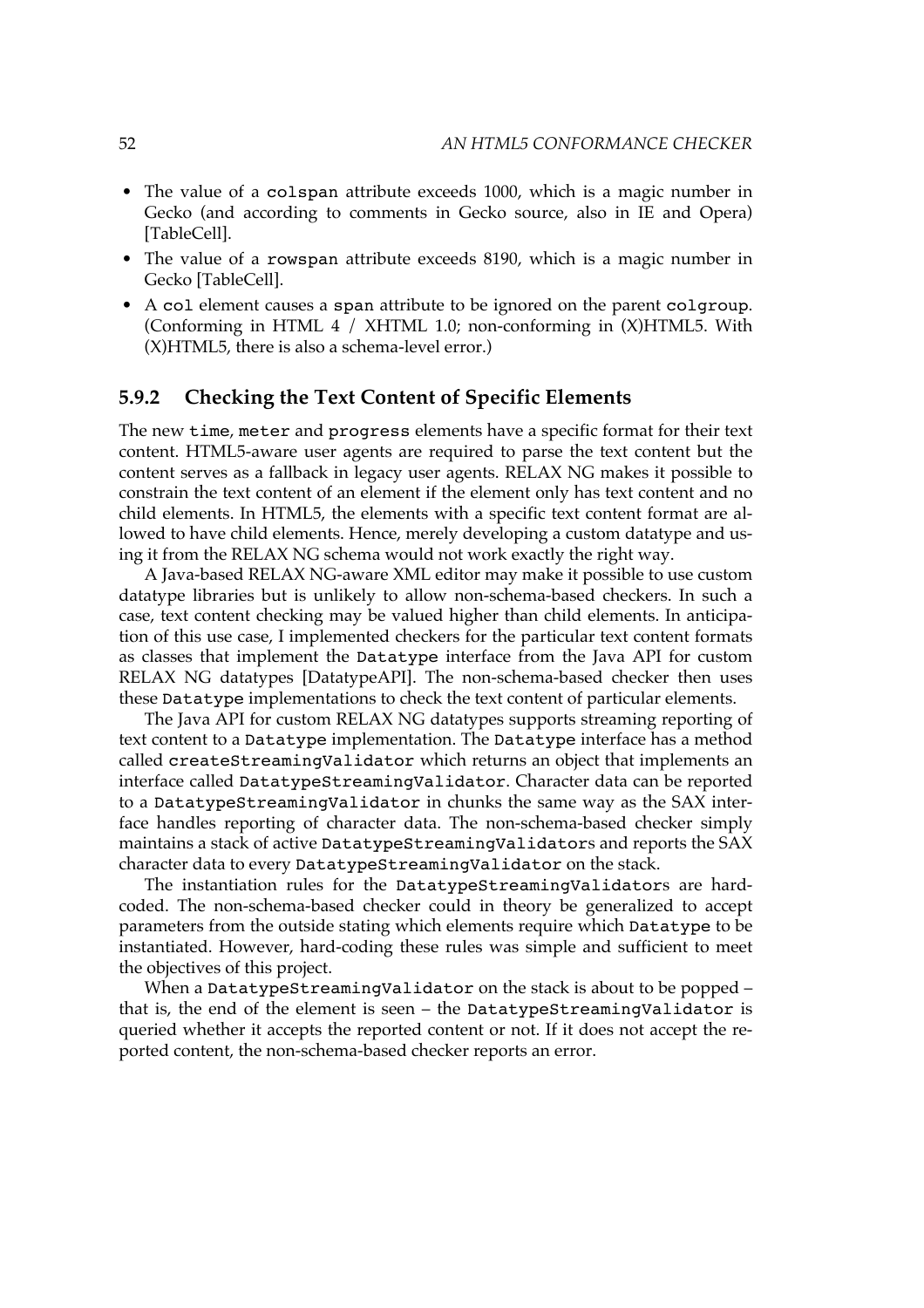- The value of a `colspan` attribute exceeds 1000, which is a magic number in Gecko (and according to comments in Gecko source, also in IE and Opera) [TableCell].
- The value of a `rowspan` attribute exceeds 8190, which is a magic number in Gecko [TableCell].
- A `col` element causes a `span` attribute to be ignored on the parent `colgroup`. (Conforming in HTML 4 / XHTML 1.0; non-conforming in (X)HTML5. With (X)HTML5, there is also a schema-level error.)

### 5.9.2 Checking the Text Content of Specific Elements

The new `time`, `meter` and `progress` elements have a specific format for their text content. HTML5-aware user agents are required to parse the text content but the content serves as a fallback in legacy user agents. RELAX NG makes it possible to constrain the text content of an element if the element only has text content and no child elements. In HTML5, the elements with a specific text content format are allowed to have child elements. Hence, merely developing a custom datatype and using it from the RELAX NG schema would not work exactly the right way.

A Java-based RELAX NG-aware XML editor may make it possible to use custom datatype libraries but is unlikely to allow non-schema-based checkers. In such a case, text content checking may be valued higher than child elements. In anticipation of this use case, I implemented checkers for the particular text content formats as classes that implement the `Datatype` interface from the Java API for custom RELAX NG datatypes [DatatypeAPI]. The non-schema-based checker then uses these `Datatype` implementations to check the text content of particular elements.

The Java API for custom RELAX NG datatypes supports streaming reporting of text content to a `Datatype` implementation. The `Datatype` interface has a method called `createStreamingValidator` which returns an object that implements an interface called `DatatypeStreamingValidator`. Character data can be reported to a `DatatypeStreamingValidator` in chunks the same way as the SAX interface handles reporting of character data. The non-schema-based checker simply maintains a stack of active `DatatypeStreamingValidator`s and reports the SAX character data to every `DatatypeStreamingValidator` on the stack.

The instantiation rules for the `DatatypeStreamingValidator`s are hard-coded. The non-schema-based checker could in theory be generalized to accept parameters from the outside stating which elements require which `Datatype` to be instantiated. However, hard-coding these rules was simple and sufficient to meet the objectives of this project.

When a `DatatypeStreamingValidator` on the stack is about to be popped – that is, the end of the element is seen – the `DatatypeStreamingValidator` is queried whether it accepts the reported content or not. If it does not accept the reported content, the non-schema-based checker reports an error.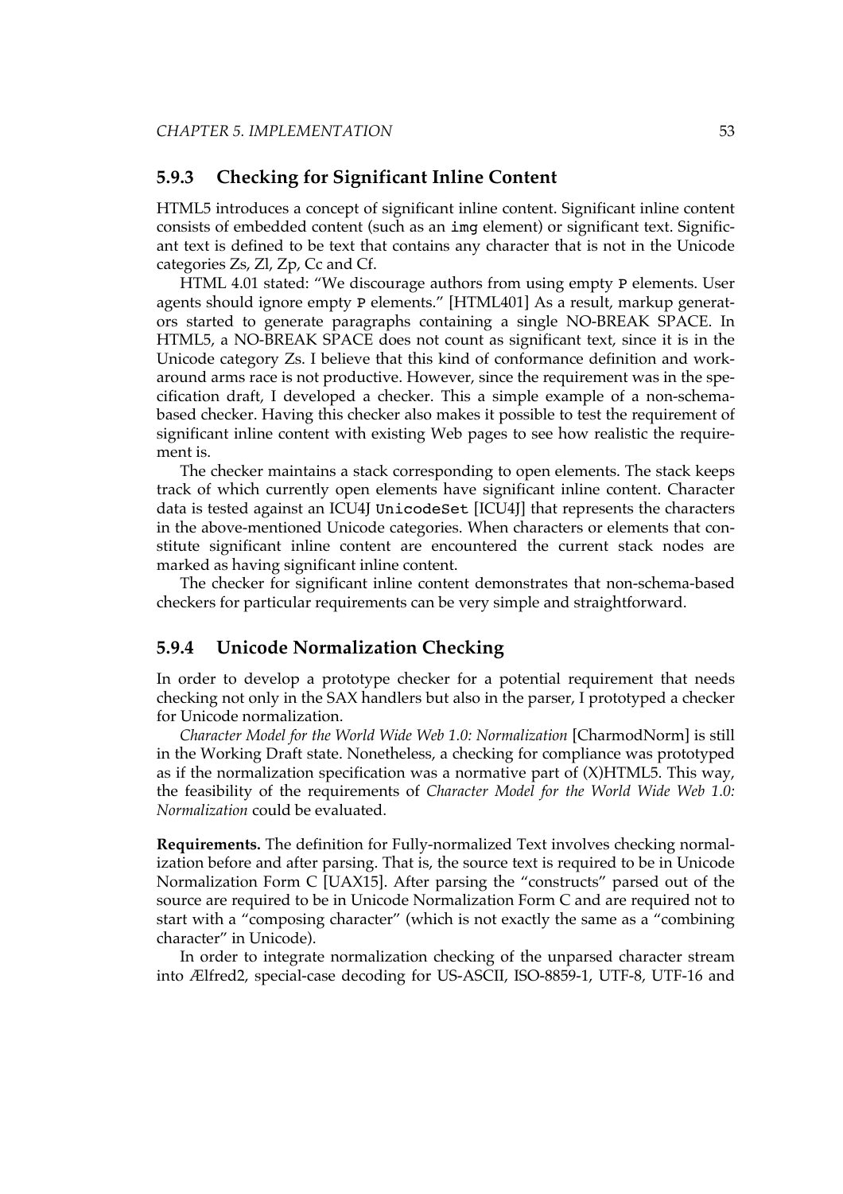### 5.9.3 Checking for Significant Inline Content

HTML5 introduces a concept of significant inline content. Significant inline content consists of embedded content (such as an `img` element) or significant text. Significant text is defined to be text that contains any character that is not in the Unicode categories Zs, Zl, Zp, Cc and Cf.

HTML 4.01 stated: "We discourage authors from using empty `P` elements. User agents should ignore empty `P` elements." [HTML401] As a result, markup generators started to generate paragraphs containing a single NO-BREAK SPACE. In HTML5, a NO-BREAK SPACE does not count as significant text, since it is in the Unicode category Zs. I believe that this kind of conformance definition and workaround arms race is not productive. However, since the requirement was in the specification draft, I developed a checker. This a simple example of a non-schema-based checker. Having this checker also makes it possible to test the requirement of significant inline content with existing Web pages to see how realistic the requirement is.

The checker maintains a stack corresponding to open elements. The stack keeps track of which currently open elements have significant inline content. Character data is tested against an ICU4J `UnicodeSet` [ICU4J] that represents the characters in the above-mentioned Unicode categories. When characters or elements that constitute significant inline content are encountered the current stack nodes are marked as having significant inline content.

The checker for significant inline content demonstrates that non-schema-based checkers for particular requirements can be very simple and straightforward.

### 5.9.4 Unicode Normalization Checking

In order to develop a prototype checker for a potential requirement that needs checking not only in the SAX handlers but also in the parser, I prototyped a checker for Unicode normalization.

*Character Model for the World Wide Web 1.0: Normalization* [CharmodNorm] is still in the Working Draft state. Nonetheless, a checking for compliance was prototyped as if the normalization specification was a normative part of (X)HTML5. This way, the feasibility of the requirements of *Character Model for the World Wide Web 1.0: Normalization* could be evaluated.

**Requirements.** The definition for Fully-normalized Text involves checking normalization before and after parsing. That is, the source text is required to be in Unicode Normalization Form C [UAX15]. After parsing the "constructs" parsed out of the source are required to be in Unicode Normalization Form C and are required not to start with a "composing character" (which is not exactly the same as a "combining character" in Unicode).

In order to integrate normalization checking of the unparsed character stream into Ælfred2, special-case decoding for US-ASCII, ISO-8859-1, UTF-8, UTF-16 and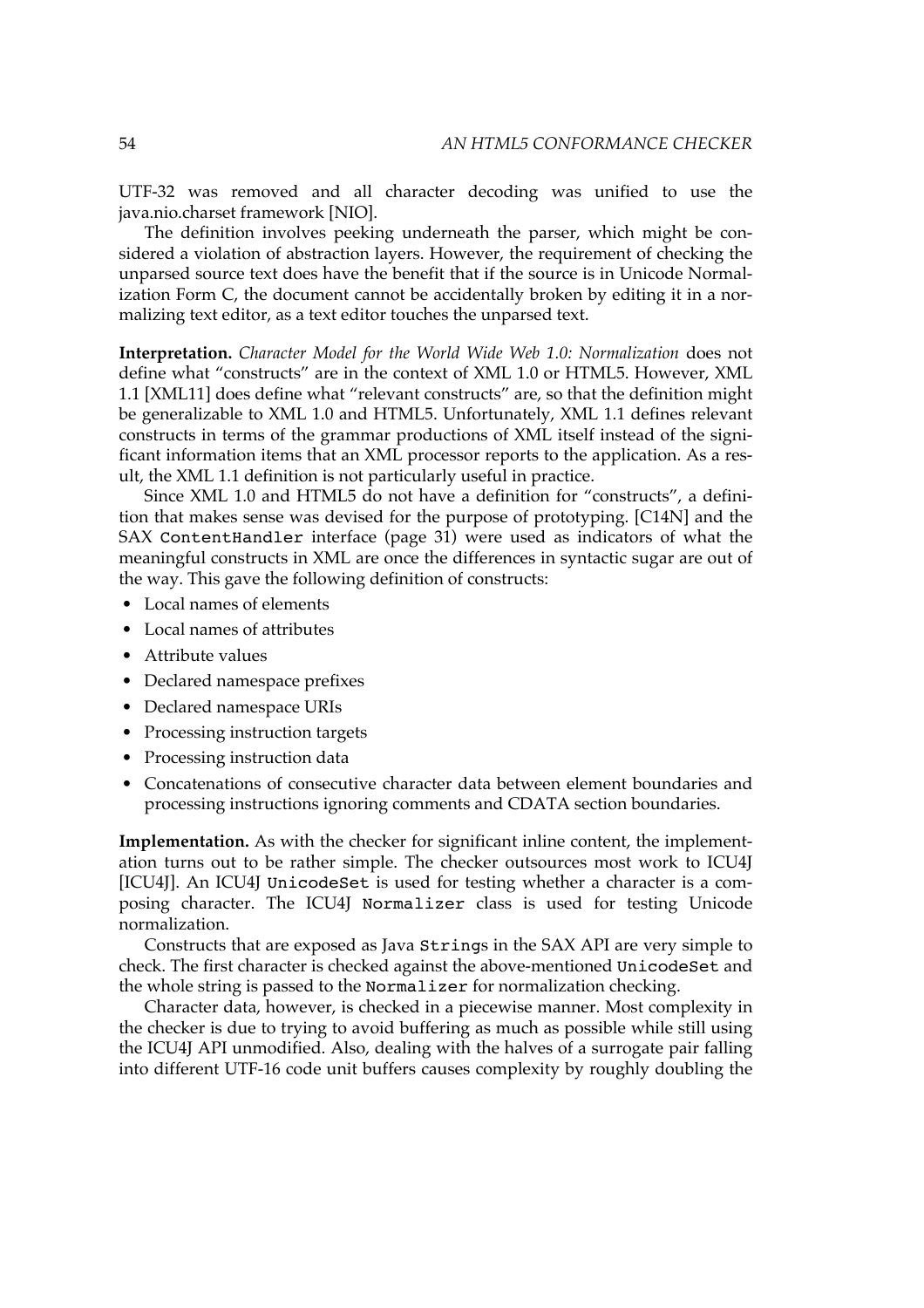UTF-32 was removed and all character decoding was unified to use the java.nio.charset framework [NIO].

The definition involves peeking underneath the parser, which might be considered a violation of abstraction layers. However, the requirement of checking the unparsed source text does have the benefit that if the source is in Unicode Normalization Form C, the document cannot be accidentally broken by editing it in a normalizing text editor, as a text editor touches the unparsed text.

**Interpretation.** *Character Model for the World Wide Web 1.0: Normalization* does not define what "constructs" are in the context of XML 1.0 or HTML5. However, XML 1.1 [XML11] does define what "relevant constructs" are, so that the definition might be generalizable to XML 1.0 and HTML5. Unfortunately, XML 1.1 defines relevant constructs in terms of the grammar productions of XML itself instead of the significant information items that an XML processor reports to the application. As a result, the XML 1.1 definition is not particularly useful in practice.

Since XML 1.0 and HTML5 do not have a definition for "constructs", a definition that makes sense was devised for the purpose of prototyping. [C14N] and the SAX `ContentHandler` interface (page 31) were used as indicators of what the meaningful constructs in XML are once the differences in syntactic sugar are out of the way. This gave the following definition of constructs:

- Local names of elements
- Local names of attributes
- Attribute values
- Declared namespace prefixes
- Declared namespace URIs
- Processing instruction targets
- Processing instruction data
- Concatenations of consecutive character data between element boundaries and processing instructions ignoring comments and CDATA section boundaries.

**Implementation.** As with the checker for significant inline content, the implementation turns out to be rather simple. The checker outsources most work to ICU4J [ICU4J]. An ICU4J `UnicodeSet` is used for testing whether a character is a composing character. The ICU4J `Normalizer` class is used for testing Unicode normalization.

Constructs that are exposed as Java `String`s in the SAX API are very simple to check. The first character is checked against the above-mentioned `UnicodeSet` and the whole string is passed to the `Normalizer` for normalization checking.

Character data, however, is checked in a piecewise manner. Most complexity in the checker is due to trying to avoid buffering as much as possible while still using the ICU4J API unmodified. Also, dealing with the halves of a surrogate pair falling into different UTF-16 code unit buffers causes complexity by roughly doubling the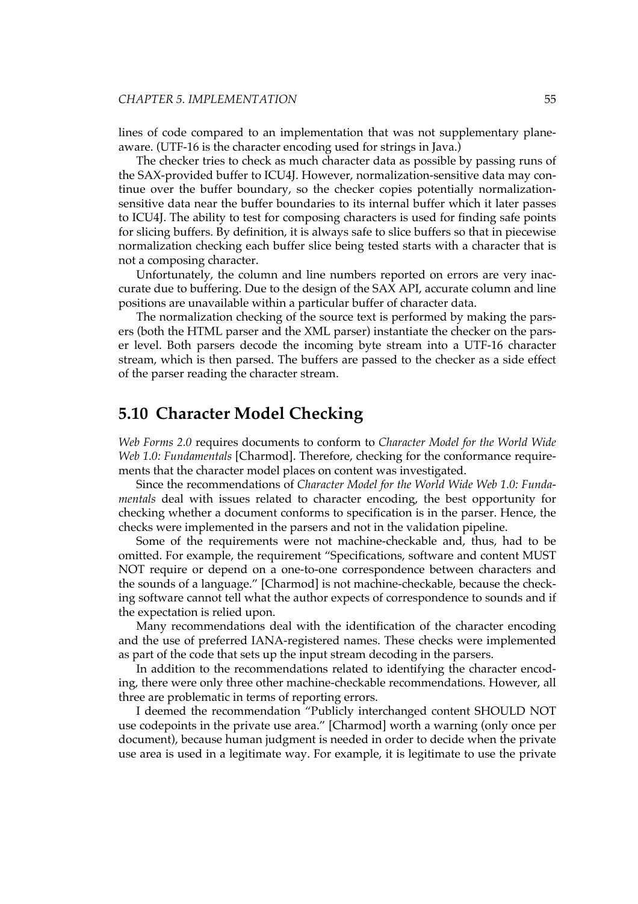lines of code compared to an implementation that was not supplementary plane-aware. (UTF-16 is the character encoding used for strings in Java.)

The checker tries to check as much character data as possible by passing runs of the SAX-provided buffer to ICU4J. However, normalization-sensitive data may continue over the buffer boundary, so the checker copies potentially normalization-sensitive data near the buffer boundaries to its internal buffer which it later passes to ICU4J. The ability to test for composing characters is used for finding safe points for slicing buffers. By definition, it is always safe to slice buffers so that in piecewise normalization checking each buffer slice being tested starts with a character that is not a composing character.

Unfortunately, the column and line numbers reported on errors are very inaccurate due to buffering. Due to the design of the SAX API, accurate column and line positions are unavailable within a particular buffer of character data.

The normalization checking of the source text is performed by making the parsers (both the HTML parser and the XML parser) instantiate the checker on the parser level. Both parsers decode the incoming byte stream into a UTF-16 character stream, which is then parsed. The buffers are passed to the checker as a side effect of the parser reading the character stream.

## 5.10 Character Model Checking

*Web Forms 2.0* requires documents to conform to *Character Model for the World Wide Web 1.0: Fundamentals* [Charmod]. Therefore, checking for the conformance requirements that the character model places on content was investigated.

Since the recommendations of *Character Model for the World Wide Web 1.0: Fundamentals* deal with issues related to character encoding, the best opportunity for checking whether a document conforms to specification is in the parser. Hence, the checks were implemented in the parsers and not in the validation pipeline.

Some of the requirements were not machine-checkable and, thus, had to be omitted. For example, the requirement "Specifications, software and content MUST NOT require or depend on a one-to-one correspondence between characters and the sounds of a language." [Charmod] is not machine-checkable, because the checking software cannot tell what the author expects of correspondence to sounds and if the expectation is relied upon.

Many recommendations deal with the identification of the character encoding and the use of preferred IANA-registered names. These checks were implemented as part of the code that sets up the input stream decoding in the parsers.

In addition to the recommendations related to identifying the character encoding, there were only three other machine-checkable recommendations. However, all three are problematic in terms of reporting errors.

I deemed the recommendation "Publicly interchanged content SHOULD NOT use codepoints in the private use area." [Charmod] worth a warning (only once per document), because human judgment is needed in order to decide when the private use area is used in a legitimate way. For example, it is legitimate to use the private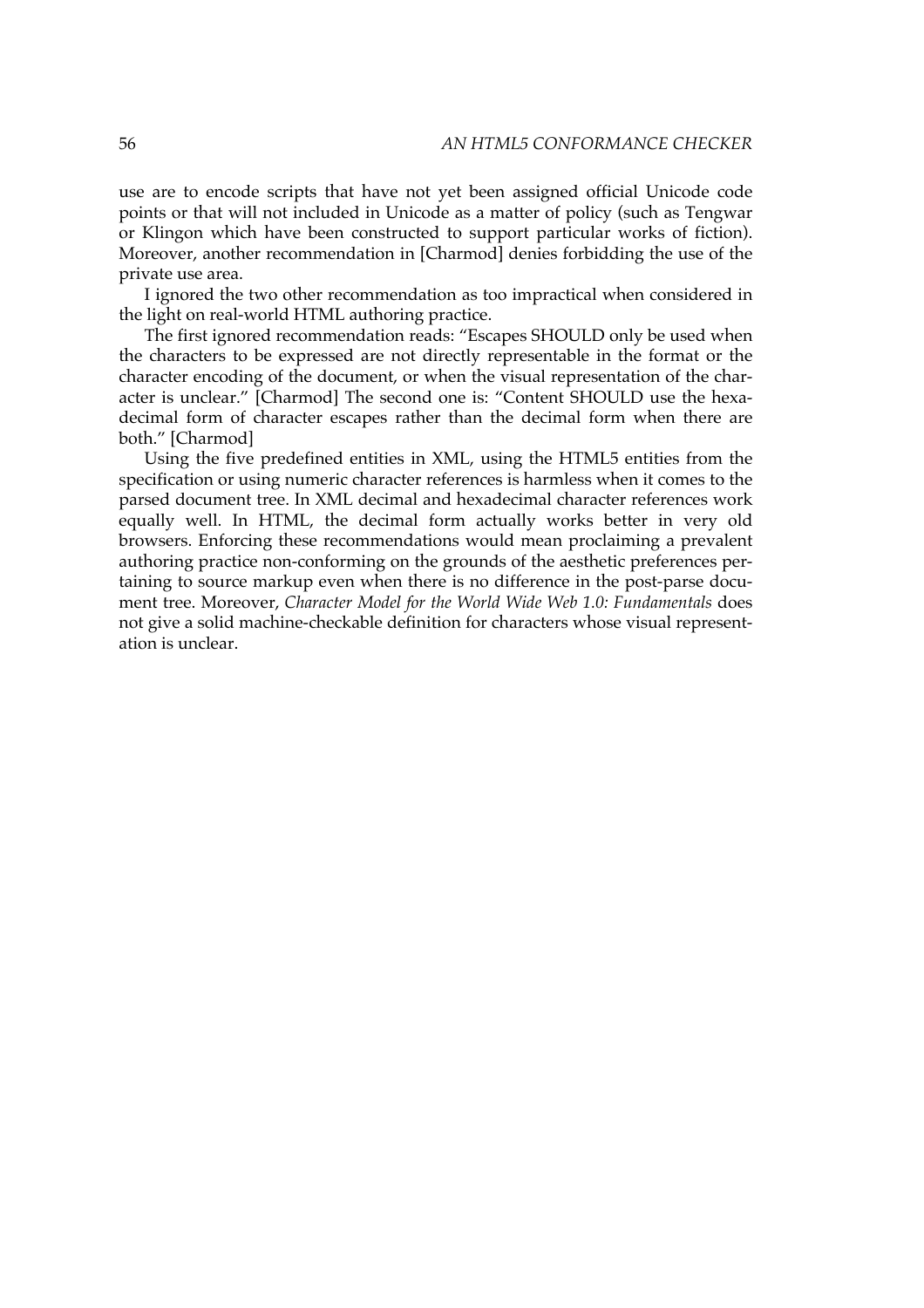use are to encode scripts that have not yet been assigned official Unicode code points or that will not included in Unicode as a matter of policy (such as Tengwar or Klingon which have been constructed to support particular works of fiction). Moreover, another recommendation in [Charmod] denies forbidding the use of the private use area.

I ignored the two other recommendation as too impractical when considered in the light on real-world HTML authoring practice.

The first ignored recommendation reads: "Escapes SHOULD only be used when the characters to be expressed are not directly representable in the format or the character encoding of the document, or when the visual representation of the character is unclear." [Charmod] The second one is: "Content SHOULD use the hexadecimal form of character escapes rather than the decimal form when there are both." [Charmod]

Using the five predefined entities in XML, using the HTML5 entities from the specification or using numeric character references is harmless when it comes to the parsed document tree. In XML decimal and hexadecimal character references work equally well. In HTML, the decimal form actually works better in very old browsers. Enforcing these recommendations would mean proclaiming a prevalent authoring practice non-conforming on the grounds of the aesthetic preferences pertaining to source markup even when there is no difference in the post-parse document tree. Moreover, *Character Model for the World Wide Web 1.0: Fundamentals* does not give a solid machine-checkable definition for characters whose visual representation is unclear.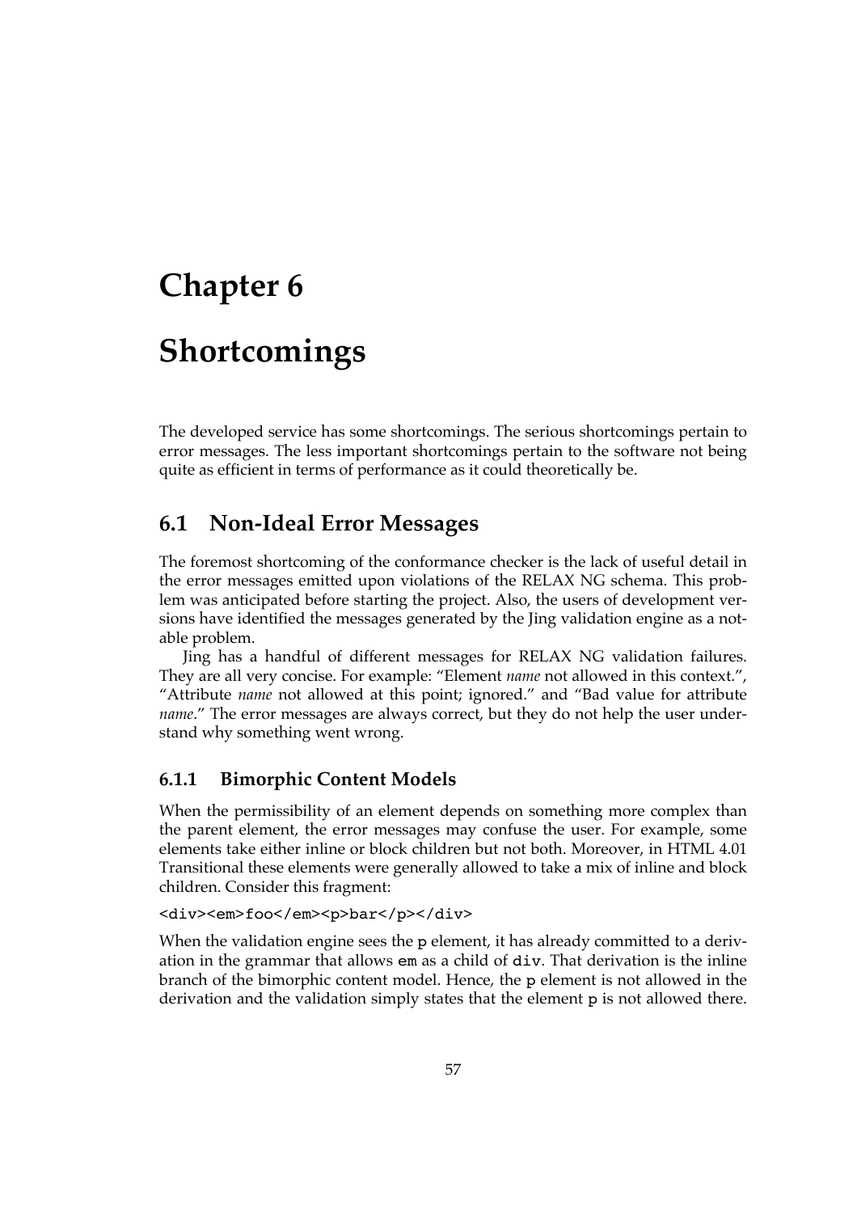# Chapter 6

# Shortcomings

The developed service has some shortcomings. The serious shortcomings pertain to error messages. The less important shortcomings pertain to the software not being quite as efficient in terms of performance as it could theoretically be.

## 6.1 Non-Ideal Error Messages

The foremost shortcoming of the conformance checker is the lack of useful detail in the error messages emitted upon violations of the RELAX NG schema. This problem was anticipated before starting the project. Also, the users of development versions have identified the messages generated by the Jing validation engine as a notable problem.

Jing has a handful of different messages for RELAX NG validation failures. They are all very concise. For example: "Element *name* not allowed in this context.", "Attribute *name* not allowed at this point; ignored." and "Bad value for attribute *name*." The error messages are always correct, but they do not help the user understand why something went wrong.

### 6.1.1 Bimorphic Content Models

When the permissibility of an element depends on something more complex than the parent element, the error messages may confuse the user. For example, some elements take either inline or block children but not both. Moreover, in HTML 4.01 Transitional these elements were generally allowed to take a mix of inline and block children. Consider this fragment:

```
<div><em>foo</em><p>bar</p></div>
```

When the validation engine sees the `p` element, it has already committed to a derivation in the grammar that allows `em` as a child of `div`. That derivation is the inline branch of the bimorphic content model. Hence, the `p` element is not allowed in the derivation and the validation simply states that the element `p` is not allowed there.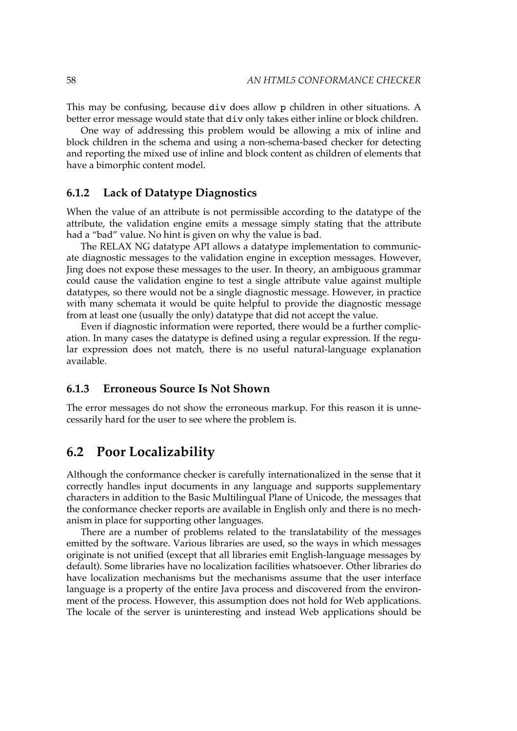This may be confusing, because `div` does allow `p` children in other situations. A better error message would state that `div` only takes either inline or block children.

One way of addressing this problem would be allowing a mix of inline and block children in the schema and using a non-schema-based checker for detecting and reporting the mixed use of inline and block content as children of elements that have a bimorphic content model.

### 6.1.2 Lack of Datatype Diagnostics

When the value of an attribute is not permissible according to the datatype of the attribute, the validation engine emits a message simply stating that the attribute had a "bad" value. No hint is given on why the value is bad.

The RELAX NG datatype API allows a datatype implementation to communicate diagnostic messages to the validation engine in exception messages. However, Jing does not expose these messages to the user. In theory, an ambiguous grammar could cause the validation engine to test a single attribute value against multiple datatypes, so there would not be a single diagnostic message. However, in practice with many schemata it would be quite helpful to provide the diagnostic message from at least one (usually the only) datatype that did not accept the value.

Even if diagnostic information were reported, there would be a further complication. In many cases the datatype is defined using a regular expression. If the regular expression does not match, there is no useful natural-language explanation available.

### 6.1.3 Erroneous Source Is Not Shown

The error messages do not show the erroneous markup. For this reason it is unnecessarily hard for the user to see where the problem is.

## 6.2 Poor Localizability

Although the conformance checker is carefully internationalized in the sense that it correctly handles input documents in any language and supports supplementary characters in addition to the Basic Multilingual Plane of Unicode, the messages that the conformance checker reports are available in English only and there is no mechanism in place for supporting other languages.

There are a number of problems related to the translatability of the messages emitted by the software. Various libraries are used, so the ways in which messages originate is not unified (except that all libraries emit English-language messages by default). Some libraries have no localization facilities whatsoever. Other libraries do have localization mechanisms but the mechanisms assume that the user interface language is a property of the entire Java process and discovered from the environment of the process. However, this assumption does not hold for Web applications. The locale of the server is uninteresting and instead Web applications should be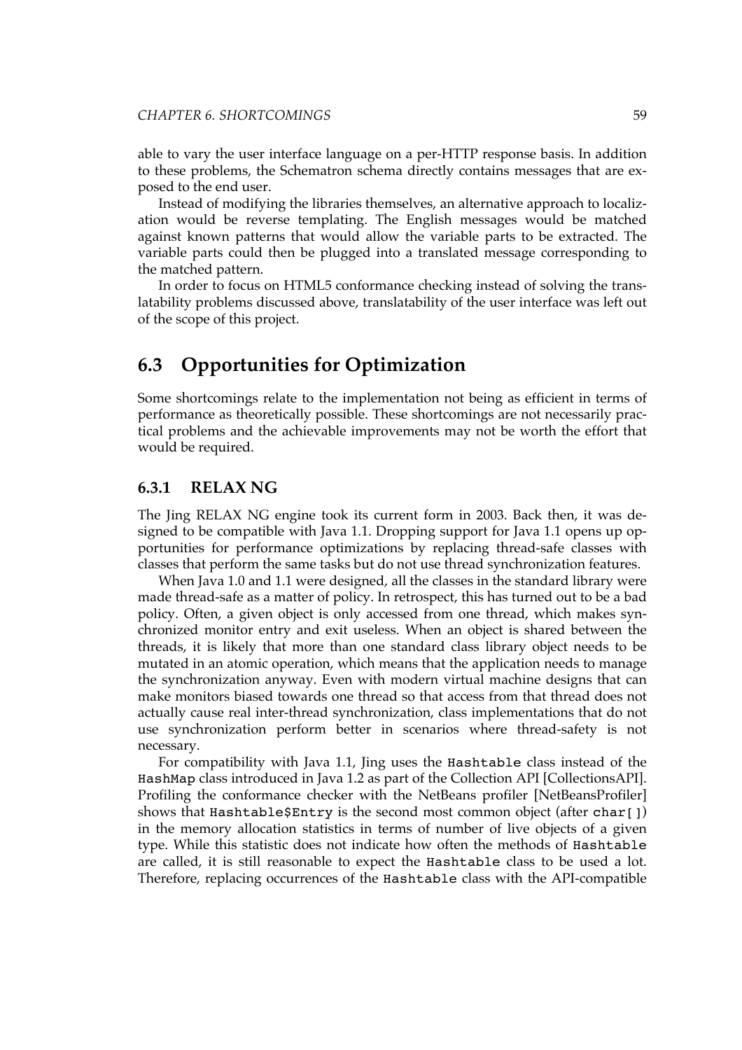able to vary the user interface language on a per-HTTP response basis. In addition to these problems, the Schematron schema directly contains messages that are exposed to the end user.

Instead of modifying the libraries themselves, an alternative approach to localization would be reverse templating. The English messages would be matched against known patterns that would allow the variable parts to be extracted. The variable parts could then be plugged into a translated message corresponding to the matched pattern.

In order to focus on HTML5 conformance checking instead of solving the translatability problems discussed above, translatability of the user interface was left out of the scope of this project.

## 6.3 Opportunities for Optimization

Some shortcomings relate to the implementation not being as efficient in terms of performance as theoretically possible. These shortcomings are not necessarily practical problems and the achievable improvements may not be worth the effort that would be required.

### 6.3.1 RELAX NG

The Jing RELAX NG engine took its current form in 2003. Back then, it was designed to be compatible with Java 1.1. Dropping support for Java 1.1 opens up opportunities for performance optimizations by replacing thread-safe classes with classes that perform the same tasks but do not use thread synchronization features.

When Java 1.0 and 1.1 were designed, all the classes in the standard library were made thread-safe as a matter of policy. In retrospect, this has turned out to be a bad policy. Often, a given object is only accessed from one thread, which makes synchronized monitor entry and exit useless. When an object is shared between the threads, it is likely that more than one standard class library object needs to be mutated in an atomic operation, which means that the application needs to manage the synchronization anyway. Even with modern virtual machine designs that can make monitors biased towards one thread so that access from that thread does not actually cause real inter-thread synchronization, class implementations that do not use synchronization perform better in scenarios where thread-safety is not necessary.

For compatibility with Java 1.1, Jing uses the `Hashtable` class instead of the `HashMap` class introduced in Java 1.2 as part of the Collection API [CollectionsAPI]. Profiling the conformance checker with the NetBeans profiler [NetBeansProfiler] shows that `Hashtable$Entry` is the second most common object (after `char[]`) in the memory allocation statistics in terms of number of live objects of a given type. While this statistic does not indicate how often the methods of `Hashtable` are called, it is still reasonable to expect the `Hashtable` class to be used a lot. Therefore, replacing occurrences of the `Hashtable` class with the API-compatible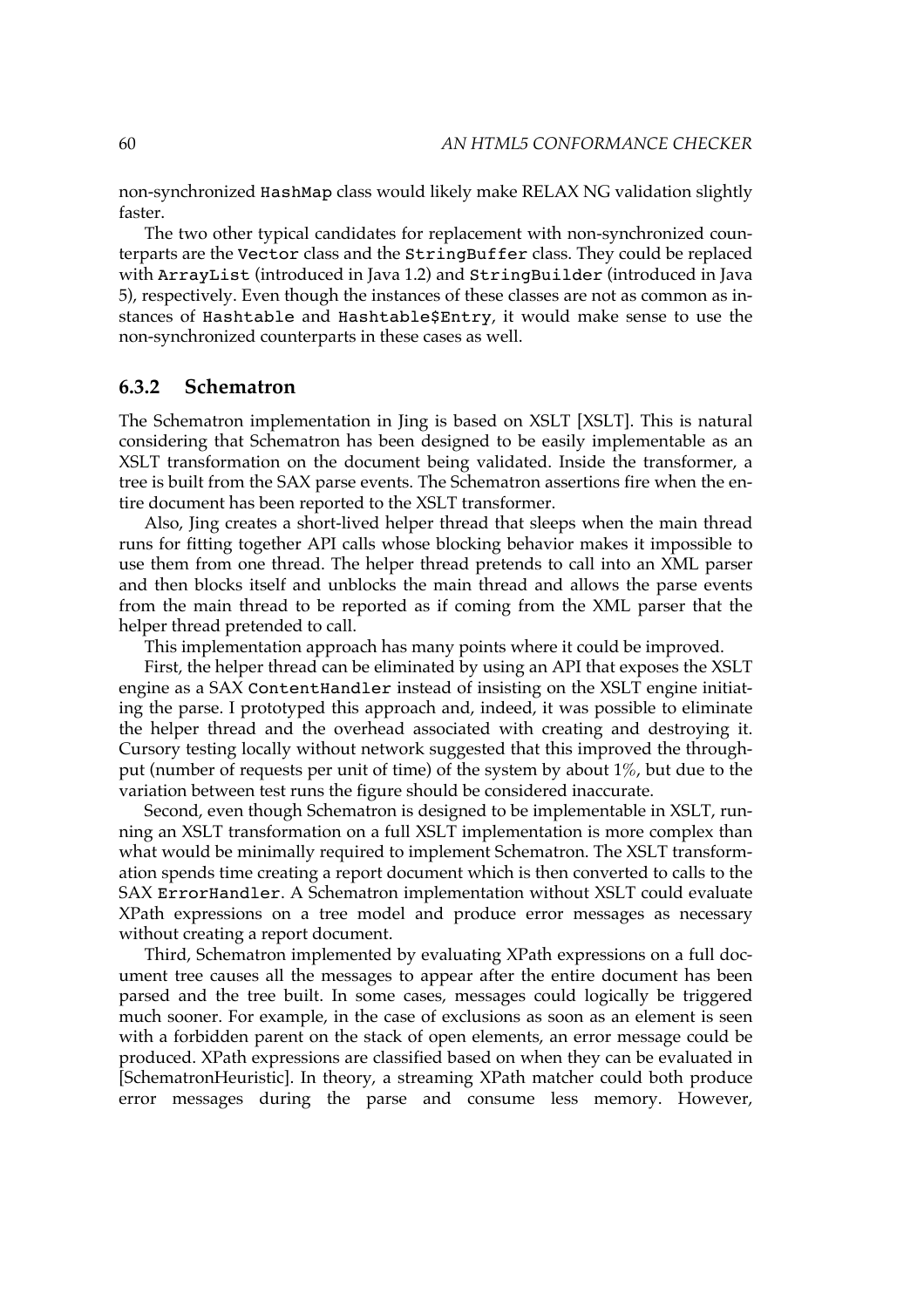non-synchronized HashMap class would likely make RELAX NG validation slightly faster.

The two other typical candidates for replacement with non-synchronized counterparts are the Vector class and the StringBuffer class. They could be replaced with ArrayList (introduced in Java 1.2) and StringBuilder (introduced in Java 5), respectively. Even though the instances of these classes are not as common as instances of Hashtable and Hashtable$Entry, it would make sense to use the non-synchronized counterparts in these cases as well.

### 6.3.2 Schematron

The Schematron implementation in Jing is based on XSLT [XSLT]. This is natural considering that Schematron has been designed to be easily implementable as an XSLT transformation on the document being validated. Inside the transformer, a tree is built from the SAX parse events. The Schematron assertions fire when the entire document has been reported to the XSLT transformer.

Also, Jing creates a short-lived helper thread that sleeps when the main thread runs for fitting together API calls whose blocking behavior makes it impossible to use them from one thread. The helper thread pretends to call into an XML parser and then blocks itself and unblocks the main thread and allows the parse events from the main thread to be reported as if coming from the XML parser that the helper thread pretended to call.

This implementation approach has many points where it could be improved.

First, the helper thread can be eliminated by using an API that exposes the XSLT engine as a SAX ContentHandler instead of insisting on the XSLT engine initiating the parse. I prototyped this approach and, indeed, it was possible to eliminate the helper thread and the overhead associated with creating and destroying it. Cursory testing locally without network suggested that this improved the throughput (number of requests per unit of time) of the system by about 1%, but due to the variation between test runs the figure should be considered inaccurate.

Second, even though Schematron is designed to be implementable in XSLT, running an XSLT transformation on a full XSLT implementation is more complex than what would be minimally required to implement Schematron. The XSLT transformation spends time creating a report document which is then converted to calls to the SAX ErrorHandler. A Schematron implementation without XSLT could evaluate XPath expressions on a tree model and produce error messages as necessary without creating a report document.

Third, Schematron implemented by evaluating XPath expressions on a full document tree causes all the messages to appear after the entire document has been parsed and the tree built. In some cases, messages could logically be triggered much sooner. For example, in the case of exclusions as soon as an element is seen with a forbidden parent on the stack of open elements, an error message could be produced. XPath expressions are classified based on when they can be evaluated in [SchematronHeuristic]. In theory, a streaming XPath matcher could both produce error messages during the parse and consume less memory. However,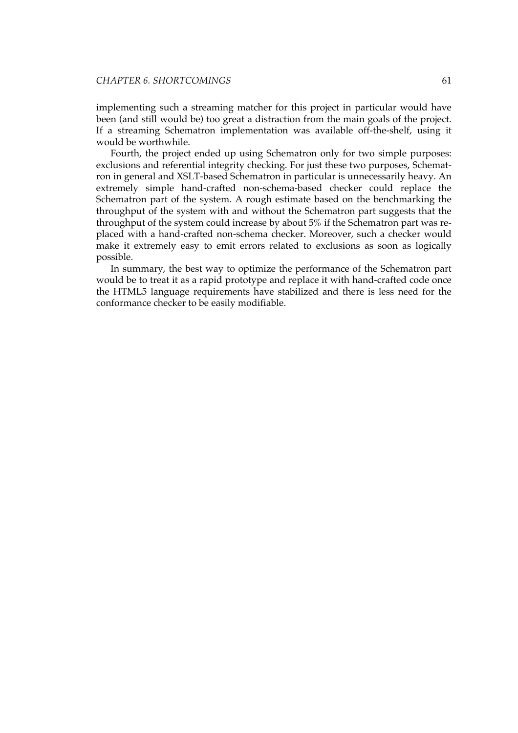implementing such a streaming matcher for this project in particular would have been (and still would be) too great a distraction from the main goals of the project. If a streaming Schematron implementation was available off-the-shelf, using it would be worthwhile.

Fourth, the project ended up using Schematron only for two simple purposes: exclusions and referential integrity checking. For just these two purposes, Schematron in general and XSLT-based Schematron in particular is unnecessarily heavy. An extremely simple hand-crafted non-schema-based checker could replace the Schematron part of the system. A rough estimate based on the benchmarking the throughput of the system with and without the Schematron part suggests that the throughput of the system could increase by about 5% if the Schematron part was replaced with a hand-crafted non-schema checker. Moreover, such a checker would make it extremely easy to emit errors related to exclusions as soon as logically possible.

In summary, the best way to optimize the performance of the Schematron part would be to treat it as a rapid prototype and replace it with hand-crafted code once the HTML5 language requirements have stabilized and there is less need for the conformance checker to be easily modifiable.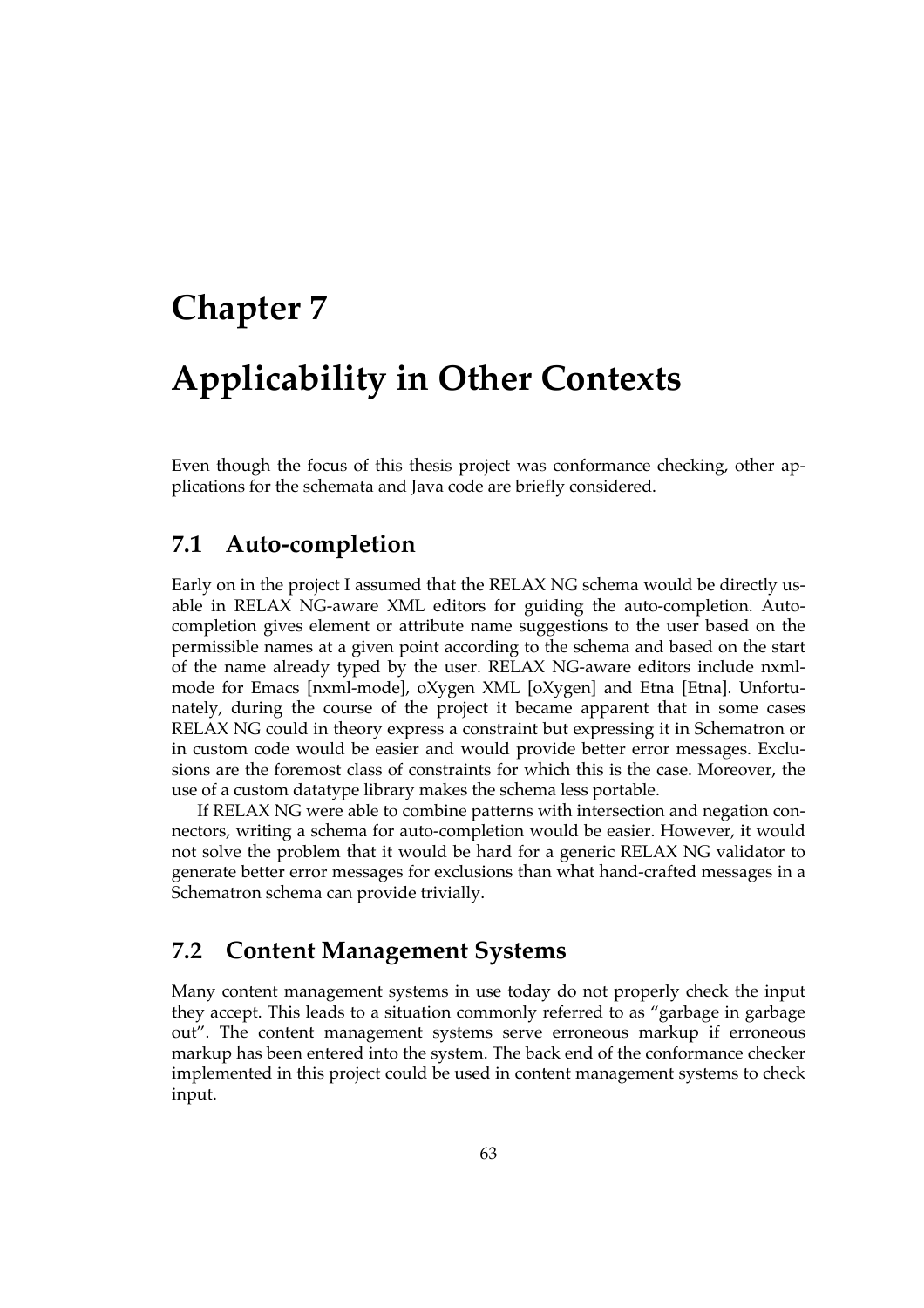# Chapter 7

# Applicability in Other Contexts

Even though the focus of this thesis project was conformance checking, other applications for the schemata and Java code are briefly considered.

## 7.1 Auto-completion

Early on in the project I assumed that the RELAX NG schema would be directly usable in RELAX NG-aware XML editors for guiding the auto-completion. Auto-completion gives element or attribute name suggestions to the user based on the permissible names at a given point according to the schema and based on the start of the name already typed by the user. RELAX NG-aware editors include nxml-mode for Emacs [nxml-mode], oXygen XML [oXygen] and Etna [Etna]. Unfortunately, during the course of the project it became apparent that in some cases RELAX NG could in theory express a constraint but expressing it in Schematron or in custom code would be easier and would provide better error messages. Exclusions are the foremost class of constraints for which this is the case. Moreover, the use of a custom datatype library makes the schema less portable.

If RELAX NG were able to combine patterns with intersection and negation connectors, writing a schema for auto-completion would be easier. However, it would not solve the problem that it would be hard for a generic RELAX NG validator to generate better error messages for exclusions than what hand-crafted messages in a Schematron schema can provide trivially.

## 7.2 Content Management Systems

Many content management systems in use today do not properly check the input they accept. This leads to a situation commonly referred to as “garbage in garbage out”. The content management systems serve erroneous markup if erroneous markup has been entered into the system. The back end of the conformance checker implemented in this project could be used in content management systems to check input.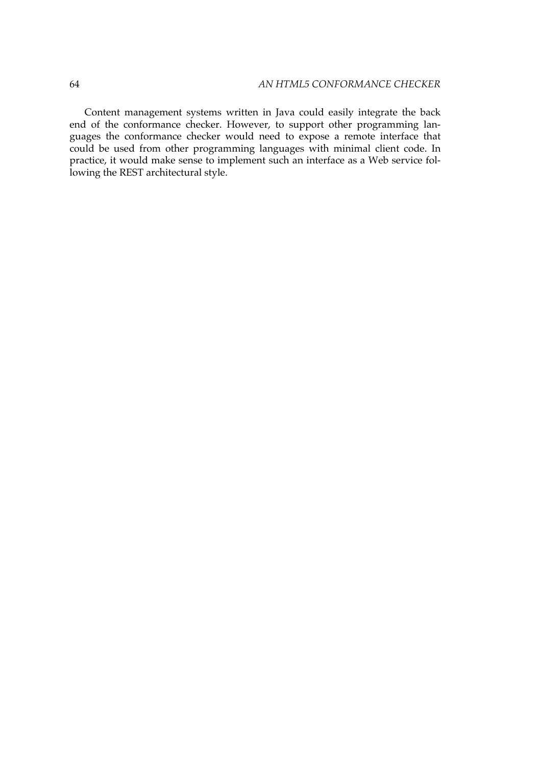Content management systems written in Java could easily integrate the back end of the conformance checker. However, to support other programming languages the conformance checker would need to expose a remote interface that could be used from other programming languages with minimal client code. In practice, it would make sense to implement such an interface as a Web service following the REST architectural style.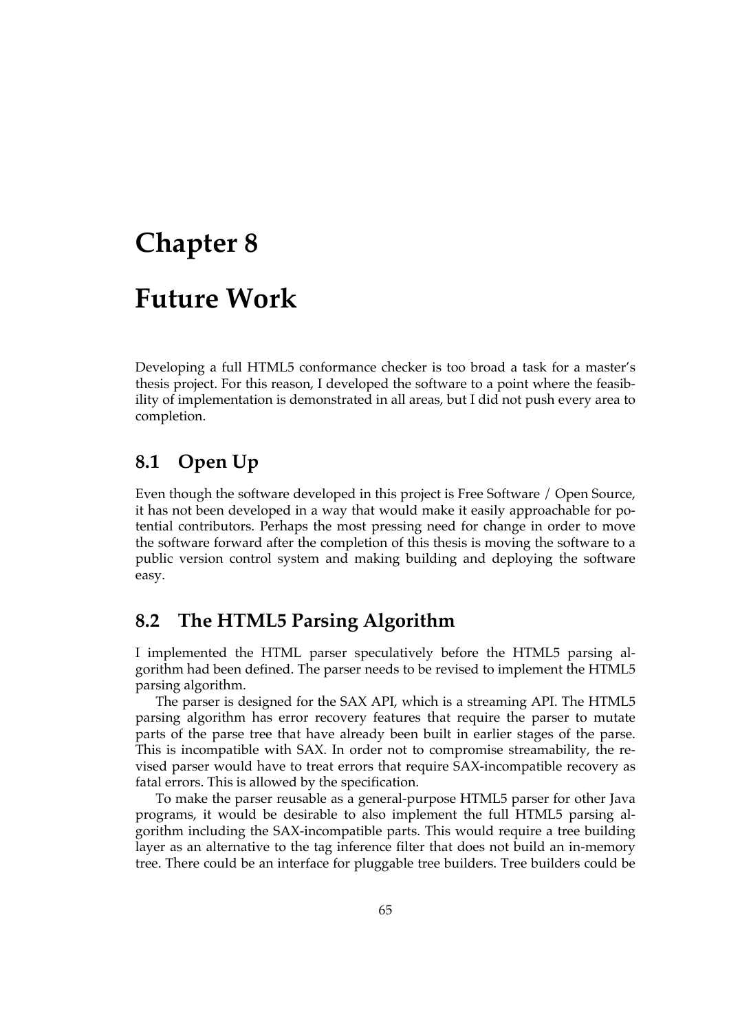# Chapter 8

# Future Work

Developing a full HTML5 conformance checker is too broad a task for a master's thesis project. For this reason, I developed the software to a point where the feasibility of implementation is demonstrated in all areas, but I did not push every area to completion.

## 8.1 Open Up

Even though the software developed in this project is Free Software / Open Source, it has not been developed in a way that would make it easily approachable for potential contributors. Perhaps the most pressing need for change in order to move the software forward after the completion of this thesis is moving the software to a public version control system and making building and deploying the software easy.

## 8.2 The HTML5 Parsing Algorithm

I implemented the HTML parser speculatively before the HTML5 parsing algorithm had been defined. The parser needs to be revised to implement the HTML5 parsing algorithm.

The parser is designed for the SAX API, which is a streaming API. The HTML5 parsing algorithm has error recovery features that require the parser to mutate parts of the parse tree that have already been built in earlier stages of the parse. This is incompatible with SAX. In order not to compromise streamability, the revised parser would have to treat errors that require SAX-incompatible recovery as fatal errors. This is allowed by the specification.

To make the parser reusable as a general-purpose HTML5 parser for other Java programs, it would be desirable to also implement the full HTML5 parsing algorithm including the SAX-incompatible parts. This would require a tree building layer as an alternative to the tag inference filter that does not build an in-memory tree. There could be an interface for pluggable tree builders. Tree builders could be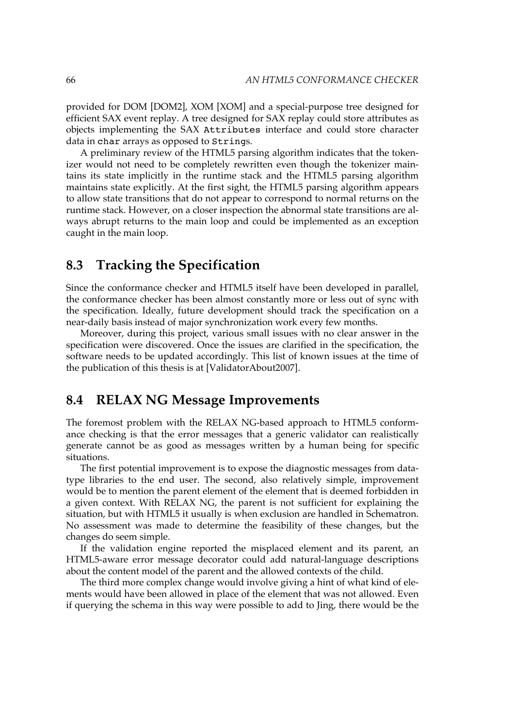provided for DOM [DOM2], XOM [XOM] and a special-purpose tree designed for efficient SAX event replay. A tree designed for SAX replay could store attributes as objects implementing the SAX `Attributes` interface and could store character data in `char` arrays as opposed to `String`s.

A preliminary review of the HTML5 parsing algorithm indicates that the tokenizer would not need to be completely rewritten even though the tokenizer maintains its state implicitly in the runtime stack and the HTML5 parsing algorithm maintains state explicitly. At the first sight, the HTML5 parsing algorithm appears to allow state transitions that do not appear to correspond to normal returns on the runtime stack. However, on a closer inspection the abnormal state transitions are always abrupt returns to the main loop and could be implemented as an exception caught in the main loop.

## 8.3 Tracking the Specification

Since the conformance checker and HTML5 itself have been developed in parallel, the conformance checker has been almost constantly more or less out of sync with the specification. Ideally, future development should track the specification on a near-daily basis instead of major synchronization work every few months.

Moreover, during this project, various small issues with no clear answer in the specification were discovered. Once the issues are clarified in the specification, the software needs to be updated accordingly. This list of known issues at the time of the publication of this thesis is at [ValidatorAbout2007].

## 8.4 RELAX NG Message Improvements

The foremost problem with the RELAX NG-based approach to HTML5 conformance checking is that the error messages that a generic validator can realistically generate cannot be as good as messages written by a human being for specific situations.

The first potential improvement is to expose the diagnostic messages from datatype libraries to the end user. The second, also relatively simple, improvement would be to mention the parent element of the element that is deemed forbidden in a given context. With RELAX NG, the parent is not sufficient for explaining the situation, but with HTML5 it usually is when exclusion are handled in Schematron. No assessment was made to determine the feasibility of these changes, but the changes do seem simple.

If the validation engine reported the misplaced element and its parent, an HTML5-aware error message decorator could add natural-language descriptions about the content model of the parent and the allowed contexts of the child.

The third more complex change would involve giving a hint of what kind of elements would have been allowed in place of the element that was not allowed. Even if querying the schema in this way were possible to add to Jing, there would be the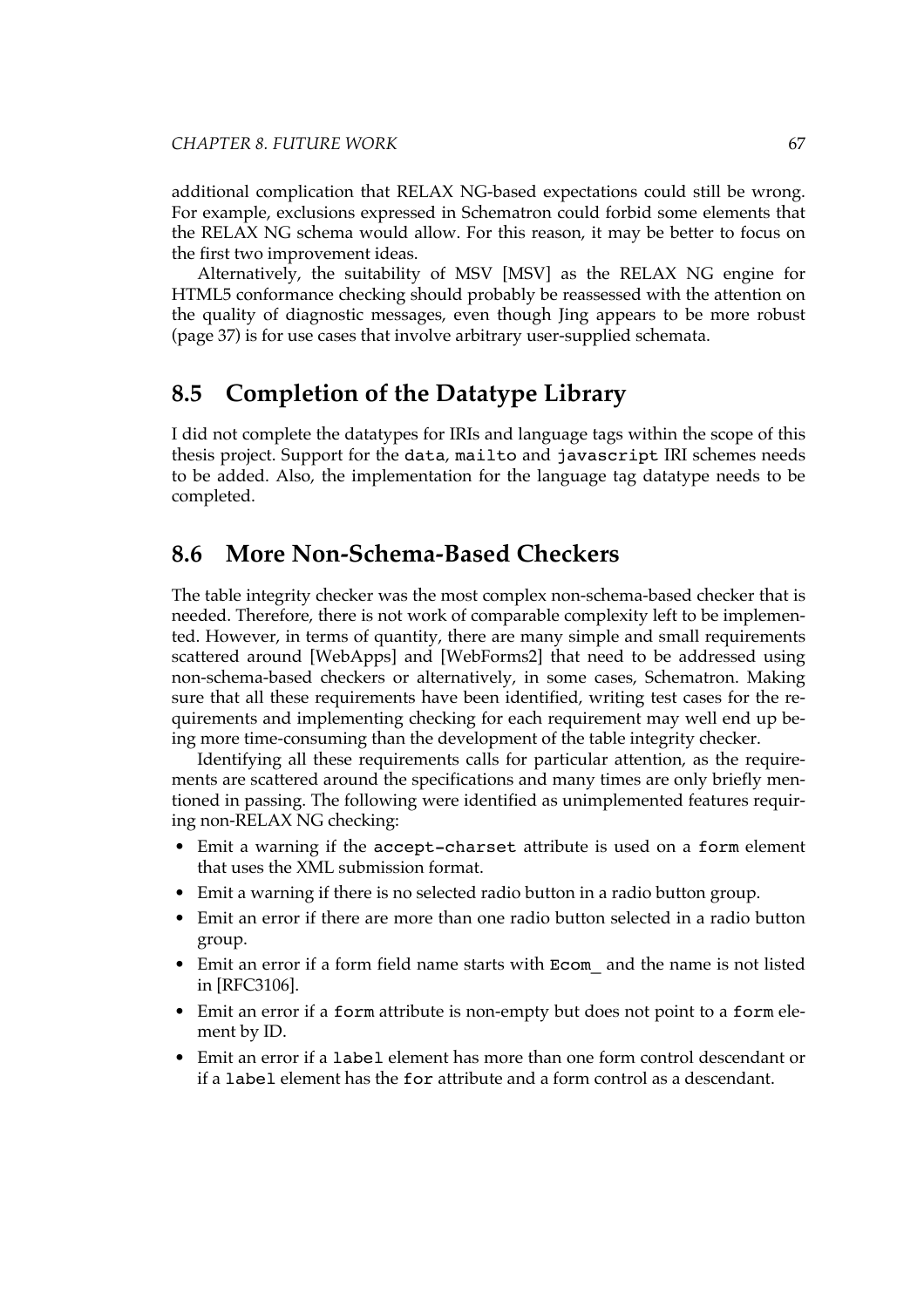additional complication that RELAX NG-based expectations could still be wrong. For example, exclusions expressed in Schematron could forbid some elements that the RELAX NG schema would allow. For this reason, it may be better to focus on the first two improvement ideas.

Alternatively, the suitability of MSV [MSV] as the RELAX NG engine for HTML5 conformance checking should probably be reassessed with the attention on the quality of diagnostic messages, even though Jing appears to be more robust (page 37) is for use cases that involve arbitrary user-supplied schemata.

## 8.5 Completion of the Datatype Library

I did not complete the datatypes for IRIs and language tags within the scope of this thesis project. Support for the `data`, `mailto` and `javascript` IRI schemes needs to be added. Also, the implementation for the language tag datatype needs to be completed.

## 8.6 More Non-Schema-Based Checkers

The table integrity checker was the most complex non-schema-based checker that is needed. Therefore, there is not work of comparable complexity left to be implemented. However, in terms of quantity, there are many simple and small requirements scattered around [WebApps] and [WebForms2] that need to be addressed using non-schema-based checkers or alternatively, in some cases, Schematron. Making sure that all these requirements have been identified, writing test cases for the requirements and implementing checking for each requirement may well end up being more time-consuming than the development of the table integrity checker.

Identifying all these requirements calls for particular attention, as the requirements are scattered around the specifications and many times are only briefly mentioned in passing. The following were identified as unimplemented features requiring non-RELAX NG checking:

- Emit a warning if the `accept-charset` attribute is used on a `form` element that uses the XML submission format.
- Emit a warning if there is no selected radio button in a radio button group.
- Emit an error if there are more than one radio button selected in a radio button group.
- Emit an error if a form field name starts with `Ecom_` and the name is not listed in [RFC3106].
- Emit an error if a `form` attribute is non-empty but does not point to a `form` element by ID.
- Emit an error if a `label` element has more than one form control descendant or if a `label` element has the `for` attribute and a form control as a descendant.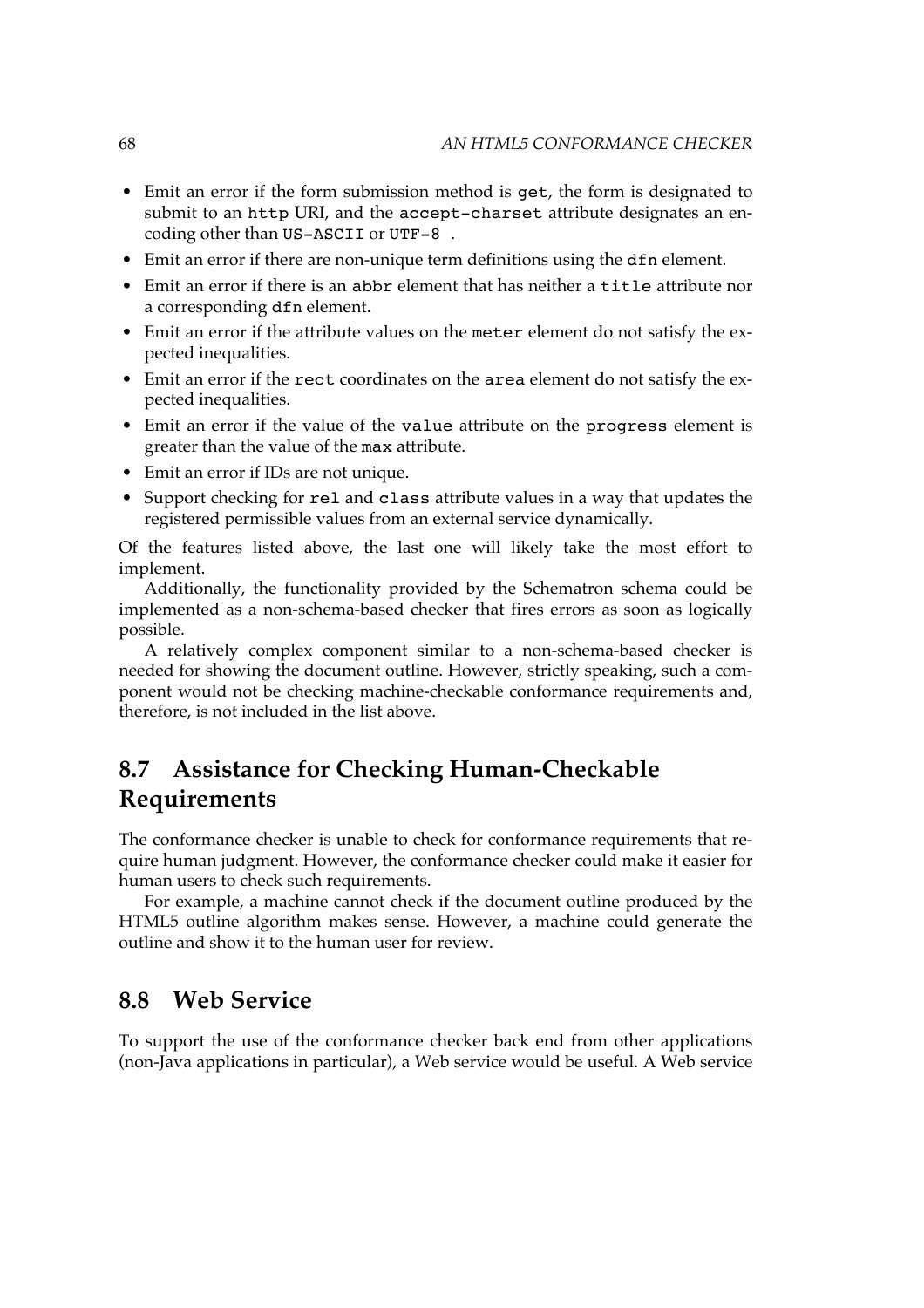- Emit an error if the form submission method is `get`, the form is designated to submit to an `http` URI, and the `accept-charset` attribute designates an encoding other than `US-ASCII` or `UTF-8` .
- Emit an error if there are non-unique term definitions using the `dfn` element.
- Emit an error if there is an `abbr` element that has neither a `title` attribute nor a corresponding `dfn` element.
- Emit an error if the attribute values on the `meter` element do not satisfy the expected inequalities.
- Emit an error if the `rect` coordinates on the `area` element do not satisfy the expected inequalities.
- Emit an error if the value of the `value` attribute on the `progress` element is greater than the value of the `max` attribute.
- Emit an error if IDs are not unique.
- Support checking for `rel` and `class` attribute values in a way that updates the registered permissible values from an external service dynamically.

Of the features listed above, the last one will likely take the most effort to implement.

Additionally, the functionality provided by the Schematron schema could be implemented as a non-schema-based checker that fires errors as soon as logically possible.

A relatively complex component similar to a non-schema-based checker is needed for showing the document outline. However, strictly speaking, such a component would not be checking machine-checkable conformance requirements and, therefore, is not included in the list above.

## 8.7 Assistance for Checking Human-Checkable Requirements

The conformance checker is unable to check for conformance requirements that require human judgment. However, the conformance checker could make it easier for human users to check such requirements.

For example, a machine cannot check if the document outline produced by the HTML5 outline algorithm makes sense. However, a machine could generate the outline and show it to the human user for review.

## 8.8 Web Service

To support the use of the conformance checker back end from other applications (non-Java applications in particular), a Web service would be useful. A Web service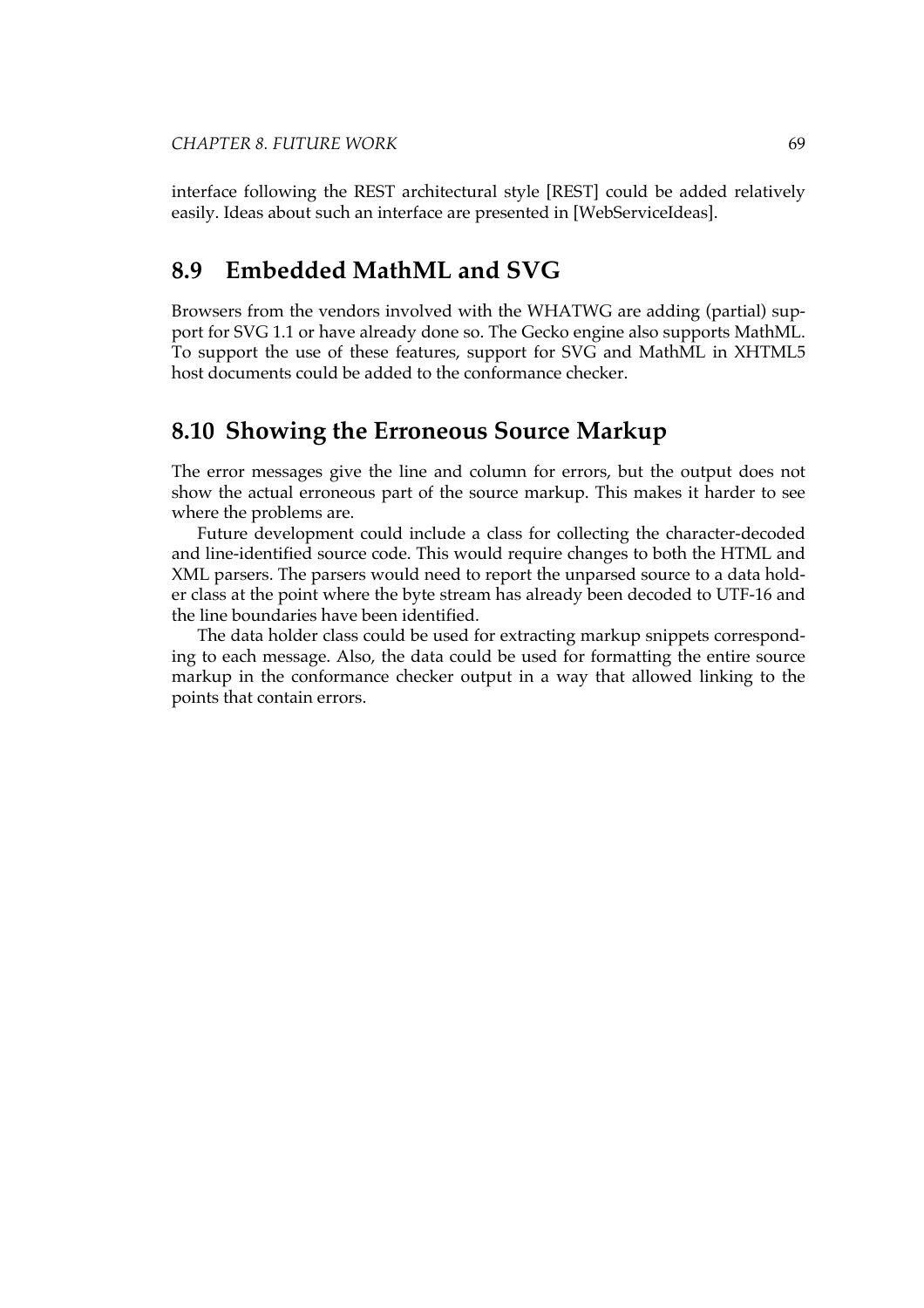interface following the REST architectural style [REST] could be added relatively easily. Ideas about such an interface are presented in [WebServiceIdeas].

## 8.9 Embedded MathML and SVG

Browsers from the vendors involved with the WHATWG are adding (partial) support for SVG 1.1 or have already done so. The Gecko engine also supports MathML. To support the use of these features, support for SVG and MathML in XHTML5 host documents could be added to the conformance checker.

## 8.10 Showing the Erroneous Source Markup

The error messages give the line and column for errors, but the output does not show the actual erroneous part of the source markup. This makes it harder to see where the problems are.

Future development could include a class for collecting the character-decoded and line-identified source code. This would require changes to both the HTML and XML parsers. The parsers would need to report the unparsed source to a data holder class at the point where the byte stream has already been decoded to UTF-16 and the line boundaries have been identified.

The data holder class could be used for extracting markup snippets corresponding to each message. Also, the data could be used for formatting the entire source markup in the conformance checker output in a way that allowed linking to the points that contain errors.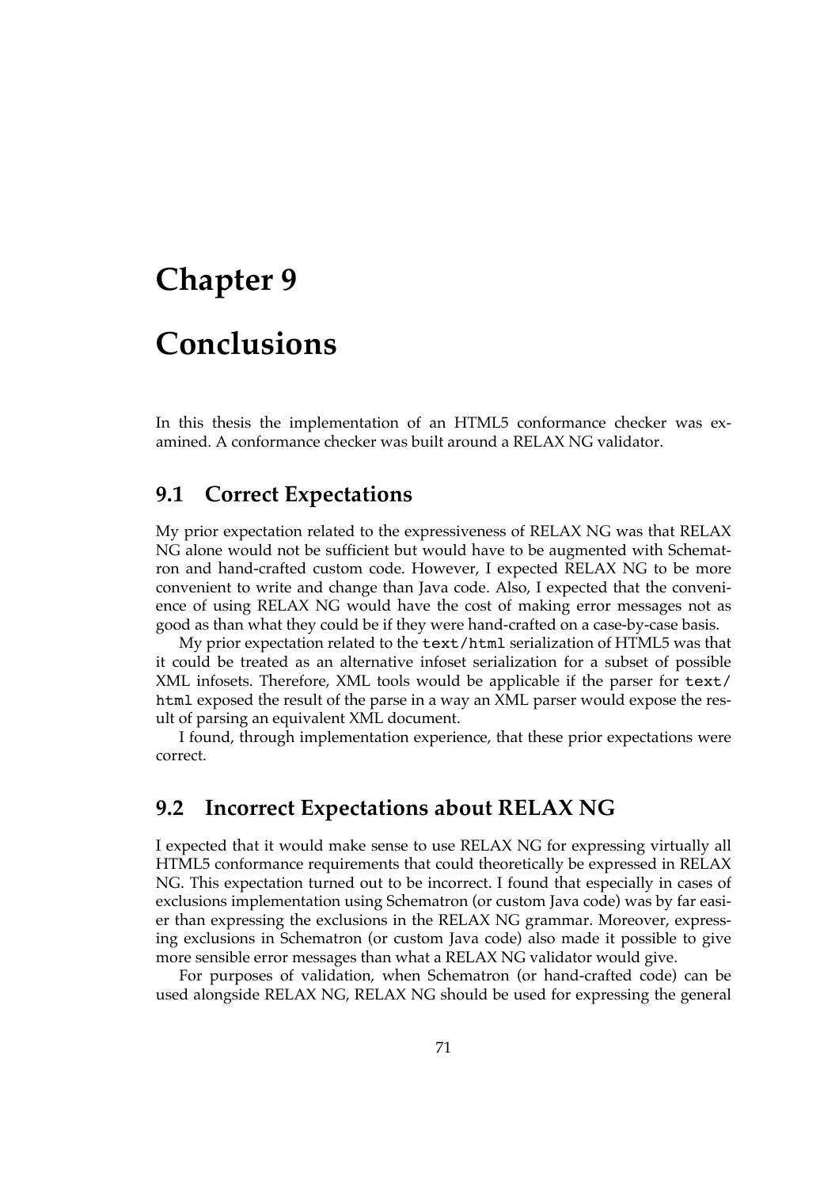# Chapter 9

# Conclusions

In this thesis the implementation of an HTML5 conformance checker was examined. A conformance checker was built around a RELAX NG validator.

## 9.1 Correct Expectations

My prior expectation related to the expressiveness of RELAX NG was that RELAX NG alone would not be sufficient but would have to be augmented with Schematron and hand-crafted custom code. However, I expected RELAX NG to be more convenient to write and change than Java code. Also, I expected that the convenience of using RELAX NG would have the cost of making error messages not as good as than what they could be if they were hand-crafted on a case-by-case basis.

My prior expectation related to the `text/html` serialization of HTML5 was that it could be treated as an alternative infoset serialization for a subset of possible XML infosets. Therefore, XML tools would be applicable if the parser for `text/html` exposed the result of the parse in a way an XML parser would expose the result of parsing an equivalent XML document.

I found, through implementation experience, that these prior expectations were correct.

## 9.2 Incorrect Expectations about RELAX NG

I expected that it would make sense to use RELAX NG for expressing virtually all HTML5 conformance requirements that could theoretically be expressed in RELAX NG. This expectation turned out to be incorrect. I found that especially in cases of exclusions implementation using Schematron (or custom Java code) was by far easier than expressing the exclusions in the RELAX NG grammar. Moreover, expressing exclusions in Schematron (or custom Java code) also made it possible to give more sensible error messages than what a RELAX NG validator would give.

For purposes of validation, when Schematron (or hand-crafted code) can be used alongside RELAX NG, RELAX NG should be used for expressing the general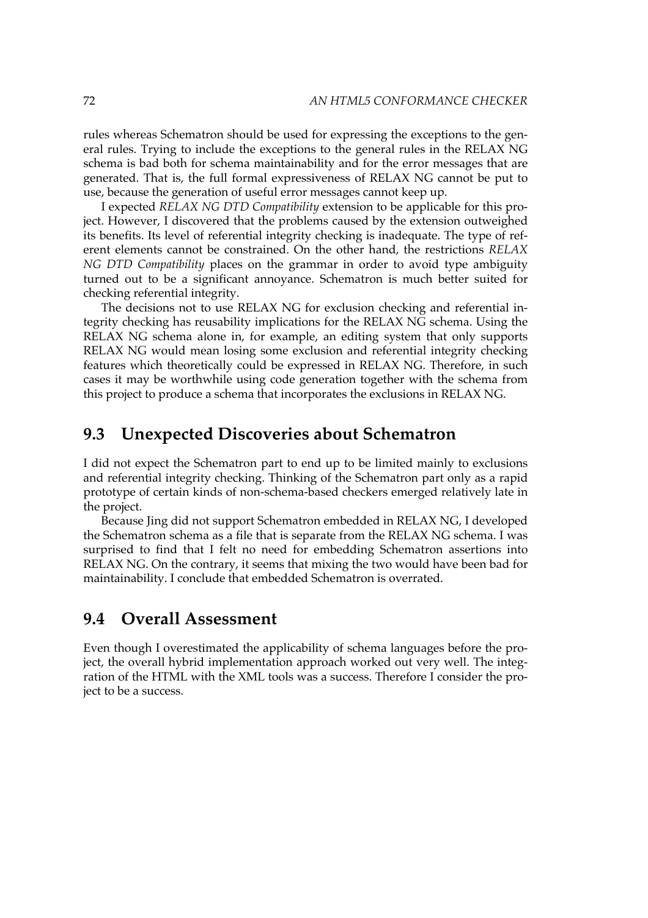rules whereas Schematron should be used for expressing the exceptions to the general rules. Trying to include the exceptions to the general rules in the RELAX NG schema is bad both for schema maintainability and for the error messages that are generated. That is, the full formal expressiveness of RELAX NG cannot be put to use, because the generation of useful error messages cannot keep up.

I expected *RELAX NG DTD Compatibility* extension to be applicable for this project. However, I discovered that the problems caused by the extension outweighed its benefits. Its level of referential integrity checking is inadequate. The type of referent elements cannot be constrained. On the other hand, the restrictions *RELAX NG DTD Compatibility* places on the grammar in order to avoid type ambiguity turned out to be a significant annoyance. Schematron is much better suited for checking referential integrity.

The decisions not to use RELAX NG for exclusion checking and referential integrity checking has reusability implications for the RELAX NG schema. Using the RELAX NG schema alone in, for example, an editing system that only supports RELAX NG would mean losing some exclusion and referential integrity checking features which theoretically could be expressed in RELAX NG. Therefore, in such cases it may be worthwhile using code generation together with the schema from this project to produce a schema that incorporates the exclusions in RELAX NG.

## 9.3 Unexpected Discoveries about Schematron

I did not expect the Schematron part to end up to be limited mainly to exclusions and referential integrity checking. Thinking of the Schematron part only as a rapid prototype of certain kinds of non-schema-based checkers emerged relatively late in the project.

Because Jing did not support Schematron embedded in RELAX NG, I developed the Schematron schema as a file that is separate from the RELAX NG schema. I was surprised to find that I felt no need for embedding Schematron assertions into RELAX NG. On the contrary, it seems that mixing the two would have been bad for maintainability. I conclude that embedded Schematron is overrated.

## 9.4 Overall Assessment

Even though I overestimated the applicability of schema languages before the project, the overall hybrid implementation approach worked out very well. The integration of the HTML with the XML tools was a success. Therefore I consider the project to be a success.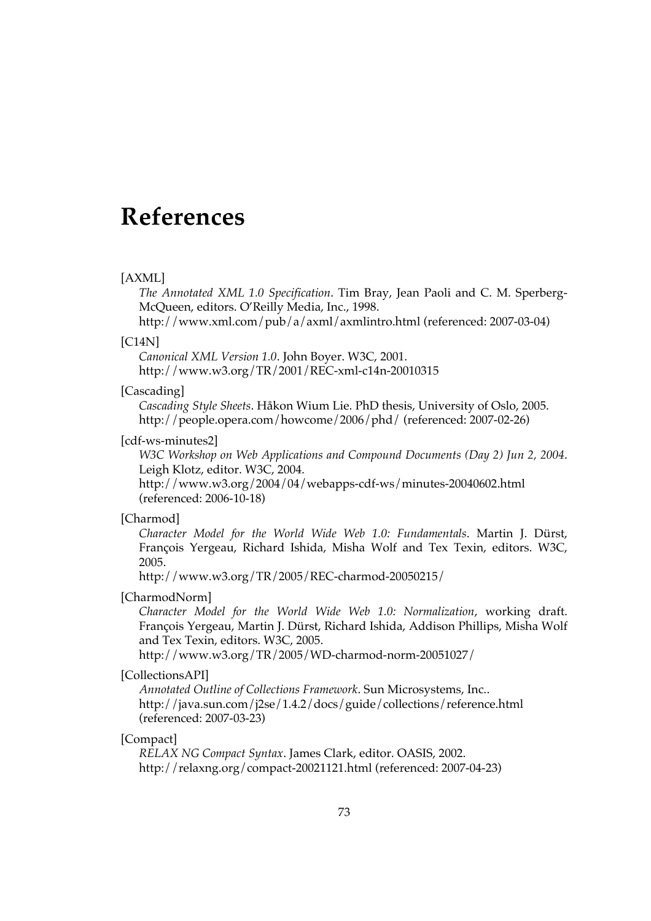# References

[AXML]
*The Annotated XML 1.0 Specification*. Tim Bray, Jean Paoli and C. M. Sperberg-McQueen, editors. O'Reilly Media, Inc., 1998.
http://www.xml.com/pub/a/axml/axmlintro.html (referenced: 2007-03-04)

[C14N]
*Canonical XML Version 1.0*. John Boyer. W3C, 2001.
http://www.w3.org/TR/2001/REC-xml-c14n-20010315

[Cascading]
*Cascading Style Sheets*. Håkon Wium Lie. PhD thesis, University of Oslo, 2005.
http://people.opera.com/howcome/2006/phd/ (referenced: 2007-02-26)

[cdf-ws-minutes2]
*W3C Workshop on Web Applications and Compound Documents (Day 2) Jun 2, 2004*. Leigh Klotz, editor. W3C, 2004.
http://www.w3.org/2004/04/webapps-cdf-ws/minutes-20040602.html (referenced: 2006-10-18)

[Charmod]
*Character Model for the World Wide Web 1.0: Fundamentals*. Martin J. Dürst, François Yergeau, Richard Ishida, Misha Wolf and Tex Texin, editors. W3C, 2005.
http://www.w3.org/TR/2005/REC-charmod-20050215/

[CharmodNorm]
*Character Model for the World Wide Web 1.0: Normalization*, working draft. François Yergeau, Martin J. Dürst, Richard Ishida, Addison Phillips, Misha Wolf and Tex Texin, editors. W3C, 2005.
http://www.w3.org/TR/2005/WD-charmod-norm-20051027/

[CollectionsAPI]
*Annotated Outline of Collections Framework*. Sun Microsystems, Inc..
http://java.sun.com/j2se/1.4.2/docs/guide/collections/reference.html (referenced: 2007-03-23)

[Compact]
*RELAX NG Compact Syntax*. James Clark, editor. OASIS, 2002.
http://relaxng.org/compact-20021121.html (referenced: 2007-04-23)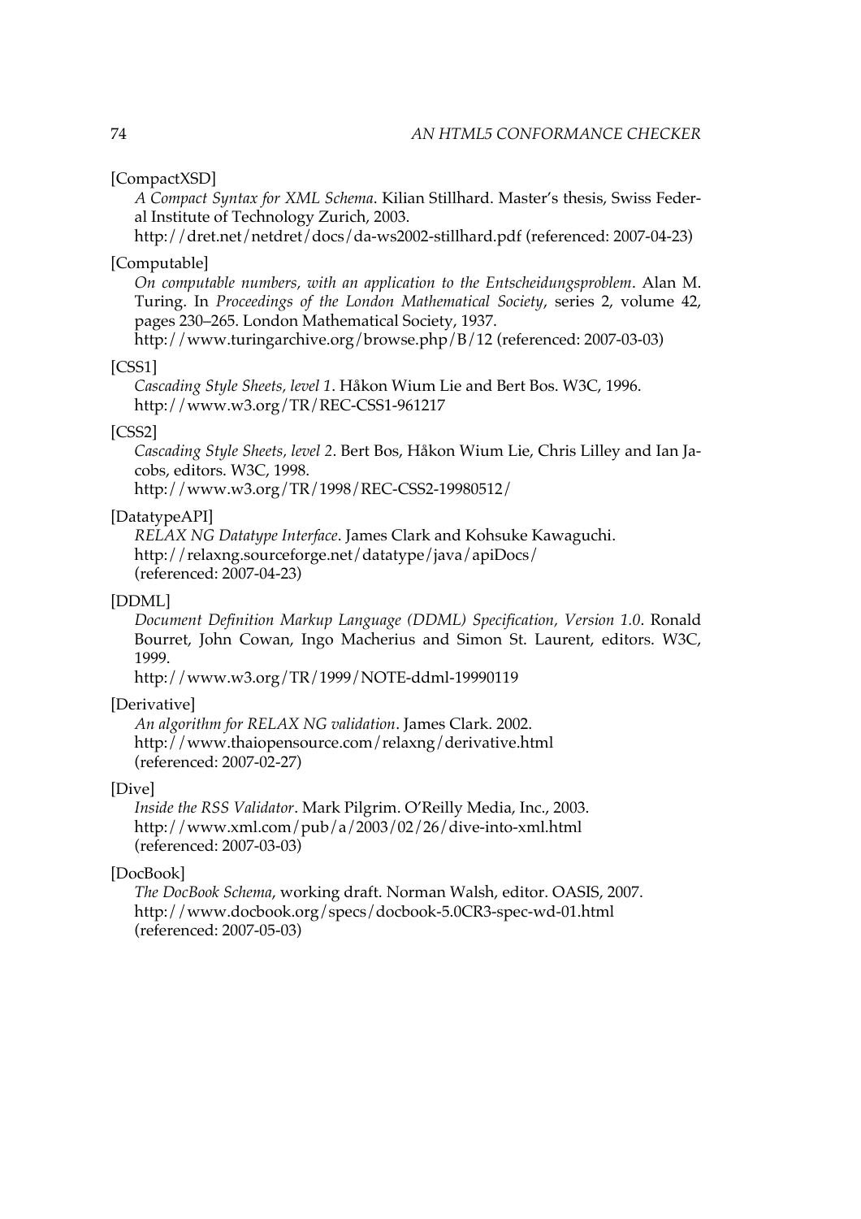[CompactXSD]

*A Compact Syntax for XML Schema*. Kilian Stillhard. Master's thesis, Swiss Federal Institute of Technology Zurich, 2003.
http://dret.net/netdret/docs/da-ws2002-stillhard.pdf (referenced: 2007-04-23)

[Computable]

*On computable numbers, with an application to the Entscheidungsproblem*. Alan M. Turing. In *Proceedings of the London Mathematical Society*, series 2, volume 42, pages 230–265. London Mathematical Society, 1937.
http://www.turingarchive.org/browse.php/B/12 (referenced: 2007-03-03)

[CSS1]

*Cascading Style Sheets, level 1*. Håkon Wium Lie and Bert Bos. W3C, 1996.
http://www.w3.org/TR/REC-CSS1-961217

[CSS2]

*Cascading Style Sheets, level 2*. Bert Bos, Håkon Wium Lie, Chris Lilley and Ian Jacobs, editors. W3C, 1998.
http://www.w3.org/TR/1998/REC-CSS2-19980512/

[DatatypeAPI]

*RELAX NG Datatype Interface*. James Clark and Kohsuke Kawaguchi.
http://relaxng.sourceforge.net/datatype/java/apiDocs/
(referenced: 2007-04-23)

[DDML]

*Document Definition Markup Language (DDML) Specification, Version 1.0*. Ronald Bourret, John Cowan, Ingo Macherius and Simon St. Laurent, editors. W3C, 1999.
http://www.w3.org/TR/1999/NOTE-ddml-19990119

[Derivative]

*An algorithm for RELAX NG validation*. James Clark. 2002.
http://www.thaiopensource.com/relaxng/derivative.html
(referenced: 2007-02-27)

[Dive]

*Inside the RSS Validator*. Mark Pilgrim. O'Reilly Media, Inc., 2003.
http://www.xml.com/pub/a/2003/02/26/dive-into-xml.html
(referenced: 2007-03-03)

[DocBook]

*The DocBook Schema*, working draft. Norman Walsh, editor. OASIS, 2007.
http://www.docbook.org/specs/docbook-5.0CR3-spec-wd-01.html
(referenced: 2007-05-03)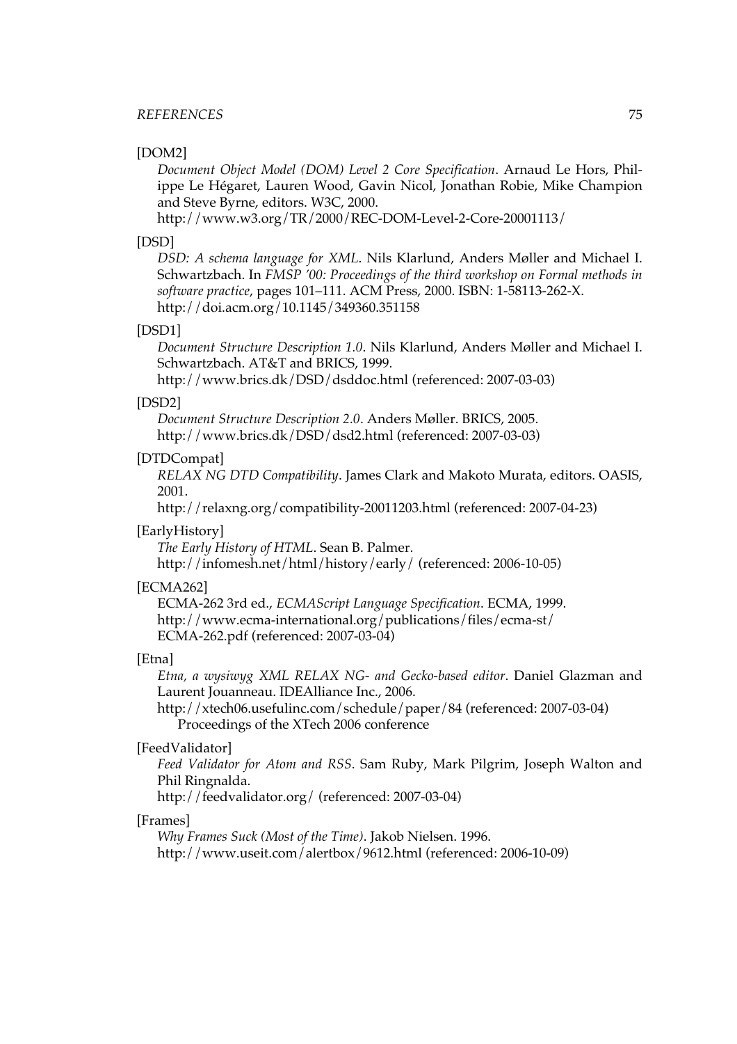[DOM2]

*Document Object Model (DOM) Level 2 Core Specification*. Arnaud Le Hors, Philippe Le Hégaret, Lauren Wood, Gavin Nicol, Jonathan Robie, Mike Champion and Steve Byrne, editors. W3C, 2000.
http://www.w3.org/TR/2000/REC-DOM-Level-2-Core-20001113/

[DSD]

*DSD: A schema language for XML*. Nils Klarlund, Anders Møller and Michael I. Schwartzbach. In *FMSP '00: Proceedings of the third workshop on Formal methods in software practice*, pages 101–111. ACM Press, 2000. ISBN: 1-58113-262-X.
http://doi.acm.org/10.1145/349360.351158

[DSD1]

*Document Structure Description 1.0*. Nils Klarlund, Anders Møller and Michael I. Schwartzbach. AT&T and BRICS, 1999.
http://www.brics.dk/DSD/dsddoc.html (referenced: 2007-03-03)

[DSD2]

*Document Structure Description 2.0*. Anders Møller. BRICS, 2005.
http://www.brics.dk/DSD/dsd2.html (referenced: 2007-03-03)

[DTDCompat]

*RELAX NG DTD Compatibility*. James Clark and Makoto Murata, editors. OASIS, 2001.
http://relaxng.org/compatibility-20011203.html (referenced: 2007-04-23)

[EarlyHistory]

*The Early History of HTML*. Sean B. Palmer.
http://infomesh.net/html/history/early/ (referenced: 2006-10-05)

[ECMA262]

ECMA-262 3rd ed., *ECMAScript Language Specification*. ECMA, 1999.
http://www.ecma-international.org/publications/files/ecma-st/ECMA-262.pdf (referenced: 2007-03-04)

[Etna]

*Etna, a wysiwyg XML RELAX NG- and Gecko-based editor*. Daniel Glazman and Laurent Jouanneau. IDEAlliance Inc., 2006.
http://xtech06.usefulinc.com/schedule/paper/84 (referenced: 2007-03-04)
Proceedings of the XTech 2006 conference

[FeedValidator]

*Feed Validator for Atom and RSS*. Sam Ruby, Mark Pilgrim, Joseph Walton and Phil Ringnalda.
http://feedvalidator.org/ (referenced: 2007-03-04)

[Frames]

*Why Frames Suck (Most of the Time)*. Jakob Nielsen. 1996.
http://www.useit.com/alertbox/9612.html (referenced: 2006-10-09)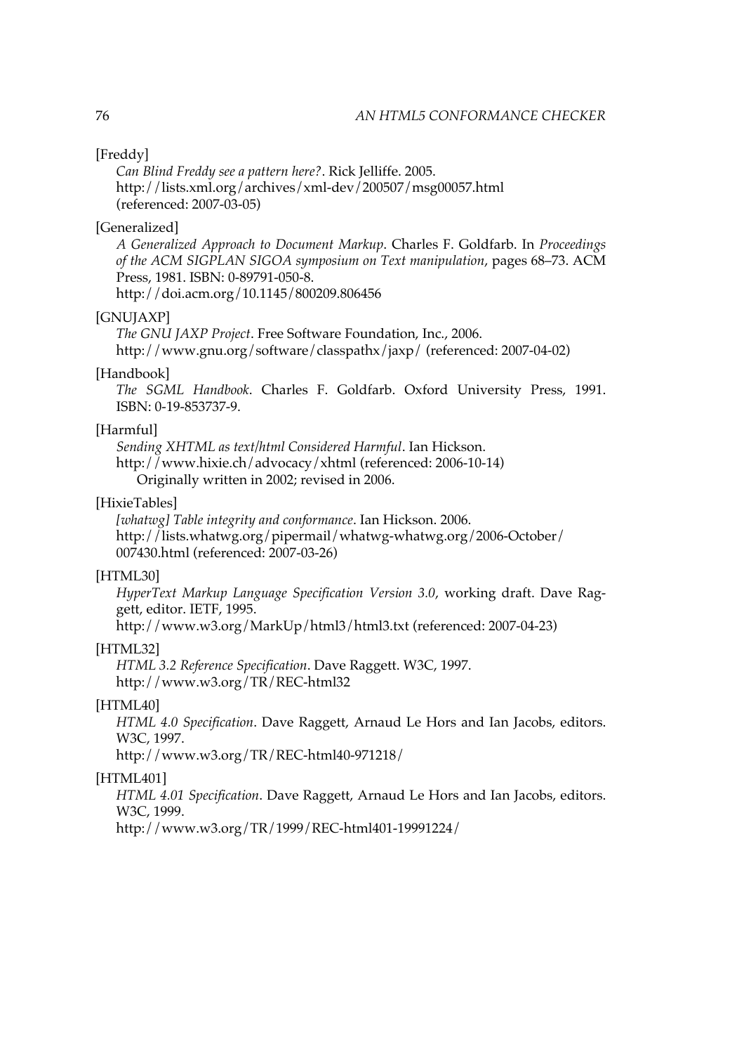[Freddy]

*Can Blind Freddy see a pattern here?*. Rick Jelliffe. 2005.
http://lists.xml.org/archives/xml-dev/200507/msg00057.html
(referenced: 2007-03-05)

[Generalized]

*A Generalized Approach to Document Markup*. Charles F. Goldfarb. In *Proceedings of the ACM SIGPLAN SIGOA symposium on Text manipulation*, pages 68–73. ACM Press, 1981. ISBN: 0-89791-050-8.
http://doi.acm.org/10.1145/800209.806456

[GNUJAXP]

*The GNU JAXP Project*. Free Software Foundation, Inc., 2006.
http://www.gnu.org/software/classpathx/jaxp/ (referenced: 2007-04-02)

[Handbook]

*The SGML Handbook*. Charles F. Goldfarb. Oxford University Press, 1991. ISBN: 0-19-853737-9.

[Harmful]

*Sending XHTML as text/html Considered Harmful*. Ian Hickson.
http://www.hixie.ch/advocacy/xhtml (referenced: 2006-10-14)
Originally written in 2002; revised in 2006.

[HixieTables]

*[whatwg] Table integrity and conformance*. Ian Hickson. 2006.
http://lists.whatwg.org/pipermail/whatwg-whatwg.org/2006-October/007430.html (referenced: 2007-03-26)

[HTML30]

*HyperText Markup Language Specification Version 3.0*, working draft. Dave Raggett, editor. IETF, 1995.
http://www.w3.org/MarkUp/html3/html3.txt (referenced: 2007-04-23)

[HTML32]

*HTML 3.2 Reference Specification*. Dave Raggett. W3C, 1997.
http://www.w3.org/TR/REC-html32

[HTML40]

*HTML 4.0 Specification*. Dave Raggett, Arnaud Le Hors and Ian Jacobs, editors. W3C, 1997.
http://www.w3.org/TR/REC-html40-971218/

[HTML401]

*HTML 4.01 Specification*. Dave Raggett, Arnaud Le Hors and Ian Jacobs, editors. W3C, 1999.
http://www.w3.org/TR/1999/REC-html401-19991224/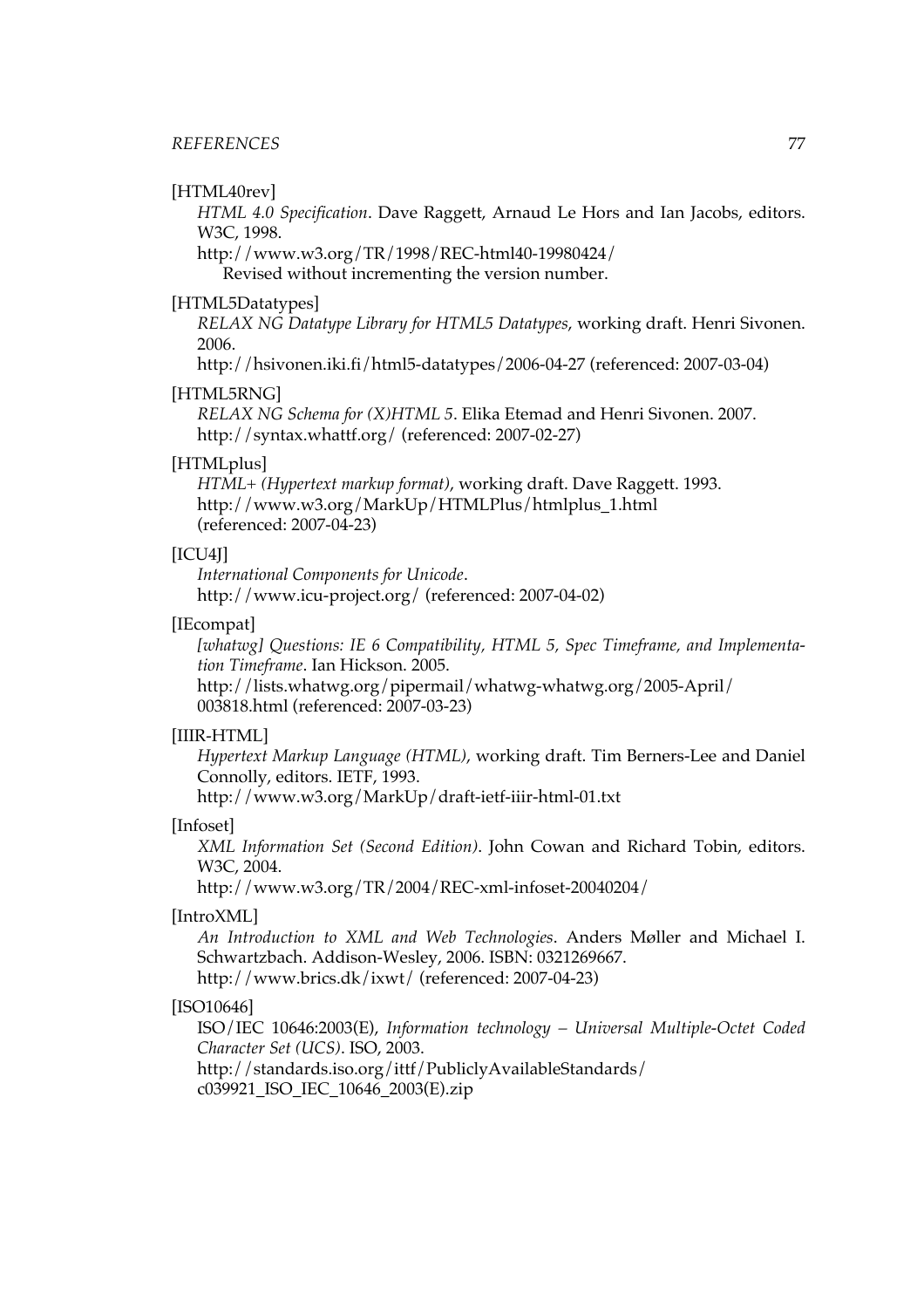[HTML40rev]

*HTML 4.0 Specification*. Dave Raggett, Arnaud Le Hors and Ian Jacobs, editors. W3C, 1998.
http://www.w3.org/TR/1998/REC-html40-19980424/
Revised without incrementing the version number.

[HTML5Datatypes]

*RELAX NG Datatype Library for HTML5 Datatypes*, working draft. Henri Sivonen. 2006.
http://hsivonen.iki.fi/html5-datatypes/2006-04-27 (referenced: 2007-03-04)

[HTML5RNG]

*RELAX NG Schema for (X)HTML 5*. Elika Etemad and Henri Sivonen. 2007.
http://syntax.whattf.org/ (referenced: 2007-02-27)

[HTMLplus]

*HTML+ (Hypertext markup format)*, working draft. Dave Raggett. 1993.
http://www.w3.org/MarkUp/HTMLPlus/htmlplus_1.html
(referenced: 2007-04-23)

[ICU4J]

*International Components for Unicode*.
http://www.icu-project.org/ (referenced: 2007-04-02)

[IEcompat]

*[whatwg] Questions: IE 6 Compatibility, HTML 5, Spec Timeframe, and Implementation Timeframe*. Ian Hickson. 2005.
http://lists.whatwg.org/pipermail/whatwg-whatwg.org/2005-April/003818.html (referenced: 2007-03-23)

[IIIR-HTML]

*Hypertext Markup Language (HTML)*, working draft. Tim Berners-Lee and Daniel Connolly, editors. IETF, 1993.
http://www.w3.org/MarkUp/draft-ietf-iiir-html-01.txt

[Infoset]

*XML Information Set (Second Edition)*. John Cowan and Richard Tobin, editors. W3C, 2004.
http://www.w3.org/TR/2004/REC-xml-infoset-20040204/

[IntroXML]

*An Introduction to XML and Web Technologies*. Anders Møller and Michael I. Schwartzbach. Addison-Wesley, 2006. ISBN: 0321269667.
http://www.brics.dk/ixwt/ (referenced: 2007-04-23)

[ISO10646]

ISO/IEC 10646:2003(E), *Information technology – Universal Multiple-Octet Coded Character Set (UCS)*. ISO, 2003.
http://standards.iso.org/ittf/PubliclyAvailableStandards/c039921_ISO_IEC_10646_2003(E).zip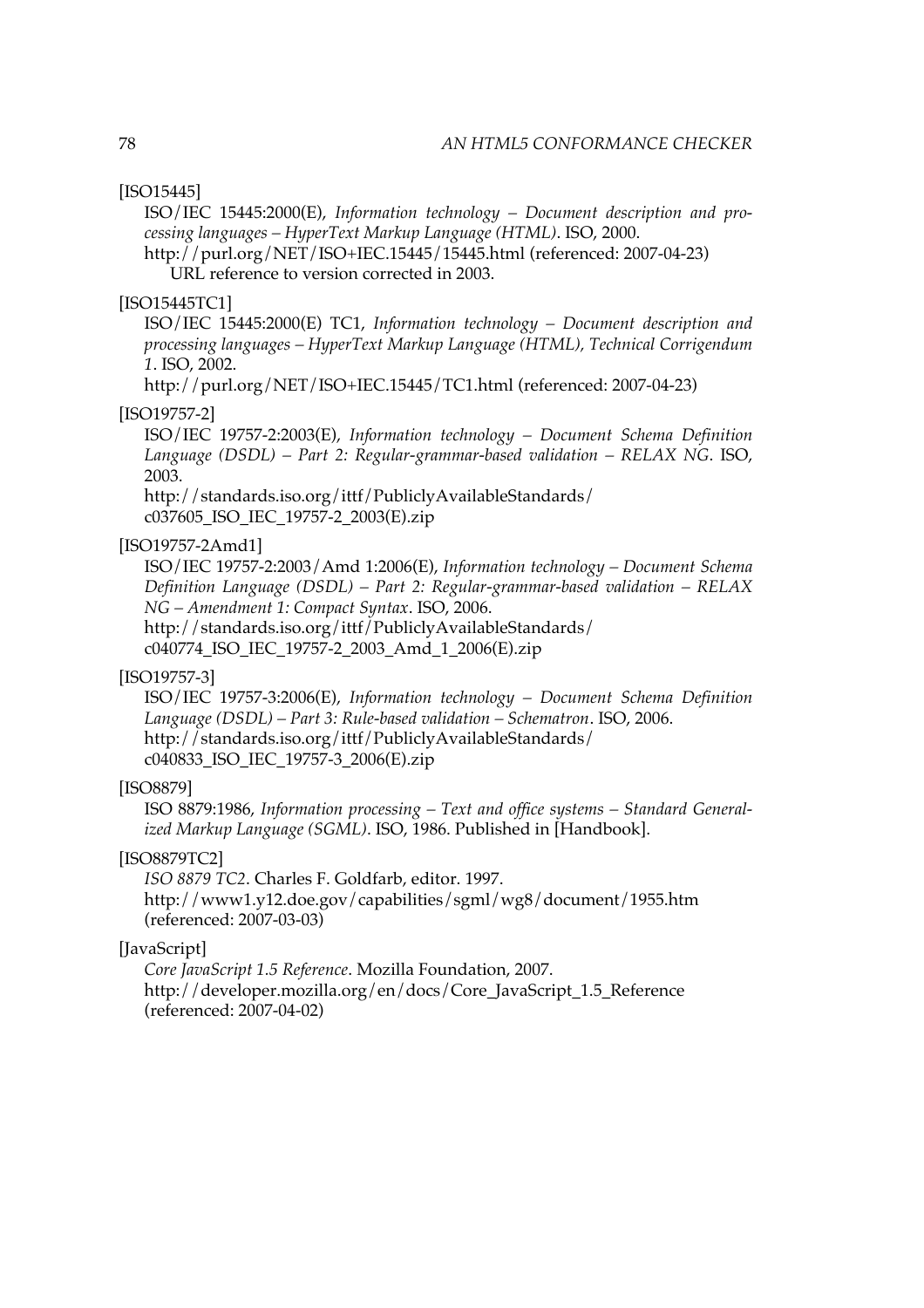[ISO15445]

ISO/IEC 15445:2000(E), *Information technology – Document description and processing languages – HyperText Markup Language (HTML)*. ISO, 2000.
http://purl.org/NET/ISO+IEC.15445/15445.html (referenced: 2007-04-23)
URL reference to version corrected in 2003.

[ISO15445TC1]

ISO/IEC 15445:2000(E) TC1, *Information technology – Document description and processing languages – HyperText Markup Language (HTML), Technical Corrigendum 1*. ISO, 2002.
http://purl.org/NET/ISO+IEC.15445/TC1.html (referenced: 2007-04-23)

[ISO19757-2]

ISO/IEC 19757-2:2003(E), *Information technology – Document Schema Definition Language (DSDL) – Part 2: Regular-grammar-based validation – RELAX NG*. ISO, 2003.
http://standards.iso.org/ittf/PubliclyAvailableStandards/c037605_ISO_IEC_19757-2_2003(E).zip

[ISO19757-2Amd1]

ISO/IEC 19757-2:2003/Amd 1:2006(E), *Information technology – Document Schema Definition Language (DSDL) – Part 2: Regular-grammar-based validation – RELAX NG – Amendment 1: Compact Syntax*. ISO, 2006.
http://standards.iso.org/ittf/PubliclyAvailableStandards/c040774_ISO_IEC_19757-2_2003_Amd_1_2006(E).zip

[ISO19757-3]

ISO/IEC 19757-3:2006(E), *Information technology – Document Schema Definition Language (DSDL) – Part 3: Rule-based validation – Schematron*. ISO, 2006.
http://standards.iso.org/ittf/PubliclyAvailableStandards/c040833_ISO_IEC_19757-3_2006(E).zip

[ISO8879]

ISO 8879:1986, *Information processing – Text and office systems – Standard Generalized Markup Language (SGML)*. ISO, 1986. Published in [Handbook].

[ISO8879TC2]

*ISO 8879 TC2*. Charles F. Goldfarb, editor. 1997.
http://www1.y12.doe.gov/capabilities/sgml/wg8/document/1955.htm (referenced: 2007-03-03)

[JavaScript]

*Core JavaScript 1.5 Reference*. Mozilla Foundation, 2007.
http://developer.mozilla.org/en/docs/Core_JavaScript_1.5_Reference (referenced: 2007-04-02)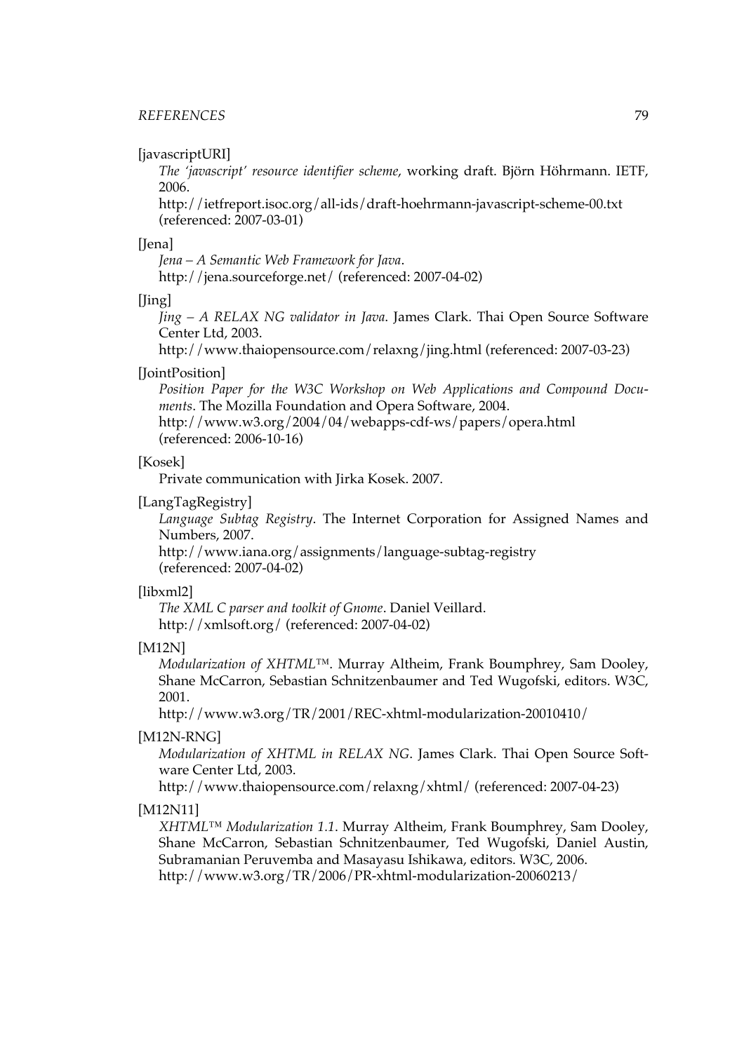[javascriptURI]
: *The 'javascript' resource identifier scheme*, working draft. Björn Höhrmann. IETF, 2006.
http://ietfreport.isoc.org/all-ids/draft-hoehrmann-javascript-scheme-00.txt (referenced: 2007-03-01)

[Jena]
: *Jena – A Semantic Web Framework for Java*.
http://jena.sourceforge.net/ (referenced: 2007-04-02)

[Jing]
: *Jing – A RELAX NG validator in Java*. James Clark. Thai Open Source Software Center Ltd, 2003.
http://www.thaiopensource.com/relaxng/jing.html (referenced: 2007-03-23)

[JointPosition]
: *Position Paper for the W3C Workshop on Web Applications and Compound Documents*. The Mozilla Foundation and Opera Software, 2004.
http://www.w3.org/2004/04/webapps-cdf-ws/papers/opera.html (referenced: 2006-10-16)

[Kosek]
: Private communication with Jirka Kosek. 2007.

[LangTagRegistry]
: *Language Subtag Registry*. The Internet Corporation for Assigned Names and Numbers, 2007.
http://www.iana.org/assignments/language-subtag-registry (referenced: 2007-04-02)

[libxml2]
: *The XML C parser and toolkit of Gnome*. Daniel Veillard.
http://xmlsoft.org/ (referenced: 2007-04-02)

[M12N]
: *Modularization of XHTML™*. Murray Altheim, Frank Boumphrey, Sam Dooley, Shane McCarron, Sebastian Schnitzenbaumer and Ted Wugofski, editors. W3C, 2001.
http://www.w3.org/TR/2001/REC-xhtml-modularization-20010410/

[M12N-RNG]
: *Modularization of XHTML in RELAX NG*. James Clark. Thai Open Source Software Center Ltd, 2003.
http://www.thaiopensource.com/relaxng/xhtml/ (referenced: 2007-04-23)

[M12N11]
: *XHTML™ Modularization 1.1*. Murray Altheim, Frank Boumphrey, Sam Dooley, Shane McCarron, Sebastian Schnitzenbaumer, Ted Wugofski, Daniel Austin, Subramanian Peruvemba and Masayasu Ishikawa, editors. W3C, 2006.
http://www.w3.org/TR/2006/PR-xhtml-modularization-20060213/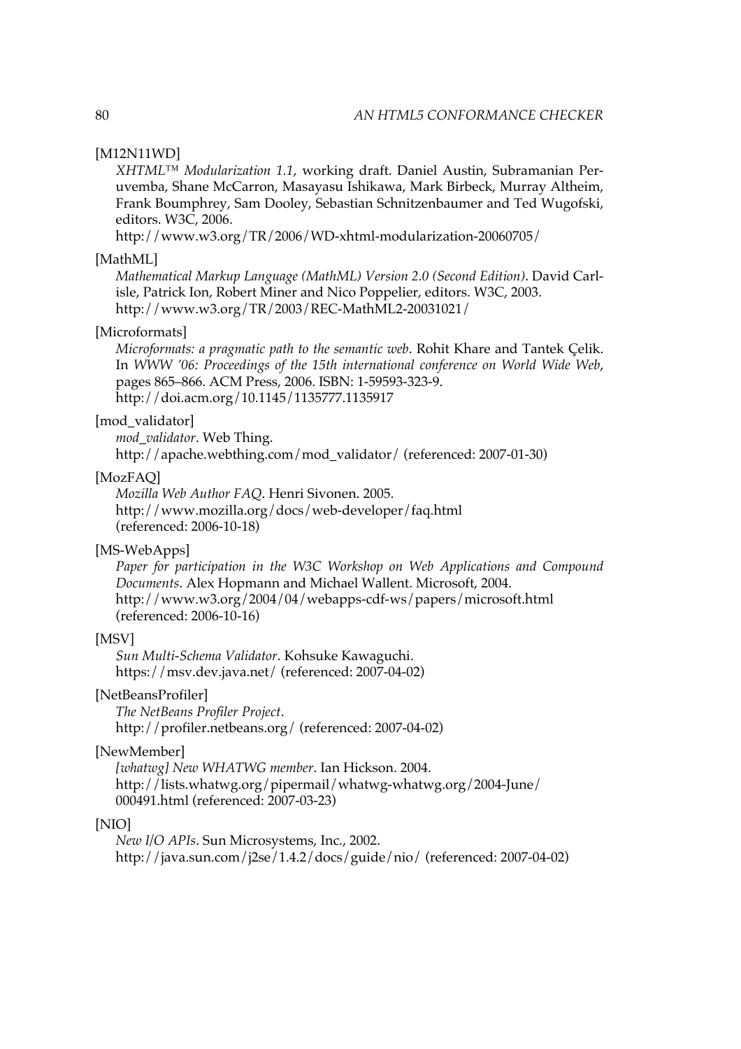[M12N11WD]
*XHTML™ Modularization 1.1*, working draft. Daniel Austin, Subramanian Peruvemba, Shane McCarron, Masayasu Ishikawa, Mark Birbeck, Murray Altheim, Frank Boumphrey, Sam Dooley, Sebastian Schnitzenbaumer and Ted Wugofski, editors. W3C, 2006.
http://www.w3.org/TR/2006/WD-xhtml-modularization-20060705/

[MathML]
*Mathematical Markup Language (MathML) Version 2.0 (Second Edition)*. David Carlisle, Patrick Ion, Robert Miner and Nico Poppelier, editors. W3C, 2003.
http://www.w3.org/TR/2003/REC-MathML2-20031021/

[Microformats]
*Microformats: a pragmatic path to the semantic web*. Rohit Khare and Tantek Çelik. In *WWW '06: Proceedings of the 15th international conference on World Wide Web*, pages 865–866. ACM Press, 2006. ISBN: 1-59593-323-9.
http://doi.acm.org/10.1145/1135777.1135917

[mod_validator]
*mod_validator*. Web Thing.
http://apache.webthing.com/mod_validator/ (referenced: 2007-01-30)

[MozFAQ]
*Mozilla Web Author FAQ*. Henri Sivonen. 2005.
http://www.mozilla.org/docs/web-developer/faq.html
(referenced: 2006-10-18)

[MS-WebApps]
*Paper for participation in the W3C Workshop on Web Applications and Compound Documents*. Alex Hopmann and Michael Wallent. Microsoft, 2004.
http://www.w3.org/2004/04/webapps-cdf-ws/papers/microsoft.html
(referenced: 2006-10-16)

[MSV]
*Sun Multi-Schema Validator*. Kohsuke Kawaguchi.
https://msv.dev.java.net/ (referenced: 2007-04-02)

[NetBeansProfiler]
*The NetBeans Profiler Project*.
http://profiler.netbeans.org/ (referenced: 2007-04-02)

[NewMember]
*[whatwg] New WHATWG member*. Ian Hickson. 2004.
http://lists.whatwg.org/pipermail/whatwg-whatwg.org/2004-June/000491.html (referenced: 2007-03-23)

[NIO]
*New I/O APIs*. Sun Microsystems, Inc., 2002.
http://java.sun.com/j2se/1.4.2/docs/guide/nio/ (referenced: 2007-04-02)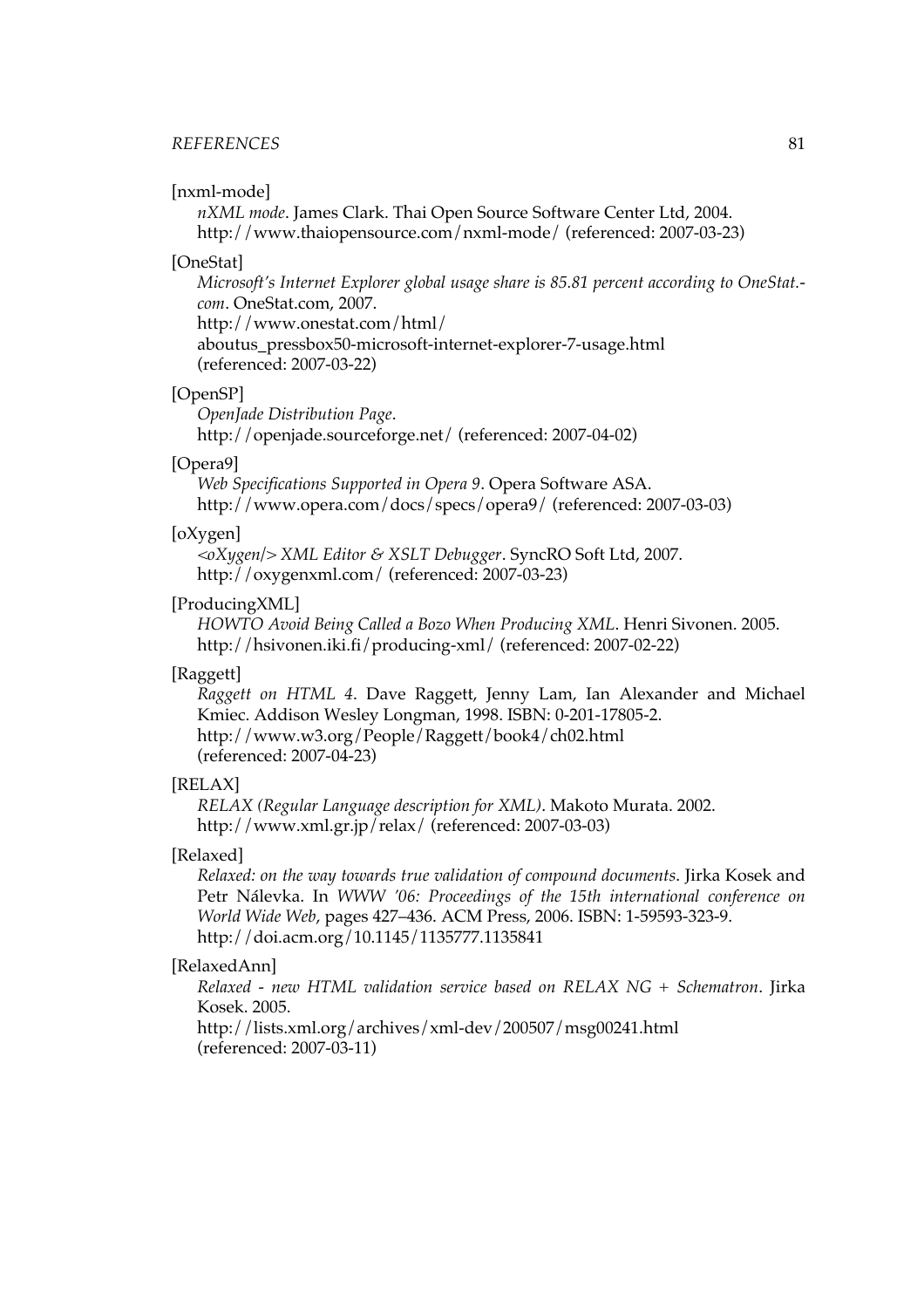[nxml-mode]
*nXML mode*. James Clark. Thai Open Source Software Center Ltd, 2004.
http://www.thaiopensource.com/nxml-mode/ (referenced: 2007-03-23)

[OneStat]
*Microsoft's Internet Explorer global usage share is 85.81 percent according to OneStat.-com*. OneStat.com, 2007.
http://www.onestat.com/html/
aboutus_pressbox50-microsoft-internet-explorer-7-usage.html
(referenced: 2007-03-22)

[OpenSP]
*OpenJade Distribution Page*.
http://openjade.sourceforge.net/ (referenced: 2007-04-02)

[Opera9]
*Web Specifications Supported in Opera 9*. Opera Software ASA.
http://www.opera.com/docs/specs/opera9/ (referenced: 2007-03-03)

[oXygen]
*<oXygen/> XML Editor & XSLT Debugger*. SyncRO Soft Ltd, 2007.
http://oxygenxml.com/ (referenced: 2007-03-23)

[ProducingXML]
*HOWTO Avoid Being Called a Bozo When Producing XML*. Henri Sivonen. 2005.
http://hsivonen.iki.fi/producing-xml/ (referenced: 2007-02-22)

[Raggett]
*Raggett on HTML 4*. Dave Raggett, Jenny Lam, Ian Alexander and Michael Kmiec. Addison Wesley Longman, 1998. ISBN: 0-201-17805-2.
http://www.w3.org/People/Raggett/book4/ch02.html
(referenced: 2007-04-23)

[RELAX]
*RELAX (Regular Language description for XML)*. Makoto Murata. 2002.
http://www.xml.gr.jp/relax/ (referenced: 2007-03-03)

[Relaxed]
*Relaxed: on the way towards true validation of compound documents*. Jirka Kosek and Petr Nálevka. In *WWW '06: Proceedings of the 15th international conference on World Wide Web*, pages 427–436. ACM Press, 2006. ISBN: 1-59593-323-9.
http://doi.acm.org/10.1145/1135777.1135841

[RelaxedAnn]
*Relaxed - new HTML validation service based on RELAX NG + Schematron*. Jirka Kosek. 2005.
http://lists.xml.org/archives/xml-dev/200507/msg00241.html
(referenced: 2007-03-11)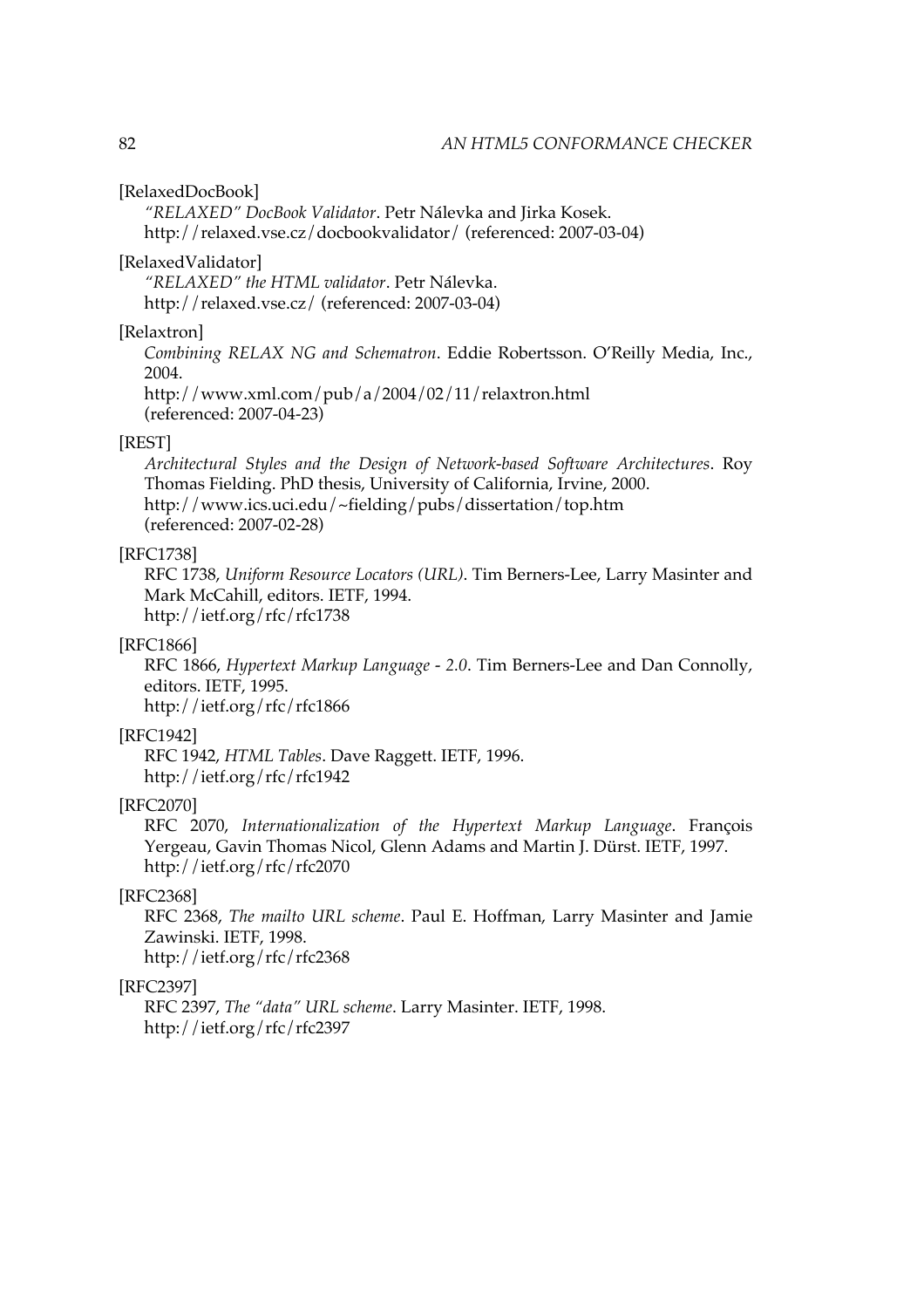[RelaxedDocBook]

*"RELAXED" DocBook Validator*. Petr Nálevka and Jirka Kosek.
http://relaxed.vse.cz/docbookvalidator/ (referenced: 2007-03-04)

[RelaxedValidator]

*"RELAXED" the HTML validator*. Petr Nálevka.
http://relaxed.vse.cz/ (referenced: 2007-03-04)

[Relaxtron]

*Combining RELAX NG and Schematron*. Eddie Robertsson. O'Reilly Media, Inc., 2004.
http://www.xml.com/pub/a/2004/02/11/relaxtron.html
(referenced: 2007-04-23)

[REST]

*Architectural Styles and the Design of Network-based Software Architectures*. Roy Thomas Fielding. PhD thesis, University of California, Irvine, 2000.
http://www.ics.uci.edu/~fielding/pubs/dissertation/top.htm
(referenced: 2007-02-28)

[RFC1738]

RFC 1738, *Uniform Resource Locators (URL)*. Tim Berners-Lee, Larry Masinter and Mark McCahill, editors. IETF, 1994.
http://ietf.org/rfc/rfc1738

[RFC1866]

RFC 1866, *Hypertext Markup Language - 2.0*. Tim Berners-Lee and Dan Connolly, editors. IETF, 1995.
http://ietf.org/rfc/rfc1866

[RFC1942]

RFC 1942, *HTML Tables*. Dave Raggett. IETF, 1996.
http://ietf.org/rfc/rfc1942

[RFC2070]

RFC 2070, *Internationalization of the Hypertext Markup Language*. François Yergeau, Gavin Thomas Nicol, Glenn Adams and Martin J. Dürst. IETF, 1997.
http://ietf.org/rfc/rfc2070

[RFC2368]

RFC 2368, *The mailto URL scheme*. Paul E. Hoffman, Larry Masinter and Jamie Zawinski. IETF, 1998.
http://ietf.org/rfc/rfc2368

[RFC2397]

RFC 2397, *The "data" URL scheme*. Larry Masinter. IETF, 1998.
http://ietf.org/rfc/rfc2397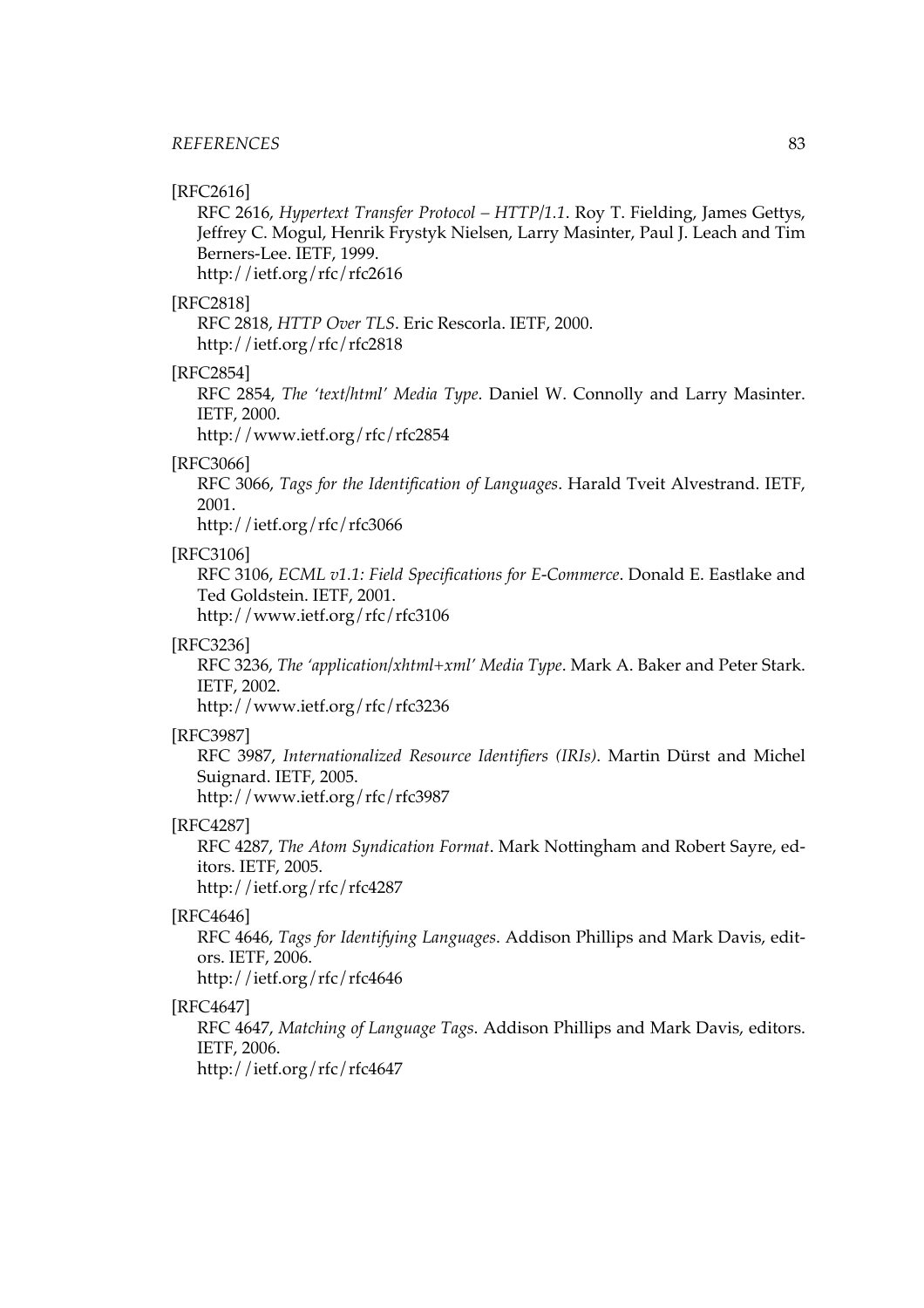[RFC2616]

RFC 2616, *Hypertext Transfer Protocol – HTTP/1.1*. Roy T. Fielding, James Gettys, Jeffrey C. Mogul, Henrik Frystyk Nielsen, Larry Masinter, Paul J. Leach and Tim Berners-Lee. IETF, 1999.
http://ietf.org/rfc/rfc2616

[RFC2818]

RFC 2818, *HTTP Over TLS*. Eric Rescorla. IETF, 2000.
http://ietf.org/rfc/rfc2818

[RFC2854]

RFC 2854, *The 'text/html' Media Type*. Daniel W. Connolly and Larry Masinter. IETF, 2000.
http://www.ietf.org/rfc/rfc2854

[RFC3066]

RFC 3066, *Tags for the Identification of Languages*. Harald Tveit Alvestrand. IETF, 2001.
http://ietf.org/rfc/rfc3066

[RFC3106]

RFC 3106, *ECML v1.1: Field Specifications for E-Commerce*. Donald E. Eastlake and Ted Goldstein. IETF, 2001.
http://www.ietf.org/rfc/rfc3106

[RFC3236]

RFC 3236, *The 'application/xhtml+xml' Media Type*. Mark A. Baker and Peter Stark. IETF, 2002.
http://www.ietf.org/rfc/rfc3236

[RFC3987]

RFC 3987, *Internationalized Resource Identifiers (IRIs)*. Martin Dürst and Michel Suignard. IETF, 2005.
http://www.ietf.org/rfc/rfc3987

[RFC4287]

RFC 4287, *The Atom Syndication Format*. Mark Nottingham and Robert Sayre, editors. IETF, 2005.
http://ietf.org/rfc/rfc4287

[RFC4646]

RFC 4646, *Tags for Identifying Languages*. Addison Phillips and Mark Davis, editors. IETF, 2006.
http://ietf.org/rfc/rfc4646

[RFC4647]

RFC 4647, *Matching of Language Tags*. Addison Phillips and Mark Davis, editors. IETF, 2006.
http://ietf.org/rfc/rfc4647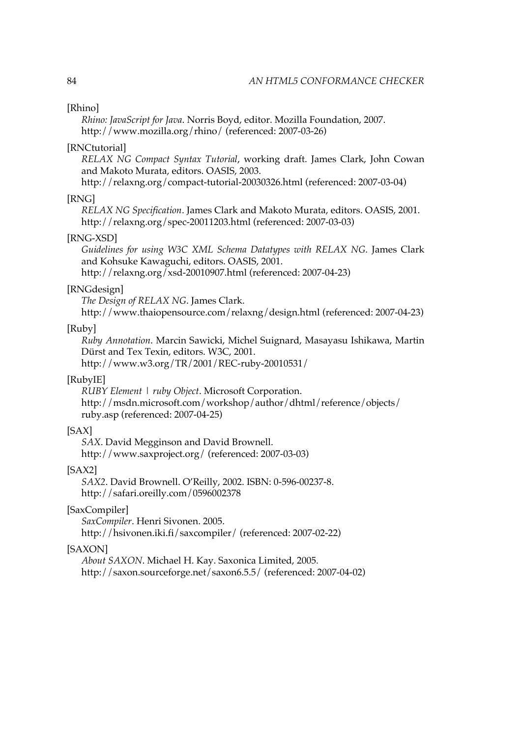[Rhino]

*Rhino: JavaScript for Java*. Norris Boyd, editor. Mozilla Foundation, 2007. http://www.mozilla.org/rhino/ (referenced: 2007-03-26)

[RNCtutorial]

*RELAX NG Compact Syntax Tutorial*, working draft. James Clark, John Cowan and Makoto Murata, editors. OASIS, 2003. http://relaxng.org/compact-tutorial-20030326.html (referenced: 2007-03-04)

[RNG]

*RELAX NG Specification*. James Clark and Makoto Murata, editors. OASIS, 2001. http://relaxng.org/spec-20011203.html (referenced: 2007-03-03)

[RNG-XSD]

*Guidelines for using W3C XML Schema Datatypes with RELAX NG*. James Clark and Kohsuke Kawaguchi, editors. OASIS, 2001. http://relaxng.org/xsd-20010907.html (referenced: 2007-04-23)

[RNGdesign]

*The Design of RELAX NG*. James Clark. http://www.thaiopensource.com/relaxng/design.html (referenced: 2007-04-23)

[Ruby]

*Ruby Annotation*. Marcin Sawicki, Michel Suignard, Masayasu Ishikawa, Martin Dürst and Tex Texin, editors. W3C, 2001. http://www.w3.org/TR/2001/REC-ruby-20010531/

[RubyIE]

*RUBY Element | ruby Object*. Microsoft Corporation. http://msdn.microsoft.com/workshop/author/dhtml/reference/objects/ruby.asp (referenced: 2007-04-25)

[SAX]

*SAX*. David Megginson and David Brownell. http://www.saxproject.org/ (referenced: 2007-03-03)

[SAX2]

*SAX2*. David Brownell. O'Reilly, 2002. ISBN: 0-596-00237-8. http://safari.oreilly.com/0596002378

[SaxCompiler]

*SaxCompiler*. Henri Sivonen. 2005. http://hsivonen.iki.fi/saxcompiler/ (referenced: 2007-02-22)

[SAXON]

*About SAXON*. Michael H. Kay. Saxonica Limited, 2005. http://saxon.sourceforge.net/saxon6.5.5/ (referenced: 2007-04-02)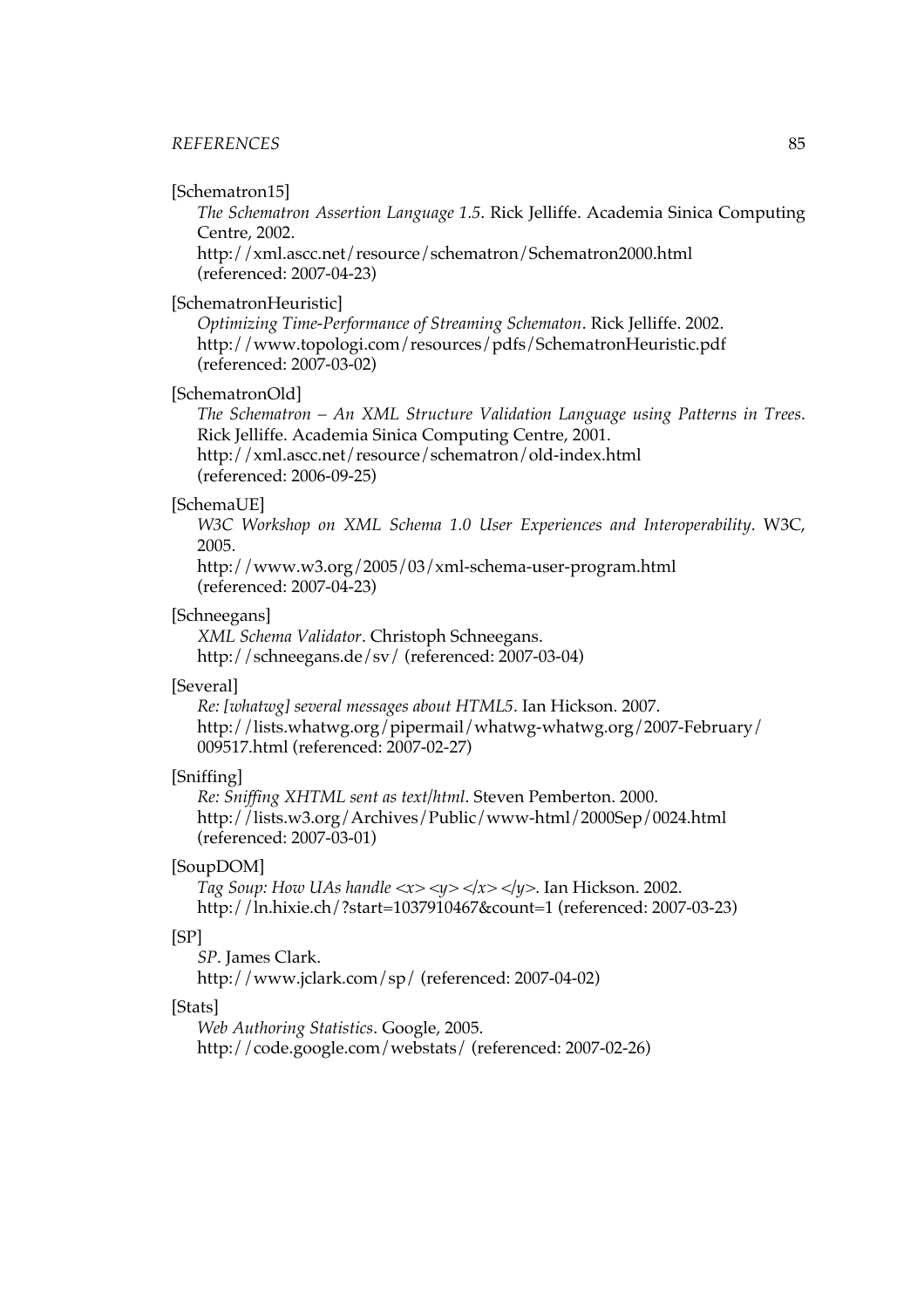[Schematron15]
*The Schematron Assertion Language 1.5*. Rick Jelliffe. Academia Sinica Computing Centre, 2002.
http://xml.ascc.net/resource/schematron/Schematron2000.html
(referenced: 2007-04-23)

[SchematronHeuristic]
*Optimizing Time-Performance of Streaming Schematon*. Rick Jelliffe. 2002.
http://www.topologi.com/resources/pdfs/SchematronHeuristic.pdf
(referenced: 2007-03-02)

[SchematronOld]
*The Schematron – An XML Structure Validation Language using Patterns in Trees*. Rick Jelliffe. Academia Sinica Computing Centre, 2001.
http://xml.ascc.net/resource/schematron/old-index.html
(referenced: 2006-09-25)

[SchemaUE]
*W3C Workshop on XML Schema 1.0 User Experiences and Interoperability*. W3C, 2005.
http://www.w3.org/2005/03/xml-schema-user-program.html
(referenced: 2007-04-23)

[Schneegans]
*XML Schema Validator*. Christoph Schneegans.
http://schneegans.de/sv/ (referenced: 2007-03-04)

[Several]
*Re: [whatwg] several messages about HTML5*. Ian Hickson. 2007.
http://lists.whatwg.org/pipermail/whatwg-whatwg.org/2007-February/009517.html (referenced: 2007-02-27)

[Sniffing]
*Re: Sniffing XHTML sent as text/html*. Steven Pemberton. 2000.
http://lists.w3.org/Archives/Public/www-html/2000Sep/0024.html
(referenced: 2007-03-01)

[SoupDOM]
*Tag Soup: How UAs handle <x> <y> </x> </y>*. Ian Hickson. 2002.
http://ln.hixie.ch/?start=1037910467&count=1 (referenced: 2007-03-23)

[SP]
*SP*. James Clark.
http://www.jclark.com/sp/ (referenced: 2007-04-02)

[Stats]
*Web Authoring Statistics*. Google, 2005.
http://code.google.com/webstats/ (referenced: 2007-02-26)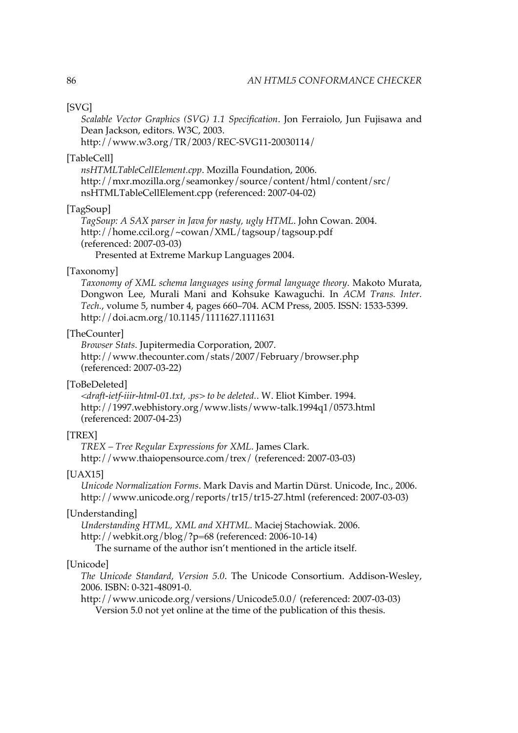[SVG]

*Scalable Vector Graphics (SVG) 1.1 Specification*. Jon Ferraiolo, Jun Fujisawa and Dean Jackson, editors. W3C, 2003.
http://www.w3.org/TR/2003/REC-SVG11-20030114/

[TableCell]

*nsHTMLTableCellElement.cpp*. Mozilla Foundation, 2006.
http://mxr.mozilla.org/seamonkey/source/content/html/content/src/nsHTMLTableCellElement.cpp (referenced: 2007-04-02)

[TagSoup]

*TagSoup: A SAX parser in Java for nasty, ugly HTML*. John Cowan. 2004.
http://home.ccil.org/~cowan/XML/tagsoup/tagsoup.pdf
(referenced: 2007-03-03)

Presented at Extreme Markup Languages 2004.

[Taxonomy]

*Taxonomy of XML schema languages using formal language theory*. Makoto Murata, Dongwon Lee, Murali Mani and Kohsuke Kawaguchi. In *ACM Trans. Inter. Tech.*, volume 5, number 4, pages 660–704. ACM Press, 2005. ISSN: 1533-5399.
http://doi.acm.org/10.1145/1111627.1111631

[TheCounter]

*Browser Stats*. Jupitermedia Corporation, 2007.
http://www.thecounter.com/stats/2007/February/browser.php
(referenced: 2007-03-22)

[ToBeDeleted]

*<draft-ietf-iiir-html-01.txt, .ps> to be deleted.*. W. Eliot Kimber. 1994.
http://1997.webhistory.org/www.lists/www-talk.1994q1/0573.html
(referenced: 2007-04-23)

[TREX]

*TREX – Tree Regular Expressions for XML*. James Clark.
http://www.thaiopensource.com/trex/ (referenced: 2007-03-03)

[UAX15]

*Unicode Normalization Forms*. Mark Davis and Martin Dürst. Unicode, Inc., 2006.
http://www.unicode.org/reports/tr15/tr15-27.html (referenced: 2007-03-03)

[Understanding]

*Understanding HTML, XML and XHTML*. Maciej Stachowiak. 2006.
http://webkit.org/blog/?p=68 (referenced: 2006-10-14)

The surname of the author isn't mentioned in the article itself.

[Unicode]

*The Unicode Standard, Version 5.0*. The Unicode Consortium. Addison-Wesley, 2006. ISBN: 0-321-48091-0.
http://www.unicode.org/versions/Unicode5.0.0/ (referenced: 2007-03-03)

Version 5.0 not yet online at the time of the publication of this thesis.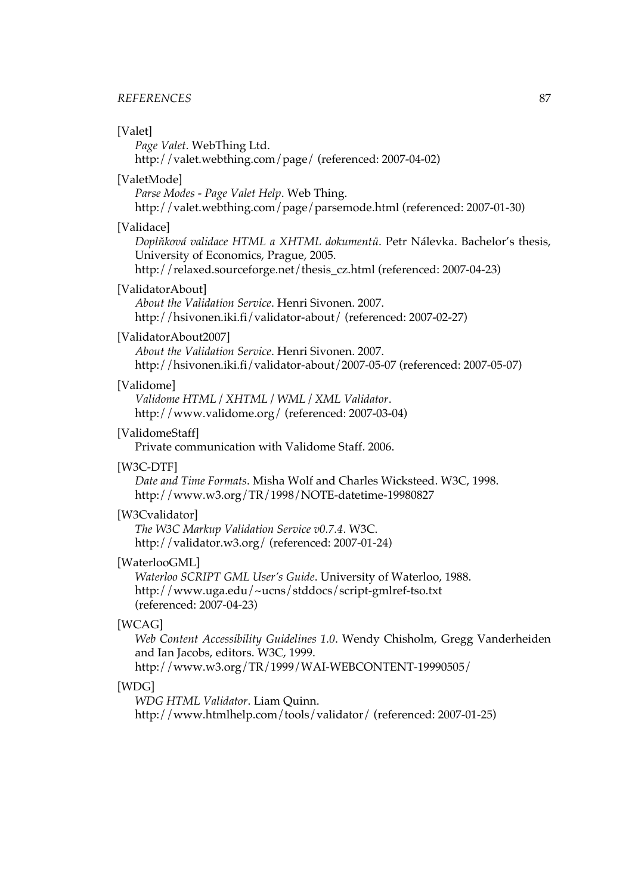[Valet]
*Page Valet*. WebThing Ltd.
http://valet.webthing.com/page/ (referenced: 2007-04-02)

[ValetMode]
*Parse Modes - Page Valet Help*. Web Thing.
http://valet.webthing.com/page/parsemode.html (referenced: 2007-01-30)

[Validace]
*Doplňková validace HTML a XHTML dokumentů*. Petr Nálevka. Bachelor's thesis, University of Economics, Prague, 2005.
http://relaxed.sourceforge.net/thesis_cz.html (referenced: 2007-04-23)

[ValidatorAbout]
*About the Validation Service*. Henri Sivonen. 2007.
http://hsivonen.iki.fi/validator-about/ (referenced: 2007-02-27)

[ValidatorAbout2007]
*About the Validation Service*. Henri Sivonen. 2007.
http://hsivonen.iki.fi/validator-about/2007-05-07 (referenced: 2007-05-07)

[Validome]
*Validome HTML / XHTML / WML / XML Validator*.
http://www.validome.org/ (referenced: 2007-03-04)

[ValidomeStaff]
Private communication with Validome Staff. 2006.

[W3C-DTF]
*Date and Time Formats*. Misha Wolf and Charles Wicksteed. W3C, 1998.
http://www.w3.org/TR/1998/NOTE-datetime-19980827

[W3Cvalidator]
*The W3C Markup Validation Service v0.7.4*. W3C.
http://validator.w3.org/ (referenced: 2007-01-24)

[WaterlooGML]
*Waterloo SCRIPT GML User's Guide*. University of Waterloo, 1988.
http://www.uga.edu/~ucns/stddocs/script-gmlref-tso.txt
(referenced: 2007-04-23)

[WCAG]
*Web Content Accessibility Guidelines 1.0*. Wendy Chisholm, Gregg Vanderheiden and Ian Jacobs, editors. W3C, 1999.
http://www.w3.org/TR/1999/WAI-WEBCONTENT-19990505/

[WDG]
*WDG HTML Validator*. Liam Quinn.
http://www.htmlhelp.com/tools/validator/ (referenced: 2007-01-25)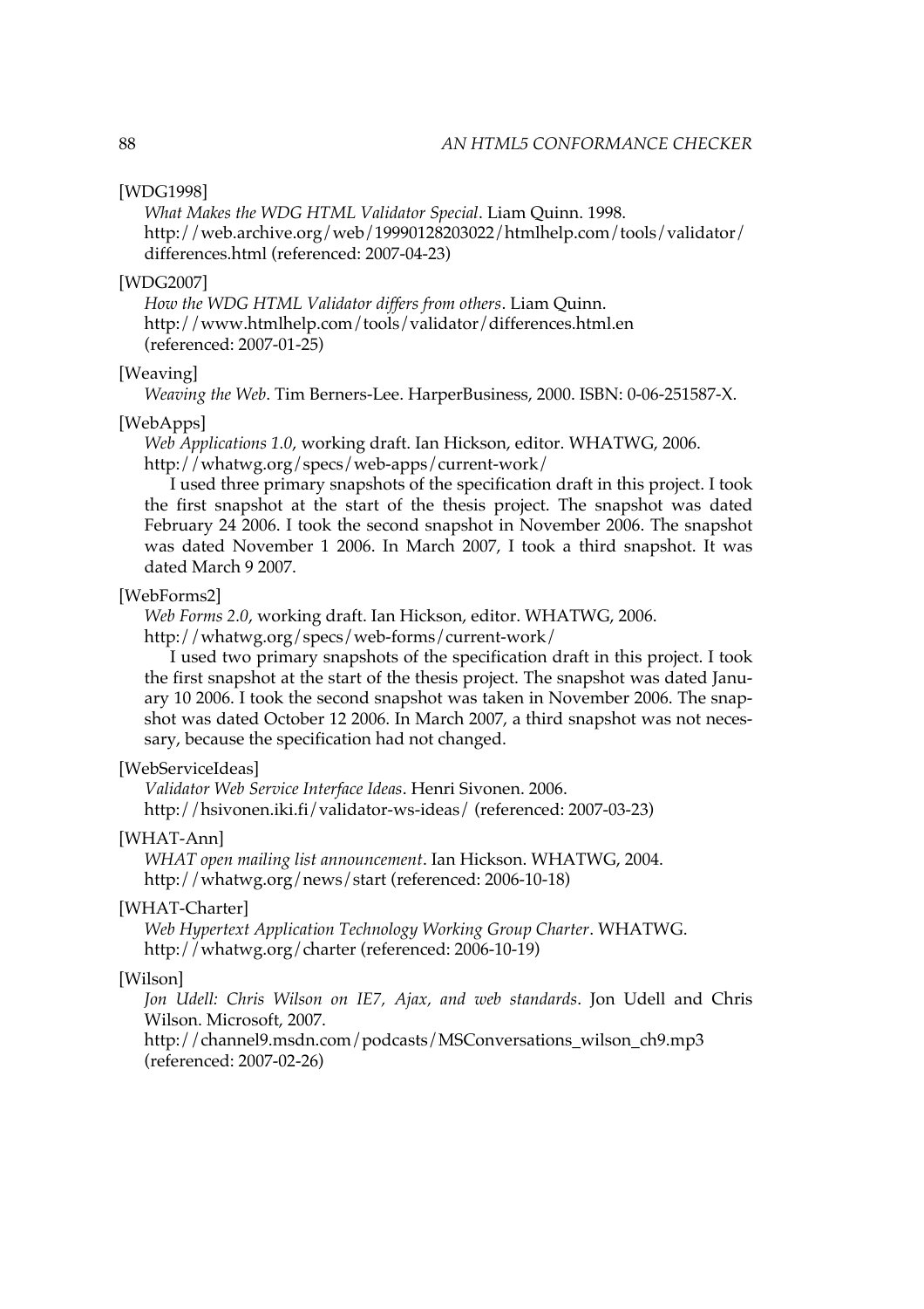[WDG1998]

*What Makes the WDG HTML Validator Special*. Liam Quinn. 1998. http://web.archive.org/web/19990128203022/htmlhelp.com/tools/validator/differences.html (referenced: 2007-04-23)

[WDG2007]

*How the WDG HTML Validator differs from others*. Liam Quinn. http://www.htmlhelp.com/tools/validator/differences.html.en (referenced: 2007-01-25)

[Weaving]

*Weaving the Web*. Tim Berners-Lee. HarperBusiness, 2000. ISBN: 0-06-251587-X.

[WebApps]

*Web Applications 1.0*, working draft. Ian Hickson, editor. WHATWG, 2006. http://whatwg.org/specs/web-apps/current-work/

I used three primary snapshots of the specification draft in this project. I took the first snapshot at the start of the thesis project. The snapshot was dated February 24 2006. I took the second snapshot in November 2006. The snapshot was dated November 1 2006. In March 2007, I took a third snapshot. It was dated March 9 2007.

[WebForms2]

*Web Forms 2.0*, working draft. Ian Hickson, editor. WHATWG, 2006. http://whatwg.org/specs/web-forms/current-work/

I used two primary snapshots of the specification draft in this project. I took the first snapshot at the start of the thesis project. The snapshot was dated January 10 2006. I took the second snapshot was taken in November 2006. The snapshot was dated October 12 2006. In March 2007, a third snapshot was not necessary, because the specification had not changed.

[WebServiceIdeas]

*Validator Web Service Interface Ideas*. Henri Sivonen. 2006. http://hsivonen.iki.fi/validator-ws-ideas/ (referenced: 2007-03-23)

[WHAT-Ann]

*WHAT open mailing list announcement*. Ian Hickson. WHATWG, 2004. http://whatwg.org/news/start (referenced: 2006-10-18)

[WHAT-Charter]

*Web Hypertext Application Technology Working Group Charter*. WHATWG. http://whatwg.org/charter (referenced: 2006-10-19)

[Wilson]

*Jon Udell: Chris Wilson on IE7, Ajax, and web standards*. Jon Udell and Chris Wilson. Microsoft, 2007. http://channel9.msdn.com/podcasts/MSConversations_wilson_ch9.mp3 (referenced: 2007-02-26)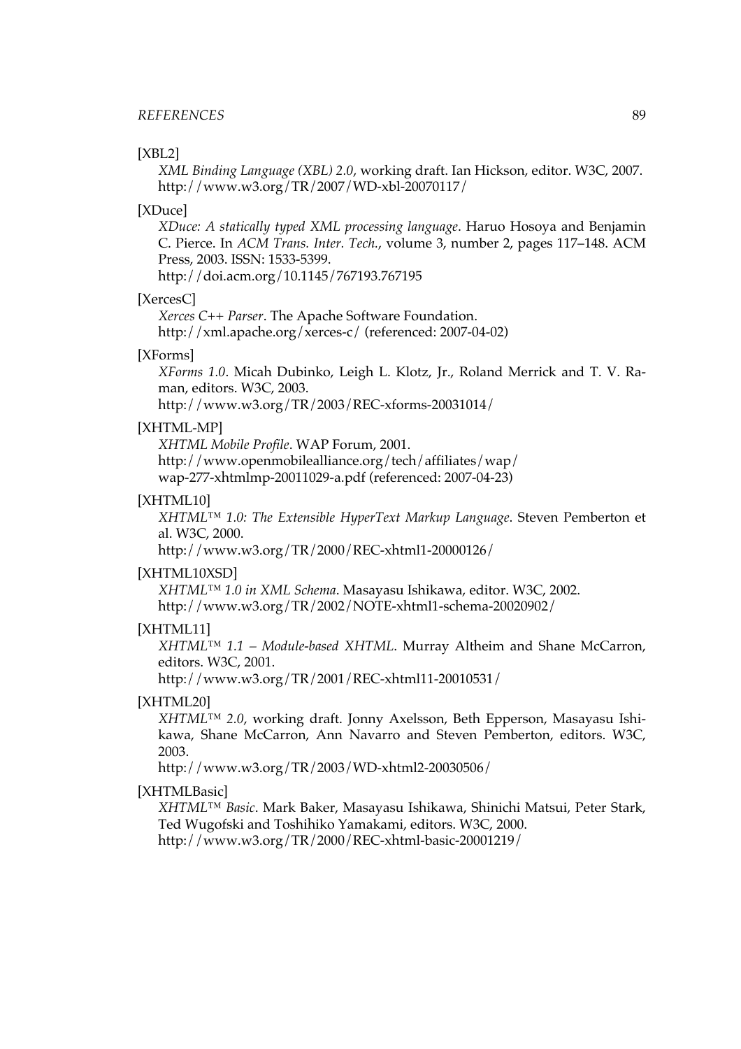[XBL2]

*XML Binding Language (XBL) 2.0*, working draft. Ian Hickson, editor. W3C, 2007. http://www.w3.org/TR/2007/WD-xbl-20070117/

[XDuce]

*XDuce: A statically typed XML processing language*. Haruo Hosoya and Benjamin C. Pierce. In *ACM Trans. Inter. Tech.*, volume 3, number 2, pages 117–148. ACM Press, 2003. ISSN: 1533-5399.
http://doi.acm.org/10.1145/767193.767195

[XercesC]

*Xerces C++ Parser*. The Apache Software Foundation.
http://xml.apache.org/xerces-c/ (referenced: 2007-04-02)

[XForms]

*XForms 1.0*. Micah Dubinko, Leigh L. Klotz, Jr., Roland Merrick and T. V. Raman, editors. W3C, 2003.
http://www.w3.org/TR/2003/REC-xforms-20031014/

[XHTML-MP]

*XHTML Mobile Profile*. WAP Forum, 2001.
http://www.openmobilealliance.org/tech/affiliates/wap/wap-277-xhtmlmp-20011029-a.pdf (referenced: 2007-04-23)

[XHTML10]

*XHTML™ 1.0: The Extensible HyperText Markup Language*. Steven Pemberton et al. W3C, 2000.
http://www.w3.org/TR/2000/REC-xhtml1-20000126/

[XHTML10XSD]

*XHTML™ 1.0 in XML Schema*. Masayasu Ishikawa, editor. W3C, 2002.
http://www.w3.org/TR/2002/NOTE-xhtml1-schema-20020902/

[XHTML11]

*XHTML™ 1.1 – Module-based XHTML*. Murray Altheim and Shane McCarron, editors. W3C, 2001.
http://www.w3.org/TR/2001/REC-xhtml11-20010531/

[XHTML20]

*XHTML™ 2.0*, working draft. Jonny Axelsson, Beth Epperson, Masayasu Ishikawa, Shane McCarron, Ann Navarro and Steven Pemberton, editors. W3C, 2003.
http://www.w3.org/TR/2003/WD-xhtml2-20030506/

[XHTMLBasic]

*XHTML™ Basic*. Mark Baker, Masayasu Ishikawa, Shinichi Matsui, Peter Stark, Ted Wugofski and Toshihiko Yamakami, editors. W3C, 2000.
http://www.w3.org/TR/2000/REC-xhtml-basic-20001219/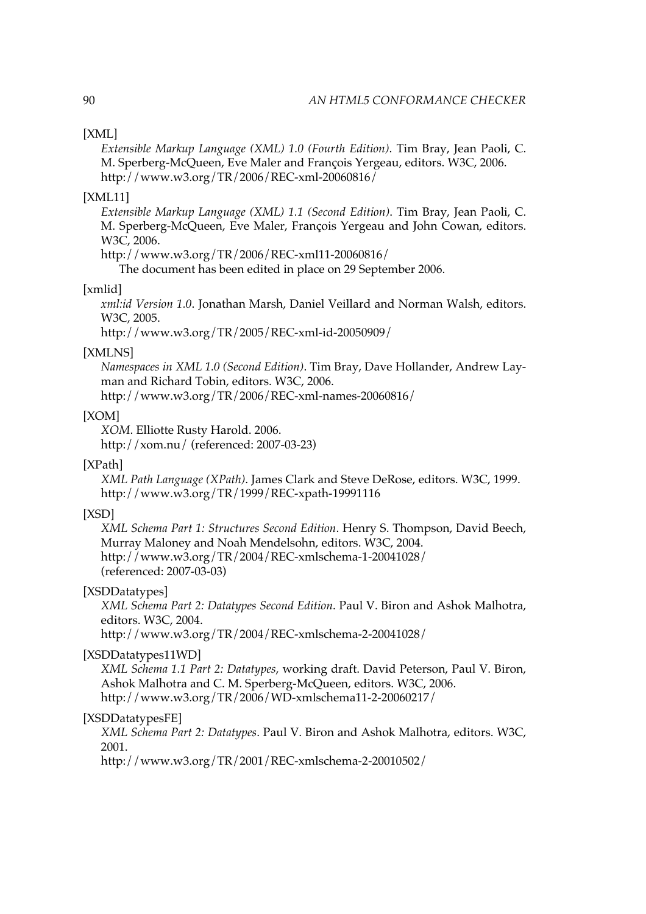[XML]

*Extensible Markup Language (XML) 1.0 (Fourth Edition)*. Tim Bray, Jean Paoli, C. M. Sperberg-McQueen, Eve Maler and François Yergeau, editors. W3C, 2006.
http://www.w3.org/TR/2006/REC-xml-20060816/

[XML11]

*Extensible Markup Language (XML) 1.1 (Second Edition)*. Tim Bray, Jean Paoli, C. M. Sperberg-McQueen, Eve Maler, François Yergeau and John Cowan, editors. W3C, 2006.
http://www.w3.org/TR/2006/REC-xml11-20060816/
The document has been edited in place on 29 September 2006.

[xmlid]

*xml:id Version 1.0*. Jonathan Marsh, Daniel Veillard and Norman Walsh, editors. W3C, 2005.
http://www.w3.org/TR/2005/REC-xml-id-20050909/

[XMLNS]

*Namespaces in XML 1.0 (Second Edition)*. Tim Bray, Dave Hollander, Andrew Layman and Richard Tobin, editors. W3C, 2006.
http://www.w3.org/TR/2006/REC-xml-names-20060816/

[XOM]

*XOM*. Elliotte Rusty Harold. 2006.
http://xom.nu/ (referenced: 2007-03-23)

[XPath]

*XML Path Language (XPath)*. James Clark and Steve DeRose, editors. W3C, 1999.
http://www.w3.org/TR/1999/REC-xpath-19991116

[XSD]

*XML Schema Part 1: Structures Second Edition*. Henry S. Thompson, David Beech, Murray Maloney and Noah Mendelsohn, editors. W3C, 2004.
http://www.w3.org/TR/2004/REC-xmlschema-1-20041028/
(referenced: 2007-03-03)

[XSDDatatypes]

*XML Schema Part 2: Datatypes Second Edition*. Paul V. Biron and Ashok Malhotra, editors. W3C, 2004.
http://www.w3.org/TR/2004/REC-xmlschema-2-20041028/

[XSDDatatypes11WD]

*XML Schema 1.1 Part 2: Datatypes*, working draft. David Peterson, Paul V. Biron, Ashok Malhotra and C. M. Sperberg-McQueen, editors. W3C, 2006.
http://www.w3.org/TR/2006/WD-xmlschema11-2-20060217/

[XSDDatatypesFE]

*XML Schema Part 2: Datatypes*. Paul V. Biron and Ashok Malhotra, editors. W3C, 2001.
http://www.w3.org/TR/2001/REC-xmlschema-2-20010502/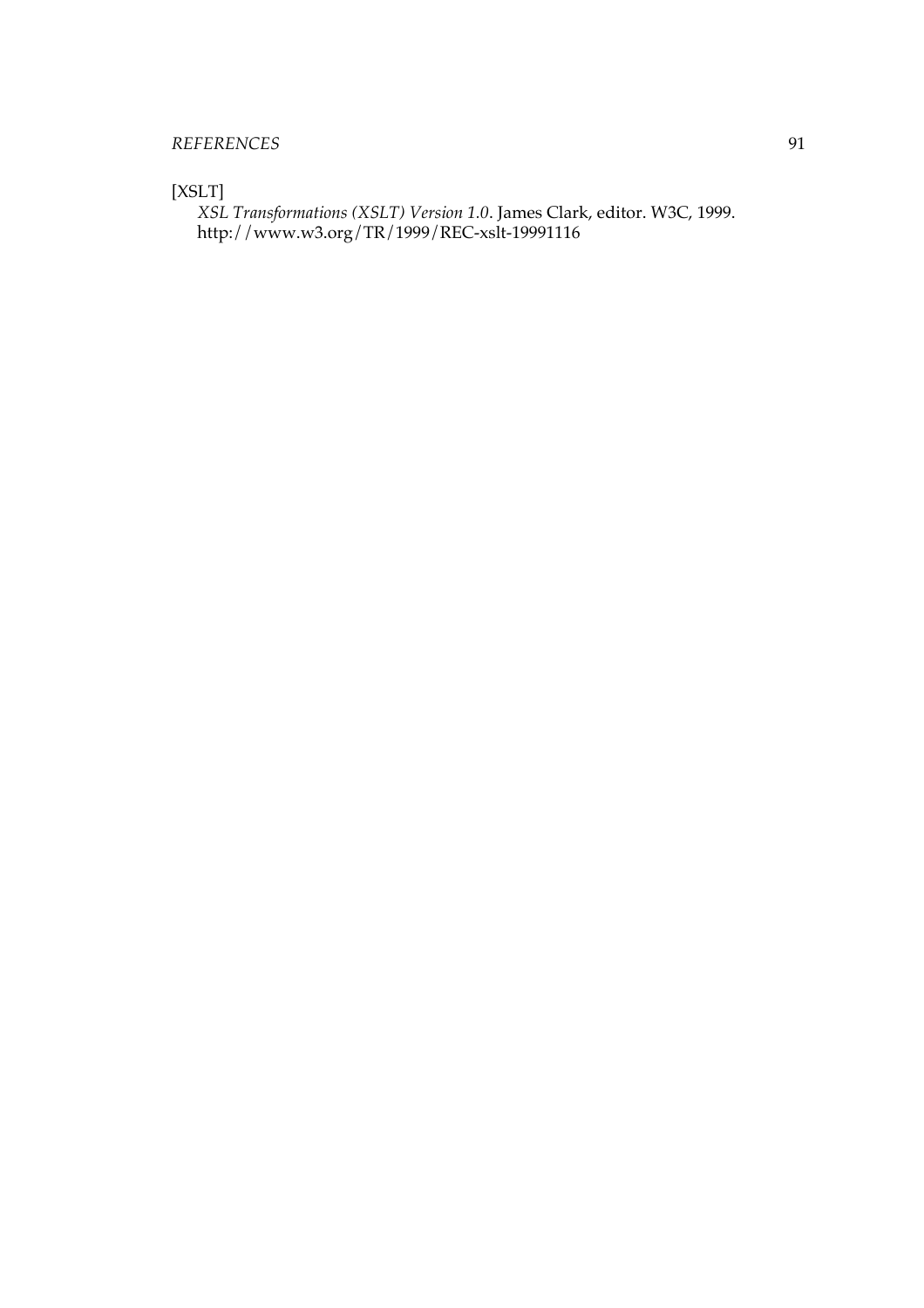[XSLT]

*XSL Transformations (XSLT) Version 1.0*. James Clark, editor. W3C, 1999. http://www.w3.org/TR/1999/REC-xslt-19991116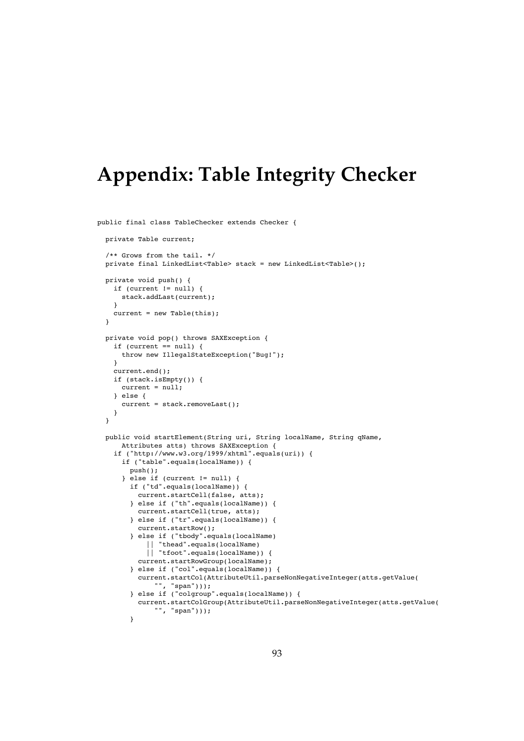# Appendix: Table Integrity Checker

```
public final class TableChecker extends Checker {

  private Table current;

  /** Grows from the tail. */
  private final LinkedList<Table> stack = new LinkedList<Table>();

  private void push() {
    if (current != null) {
      stack.addLast(current);
    }
    current = new Table(this);
  }

  private void pop() throws SAXException {
    if (current == null) {
      throw new IllegalStateException("Bug!");
    }
    current.end();
    if (stack.isEmpty()) {
      current = null;
    } else {
      current = stack.removeLast();
    }
  }

  public void startElement(String uri, String localName, String qName,
      Attributes atts) throws SAXException {
    if ("http://www.w3.org/1999/xhtml".equals(uri)) {
      if ("table".equals(localName)) {
        push();
      } else if (current != null) {
        if ("td".equals(localName)) {
          current.startCell(false, atts);
        } else if ("th".equals(localName)) {
          current.startCell(true, atts);
        } else if ("tr".equals(localName)) {
          current.startRow();
        } else if ("tbody".equals(localName)
            || "thead".equals(localName)
            || "tfoot".equals(localName)) {
          current.startRowGroup(localName);
        } else if ("col".equals(localName)) {
          current.startCol(AttributeUtil.parseNonNegativeInteger(atts.getValue(
              "", "span")));
        } else if ("colgroup".equals(localName)) {
          current.startColGroup(AttributeUtil.parseNonNegativeInteger(atts.getValue(
              "", "span")));
        }
```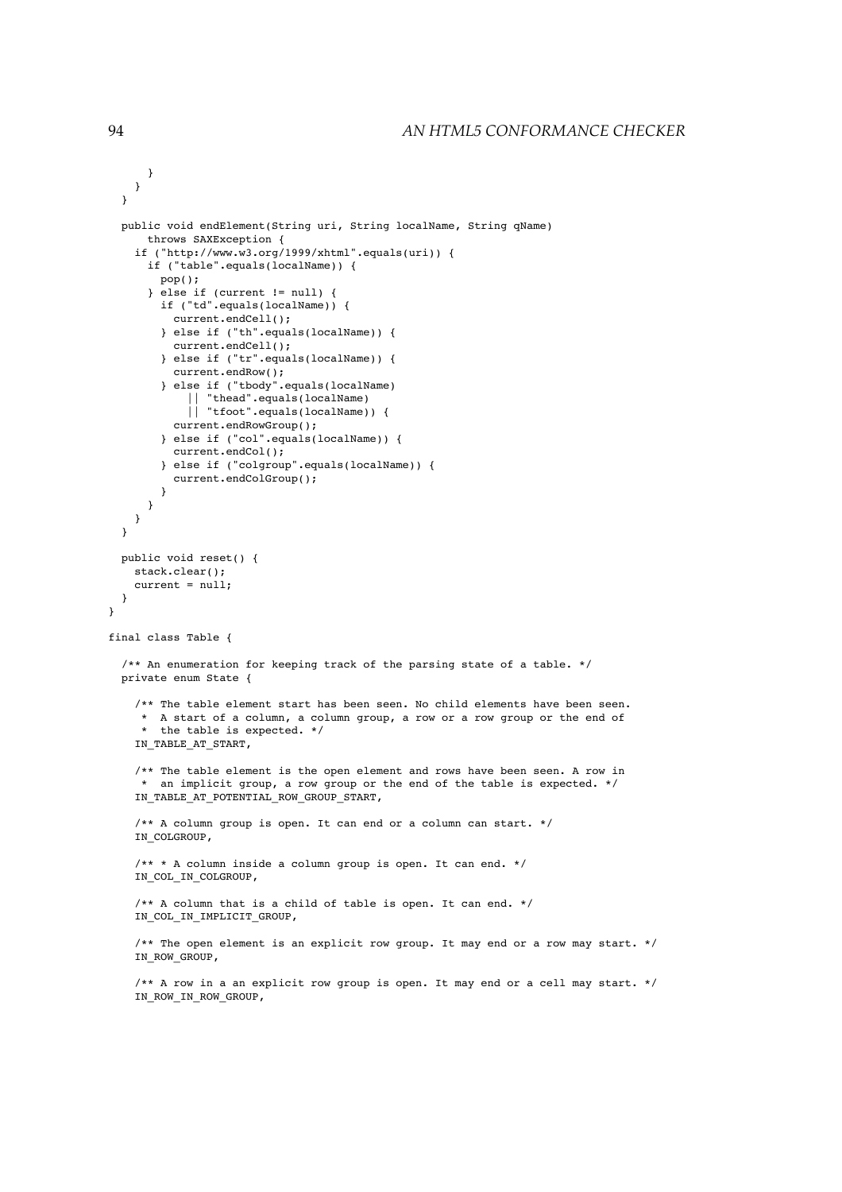```
      }
    }
  }

  public void endElement(String uri, String localName, String qName)
      throws SAXException {
    if ("http://www.w3.org/1999/xhtml".equals(uri)) {
      if ("table".equals(localName)) {
        pop();
      } else if (current != null) {
        if ("td".equals(localName)) {
          current.endCell();
        } else if ("th".equals(localName)) {
          current.endCell();
        } else if ("tr".equals(localName)) {
          current.endRow();
        } else if ("tbody".equals(localName)
            || "thead".equals(localName)
            || "tfoot".equals(localName)) {
          current.endRowGroup();
        } else if ("col".equals(localName)) {
          current.endCol();
        } else if ("colgroup".equals(localName)) {
          current.endColGroup();
        }
      }
    }
  }

  public void reset() {
    stack.clear();
    current = null;
  }
}

final class Table {

  /** An enumeration for keeping track of the parsing state of a table. */
  private enum State {

    /** The table element start has been seen. No child elements have been seen.
     * A start of a column, a column group, a row or a row group or the end of
     * the table is expected. */
    IN_TABLE_AT_START,

    /** The table element is the open element and rows have been seen. A row in
     * an implicit group, a row group or the end of the table is expected. */
    IN_TABLE_AT_POTENTIAL_ROW_GROUP_START,

    /** A column group is open. It can end or a column can start. */
    IN_COLGROUP,

    /** * A column inside a column group is open. It can end. */
    IN_COL_IN_COLGROUP,

    /** A column that is a child of table is open. It can end. */
    IN_COL_IN_IMPLICIT_GROUP,

    /** The open element is an explicit row group. It may end or a row may start. */
    IN_ROW_GROUP,

    /** A row in a an explicit row group is open. It may end or a cell may start. */
    IN_ROW_IN_ROW_GROUP,
```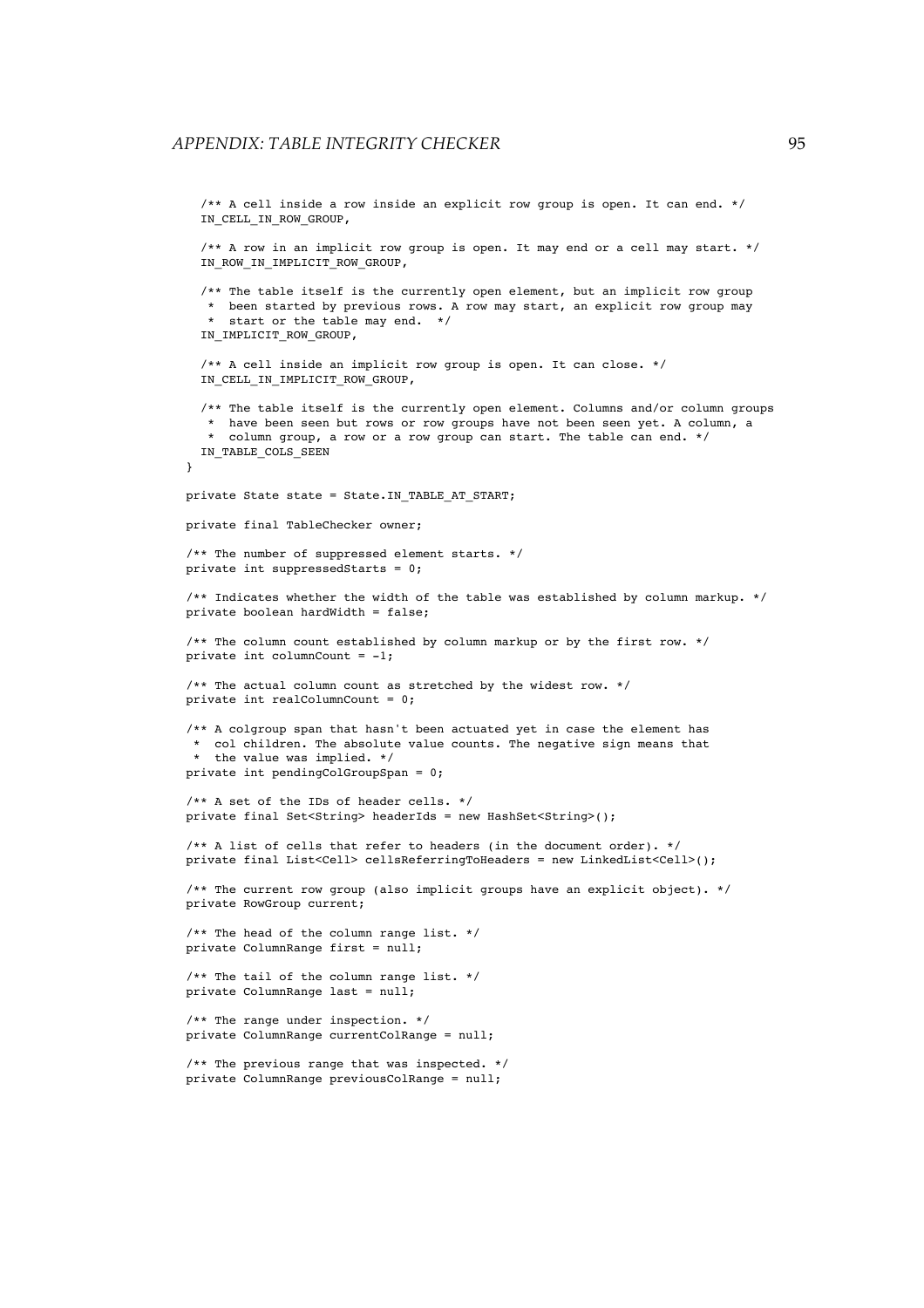```java
    /** A cell inside a row inside an explicit row group is open. It can end. */
    IN_CELL_IN_ROW_GROUP,

    /** A row in an implicit row group is open. It may end or a cell may start. */
    IN_ROW_IN_IMPLICIT_ROW_GROUP,

    /** The table itself is the currently open element, but an implicit row group
     *  been started by previous rows. A row may start, an explicit row group may
     *  start or the table may end.  */
    IN_IMPLICIT_ROW_GROUP,

    /** A cell inside an implicit row group is open. It can close. */
    IN_CELL_IN_IMPLICIT_ROW_GROUP,

    /** The table itself is the currently open element. Columns and/or column groups
     *  have been seen but rows or row groups have not been seen yet. A column, a
     *  column group, a row or a row group can start. The table can end. */
    IN_TABLE_COLS_SEEN
  }

  private State state = State.IN_TABLE_AT_START;

  private final TableChecker owner;

  /** The number of suppressed element starts. */
  private int suppressedStarts = 0;

  /** Indicates whether the width of the table was established by column markup. */
  private boolean hardWidth = false;

  /** The column count established by column markup or by the first row. */
  private int columnCount = -1;

  /** The actual column count as stretched by the widest row. */
  private int realColumnCount = 0;

  /** A colgroup span that hasn't been actuated yet in case the element has
   *  col children. The absolute value counts. The negative sign means that
   *  the value was implied. */
  private int pendingColGroupSpan = 0;

  /** A set of the IDs of header cells. */
  private final Set<String> headerIds = new HashSet<String>();

  /** A list of cells that refer to headers (in the document order). */
  private final List<Cell> cellsReferringToHeaders = new LinkedList<Cell>();

  /** The current row group (also implicit groups have an explicit object). */
  private RowGroup current;

  /** The head of the column range list. */
  private ColumnRange first = null;

  /** The tail of the column range list. */
  private ColumnRange last = null;

  /** The range under inspection. */
  private ColumnRange currentColRange = null;

  /** The previous range that was inspected. */
  private ColumnRange previousColRange = null;
```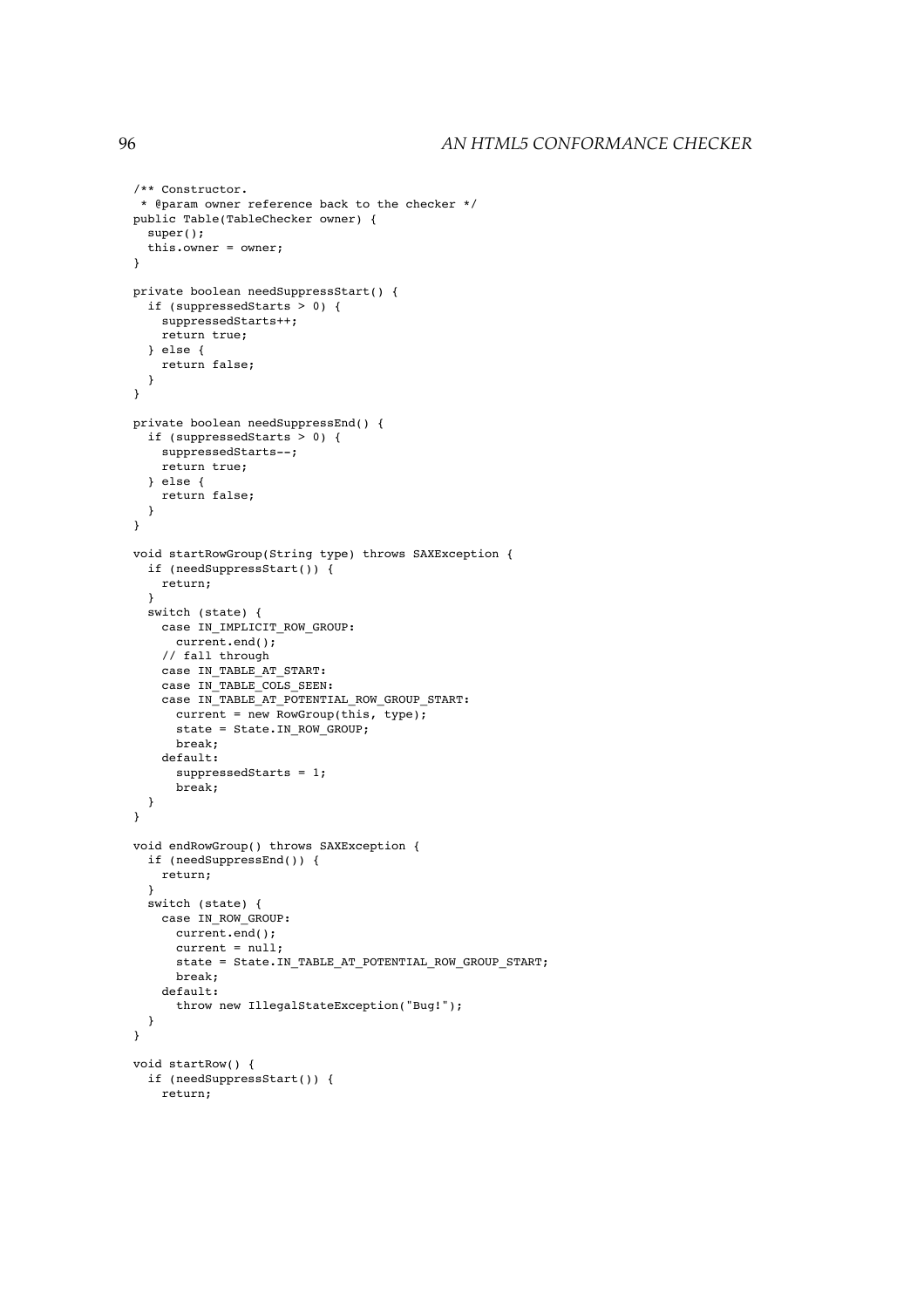```java
/** Constructor.
 * @param owner reference back to the checker */
public Table(TableChecker owner) {
  super();
  this.owner = owner;
}

private boolean needSuppressStart() {
  if (suppressedStarts > 0) {
    suppressedStarts++;
    return true;
  } else {
    return false;
  }
}

private boolean needSuppressEnd() {
  if (suppressedStarts > 0) {
    suppressedStarts--;
    return true;
  } else {
    return false;
  }
}

void startRowGroup(String type) throws SAXException {
  if (needSuppressStart()) {
    return;
  }
  switch (state) {
    case IN_IMPLICIT_ROW_GROUP:
      current.end();
    // fall through
    case IN_TABLE_AT_START:
    case IN_TABLE_COLS_SEEN:
    case IN_TABLE_AT_POTENTIAL_ROW_GROUP_START:
      current = new RowGroup(this, type);
      state = State.IN_ROW_GROUP;
      break;
    default:
      suppressedStarts = 1;
      break;
  }
}

void endRowGroup() throws SAXException {
  if (needSuppressEnd()) {
    return;
  }
  switch (state) {
    case IN_ROW_GROUP:
      current.end();
      current = null;
      state = State.IN_TABLE_AT_POTENTIAL_ROW_GROUP_START;
      break;
    default:
      throw new IllegalStateException("Bug!");
  }
}

void startRow() {
  if (needSuppressStart()) {
    return;
```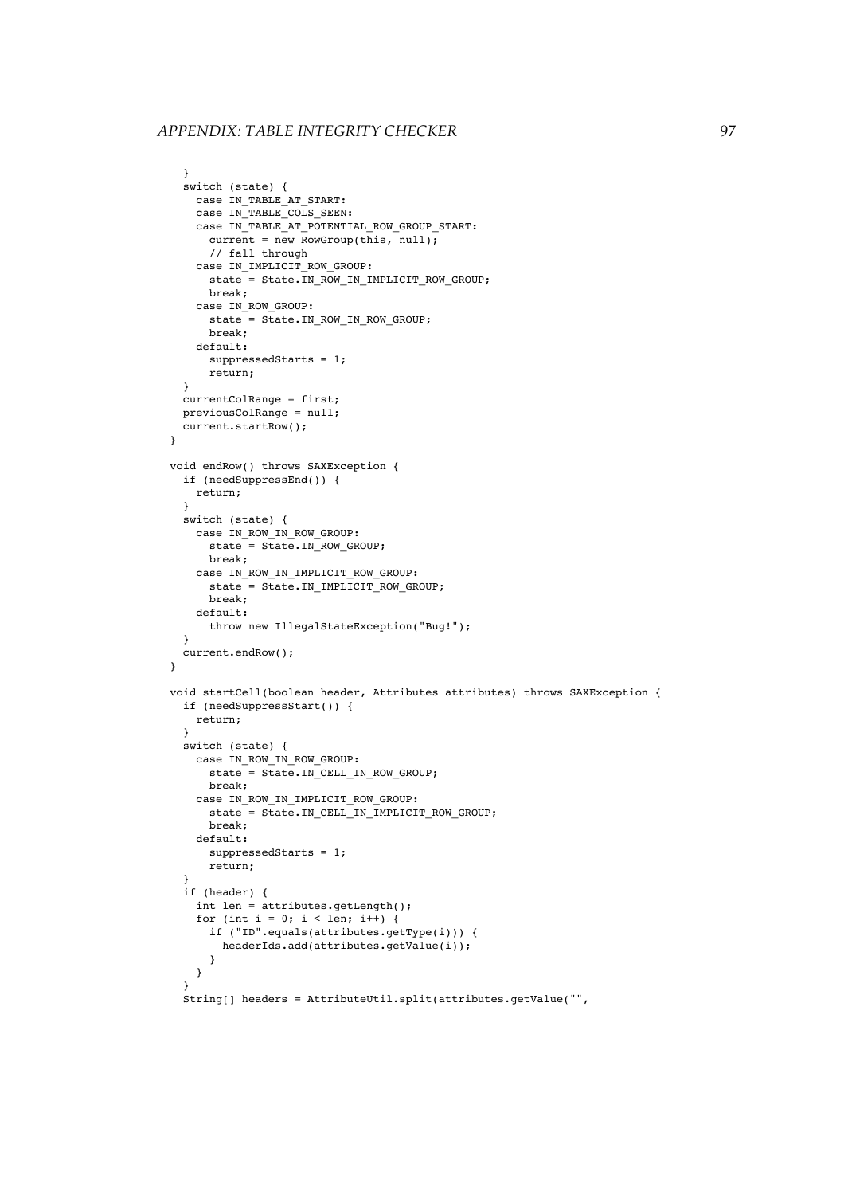```
  }
  switch (state) {
    case IN_TABLE_AT_START:
    case IN_TABLE_COLS_SEEN:
    case IN_TABLE_AT_POTENTIAL_ROW_GROUP_START:
      current = new RowGroup(this, null);
      // fall through
    case IN_IMPLICIT_ROW_GROUP:
      state = State.IN_ROW_IN_IMPLICIT_ROW_GROUP;
      break;
    case IN_ROW_GROUP:
      state = State.IN_ROW_IN_ROW_GROUP;
      break;
    default:
      suppressedStarts = 1;
      return;
  }
  currentColRange = first;
  previousColRange = null;
  current.startRow();
}

void endRow() throws SAXException {
  if (needSuppressEnd()) {
    return;
  }
  switch (state) {
    case IN_ROW_IN_ROW_GROUP:
      state = State.IN_ROW_GROUP;
      break;
    case IN_ROW_IN_IMPLICIT_ROW_GROUP:
      state = State.IN_IMPLICIT_ROW_GROUP;
      break;
    default:
      throw new IllegalStateException("Bug!");
  }
  current.endRow();
}

void startCell(boolean header, Attributes attributes) throws SAXException {
  if (needSuppressStart()) {
    return;
  }
  switch (state) {
    case IN_ROW_IN_ROW_GROUP:
      state = State.IN_CELL_IN_ROW_GROUP;
      break;
    case IN_ROW_IN_IMPLICIT_ROW_GROUP:
      state = State.IN_CELL_IN_IMPLICIT_ROW_GROUP;
      break;
    default:
      suppressedStarts = 1;
      return;
  }
  if (header) {
    int len = attributes.getLength();
    for (int i = 0; i < len; i++) {
      if ("ID".equals(attributes.getType(i))) {
        headerIds.add(attributes.getValue(i));
      }
    }
  }
  String[] headers = AttributeUtil.split(attributes.getValue("",
```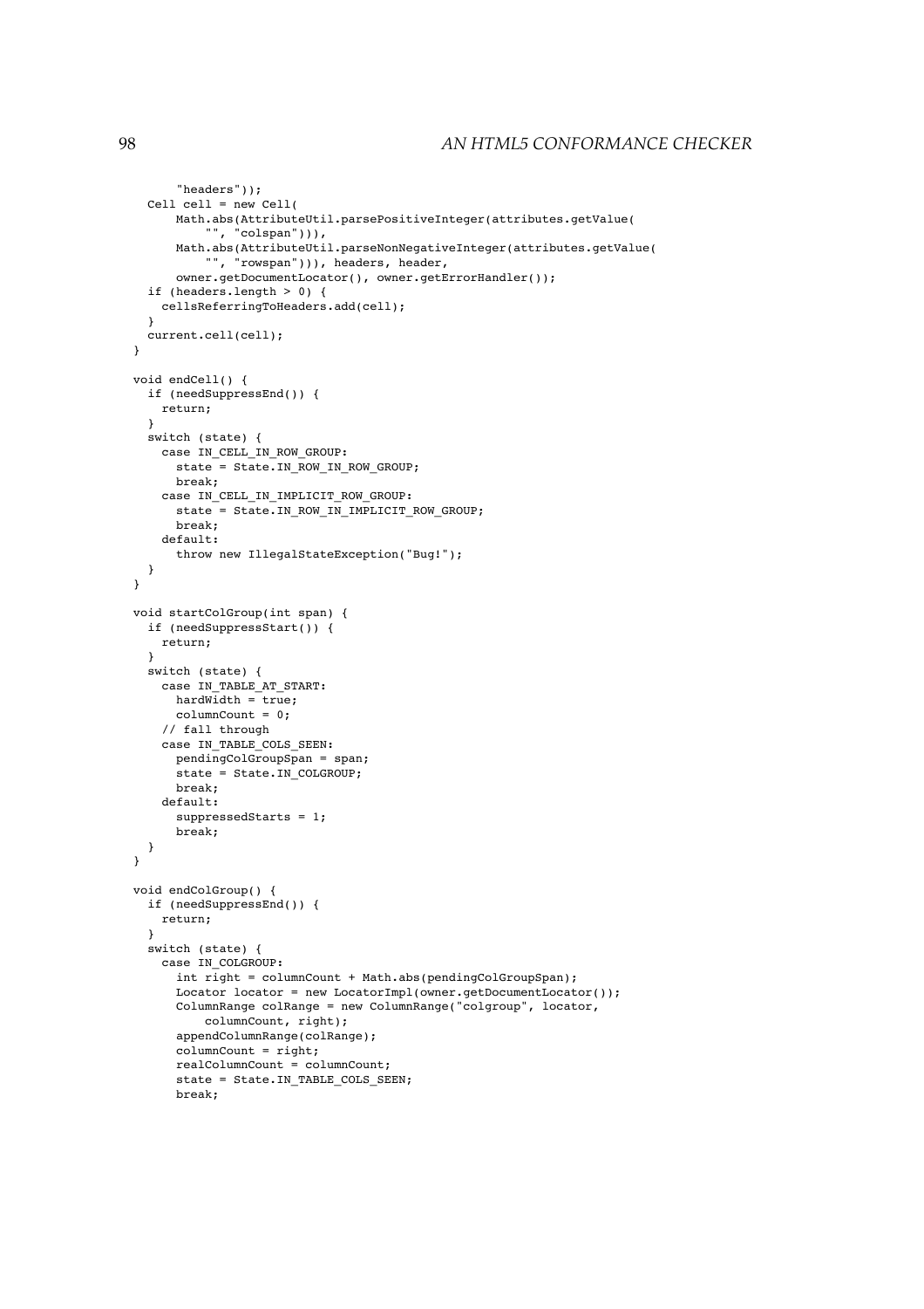```
        "headers"));
    Cell cell = new Cell(
        Math.abs(AttributeUtil.parsePositiveInteger(attributes.getValue(
            "", "colspan"))),
        Math.abs(AttributeUtil.parseNonNegativeInteger(attributes.getValue(
            "", "rowspan"))), headers, header,
        owner.getDocumentLocator(), owner.getErrorHandler());
    if (headers.length > 0) {
      cellsReferringToHeaders.add(cell);
    }
    current.cell(cell);
  }

  void endCell() {
    if (needSuppressEnd()) {
      return;
    }
    switch (state) {
      case IN_CELL_IN_ROW_GROUP:
        state = State.IN_ROW_IN_ROW_GROUP;
        break;
      case IN_CELL_IN_IMPLICIT_ROW_GROUP:
        state = State.IN_ROW_IN_IMPLICIT_ROW_GROUP;
        break;
      default:
        throw new IllegalStateException("Bug!");
    }
  }

  void startColGroup(int span) {
    if (needSuppressStart()) {
      return;
    }
    switch (state) {
      case IN_TABLE_AT_START:
        hardWidth = true;
        columnCount = 0;
      // fall through
      case IN_TABLE_COLS_SEEN:
        pendingColGroupSpan = span;
        state = State.IN_COLGROUP;
        break;
      default:
        suppressedStarts = 1;
        break;
    }
  }

  void endColGroup() {
    if (needSuppressEnd()) {
      return;
    }
    switch (state) {
      case IN_COLGROUP:
        int right = columnCount + Math.abs(pendingColGroupSpan);
        Locator locator = new LocatorImpl(owner.getDocumentLocator());
        ColumnRange colRange = new ColumnRange("colgroup", locator,
            columnCount, right);
        appendColumnRange(colRange);
        columnCount = right;
        realColumnCount = columnCount;
        state = State.IN_TABLE_COLS_SEEN;
        break;
```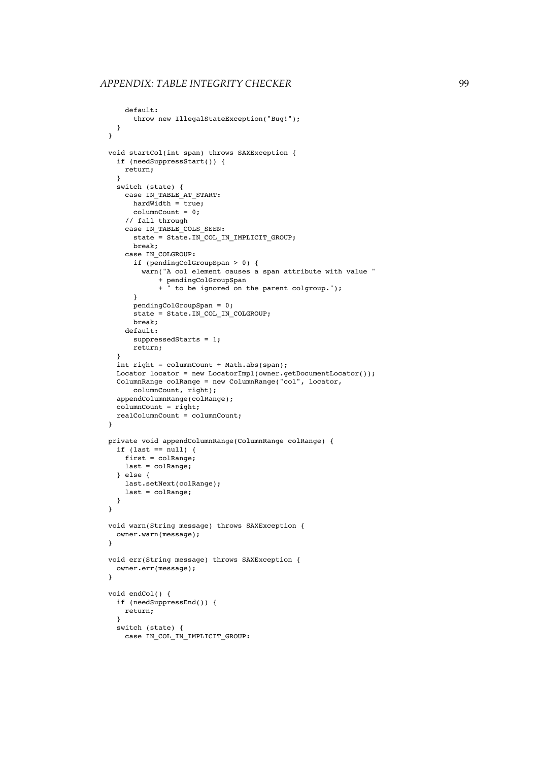```
    default:
      throw new IllegalStateException("Bug!");
  }
}

void startCol(int span) throws SAXException {
  if (needSuppressStart()) {
    return;
  }
  switch (state) {
    case IN_TABLE_AT_START:
      hardWidth = true;
      columnCount = 0;
    // fall through
    case IN_TABLE_COLS_SEEN:
      state = State.IN_COL_IN_IMPLICIT_GROUP;
      break;
    case IN_COLGROUP:
      if (pendingColGroupSpan > 0) {
        warn("A col element causes a span attribute with value "
            + pendingColGroupSpan
            + " to be ignored on the parent colgroup.");
      }
      pendingColGroupSpan = 0;
      state = State.IN_COL_IN_COLGROUP;
      break;
    default:
      suppressedStarts = 1;
      return;
  }
  int right = columnCount + Math.abs(span);
  Locator locator = new LocatorImpl(owner.getDocumentLocator());
  ColumnRange colRange = new ColumnRange("col", locator,
      columnCount, right);
  appendColumnRange(colRange);
  columnCount = right;
  realColumnCount = columnCount;
}

private void appendColumnRange(ColumnRange colRange) {
  if (last == null) {
    first = colRange;
    last = colRange;
  } else {
    last.setNext(colRange);
    last = colRange;
  }
}

void warn(String message) throws SAXException {
  owner.warn(message);
}

void err(String message) throws SAXException {
  owner.err(message);
}

void endCol() {
  if (needSuppressEnd()) {
    return;
  }
  switch (state) {
    case IN_COL_IN_IMPLICIT_GROUP:
```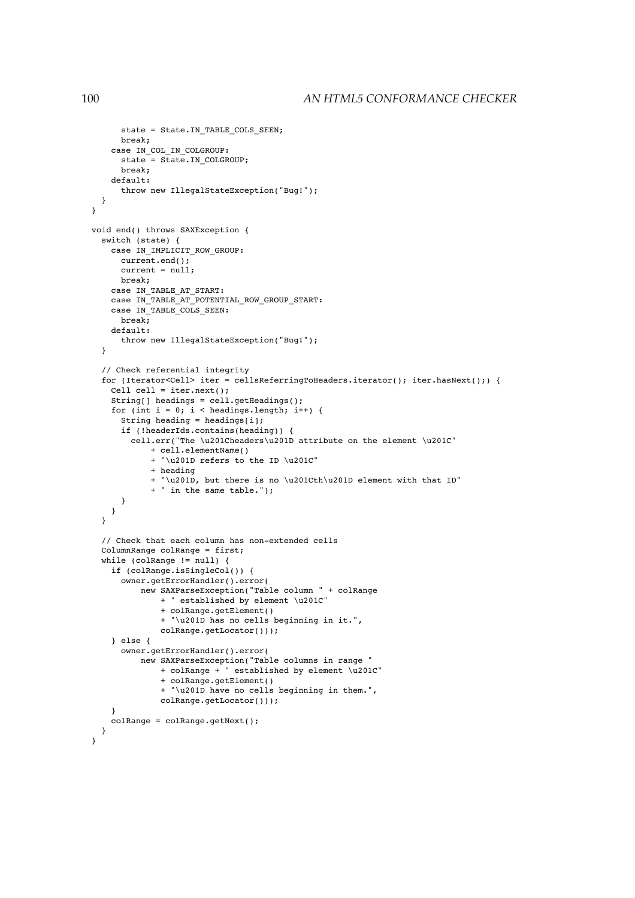```
      state = State.IN_TABLE_COLS_SEEN;
      break;
    case IN_COL_IN_COLGROUP:
      state = State.IN_COLGROUP;
      break;
    default:
      throw new IllegalStateException("Bug!");
  }
}

void end() throws SAXException {
  switch (state) {
    case IN_IMPLICIT_ROW_GROUP:
      current.end();
      current = null;
      break;
    case IN_TABLE_AT_START:
    case IN_TABLE_AT_POTENTIAL_ROW_GROUP_START:
    case IN_TABLE_COLS_SEEN:
      break;
    default:
      throw new IllegalStateException("Bug!");
  }

  // Check referential integrity
  for (Iterator<Cell> iter = cellsReferringToHeaders.iterator(); iter.hasNext();) {
    Cell cell = iter.next();
    String[] headings = cell.getHeadings();
    for (int i = 0; i < headings.length; i++) {
      String heading = headings[i];
      if (!headerIds.contains(heading)) {
        cell.err("The \u201Cheaders\u201D attribute on the element \u201C"
            + cell.elementName()
            + "\u201D refers to the ID \u201C"
            + heading
            + "\u201D, but there is no \u201Cth\u201D element with that ID"
            + " in the same table.");
      }
    }
  }

  // Check that each column has non-extended cells
  ColumnRange colRange = first;
  while (colRange != null) {
    if (colRange.isSingleCol()) {
      owner.getErrorHandler().error(
          new SAXParseException("Table column " + colRange
              + " established by element \u201C"
              + colRange.getElement()
              + "\u201D has no cells beginning in it.",
              colRange.getLocator()));
    } else {
      owner.getErrorHandler().error(
          new SAXParseException("Table columns in range "
              + colRange + " established by element \u201C"
              + colRange.getElement()
              + "\u201D have no cells beginning in them.",
              colRange.getLocator()));
    }
    colRange = colRange.getNext();
  }
}
```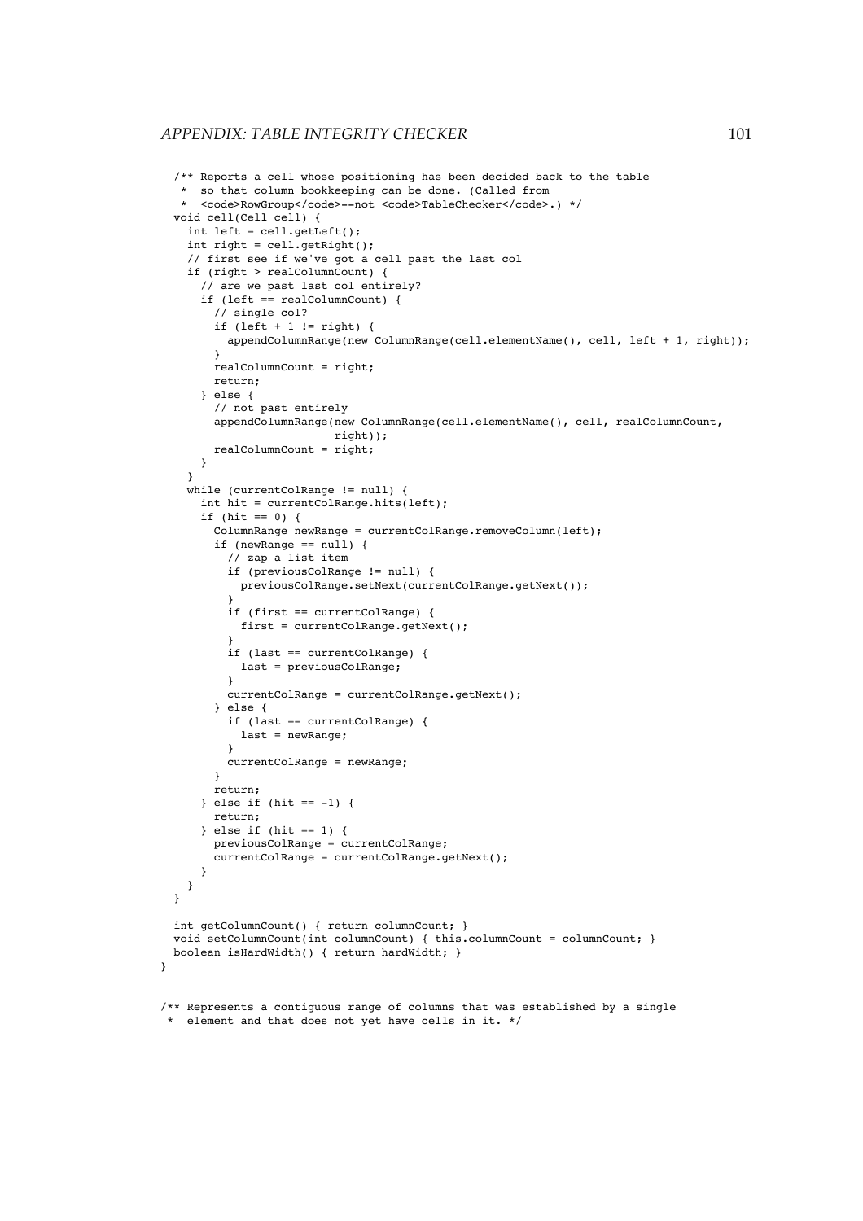```
  /** Reports a cell whose positioning has been decided back to the table
   *  so that column bookkeeping can be done. (Called from
   *  <code>RowGroup</code>--not <code>TableChecker</code>.) */
  void cell(Cell cell) {
    int left = cell.getLeft();
    int right = cell.getRight();
    // first see if we've got a cell past the last col
    if (right > realColumnCount) {
      // are we past last col entirely?
      if (left == realColumnCount) {
        // single col?
        if (left + 1 != right) {
          appendColumnRange(new ColumnRange(cell.elementName(), cell, left + 1, right));
        }
        realColumnCount = right;
        return;
      } else {
        // not past entirely
        appendColumnRange(new ColumnRange(cell.elementName(), cell, realColumnCount,
                    right));
        realColumnCount = right;
      }
    }
    while (currentColRange != null) {
      int hit = currentColRange.hits(left);
      if (hit == 0) {
        ColumnRange newRange = currentColRange.removeColumn(left);
        if (newRange == null) {
          // zap a list item
          if (previousColRange != null) {
            previousColRange.setNext(currentColRange.getNext());
          }
          if (first == currentColRange) {
            first = currentColRange.getNext();
          }
          if (last == currentColRange) {
            last = previousColRange;
          }
          currentColRange = currentColRange.getNext();
        } else {
          if (last == currentColRange) {
            last = newRange;
          }
          currentColRange = newRange;
        }
        return;
      } else if (hit == -1) {
        return;
      } else if (hit == 1) {
        previousColRange = currentColRange;
        currentColRange = currentColRange.getNext();
      }
    }
  }

  int getColumnCount() { return columnCount; }
  void setColumnCount(int columnCount) { this.columnCount = columnCount; }
  boolean isHardWidth() { return hardWidth; }
}


/** Represents a contiguous range of columns that was established by a single
 *  element and that does not yet have cells in it. */
```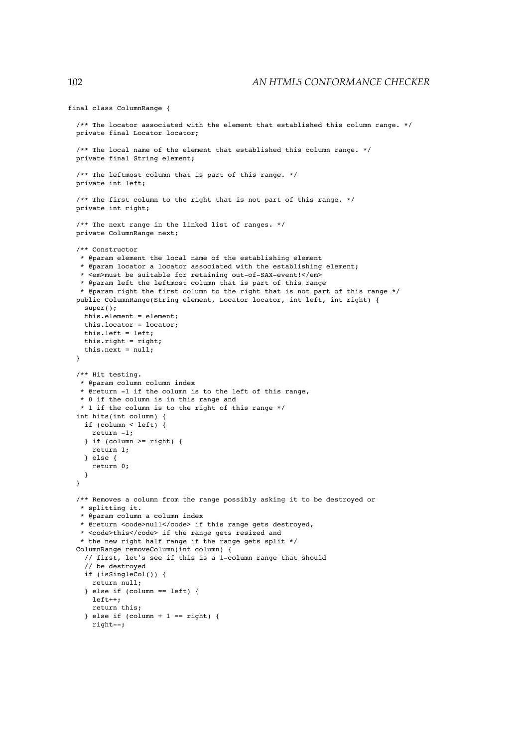```
final class ColumnRange {

  /** The locator associated with the element that established this column range. */
  private final Locator locator;

  /** The local name of the element that established this column range. */
  private final String element;

  /** The leftmost column that is part of this range. */
  private int left;

  /** The first column to the right that is not part of this range. */
  private int right;

  /** The next range in the linked list of ranges. */
  private ColumnRange next;

  /** Constructor
   * @param element the local name of the establishing element
   * @param locator a locator associated with the establishing element;
   * <em>must be suitable for retaining out-of-SAX-event!</em>
   * @param left the leftmost column that is part of this range
   * @param right the first column to the right that is not part of this range */
  public ColumnRange(String element, Locator locator, int left, int right) {
    super();
    this.element = element;
    this.locator = locator;
    this.left = left;
    this.right = right;
    this.next = null;
  }

  /** Hit testing.
   * @param column column index
   * @return -1 if the column is to the left of this range,
   * 0 if the column is in this range and
   * 1 if the column is to the right of this range */
  int hits(int column) {
    if (column < left) {
      return -1;
    } if (column >= right) {
      return 1;
    } else {
      return 0;
    }
  }

  /** Removes a column from the range possibly asking it to be destroyed or
   * splitting it.
   * @param column a column index
   * @return <code>null</code> if this range gets destroyed,
   * <code>this</code> if the range gets resized and
   * the new right half range if the range gets split */
  ColumnRange removeColumn(int column) {
    // first, let's see if this is a 1-column range that should
    // be destroyed
    if (isSingleCol()) {
      return null;
    } else if (column == left) {
      left++;
      return this;
    } else if (column + 1 == right) {
      right--;
```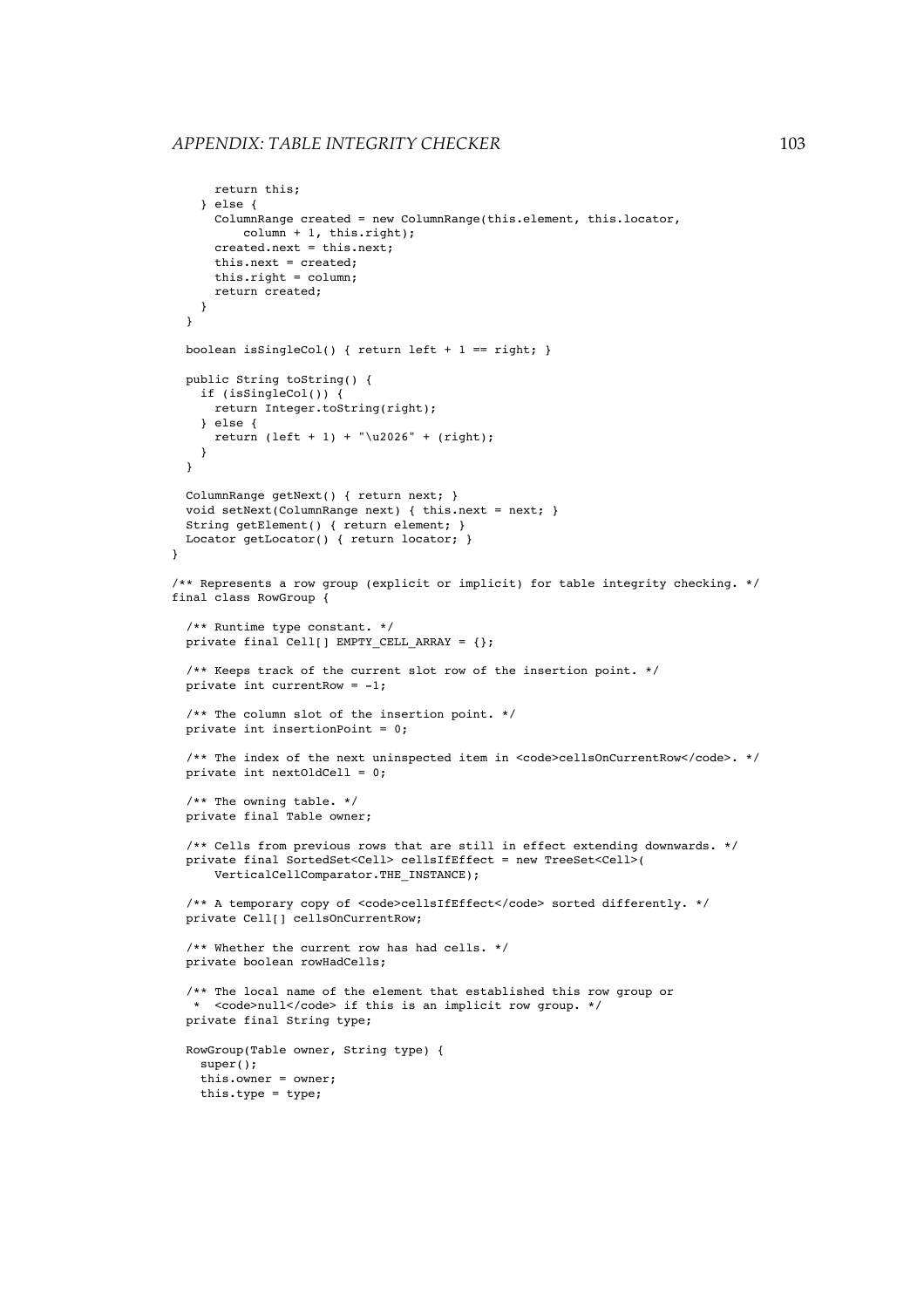```
      return this;
    } else {
      ColumnRange created = new ColumnRange(this.element, this.locator,
          column + 1, this.right);
      created.next = this.next;
      this.next = created;
      this.right = column;
      return created;
    }
  }

  boolean isSingleCol() { return left + 1 == right; }

  public String toString() {
    if (isSingleCol()) {
      return Integer.toString(right);
    } else {
      return (left + 1) + "\u2026" + (right);
    }
  }

  ColumnRange getNext() { return next; }
  void setNext(ColumnRange next) { this.next = next; }
  String getElement() { return element; }
  Locator getLocator() { return locator; }
}

/** Represents a row group (explicit or implicit) for table integrity checking. */
final class RowGroup {

  /** Runtime type constant. */
  private final Cell[] EMPTY_CELL_ARRAY = {};

  /** Keeps track of the current slot row of the insertion point. */
  private int currentRow = -1;

  /** The column slot of the insertion point. */
  private int insertionPoint = 0;

  /** The index of the next uninspected item in <code>cellsOnCurrentRow</code>. */
  private int nextOldCell = 0;

  /** The owning table. */
  private final Table owner;

  /** Cells from previous rows that are still in effect extending downwards. */
  private final SortedSet<Cell> cellsIfEffect = new TreeSet<Cell>(
      VerticalCellComparator.THE_INSTANCE);

  /** A temporary copy of <code>cellsIfEffect</code> sorted differently. */
  private Cell[] cellsOnCurrentRow;

  /** Whether the current row has had cells. */
  private boolean rowHadCells;

  /** The local name of the element that established this row group or
   *  <code>null</code> if this is an implicit row group. */
  private final String type;

  RowGroup(Table owner, String type) {
    super();
    this.owner = owner;
    this.type = type;
```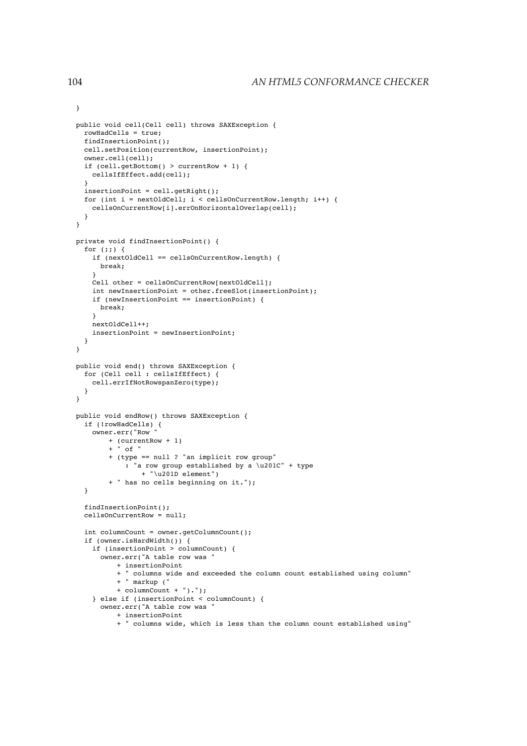```
}

public void cell(Cell cell) throws SAXException {
  rowHadCells = true;
  findInsertionPoint();
  cell.setPosition(currentRow, insertionPoint);
  owner.cell(cell);
  if (cell.getBottom() > currentRow + 1) {
    cellsIfEffect.add(cell);
  }
  insertionPoint = cell.getRight();
  for (int i = nextOldCell; i < cellsOnCurrentRow.length; i++) {
    cellsOnCurrentRow[i].errOnHorizontalOverlap(cell);
  }
}

private void findInsertionPoint() {
  for (;;) {
    if (nextOldCell == cellsOnCurrentRow.length) {
      break;
    }
    Cell other = cellsOnCurrentRow[nextOldCell];
    int newInsertionPoint = other.freeSlot(insertionPoint);
    if (newInsertionPoint == insertionPoint) {
      break;
    }
    nextOldCell++;
    insertionPoint = newInsertionPoint;
  }
}

public void end() throws SAXException {
  for (Cell cell : cellsIfEffect) {
    cell.errIfNotRowspanZero(type);
  }
}

public void endRow() throws SAXException {
  if (!rowHadCells) {
    owner.err("Row "
        + (currentRow + 1)
        + " of "
        + (type == null ? "an implicit row group"
            : "a row group established by a \u201C" + type
                + "\u201D element")
        + " has no cells beginning on it.");
  }

  findInsertionPoint();
  cellsOnCurrentRow = null;

  int columnCount = owner.getColumnCount();
  if (owner.isHardWidth()) {
    if (insertionPoint > columnCount) {
      owner.err("A table row was "
          + insertionPoint
          + " columns wide and exceeded the column count established using column"
          + " markup ("
          + columnCount + ").");
    } else if (insertionPoint < columnCount) {
      owner.err("A table row was "
          + insertionPoint
          + " columns wide, which is less than the column count established using"
```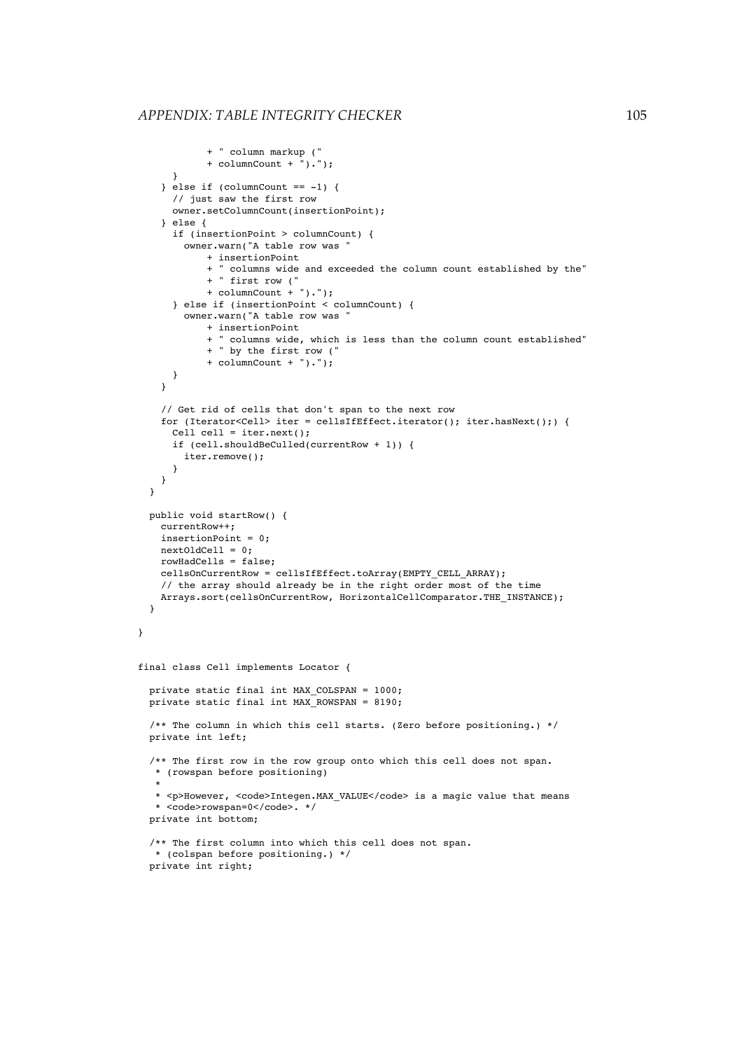```java
            + " column markup ("
            + columnCount + ").");
      }
    } else if (columnCount == -1) {
      // just saw the first row
      owner.setColumnCount(insertionPoint);
    } else {
      if (insertionPoint > columnCount) {
        owner.warn("A table row was "
            + insertionPoint
            + " columns wide and exceeded the column count established by the"
            + " first row ("
            + columnCount + ").");
      } else if (insertionPoint < columnCount) {
        owner.warn("A table row was "
            + insertionPoint
            + " columns wide, which is less than the column count established"
            + " by the first row ("
            + columnCount + ").");
      }
    }

    // Get rid of cells that don't span to the next row
    for (Iterator<Cell> iter = cellsIfEffect.iterator(); iter.hasNext();) {
      Cell cell = iter.next();
      if (cell.shouldBeCulled(currentRow + 1)) {
        iter.remove();
      }
    }
  }

  public void startRow() {
    currentRow++;
    insertionPoint = 0;
    nextOldCell = 0;
    rowHadCells = false;
    cellsOnCurrentRow = cellsIfEffect.toArray(EMPTY_CELL_ARRAY);
    // the array should already be in the right order most of the time
    Arrays.sort(cellsOnCurrentRow, HorizontalCellComparator.THE_INSTANCE);
  }

}


final class Cell implements Locator {

  private static final int MAX_COLSPAN = 1000;
  private static final int MAX_ROWSPAN = 8190;

  /** The column in which this cell starts. (Zero before positioning.) */
  private int left;

  /** The first row in the row group onto which this cell does not span.
   * (rowspan before positioning)
   *
   * <p>However, <code>Integen.MAX_VALUE</code> is a magic value that means
   * <code>rowspan=0</code>. */
  private int bottom;

  /** The first column into which this cell does not span.
   * (colspan before positioning.) */
  private int right;
```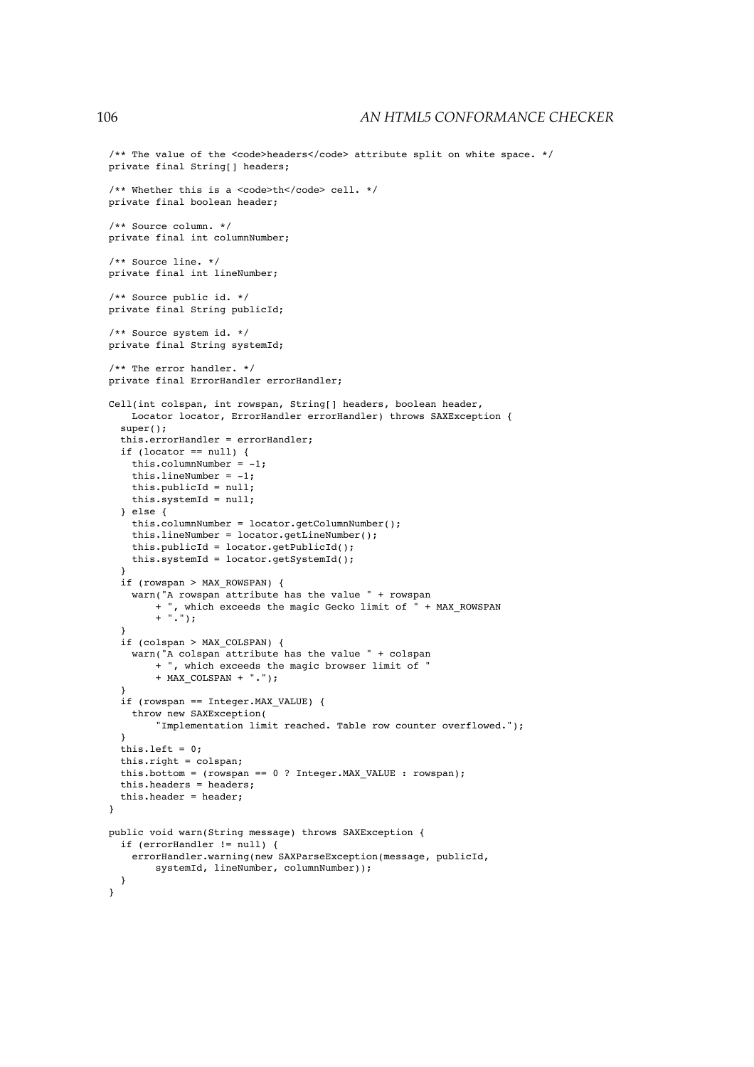```java
  /** The value of the <code>headers</code> attribute split on white space. */
  private final String[] headers;

  /** Whether this is a <code>th</code> cell. */
  private final boolean header;

  /** Source column. */
  private final int columnNumber;

  /** Source line. */
  private final int lineNumber;

  /** Source public id. */
  private final String publicId;

  /** Source system id. */
  private final String systemId;

  /** The error handler. */
  private final ErrorHandler errorHandler;

  Cell(int colspan, int rowspan, String[] headers, boolean header,
      Locator locator, ErrorHandler errorHandler) throws SAXException {
    super();
    this.errorHandler = errorHandler;
    if (locator == null) {
      this.columnNumber = -1;
      this.lineNumber = -1;
      this.publicId = null;
      this.systemId = null;
    } else {
      this.columnNumber = locator.getColumnNumber();
      this.lineNumber = locator.getLineNumber();
      this.publicId = locator.getPublicId();
      this.systemId = locator.getSystemId();
    }
    if (rowspan > MAX_ROWSPAN) {
      warn("A rowspan attribute has the value " + rowspan
          + ", which exceeds the magic Gecko limit of " + MAX_ROWSPAN
          + ".");
    }
    if (colspan > MAX_COLSPAN) {
      warn("A colspan attribute has the value " + colspan
          + ", which exceeds the magic browser limit of "
          + MAX_COLSPAN + ".");
    }
    if (rowspan == Integer.MAX_VALUE) {
      throw new SAXException(
          "Implementation limit reached. Table row counter overflowed.");
    }
    this.left = 0;
    this.right = colspan;
    this.bottom = (rowspan == 0 ? Integer.MAX_VALUE : rowspan);
    this.headers = headers;
    this.header = header;
  }

  public void warn(String message) throws SAXException {
    if (errorHandler != null) {
      errorHandler.warning(new SAXParseException(message, publicId,
          systemId, lineNumber, columnNumber));
    }
  }
```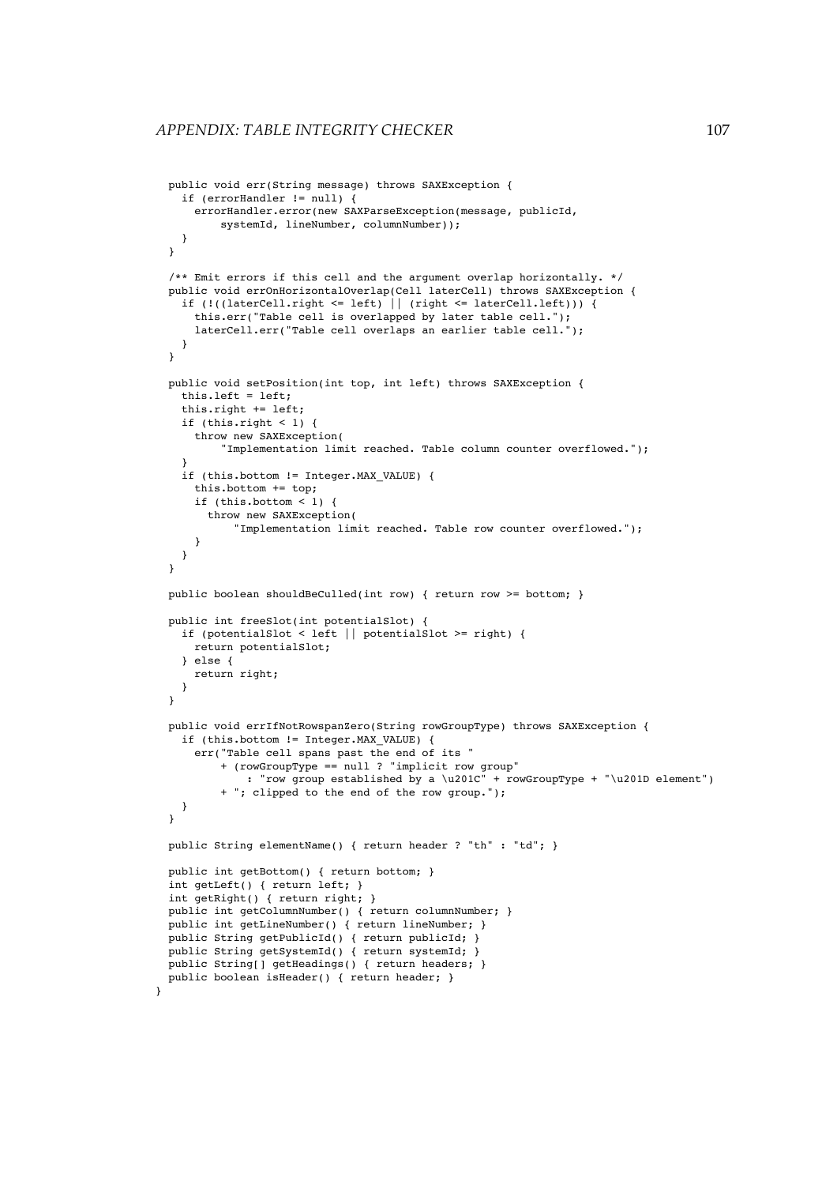```
  public void err(String message) throws SAXException {
    if (errorHandler != null) {
      errorHandler.error(new SAXParseException(message, publicId,
          systemId, lineNumber, columnNumber));
    }
  }

  /** Emit errors if this cell and the argument overlap horizontally. */
  public void errOnHorizontalOverlap(Cell laterCell) throws SAXException {
    if (!((laterCell.right <= left) || (right <= laterCell.left))) {
      this.err("Table cell is overlapped by later table cell.");
      laterCell.err("Table cell overlaps an earlier table cell.");
    }
  }

  public void setPosition(int top, int left) throws SAXException {
    this.left = left;
    this.right += left;
    if (this.right < 1) {
      throw new SAXException(
          "Implementation limit reached. Table column counter overflowed.");
    }
    if (this.bottom != Integer.MAX_VALUE) {
      this.bottom += top;
      if (this.bottom < 1) {
        throw new SAXException(
            "Implementation limit reached. Table row counter overflowed.");
      }
    }
  }

  public boolean shouldBeCulled(int row) { return row >= bottom; }

  public int freeSlot(int potentialSlot) {
    if (potentialSlot < left || potentialSlot >= right) {
      return potentialSlot;
    } else {
      return right;
    }
  }

  public void errIfNotRowspanZero(String rowGroupType) throws SAXException {
    if (this.bottom != Integer.MAX_VALUE) {
      err("Table cell spans past the end of its "
          + (rowGroupType == null ? "implicit row group"
              : "row group established by a \u201C" + rowGroupType + "\u201D element")
          + "; clipped to the end of the row group.");
    }
  }

  public String elementName() { return header ? "th" : "td"; }

  public int getBottom() { return bottom; }
  int getLeft() { return left; }
  int getRight() { return right; }
  public int getColumnNumber() { return columnNumber; }
  public int getLineNumber() { return lineNumber; }
  public String getPublicId() { return publicId; }
  public String getSystemId() { return systemId; }
  public String[] getHeadings() { return headers; }
  public boolean isHeader() { return header; }
}
```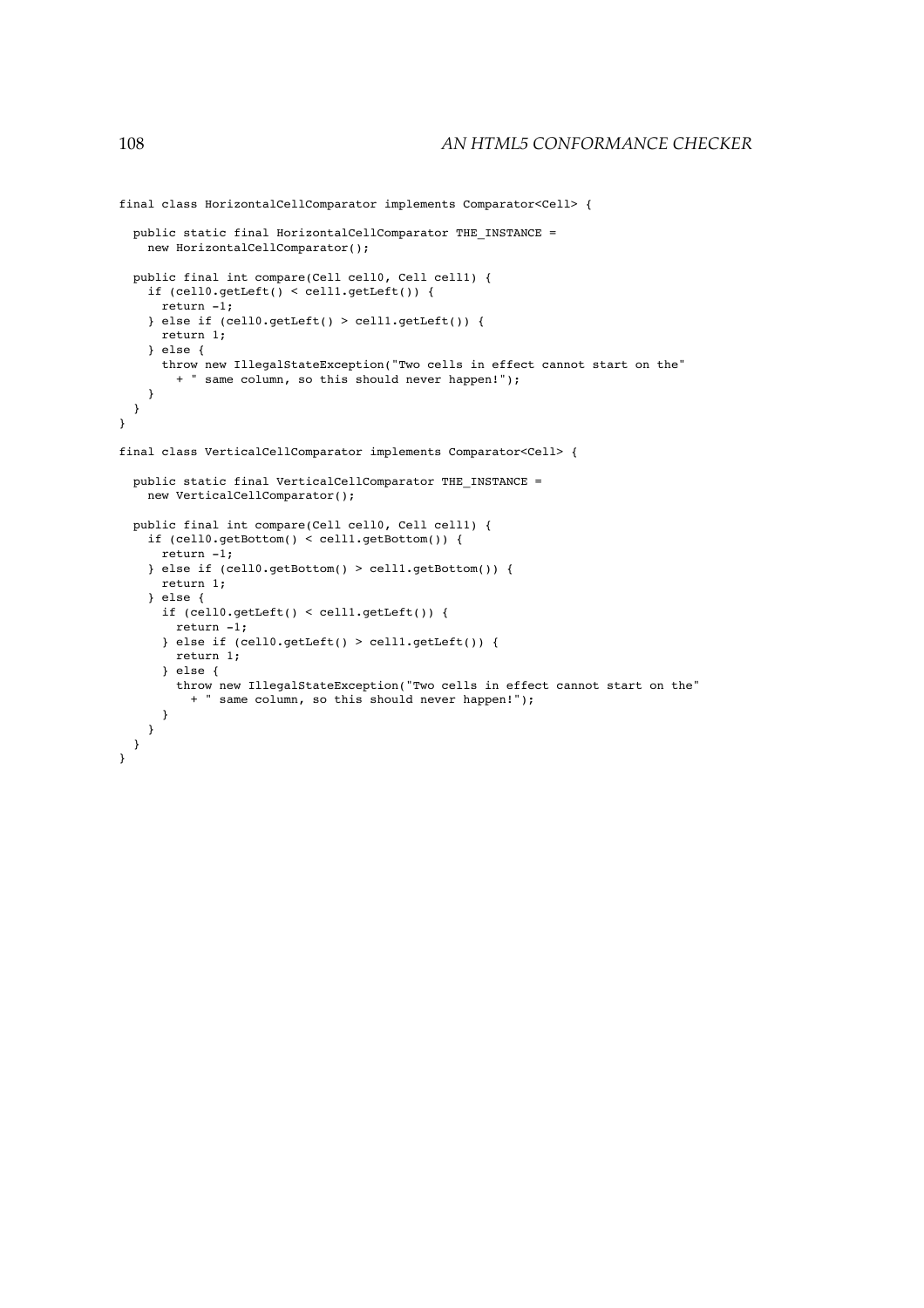```
final class HorizontalCellComparator implements Comparator<Cell> {

  public static final HorizontalCellComparator THE_INSTANCE =
    new HorizontalCellComparator();

  public final int compare(Cell cell0, Cell cell1) {
    if (cell0.getLeft() < cell1.getLeft()) {
      return -1;
    } else if (cell0.getLeft() > cell1.getLeft()) {
      return 1;
    } else {
      throw new IllegalStateException("Two cells in effect cannot start on the"
        + " same column, so this should never happen!");
    }
  }
}

final class VerticalCellComparator implements Comparator<Cell> {

  public static final VerticalCellComparator THE_INSTANCE =
    new VerticalCellComparator();

  public final int compare(Cell cell0, Cell cell1) {
    if (cell0.getBottom() < cell1.getBottom()) {
      return -1;
    } else if (cell0.getBottom() > cell1.getBottom()) {
      return 1;
    } else {
      if (cell0.getLeft() < cell1.getLeft()) {
        return -1;
      } else if (cell0.getLeft() > cell1.getLeft()) {
        return 1;
      } else {
        throw new IllegalStateException("Two cells in effect cannot start on the"
          + " same column, so this should never happen!");
      }
    }
  }
}
```